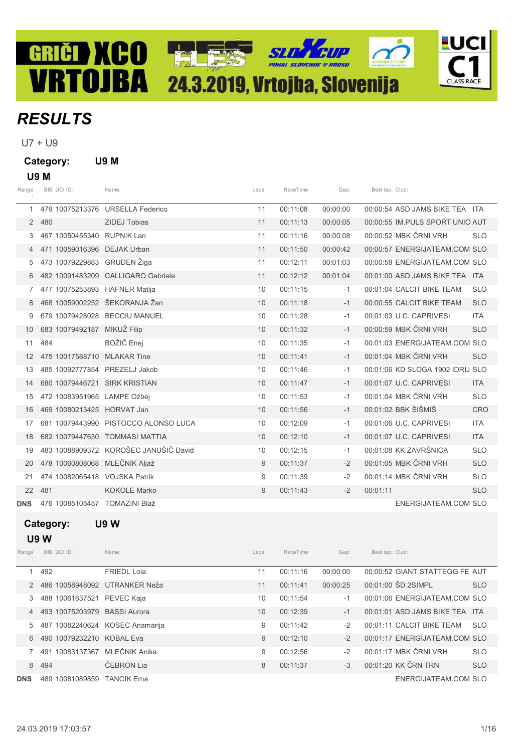GRIČI XCO VRTOJBA 24.3.2019, Vrtojba, Slovenija

# RESULTS

U7 + U9

## Category: U9 M

### U9 M

| Range | BIB | UCI ID: | Name: | Laps: | RaceTime | Gap: | Best lap: | Club: | |
|---|---|---|---|---|---|---|---|---|---|
| 1 | 479 | 10075213376 | URSELLA Federico | 11 | 00:11:08 | 00:00:00 | 00:00:54 | ASD JAMS BIKE TEA | ITA |
| 2 | 480 | | ZIDEJ Tobias | 11 | 00:11:13 | 00:00:05 | 00:00:55 | IM.PULS SPORT UNIO | AUT |
| 3 | 467 | 10050455340 | RUPNIK Lan | 11 | 00:11:16 | 00:00:08 | 00:00:52 | MBK ČRNI VRH | SLO |
| 4 | 471 | 10059016396 | DEJAK Urban | 11 | 00:11:50 | 00:00:42 | 00:00:57 | ENERGIJATEAM.COM | SLO |
| 5 | 473 | 10079229883 | GRUDEN Žiga | 11 | 00:12:11 | 00:01:03 | 00:00:58 | ENERGIJATEAM.COM | SLO |
| 6 | 482 | 10091483209 | CALLIGARO Gabriele | 11 | 00:12:12 | 00:01:04 | 00:01:00 | ASD JAMS BIKE TEA | ITA |
| 7 | 477 | 10075253893 | HAFNER Matija | 10 | 00:11:15 | -1 | 00:01:04 | CALCIT BIKE TEAM | SLO |
| 8 | 468 | 10059002252 | ŠEKORANJA Žan | 10 | 00:11:18 | -1 | 00:00:55 | CALCIT BIKE TEAM | SLO |
| 9 | 679 | 10079428028 | BECCIU MANUEL | 10 | 00:11:28 | -1 | 00:01:03 | U.C. CAPRIVESI | ITA |
| 10 | 683 | 10079492187 | MIKUŽ Filip | 10 | 00:11:32 | -1 | 00:00:59 | MBK ČRNI VRH | SLO |
| 11 | 484 | | BOŽIČ Enej | 10 | 00:11:35 | -1 | 00:01:03 | ENERGIJATEAM.COM | SLO |
| 12 | 475 | 10017588710 | MLAKAR Tine | 10 | 00:11:41 | -1 | 00:01:04 | MBK ČRNI VRH | SLO |
| 13 | 485 | 10092777854 | PREZELJ Jakob | 10 | 00:11:46 | -1 | 00:01:06 | KD SLOGA 1902 IDRIJ | SLO |
| 14 | 680 | 10079446721 | SIRK KRISTIAN | 10 | 00:11:47 | -1 | 00:01:07 | U.C. CAPRIVESI | ITA |
| 15 | 472 | 10083951965 | LAMPE Ožbej | 10 | 00:11:53 | -1 | 00:01:04 | MBK ČRNI VRH | SLO |
| 16 | 469 | 10080213425 | HORVAT Jan | 10 | 00:11:56 | -1 | 00:01:02 | BBK ŠIŠMIŠ | CRO |
| 17 | 681 | 10079443990 | PISTOCCO ALONSO LUCA | 10 | 00:12:09 | -1 | 00:01:06 | U.C. CAPRIVESI | ITA |
| 18 | 682 | 10079447630 | TOMMASI MATTIA | 10 | 00:12:10 | -1 | 00:01:07 | U.C. CAPRIVESI | ITA |
| 19 | 483 | 10088909372 | KOROŠEC JANUŠIČ David | 10 | 00:12:15 | -1 | 00:01:08 | KK ZAVRŠNICA | SLO |
| 20 | 478 | 10060808068 | MLEČNIK Aljaž | 9 | 00:11:37 | -2 | 00:01:05 | MBK ČRNI VRH | SLO |
| 21 | 474 | 10082065418 | VOJSKA Patrik | 9 | 00:11:39 | -2 | 00:01:14 | MBK ČRNI VRH | SLO |
| 22 | 481 | | KOKOLE Marko | 9 | 00:11:43 | -2 | 00:01:11 | | SLO |
| DNS | 476 | 10085105457 | TOMAZINI Blaž | | | | | ENERGIJATEAM.COM | SLO |

## Category: U9 W

### U9 W

| Range | BIB | UCI ID: | Name: | Laps: | RaceTime | Gap: | Best lap: | Club: | |
|---|---|---|---|---|---|---|---|---|---|
| 1 | 492 | | FRIEDL Lola | 11 | 00:11:16 | 00:00:00 | 00:00:52 | GIANT STATTEGG FE | AUT |
| 2 | 486 | 10058948092 | UTRANKER Neža | 11 | 00:11:41 | 00:00:25 | 00:01:00 | ŠD 2SIMPL | SLO |
| 3 | 488 | 10061637521 | PEVEC Kaja | 10 | 00:11:54 | -1 | 00:01:06 | ENERGIJATEAM.COM | SLO |
| 4 | 493 | 10075203979 | BASSI Aurora | 10 | 00:12:39 | -1 | 00:01:01 | ASD JAMS BIKE TEA | ITA |
| 5 | 487 | 10082240624 | KOSEC Anamarija | 9 | 00:11:42 | -2 | 00:01:11 | CALCIT BIKE TEAM | SLO |
| 6 | 490 | 10079232210 | KOBAL Eva | 9 | 00:12:10 | -2 | 00:01:17 | ENERGIJATEAM.COM | SLO |
| 7 | 491 | 10083137367 | MLEČNIK Anika | 9 | 00:12:56 | -2 | 00:01:17 | MBK ČRNI VRH | SLO |
| 8 | 494 | | ČEBRON Lia | 8 | 00:11:37 | -3 | 00:01:20 | KK ČRN TRN | SLO |
| DNS | 489 | 10081089859 | TANCIK Ema | | | | | ENERGIJATEAM.COM | SLO |

24.03.2019 17:03:57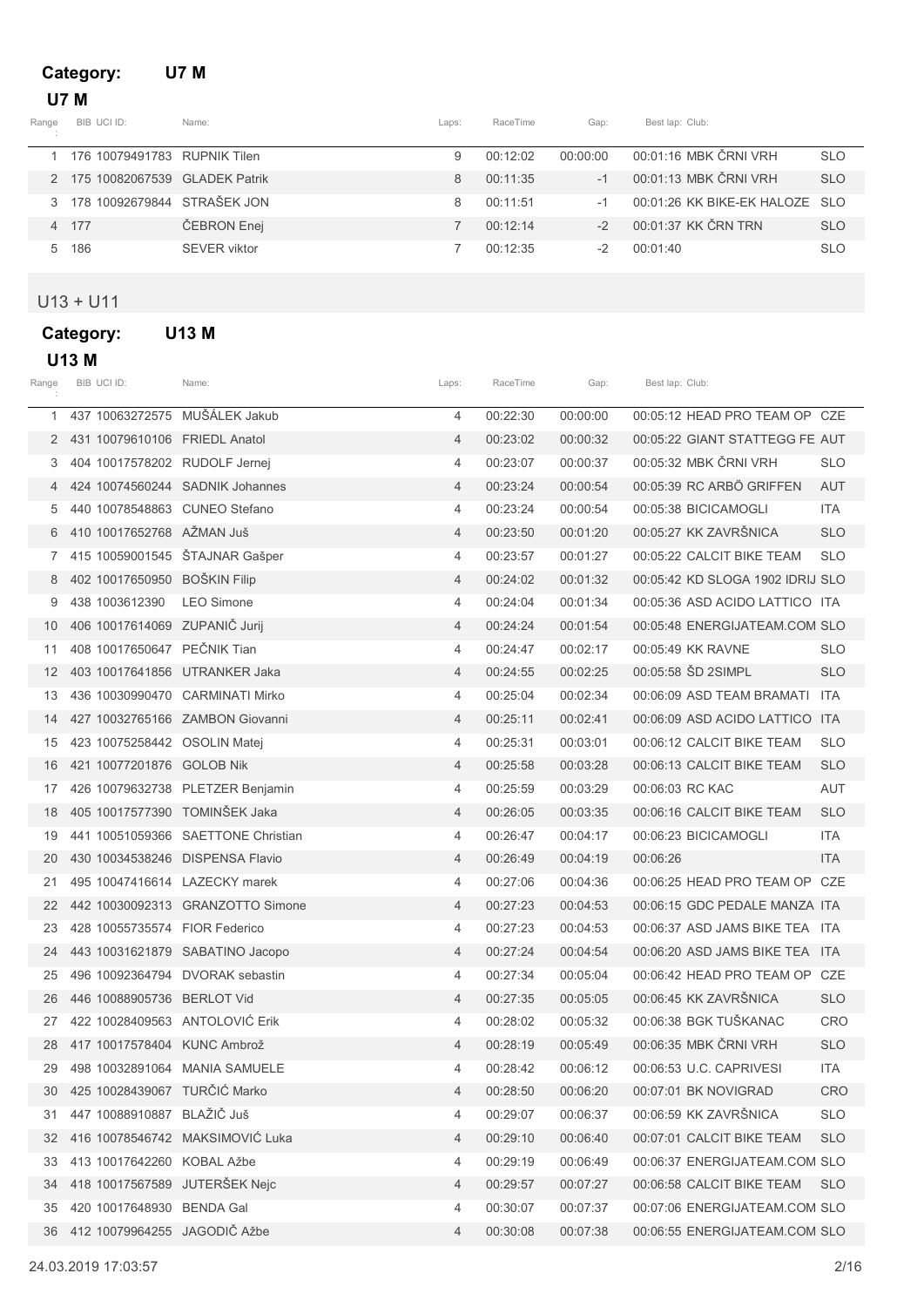**Category:** **U7 M**

### U7 M

| Range: | BIB | UCI ID: | Name: | Laps: | RaceTime | Gap: | Best lap: | Club: | |
|---|---|---|---|---|---|---|---|---|---|
| 1 | 176 | 10079491783 | RUPNIK Tilen | 9 | 00:12:02 | 00:00:00 | 00:01:16 | MBK ČRNI VRH | SLO |
| 2 | 175 | 10082067539 | GLADEK Patrik | 8 | 00:11:35 | -1 | 00:01:13 | MBK ČRNI VRH | SLO |
| 3 | 178 | 10092679844 | STRAŠEK JON | 8 | 00:11:51 | -1 | 00:01:26 | KK BIKE-EK HALOZE | SLO |
| 4 | 177 | | ČEBRON Enej | 7 | 00:12:14 | -2 | 00:01:37 | KK ČRN TRN | SLO |
| 5 | 186 | | SEVER viktor | 7 | 00:12:35 | -2 | 00:01:40 | | SLO |

## U13 + U11

**Category:** **U13 M**

### U13 M

| Range: | BIB | UCI ID: | Name: | Laps: | RaceTime | Gap: | Best lap: | Club: | |
|---|---|---|---|---|---|---|---|---|---|
| 1 | 437 | 10063272575 | MUŠÁLEK Jakub | 4 | 00:22:30 | 00:00:00 | 00:05:12 | HEAD PRO TEAM OP | CZE |
| 2 | 431 | 10079610106 | FRIEDL Anatol | 4 | 00:23:02 | 00:00:32 | 00:05:22 | GIANT STATTEGG FE | AUT |
| 3 | 404 | 10017578202 | RUDOLF Jernej | 4 | 00:23:07 | 00:00:37 | 00:05:32 | MBK ČRNI VRH | SLO |
| 4 | 424 | 10074560244 | SADNIK Johannes | 4 | 00:23:24 | 00:00:54 | 00:05:39 | RC ARBÖ GRIFFEN | AUT |
| 5 | 440 | 10078548863 | CUNEO Stefano | 4 | 00:23:24 | 00:00:54 | 00:05:38 | BICICAMOGLI | ITA |
| 6 | 410 | 10017652768 | AŽMAN Juš | 4 | 00:23:50 | 00:01:20 | 00:05:27 | KK ZAVRŠNICA | SLO |
| 7 | 415 | 10059001545 | ŠTAJNAR Gašper | 4 | 00:23:57 | 00:01:27 | 00:05:22 | CALCIT BIKE TEAM | SLO |
| 8 | 402 | 10017650950 | BOŠKIN Filip | 4 | 00:24:02 | 00:01:32 | 00:05:42 | KD SLOGA 1902 IDRIJ | SLO |
| 9 | 438 | 1003612390 | LEO Simone | 4 | 00:24:04 | 00:01:34 | 00:05:36 | ASD ACIDO LATTICO | ITA |
| 10 | 406 | 10017614069 | ZUPANIČ Jurij | 4 | 00:24:24 | 00:01:54 | 00:05:48 | ENERGIJATEAM.COM | SLO |
| 11 | 408 | 10017650647 | PEČNIK Tian | 4 | 00:24:47 | 00:02:17 | 00:05:49 | KK RAVNE | SLO |
| 12 | 403 | 10017641856 | UTRANKER Jaka | 4 | 00:24:55 | 00:02:25 | 00:05:58 | ŠD 2SIMPL | SLO |
| 13 | 436 | 10030990470 | CARMINATI Mirko | 4 | 00:25:04 | 00:02:34 | 00:06:09 | ASD TEAM BRAMATI | ITA |
| 14 | 427 | 10032765166 | ZAMBON Giovanni | 4 | 00:25:11 | 00:02:41 | 00:06:09 | ASD ACIDO LATTICO | ITA |
| 15 | 423 | 10075258442 | OSOLIN Matej | 4 | 00:25:31 | 00:03:01 | 00:06:12 | CALCIT BIKE TEAM | SLO |
| 16 | 421 | 10077201876 | GOLOB Nik | 4 | 00:25:58 | 00:03:28 | 00:06:13 | CALCIT BIKE TEAM | SLO |
| 17 | 426 | 10079632738 | PLETZER Benjamin | 4 | 00:25:59 | 00:03:29 | 00:06:03 | RC KAC | AUT |
| 18 | 405 | 10017577390 | TOMINŠEK Jaka | 4 | 00:26:05 | 00:03:35 | 00:06:16 | CALCIT BIKE TEAM | SLO |
| 19 | 441 | 10051059366 | SAETTONE Christian | 4 | 00:26:47 | 00:04:17 | 00:06:23 | BICICAMOGLI | ITA |
| 20 | 430 | 10034538246 | DISPENSA Flavio | 4 | 00:26:49 | 00:04:19 | 00:06:26 | | ITA |
| 21 | 495 | 10047416614 | LAZECKY marek | 4 | 00:27:06 | 00:04:36 | 00:06:25 | HEAD PRO TEAM OP | CZE |
| 22 | 442 | 10030092313 | GRANZOTTO Simone | 4 | 00:27:23 | 00:04:53 | 00:06:15 | GDC PEDALE MANZA | ITA |
| 23 | 428 | 10055735574 | FIOR Federico | 4 | 00:27:23 | 00:04:53 | 00:06:37 | ASD JAMS BIKE TEA | ITA |
| 24 | 443 | 10031621879 | SABATINO Jacopo | 4 | 00:27:24 | 00:04:54 | 00:06:20 | ASD JAMS BIKE TEA | ITA |
| 25 | 496 | 10092364794 | DVORAK sebastin | 4 | 00:27:34 | 00:05:04 | 00:06:42 | HEAD PRO TEAM OP | CZE |
| 26 | 446 | 10088905736 | BERLOT Vid | 4 | 00:27:35 | 00:05:05 | 00:06:45 | KK ZAVRŠNICA | SLO |
| 27 | 422 | 10028409563 | ANTOLOVIĆ Erik | 4 | 00:28:02 | 00:05:32 | 00:06:38 | BGK TUŠKANAC | CRO |
| 28 | 417 | 10017578404 | KUNC Ambrož | 4 | 00:28:19 | 00:05:49 | 00:06:35 | MBK ČRNI VRH | SLO |
| 29 | 498 | 10032891064 | MANIA SAMUELE | 4 | 00:28:42 | 00:06:12 | 00:06:53 | U.C. CAPRIVESI | ITA |
| 30 | 425 | 10028439067 | TURČIĆ Marko | 4 | 00:28:50 | 00:06:20 | 00:07:01 | BK NOVIGRAD | CRO |
| 31 | 447 | 10088910887 | BLAŽIČ Juš | 4 | 00:29:07 | 00:06:37 | 00:06:59 | KK ZAVRŠNICA | SLO |
| 32 | 416 | 10078546742 | MAKSIMOVIĆ Luka | 4 | 00:29:10 | 00:06:40 | 00:07:01 | CALCIT BIKE TEAM | SLO |
| 33 | 413 | 10017642260 | KOBAL Ažbe | 4 | 00:29:19 | 00:06:49 | 00:06:37 | ENERGIJATEAM.COM | SLO |
| 34 | 418 | 10017567589 | JUTERŠEK Nejc | 4 | 00:29:57 | 00:07:27 | 00:06:58 | CALCIT BIKE TEAM | SLO |
| 35 | 420 | 10017648930 | BENDA Gal | 4 | 00:30:07 | 00:07:37 | 00:07:06 | ENERGIJATEAM.COM | SLO |
| 36 | 412 | 10079964255 | JAGODIČ Ažbe | 4 | 00:30:08 | 00:07:38 | 00:06:55 | ENERGIJATEAM.COM | SLO |

24.03.2019 17:03:57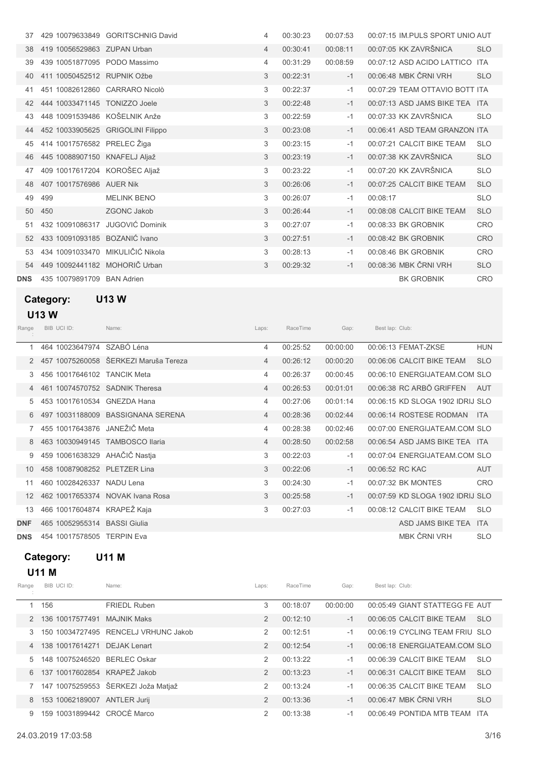| Range | BIB | UCI ID | Name | Laps | RaceTime | Gap | Best lap | Club | |
|---|---|---|---|---|---|---|---|---|---|
| 37 | 429 | 10079633849 | GORITSCHNIG David | 4 | 00:30:23 | 00:07:53 | 00:07:15 | IM.PULS SPORT UNIO | AUT |
| 38 | 419 | 10056529863 | ZUPAN Urban | 4 | 00:30:41 | 00:08:11 | 00:07:05 | KK ZAVRŠNICA | SLO |
| 39 | 439 | 10051877095 | PODO Massimo | 4 | 00:31:29 | 00:08:59 | 00:07:12 | ASD ACIDO LATTICO | ITA |
| 40 | 411 | 10050452512 | RUPNIK Ožbe | 3 | 00:22:31 | -1 | 00:06:48 | MBK ČRNI VRH | SLO |
| 41 | 451 | 10082612860 | CARRARO Nicolò | 3 | 00:22:37 | -1 | 00:07:29 | TEAM OTTAVIO BOTT | ITA |
| 42 | 444 | 10033471145 | TONIZZO Joele | 3 | 00:22:48 | -1 | 00:07:13 | ASD JAMS BIKE TEA | ITA |
| 43 | 448 | 10091539486 | KOŠELNIK Anže | 3 | 00:22:59 | -1 | 00:07:33 | KK ZAVRŠNICA | SLO |
| 44 | 452 | 10033905625 | GRIGOLINI Filippo | 3 | 00:23:08 | -1 | 00:06:41 | ASD TEAM GRANZON | ITA |
| 45 | 414 | 10017576582 | PRELEC Žiga | 3 | 00:23:15 | -1 | 00:07:21 | CALCIT BIKE TEAM | SLO |
| 46 | 445 | 10088907150 | KNAFELJ Aljaž | 3 | 00:23:19 | -1 | 00:07:38 | KK ZAVRŠNICA | SLO |
| 47 | 409 | 10017617204 | KOROŠEC Aljaž | 3 | 00:23:22 | -1 | 00:07:20 | KK ZAVRŠNICA | SLO |
| 48 | 407 | 10017576986 | AUER Nik | 3 | 00:26:06 | -1 | 00:07:25 | CALCIT BIKE TEAM | SLO |
| 49 | 499 | | MELINK BENO | 3 | 00:26:07 | -1 | 00:08:17 | | SLO |
| 50 | 450 | | ZGONC Jakob | 3 | 00:26:44 | -1 | 00:08:08 | CALCIT BIKE TEAM | SLO |
| 51 | 432 | 10091086317 | JUGOVIĆ Dominik | 3 | 00:27:07 | -1 | 00:08:33 | BK GROBNIK | CRO |
| 52 | 433 | 10091093185 | BOZANIĆ Ivano | 3 | 00:27:51 | -1 | 00:08:42 | BK GROBNIK | CRO |
| 53 | 434 | 10091033470 | MIKULIČIĆ Nikola | 3 | 00:28:13 | -1 | 00:08:46 | BK GROBNIK | CRO |
| 54 | 449 | 10092441182 | MOHORIČ Urban | 3 | 00:29:32 | -1 | 00:08:36 | MBK ČRNI VRH | SLO |
| DNS | 435 | 10079891709 | BAN Adrien | | | | | BK GROBNIK | CRO |

## Category: U13 W

### U13 W

| Range | BIB | UCI ID | Name | Laps | RaceTime | Gap | Best lap | Club | |
|---|---|---|---|---|---|---|---|---|---|
| 1 | 464 | 10023647974 | SZABÓ Léna | 4 | 00:25:52 | 00:00:00 | 00:06:13 | FEMAT-ZKSE | HUN |
| 2 | 457 | 10075260058 | ŠERKEZI Maruša Tereza | 4 | 00:26:12 | 00:00:20 | 00:06:06 | CALCIT BIKE TEAM | SLO |
| 3 | 456 | 10017646102 | TANCIK Meta | 4 | 00:26:37 | 00:00:45 | 00:06:10 | ENERGIJATEAM.COM | SLO |
| 4 | 461 | 10074570752 | SADNIK Theresa | 4 | 00:26:53 | 00:01:01 | 00:06:38 | RC ARBÖ GRIFFEN | AUT |
| 5 | 453 | 10017610534 | GNEZDA Hana | 4 | 00:27:06 | 00:01:14 | 00:06:15 | KD SLOGA 1902 IDRIJ | SLO |
| 6 | 497 | 10031188009 | BASSIGNANA SERENA | 4 | 00:28:36 | 00:02:44 | 00:06:14 | ROSTESE RODMAN | ITA |
| 7 | 455 | 10017643876 | JANEŽIČ Meta | 4 | 00:28:38 | 00:02:46 | 00:07:00 | ENERGIJATEAM.COM | SLO |
| 8 | 463 | 10030949145 | TAMBOSCO Ilaria | 4 | 00:28:50 | 00:02:58 | 00:06:54 | ASD JAMS BIKE TEA | ITA |
| 9 | 459 | 10061638329 | AHAČIČ Nastja | 3 | 00:22:03 | -1 | 00:07:04 | ENERGIJATEAM.COM | SLO |
| 10 | 458 | 10087908252 | PLETZER Lina | 3 | 00:22:06 | -1 | 00:06:52 | RC KAC | AUT |
| 11 | 460 | 10028426337 | NADU Lena | 3 | 00:24:30 | -1 | 00:07:32 | BK MONTES | CRO |
| 12 | 462 | 10017653374 | NOVAK Ivana Rosa | 3 | 00:25:58 | -1 | 00:07:59 | KD SLOGA 1902 IDRIJ | SLO |
| 13 | 466 | 10017604874 | KRAPEŽ Kaja | 3 | 00:27:03 | -1 | 00:08:12 | CALCIT BIKE TEAM | SLO |
| DNF | 465 | 10052955314 | BASSI Giulia | | | | | ASD JAMS BIKE TEA | ITA |
| DNS | 454 | 10017578505 | TERPIN Eva | | | | | MBK ČRNI VRH | SLO |

## Category: U11 M

### U11 M

| Range | BIB | UCI ID | Name | Laps | RaceTime | Gap | Best lap | Club | |
|---|---|---|---|---|---|---|---|---|---|
| 1 | 156 | | FRIEDL Ruben | 3 | 00:18:07 | 00:00:00 | 00:05:49 | GIANT STATTEGG FE | AUT |
| 2 | 136 | 10017577491 | MAJNIK Maks | 2 | 00:12:10 | -1 | 00:06:05 | CALCIT BIKE TEAM | SLO |
| 3 | 150 | 10034727495 | RENCELJ VRHUNC Jakob | 2 | 00:12:51 | -1 | 00:06:19 | CYCLING TEAM FRIU | SLO |
| 4 | 138 | 10017614271 | DEJAK Lenart | 2 | 00:12:54 | -1 | 00:06:18 | ENERGIJATEAM.COM | SLO |
| 5 | 148 | 10075246520 | BERLEC Oskar | 2 | 00:13:22 | -1 | 00:06:39 | CALCIT BIKE TEAM | SLO |
| 6 | 137 | 10017602854 | KRAPEŽ Jakob | 2 | 00:13:23 | -1 | 00:06:31 | CALCIT BIKE TEAM | SLO |
| 7 | 147 | 10075259553 | ŠERKEZI Joža Matjaž | 2 | 00:13:24 | -1 | 00:06:35 | CALCIT BIKE TEAM | SLO |
| 8 | 153 | 10062189007 | ANTLER Jurij | 2 | 00:13:36 | -1 | 00:06:47 | MBK ČRNI VRH | SLO |
| 9 | 159 | 10031899442 | CROCÈ Marco | 2 | 00:13:38 | -1 | 00:06:49 | PONTIDA MTB TEAM | ITA |

24.03.2019 17:03:58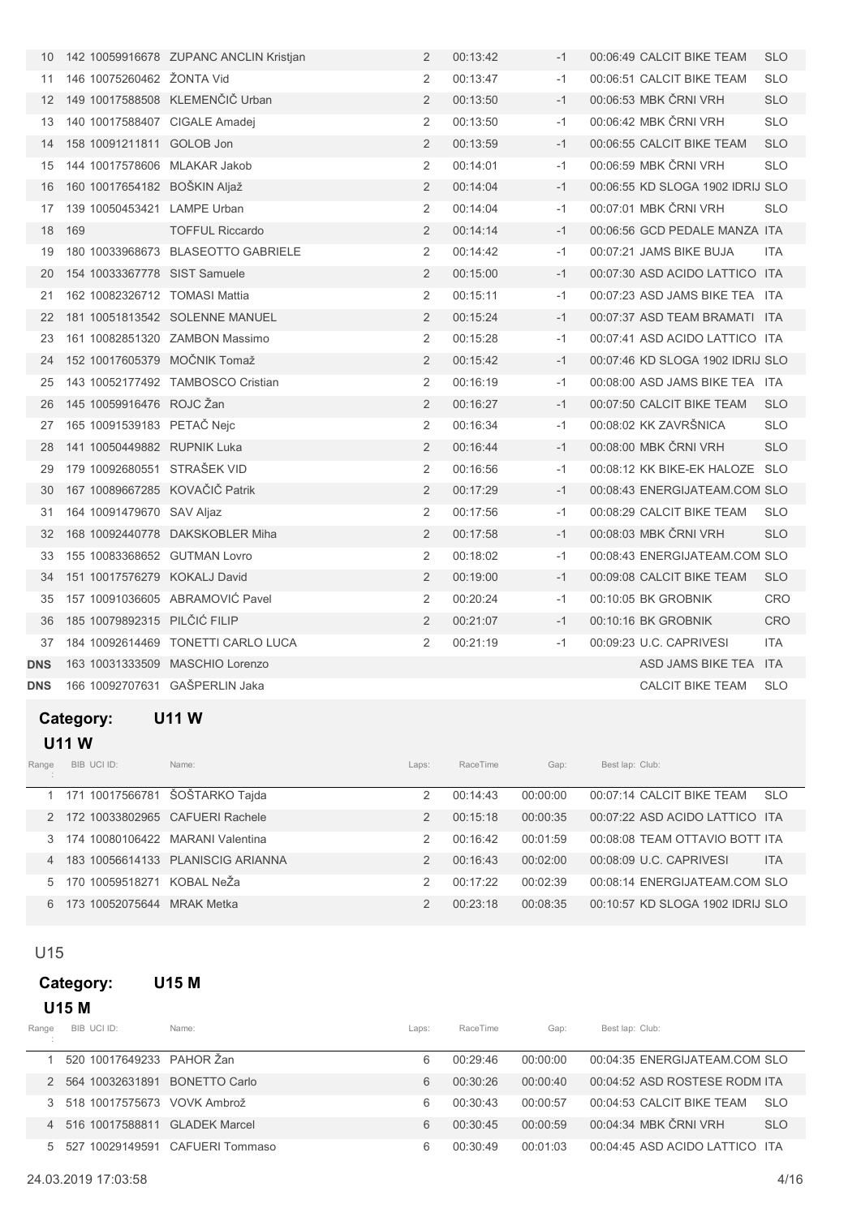| Range | BIB | UCI ID | Name | Laps | RaceTime | Gap | Best lap | Club | |
|---|---|---|---|---|---|---|---|---|---|
| 10 | 142 | 10059916678 | ZUPANC ANCLIN Kristjan | 2 | 00:13:42 | -1 | 00:06:49 | CALCIT BIKE TEAM | SLO |
| 11 | 146 | 10075260462 | ŽONTA Vid | 2 | 00:13:47 | -1 | 00:06:51 | CALCIT BIKE TEAM | SLO |
| 12 | 149 | 10017588508 | KLEMENČIČ Urban | 2 | 00:13:50 | -1 | 00:06:53 | MBK ČRNI VRH | SLO |
| 13 | 140 | 10017588407 | CIGALE Amadej | 2 | 00:13:50 | -1 | 00:06:42 | MBK ČRNI VRH | SLO |
| 14 | 158 | 10091211811 | GOLOB Jon | 2 | 00:13:59 | -1 | 00:06:55 | CALCIT BIKE TEAM | SLO |
| 15 | 144 | 10017578606 | MLAKAR Jakob | 2 | 00:14:01 | -1 | 00:06:59 | MBK ČRNI VRH | SLO |
| 16 | 160 | 10017654182 | BOŠKIN Aljaž | 2 | 00:14:04 | -1 | 00:06:55 | KD SLOGA 1902 IDRIJ | SLO |
| 17 | 139 | 10050453421 | LAMPE Urban | 2 | 00:14:04 | -1 | 00:07:01 | MBK ČRNI VRH | SLO |
| 18 | 169 | | TOFFUL Riccardo | 2 | 00:14:14 | -1 | 00:06:56 | GCD PEDALE MANZA | ITA |
| 19 | 180 | 10033968673 | BLASEOTTO GABRIELE | 2 | 00:14:42 | -1 | 00:07:21 | JAMS BIKE BUJA | ITA |
| 20 | 154 | 10033367778 | SIST Samuele | 2 | 00:15:00 | -1 | 00:07:30 | ASD ACIDO LATTICO | ITA |
| 21 | 162 | 10082326712 | TOMASI Mattia | 2 | 00:15:11 | -1 | 00:07:23 | ASD JAMS BIKE TEA | ITA |
| 22 | 181 | 10051813542 | SOLENNE MANUEL | 2 | 00:15:24 | -1 | 00:07:37 | ASD TEAM BRAMATI | ITA |
| 23 | 161 | 10082851320 | ZAMBON Massimo | 2 | 00:15:28 | -1 | 00:07:41 | ASD ACIDO LATTICO | ITA |
| 24 | 152 | 10017605379 | MOČNIK Tomaž | 2 | 00:15:42 | -1 | 00:07:46 | KD SLOGA 1902 IDRIJ | SLO |
| 25 | 143 | 10052177492 | TAMBOSCO Cristian | 2 | 00:16:19 | -1 | 00:08:00 | ASD JAMS BIKE TEA | ITA |
| 26 | 145 | 10059916476 | ROJC Žan | 2 | 00:16:27 | -1 | 00:07:50 | CALCIT BIKE TEAM | SLO |
| 27 | 165 | 10091539183 | PETAČ Nejc | 2 | 00:16:34 | -1 | 00:08:02 | KK ZAVRŠNICA | SLO |
| 28 | 141 | 10050449882 | RUPNIK Luka | 2 | 00:16:44 | -1 | 00:08:00 | MBK ČRNI VRH | SLO |
| 29 | 179 | 10092680551 | STRAŠEK VID | 2 | 00:16:56 | -1 | 00:08:12 | KK BIKE-EK HALOZE | SLO |
| 30 | 167 | 10089667285 | KOVAČIČ Patrik | 2 | 00:17:29 | -1 | 00:08:43 | ENERGIJATEAM.COM | SLO |
| 31 | 164 | 10091479670 | SAV Aljaz | 2 | 00:17:56 | -1 | 00:08:29 | CALCIT BIKE TEAM | SLO |
| 32 | 168 | 10092440778 | DAKSKOBLER Miha | 2 | 00:17:58 | -1 | 00:08:03 | MBK ČRNI VRH | SLO |
| 33 | 155 | 10083368652 | GUTMAN Lovro | 2 | 00:18:02 | -1 | 00:08:43 | ENERGIJATEAM.COM | SLO |
| 34 | 151 | 10017576279 | KOKALJ David | 2 | 00:19:00 | -1 | 00:09:08 | CALCIT BIKE TEAM | SLO |
| 35 | 157 | 10091036605 | ABRAMOVIĆ Pavel | 2 | 00:20:24 | -1 | 00:10:05 | BK GROBNIK | CRO |
| 36 | 185 | 10079892315 | PILČIĆ FILIP | 2 | 00:21:07 | -1 | 00:10:16 | BK GROBNIK | CRO |
| 37 | 184 | 10092614469 | TONETTI CARLO LUCA | 2 | 00:21:19 | -1 | 00:09:23 | U.C. CAPRIVESI | ITA |
| DNS | 163 | 10031333509 | MASCHIO Lorenzo | | | | | ASD JAMS BIKE TEA | ITA |
| DNS | 166 | 10092707631 | GAŠPERLIN Jaka | | | | | CALCIT BIKE TEAM | SLO |

**Category: U11 W**

**U11 W**

| Range | BIB | UCI ID | Name | Laps | RaceTime | Gap | Best lap | Club | |
|---|---|---|---|---|---|---|---|---|---|
| 1 | 171 | 10017566781 | ŠOŠTARKO Tajda | 2 | 00:14:43 | 00:00:00 | 00:07:14 | CALCIT BIKE TEAM | SLO |
| 2 | 172 | 10033802965 | CAFUERI Rachele | 2 | 00:15:18 | 00:00:35 | 00:07:22 | ASD ACIDO LATTICO | ITA |
| 3 | 174 | 10080106422 | MARANI Valentina | 2 | 00:16:42 | 00:01:59 | 00:08:08 | TEAM OTTAVIO BOTT | ITA |
| 4 | 183 | 10056614133 | PLANISCIG ARIANNA | 2 | 00:16:43 | 00:02:00 | 00:08:09 | U.C. CAPRIVESI | ITA |
| 5 | 170 | 10059518271 | KOBAL NeŽa | 2 | 00:17:22 | 00:02:39 | 00:08:14 | ENERGIJATEAM.COM | SLO |
| 6 | 173 | 10052075644 | MRAK Metka | 2 | 00:23:18 | 00:08:35 | 00:10:57 | KD SLOGA 1902 IDRIJ | SLO |

U15

**Category: U15 M**

**U15 M**

| Range | BIB | UCI ID | Name | Laps | RaceTime | Gap | Best lap | Club | |
|---|---|---|---|---|---|---|---|---|---|
| 1 | 520 | 10017649233 | PAHOR Žan | 6 | 00:29:46 | 00:00:00 | 00:04:35 | ENERGIJATEAM.COM | SLO |
| 2 | 564 | 10032631891 | BONETTO Carlo | 6 | 00:30:26 | 00:00:40 | 00:04:52 | ASD ROSTESE RODM | ITA |
| 3 | 518 | 10017575673 | VOVK Ambrož | 6 | 00:30:43 | 00:00:57 | 00:04:53 | CALCIT BIKE TEAM | SLO |
| 4 | 516 | 10017588811 | GLADEK Marcel | 6 | 00:30:45 | 00:00:59 | 00:04:34 | MBK ČRNI VRH | SLO |
| 5 | 527 | 10029149591 | CAFUERI Tommaso | 6 | 00:30:49 | 00:01:03 | 00:04:45 | ASD ACIDO LATTICO | ITA |

24.03.2019 17:03:58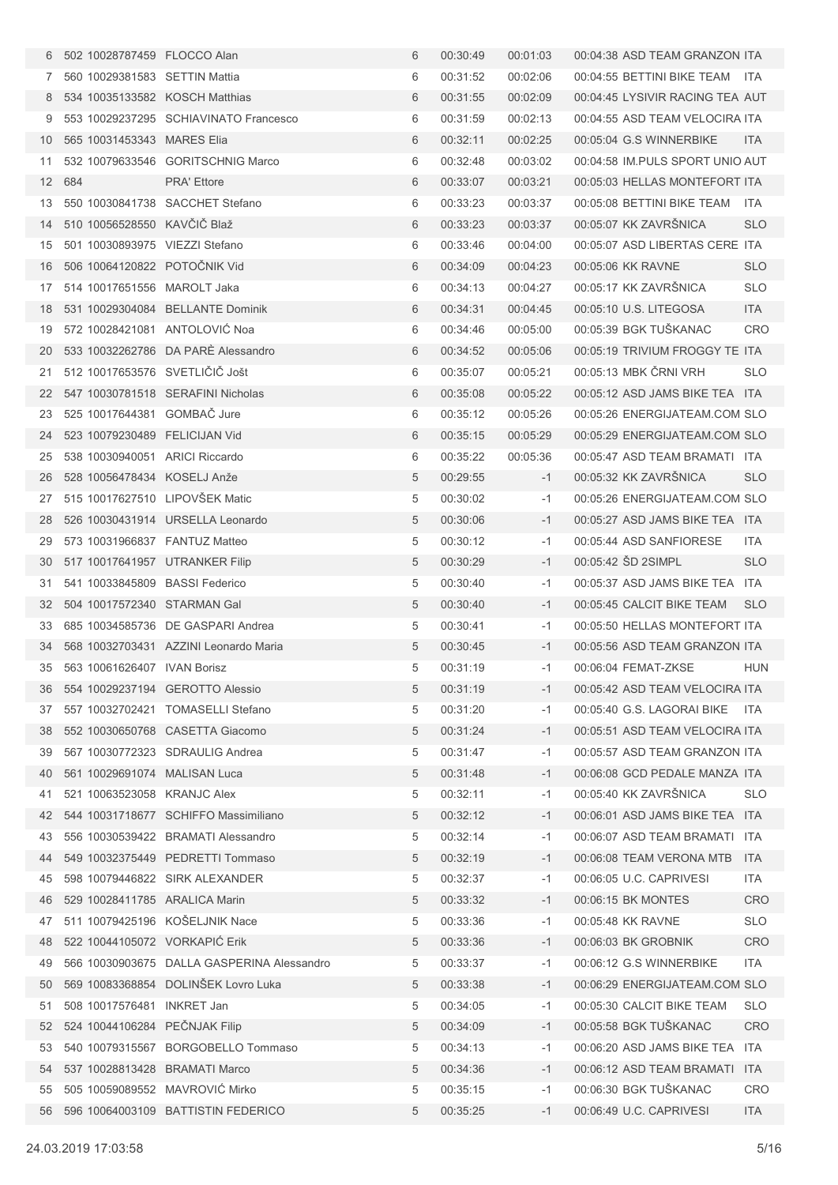| | | | | | | | | | |
|---|---|---|---|---|---|---|---|---|---|
| 6 | 502 | 10028787459 | FLOCCO Alan | 6 | 00:30:49 | 00:01:03 | 00:04:38 | ASD TEAM GRANZON | ITA |
| 7 | 560 | 10029381583 | SETTIN Mattia | 6 | 00:31:52 | 00:02:06 | 00:04:55 | BETTINI BIKE TEAM | ITA |
| 8 | 534 | 10035133582 | KOSCH Matthias | 6 | 00:31:55 | 00:02:09 | 00:04:45 | LYSIVIR RACING TEA | AUT |
| 9 | 553 | 10029237295 | SCHIAVINATO Francesco | 6 | 00:31:59 | 00:02:13 | 00:04:55 | ASD TEAM VELOCIRA | ITA |
| 10 | 565 | 10031453343 | MARES Elia | 6 | 00:32:11 | 00:02:25 | 00:05:04 | G.S WINNERBIKE | ITA |
| 11 | 532 | 10079633546 | GORITSCHNIG Marco | 6 | 00:32:48 | 00:03:02 | 00:04:58 | IM.PULS SPORT UNIO | AUT |
| 12 | 684 | | PRA' Ettore | 6 | 00:33:07 | 00:03:21 | 00:05:03 | HELLAS MONTEFORT | ITA |
| 13 | 550 | 10030841738 | SACCHET Stefano | 6 | 00:33:23 | 00:03:37 | 00:05:08 | BETTINI BIKE TEAM | ITA |
| 14 | 510 | 10056528550 | KAVČIČ Blaž | 6 | 00:33:23 | 00:03:37 | 00:05:07 | KK ZAVRŠNICA | SLO |
| 15 | 501 | 10030893975 | VIEZZI Stefano | 6 | 00:33:46 | 00:04:00 | 00:05:07 | ASD LIBERTAS CERE | ITA |
| 16 | 506 | 10064120822 | POTOČNIK Vid | 6 | 00:34:09 | 00:04:23 | 00:05:06 | KK RAVNE | SLO |
| 17 | 514 | 10017651556 | MAROLT Jaka | 6 | 00:34:13 | 00:04:27 | 00:05:17 | KK ZAVRŠNICA | SLO |
| 18 | 531 | 10029304084 | BELLANTE Dominik | 6 | 00:34:31 | 00:04:45 | 00:05:10 | U.S. LITEGOSA | ITA |
| 19 | 572 | 10028421081 | ANTOLOVIĆ Noa | 6 | 00:34:46 | 00:05:00 | 00:05:39 | BGK TUŠKANAC | CRO |
| 20 | 533 | 10032262786 | DA PARÈ Alessandro | 6 | 00:34:52 | 00:05:06 | 00:05:19 | TRIVIUM FROGGY TE | ITA |
| 21 | 512 | 10017653576 | SVETLIČIČ Jošt | 6 | 00:35:07 | 00:05:21 | 00:05:13 | MBK ČRNI VRH | SLO |
| 22 | 547 | 10030781518 | SERAFINI Nicholas | 6 | 00:35:08 | 00:05:22 | 00:05:12 | ASD JAMS BIKE TEA | ITA |
| 23 | 525 | 10017644381 | GOMBAČ Jure | 6 | 00:35:12 | 00:05:26 | 00:05:26 | ENERGIJATEAM.COM | SLO |
| 24 | 523 | 10079230489 | FELICIJAN Vid | 6 | 00:35:15 | 00:05:29 | 00:05:29 | ENERGIJATEAM.COM | SLO |
| 25 | 538 | 10030940051 | ARICI Riccardo | 6 | 00:35:22 | 00:05:36 | 00:05:47 | ASD TEAM BRAMATI | ITA |
| 26 | 528 | 10056478434 | KOSELJ Anže | 5 | 00:29:55 | -1 | 00:05:32 | KK ZAVRŠNICA | SLO |
| 27 | 515 | 10017627510 | LIPOVŠEK Matic | 5 | 00:30:02 | -1 | 00:05:26 | ENERGIJATEAM.COM | SLO |
| 28 | 526 | 10030431914 | URSELLA Leonardo | 5 | 00:30:06 | -1 | 00:05:27 | ASD JAMS BIKE TEA | ITA |
| 29 | 573 | 10031966837 | FANTUZ Matteo | 5 | 00:30:12 | -1 | 00:05:44 | ASD SANFIORESE | ITA |
| 30 | 517 | 10017641957 | UTRANKER Filip | 5 | 00:30:29 | -1 | 00:05:42 | ŠD 2SIMPL | SLO |
| 31 | 541 | 10033845809 | BASSI Federico | 5 | 00:30:40 | -1 | 00:05:37 | ASD JAMS BIKE TEA | ITA |
| 32 | 504 | 10017572340 | STARMAN Gal | 5 | 00:30:40 | -1 | 00:05:45 | CALCIT BIKE TEAM | SLO |
| 33 | 685 | 10034585736 | DE GASPARI Andrea | 5 | 00:30:41 | -1 | 00:05:50 | HELLAS MONTEFORT | ITA |
| 34 | 568 | 10032703431 | AZZINI Leonardo Maria | 5 | 00:30:45 | -1 | 00:05:56 | ASD TEAM GRANZON | ITA |
| 35 | 563 | 10061626407 | IVAN Borisz | 5 | 00:31:19 | -1 | 00:06:04 | FEMAT-ZKSE | HUN |
| 36 | 554 | 10029237194 | GEROTTO Alessio | 5 | 00:31:19 | -1 | 00:05:42 | ASD TEAM VELOCIRA | ITA |
| 37 | 557 | 10032702421 | TOMASELLI Stefano | 5 | 00:31:20 | -1 | 00:05:40 | G.S. LAGORAI BIKE | ITA |
| 38 | 552 | 10030650768 | CASETTA Giacomo | 5 | 00:31:24 | -1 | 00:05:51 | ASD TEAM VELOCIRA | ITA |
| 39 | 567 | 10030772323 | SDRAULIG Andrea | 5 | 00:31:47 | -1 | 00:05:57 | ASD TEAM GRANZON | ITA |
| 40 | 561 | 10029691074 | MALISAN Luca | 5 | 00:31:48 | -1 | 00:06:08 | GCD PEDALE MANZA | ITA |
| 41 | 521 | 10063523058 | KRANJC Alex | 5 | 00:32:11 | -1 | 00:05:40 | KK ZAVRŠNICA | SLO |
| 42 | 544 | 10031718677 | SCHIFFO Massimiliano | 5 | 00:32:12 | -1 | 00:06:01 | ASD JAMS BIKE TEA | ITA |
| 43 | 556 | 10030539422 | BRAMATI Alessandro | 5 | 00:32:14 | -1 | 00:06:07 | ASD TEAM BRAMATI | ITA |
| 44 | 549 | 10032375449 | PEDRETTI Tommaso | 5 | 00:32:19 | -1 | 00:06:08 | TEAM VERONA MTB | ITA |
| 45 | 598 | 10079446822 | SIRK ALEXANDER | 5 | 00:32:37 | -1 | 00:06:05 | U.C. CAPRIVESI | ITA |
| 46 | 529 | 10028411785 | ARALICA Marin | 5 | 00:33:32 | -1 | 00:06:15 | BK MONTES | CRO |
| 47 | 511 | 10079425196 | KOŠELJNIK Nace | 5 | 00:33:36 | -1 | 00:05:48 | KK RAVNE | SLO |
| 48 | 522 | 10044105072 | VORKAPIĆ Erik | 5 | 00:33:36 | -1 | 00:06:03 | BK GROBNIK | CRO |
| 49 | 566 | 10030903675 | DALLA GASPERINA Alessandro | 5 | 00:33:37 | -1 | 00:06:12 | G.S WINNERBIKE | ITA |
| 50 | 569 | 10083368854 | DOLINŠEK Lovro Luka | 5 | 00:33:38 | -1 | 00:06:29 | ENERGIJATEAM.COM | SLO |
| 51 | 508 | 10017576481 | INKRET Jan | 5 | 00:34:05 | -1 | 00:05:30 | CALCIT BIKE TEAM | SLO |
| 52 | 524 | 10044106284 | PEČNJAK Filip | 5 | 00:34:09 | -1 | 00:05:58 | BGK TUŠKANAC | CRO |
| 53 | 540 | 10079315567 | BORGOBELLO Tommaso | 5 | 00:34:13 | -1 | 00:06:20 | ASD JAMS BIKE TEA | ITA |
| 54 | 537 | 10028813428 | BRAMATI Marco | 5 | 00:34:36 | -1 | 00:06:12 | ASD TEAM BRAMATI | ITA |
| 55 | 505 | 10059089552 | MAVROVIĆ Mirko | 5 | 00:35:15 | -1 | 00:06:30 | BGK TUŠKANAC | CRO |
| 56 | 596 | 10064003109 | BATTISTIN FEDERICO | 5 | 00:35:25 | -1 | 00:06:49 | U.C. CAPRIVESI | ITA |

24.03.2019 17:03:58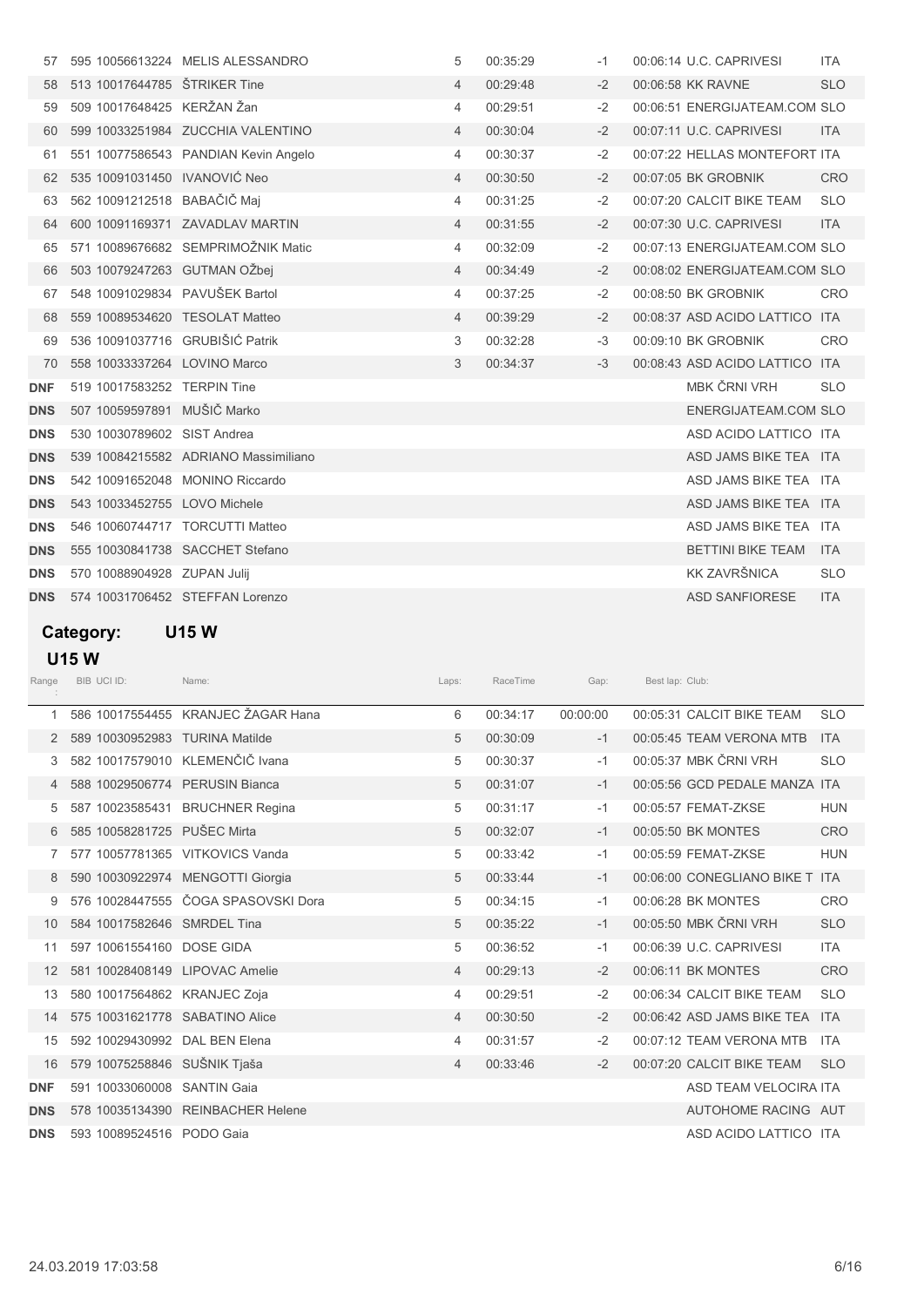| | | | | | | | | | |
|---|---|---|---|---|---|---|---|---|---|
| 57 | 595 | 10056613224 | MELIS ALESSANDRO | 5 | 00:35:29 | -1 | 00:06:14 | U.C. CAPRIVESI | ITA |
| 58 | 513 | 10017644785 | ŠTRIKER Tine | 4 | 00:29:48 | -2 | 00:06:58 | KK RAVNE | SLO |
| 59 | 509 | 10017648425 | KERŽAN Žan | 4 | 00:29:51 | -2 | 00:06:51 | ENERGIJATEAM.COM | SLO |
| 60 | 599 | 10033251984 | ZUCCHIA VALENTINO | 4 | 00:30:04 | -2 | 00:07:11 | U.C. CAPRIVESI | ITA |
| 61 | 551 | 10077586543 | PANDIAN Kevin Angelo | 4 | 00:30:37 | -2 | 00:07:22 | HELLAS MONTEFORT | ITA |
| 62 | 535 | 10091031450 | IVANOVIĆ Neo | 4 | 00:30:50 | -2 | 00:07:05 | BK GROBNIK | CRO |
| 63 | 562 | 10091212518 | BABAČIČ Maj | 4 | 00:31:25 | -2 | 00:07:20 | CALCIT BIKE TEAM | SLO |
| 64 | 600 | 10091169371 | ZAVADLAV MARTIN | 4 | 00:31:55 | -2 | 00:07:30 | U.C. CAPRIVESI | ITA |
| 65 | 571 | 10089676682 | SEMPRIMOŽNIK Matic | 4 | 00:32:09 | -2 | 00:07:13 | ENERGIJATEAM.COM | SLO |
| 66 | 503 | 10079247263 | GUTMAN OŽbej | 4 | 00:34:49 | -2 | 00:08:02 | ENERGIJATEAM.COM | SLO |
| 67 | 548 | 10091029834 | PAVUŠEK Bartol | 4 | 00:37:25 | -2 | 00:08:50 | BK GROBNIK | CRO |
| 68 | 559 | 10089534620 | TESOLAT Matteo | 4 | 00:39:29 | -2 | 00:08:37 | ASD ACIDO LATTICO | ITA |
| 69 | 536 | 10091037716 | GRUBIŠIĆ Patrik | 3 | 00:32:28 | -3 | 00:09:10 | BK GROBNIK | CRO |
| 70 | 558 | 10033337264 | LOVINO Marco | 3 | 00:34:37 | -3 | 00:08:43 | ASD ACIDO LATTICO | ITA |
| DNF | 519 | 10017583252 | TERPIN Tine | | | | | MBK ČRNI VRH | SLO |
| DNS | 507 | 10059597891 | MUŠIČ Marko | | | | | ENERGIJATEAM.COM | SLO |
| DNS | 530 | 10030789602 | SIST Andrea | | | | | ASD ACIDO LATTICO | ITA |
| DNS | 539 | 10084215582 | ADRIANO Massimiliano | | | | | ASD JAMS BIKE TEA | ITA |
| DNS | 542 | 10091652048 | MONINO Riccardo | | | | | ASD JAMS BIKE TEA | ITA |
| DNS | 543 | 10033452755 | LOVO Michele | | | | | ASD JAMS BIKE TEA | ITA |
| DNS | 546 | 10060744717 | TORCUTTI Matteo | | | | | ASD JAMS BIKE TEA | ITA |
| DNS | 555 | 10030841738 | SACCHET Stefano | | | | | BETTINI BIKE TEAM | ITA |
| DNS | 570 | 10088904928 | ZUPAN Julij | | | | | KK ZAVRŠNICA | SLO |
| DNS | 574 | 10031706452 | STEFFAN Lorenzo | | | | | ASD SANFIORESE | ITA |

## Category: U15 W

### U15 W

| Range | BIB | UCI ID: | Name: | Laps: | RaceTime | Gap: | Best lap: | Club: | |
|---|---|---|---|---|---|---|---|---|---|
| 1 | 586 | 10017554455 | KRANJEC ŽAGAR Hana | 6 | 00:34:17 | 00:00:00 | 00:05:31 | CALCIT BIKE TEAM | SLO |
| 2 | 589 | 10030952983 | TURINA Matilde | 5 | 00:30:09 | -1 | 00:05:45 | TEAM VERONA MTB | ITA |
| 3 | 582 | 10017579010 | KLEMENČIČ Ivana | 5 | 00:30:37 | -1 | 00:05:37 | MBK ČRNI VRH | SLO |
| 4 | 588 | 10029506774 | PERUSIN Bianca | 5 | 00:31:07 | -1 | 00:05:56 | GCD PEDALE MANZA | ITA |
| 5 | 587 | 10023585431 | BRUCHNER Regina | 5 | 00:31:17 | -1 | 00:05:57 | FEMAT-ZKSE | HUN |
| 6 | 585 | 10058281725 | PUŠEC Mirta | 5 | 00:32:07 | -1 | 00:05:50 | BK MONTES | CRO |
| 7 | 577 | 10057781365 | VITKOVICS Vanda | 5 | 00:33:42 | -1 | 00:05:59 | FEMAT-ZKSE | HUN |
| 8 | 590 | 10030922974 | MENGOTTI Giorgia | 5 | 00:33:44 | -1 | 00:06:00 | CONEGLIANO BIKE T | ITA |
| 9 | 576 | 10028447555 | ČOGA SPASOVSKI Dora | 5 | 00:34:15 | -1 | 00:06:28 | BK MONTES | CRO |
| 10 | 584 | 10017582646 | SMRDEL Tina | 5 | 00:35:22 | -1 | 00:05:50 | MBK ČRNI VRH | SLO |
| 11 | 597 | 10061554160 | DOSE GIDA | 5 | 00:36:52 | -1 | 00:06:39 | U.C. CAPRIVESI | ITA |
| 12 | 581 | 10028408149 | LIPOVAC Amelie | 4 | 00:29:13 | -2 | 00:06:11 | BK MONTES | CRO |
| 13 | 580 | 10017564862 | KRANJEC Zoja | 4 | 00:29:51 | -2 | 00:06:34 | CALCIT BIKE TEAM | SLO |
| 14 | 575 | 10031621778 | SABATINO Alice | 4 | 00:30:50 | -2 | 00:06:42 | ASD JAMS BIKE TEA | ITA |
| 15 | 592 | 10029430992 | DAL BEN Elena | 4 | 00:31:57 | -2 | 00:07:12 | TEAM VERONA MTB | ITA |
| 16 | 579 | 10075258846 | SUŠNIK Tjaša | 4 | 00:33:46 | -2 | 00:07:20 | CALCIT BIKE TEAM | SLO |
| DNF | 591 | 10033060008 | SANTIN Gaia | | | | | ASD TEAM VELOCIRA | ITA |
| DNS | 578 | 10035134390 | REINBACHER Helene | | | | | AUTOHOME RACING | AUT |
| DNS | 593 | 10089524516 | PODO Gaia | | | | | ASD ACIDO LATTICO | ITA |

24.03.2019 17:03:58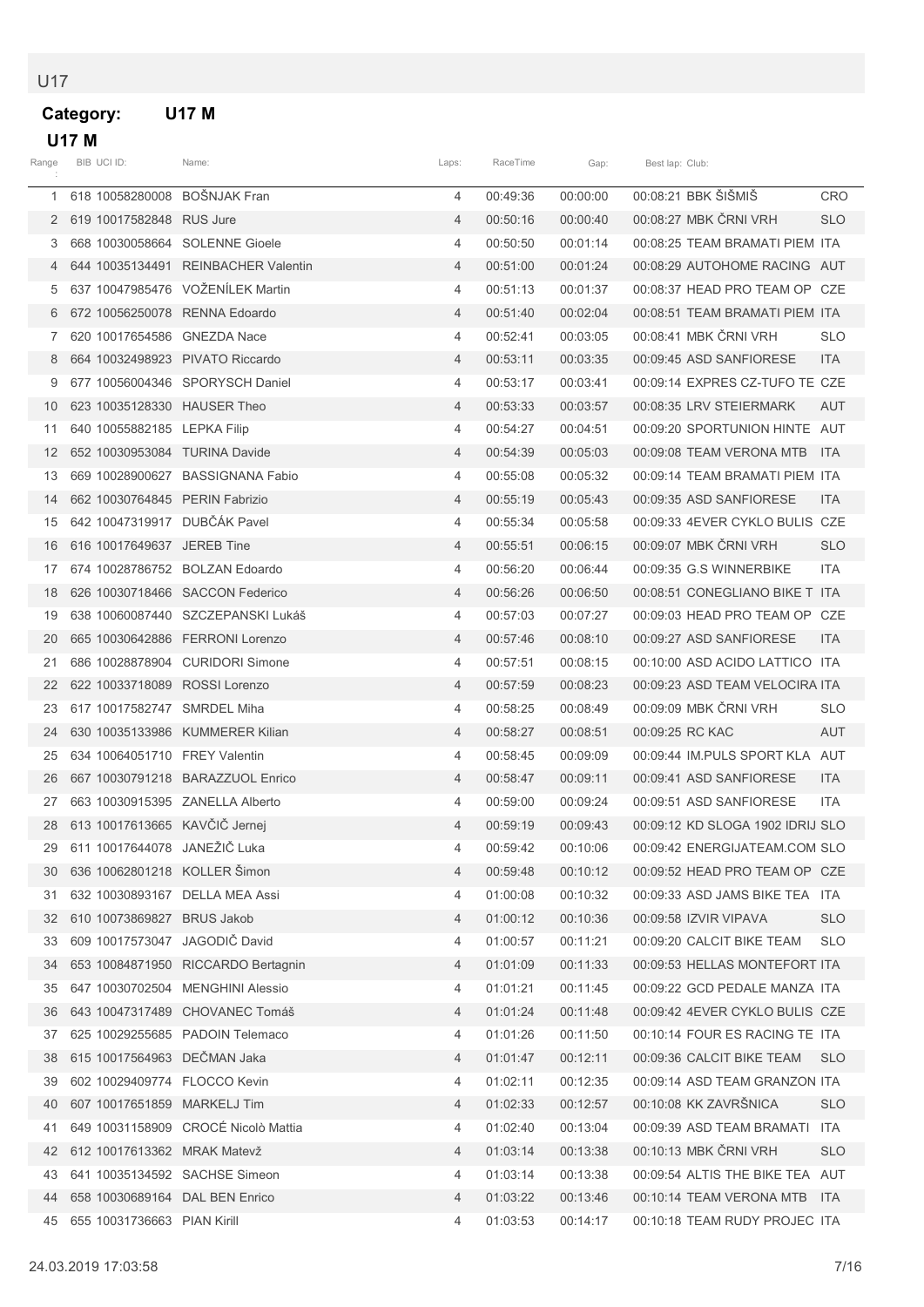U17

**Category: U17 M**

**U17 M**

| Range: | BIB | UCI ID: | Name: | Laps: | RaceTime | Gap: | Best lap: | Club: | |
|---|---|---|---|---|---|---|---|---|---|
| 1 | 618 | 10058280008 | BOŠNJAK Fran | 4 | 00:49:36 | 00:00:00 | 00:08:21 | BBK ŠIŠMIŠ | CRO |
| 2 | 619 | 10017582848 | RUS Jure | 4 | 00:50:16 | 00:00:40 | 00:08:27 | MBK ČRNI VRH | SLO |
| 3 | 668 | 10030058664 | SOLENNE Gioele | 4 | 00:50:50 | 00:01:14 | 00:08:25 | TEAM BRAMATI PIEM | ITA |
| 4 | 644 | 10035134491 | REINBACHER Valentin | 4 | 00:51:00 | 00:01:24 | 00:08:29 | AUTOHOME RACING | AUT |
| 5 | 637 | 10047985476 | VOŽENÍLEK Martin | 4 | 00:51:13 | 00:01:37 | 00:08:37 | HEAD PRO TEAM OP | CZE |
| 6 | 672 | 10056250078 | RENNA Edoardo | 4 | 00:51:40 | 00:02:04 | 00:08:51 | TEAM BRAMATI PIEM | ITA |
| 7 | 620 | 10017654586 | GNEZDA Nace | 4 | 00:52:41 | 00:03:05 | 00:08:41 | MBK ČRNI VRH | SLO |
| 8 | 664 | 10032498923 | PIVATO Riccardo | 4 | 00:53:11 | 00:03:35 | 00:09:45 | ASD SANFIORESE | ITA |
| 9 | 677 | 10056004346 | SPORYSCH Daniel | 4 | 00:53:17 | 00:03:41 | 00:09:14 | EXPRES CZ-TUFO TE | CZE |
| 10 | 623 | 10035128330 | HAUSER Theo | 4 | 00:53:33 | 00:03:57 | 00:08:35 | LRV STEIERMARK | AUT |
| 11 | 640 | 10055882185 | LEPKA Filip | 4 | 00:54:27 | 00:04:51 | 00:09:20 | SPORTUNION HINTE | AUT |
| 12 | 652 | 10030953084 | TURINA Davide | 4 | 00:54:39 | 00:05:03 | 00:09:08 | TEAM VERONA MTB | ITA |
| 13 | 669 | 10028900627 | BASSIGNANA Fabio | 4 | 00:55:08 | 00:05:32 | 00:09:14 | TEAM BRAMATI PIEM | ITA |
| 14 | 662 | 10030764845 | PERIN Fabrizio | 4 | 00:55:19 | 00:05:43 | 00:09:35 | ASD SANFIORESE | ITA |
| 15 | 642 | 10047319917 | DUBČÁK Pavel | 4 | 00:55:34 | 00:05:58 | 00:09:33 | 4EVER CYKLO BULIS | CZE |
| 16 | 616 | 10017649637 | JEREB Tine | 4 | 00:55:51 | 00:06:15 | 00:09:07 | MBK ČRNI VRH | SLO |
| 17 | 674 | 10028786752 | BOLZAN Edoardo | 4 | 00:56:20 | 00:06:44 | 00:09:35 | G.S WINNERBIKE | ITA |
| 18 | 626 | 10030718466 | SACCON Federico | 4 | 00:56:26 | 00:06:50 | 00:08:51 | CONEGLIANO BIKE T | ITA |
| 19 | 638 | 10060087440 | SZCZEPANSKI Lukáš | 4 | 00:57:03 | 00:07:27 | 00:09:03 | HEAD PRO TEAM OP | CZE |
| 20 | 665 | 10030642886 | FERRONI Lorenzo | 4 | 00:57:46 | 00:08:10 | 00:09:27 | ASD SANFIORESE | ITA |
| 21 | 686 | 10028878904 | CURIDORI Simone | 4 | 00:57:51 | 00:08:15 | 00:10:00 | ASD ACIDO LATTICO | ITA |
| 22 | 622 | 10033718089 | ROSSI Lorenzo | 4 | 00:57:59 | 00:08:23 | 00:09:23 | ASD TEAM VELOCIRA | ITA |
| 23 | 617 | 10017582747 | SMRDEL Miha | 4 | 00:58:25 | 00:08:49 | 00:09:09 | MBK ČRNI VRH | SLO |
| 24 | 630 | 10035133986 | KUMMERER Kilian | 4 | 00:58:27 | 00:08:51 | 00:09:25 | RC KAC | AUT |
| 25 | 634 | 10064051710 | FREY Valentin | 4 | 00:58:45 | 00:09:09 | 00:09:44 | IM.PULS SPORT KLA | AUT |
| 26 | 667 | 10030791218 | BARAZZUOL Enrico | 4 | 00:58:47 | 00:09:11 | 00:09:41 | ASD SANFIORESE | ITA |
| 27 | 663 | 10030915395 | ZANELLA Alberto | 4 | 00:59:00 | 00:09:24 | 00:09:51 | ASD SANFIORESE | ITA |
| 28 | 613 | 10017613665 | KAVČIČ Jernej | 4 | 00:59:19 | 00:09:43 | 00:09:12 | KD SLOGA 1902 IDRIJ | SLO |
| 29 | 611 | 10017644078 | JANEŽIČ Luka | 4 | 00:59:42 | 00:10:06 | 00:09:42 | ENERGIJATEAM.COM | SLO |
| 30 | 636 | 10062801218 | KOLLER Šimon | 4 | 00:59:48 | 00:10:12 | 00:09:52 | HEAD PRO TEAM OP | CZE |
| 31 | 632 | 10030893167 | DELLA MEA Assi | 4 | 01:00:08 | 00:10:32 | 00:09:33 | ASD JAMS BIKE TEA | ITA |
| 32 | 610 | 10073869827 | BRUS Jakob | 4 | 01:00:12 | 00:10:36 | 00:09:58 | IZVIR VIPAVA | SLO |
| 33 | 609 | 10017573047 | JAGODIČ David | 4 | 01:00:57 | 00:11:21 | 00:09:20 | CALCIT BIKE TEAM | SLO |
| 34 | 653 | 10084871950 | RICCARDO Bertagnin | 4 | 01:01:09 | 00:11:33 | 00:09:53 | HELLAS MONTEFORT | ITA |
| 35 | 647 | 10030702504 | MENGHINI Alessio | 4 | 01:01:21 | 00:11:45 | 00:09:22 | GCD PEDALE MANZA | ITA |
| 36 | 643 | 10047317489 | CHOVANEC Tomáš | 4 | 01:01:24 | 00:11:48 | 00:09:42 | 4EVER CYKLO BULIS | CZE |
| 37 | 625 | 10029255685 | PADOIN Telemaco | 4 | 01:01:26 | 00:11:50 | 00:10:14 | FOUR ES RACING TE | ITA |
| 38 | 615 | 10017564963 | DEČMAN Jaka | 4 | 01:01:47 | 00:12:11 | 00:09:36 | CALCIT BIKE TEAM | SLO |
| 39 | 602 | 10029409774 | FLOCCO Kevin | 4 | 01:02:11 | 00:12:35 | 00:09:14 | ASD TEAM GRANZON | ITA |
| 40 | 607 | 10017651859 | MARKELJ Tim | 4 | 01:02:33 | 00:12:57 | 00:10:08 | KK ZAVRŠNICA | SLO |
| 41 | 649 | 10031158909 | CROCÉ Nicolò Mattia | 4 | 01:02:40 | 00:13:04 | 00:09:39 | ASD TEAM BRAMATI | ITA |
| 42 | 612 | 10017613362 | MRAK Matevž | 4 | 01:03:14 | 00:13:38 | 00:10:13 | MBK ČRNI VRH | SLO |
| 43 | 641 | 10035134592 | SACHSE Simeon | 4 | 01:03:14 | 00:13:38 | 00:09:54 | ALTIS THE BIKE TEA | AUT |
| 44 | 658 | 10030689164 | DAL BEN Enrico | 4 | 01:03:22 | 00:13:46 | 00:10:14 | TEAM VERONA MTB | ITA |
| 45 | 655 | 10031736663 | PIAN Kirill | 4 | 01:03:53 | 00:14:17 | 00:10:18 | TEAM RUDY PROJEC | ITA |

24.03.2019 17:03:58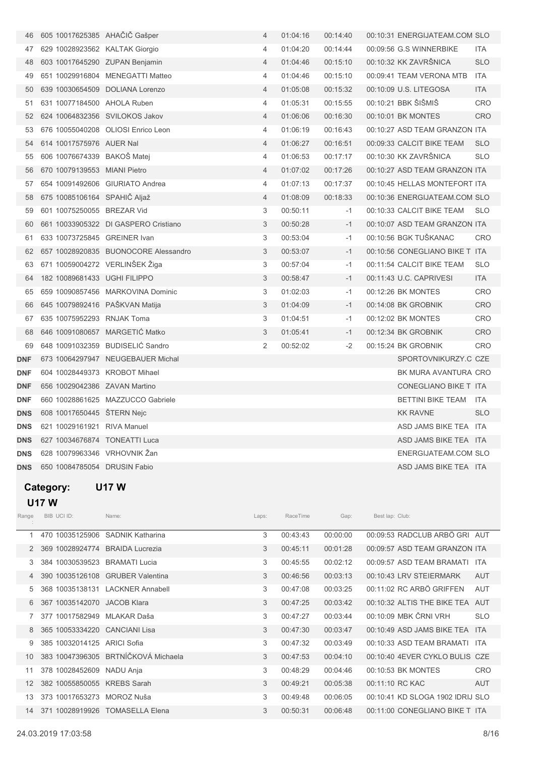| Range | BIB | UCI ID | Name | Laps | RaceTime | Gap | Best lap | Club | |
|---|---|---|---|---|---|---|---|---|---|
| 46 | 605 | 10017625385 | AHAČIČ Gašper | 4 | 01:04:16 | 00:14:40 | 00:10:31 | ENERGIJATEAM.COM | SLO |
| 47 | 629 | 10028923562 | KALTAK Giorgio | 4 | 01:04:20 | 00:14:44 | 00:09:56 | G.S WINNERBIKE | ITA |
| 48 | 603 | 10017645290 | ZUPAN Benjamin | 4 | 01:04:46 | 00:15:10 | 00:10:32 | KK ZAVRŠNICA | SLO |
| 49 | 651 | 10029916804 | MENEGATTI Matteo | 4 | 01:04:46 | 00:15:10 | 00:09:41 | TEAM VERONA MTB | ITA |
| 50 | 639 | 10030654509 | DOLIANA Lorenzo | 4 | 01:05:08 | 00:15:32 | 00:10:09 | U.S. LITEGOSA | ITA |
| 51 | 631 | 10077184500 | AHOLA Ruben | 4 | 01:05:31 | 00:15:55 | 00:10:21 | BBK ŠIŠMIŠ | CRO |
| 52 | 624 | 10064832356 | SVILOKOS Jakov | 4 | 01:06:06 | 00:16:30 | 00:10:01 | BK MONTES | CRO |
| 53 | 676 | 10055040208 | OLIOSI Enrico Leon | 4 | 01:06:19 | 00:16:43 | 00:10:27 | ASD TEAM GRANZON | ITA |
| 54 | 614 | 10017575976 | AUER Nal | 4 | 01:06:27 | 00:16:51 | 00:09:33 | CALCIT BIKE TEAM | SLO |
| 55 | 606 | 10076674339 | BAKOŠ Matej | 4 | 01:06:53 | 00:17:17 | 00:10:30 | KK ZAVRŠNICA | SLO |
| 56 | 670 | 10079139553 | MIANI Pietro | 4 | 01:07:02 | 00:17:26 | 00:10:27 | ASD TEAM GRANZON | ITA |
| 57 | 654 | 10091492606 | GIURIATO Andrea | 4 | 01:07:13 | 00:17:37 | 00:10:45 | HELLAS MONTEFORT | ITA |
| 58 | 675 | 10085106164 | SPAHIČ Aljaž | 4 | 01:08:09 | 00:18:33 | 00:10:36 | ENERGIJATEAM.COM | SLO |
| 59 | 601 | 10075250055 | BREZAR Vid | 3 | 00:50:11 | -1 | 00:10:33 | CALCIT BIKE TEAM | SLO |
| 60 | 661 | 10033905322 | DI GASPERO Cristiano | 3 | 00:50:28 | -1 | 00:10:07 | ASD TEAM GRANZON | ITA |
| 61 | 633 | 10073725845 | GREINER Ivan | 3 | 00:53:04 | -1 | 00:10:56 | BGK TUŠKANAC | CRO |
| 62 | 657 | 10028920835 | BUONOCORE Alessandro | 3 | 00:53:07 | -1 | 00:10:56 | CONEGLIANO BIKE T | ITA |
| 63 | 671 | 10059004272 | VERLINŠEK Žiga | 3 | 00:57:04 | -1 | 00:11:54 | CALCIT BIKE TEAM | SLO |
| 64 | 182 | 10089681433 | UGHI FILIPPO | 3 | 00:58:47 | -1 | 00:11:43 | U.C. CAPRIVESI | ITA |
| 65 | 659 | 10090857456 | MARKOVINA Dominic | 3 | 01:02:03 | -1 | 00:12:26 | BK MONTES | CRO |
| 66 | 645 | 10079892416 | PAŠKVAN Matija | 3 | 01:04:09 | -1 | 00:14:08 | BK GROBNIK | CRO |
| 67 | 635 | 10075952293 | RNJAK Toma | 3 | 01:04:51 | -1 | 00:12:02 | BK MONTES | CRO |
| 68 | 646 | 10091080657 | MARGETIĆ Matko | 3 | 01:05:41 | -1 | 00:12:34 | BK GROBNIK | CRO |
| 69 | 648 | 10091032359 | BUDISELIĆ Sandro | 2 | 00:52:02 | -2 | 00:15:24 | BK GROBNIK | CRO |
| DNF | 673 | 10064297947 | NEUGEBAUER Michal | | | | | SPORTOVNIKURZY.C | CZE |
| DNF | 604 | 10028449373 | KROBOT Mihael | | | | | BK MURA AVANTURA | CRO |
| DNF | 656 | 10029042386 | ZAVAN Martino | | | | | CONEGLIANO BIKE T | ITA |
| DNF | 660 | 10028861625 | MAZZUCCO Gabriele | | | | | BETTINI BIKE TEAM | ITA |
| DNS | 608 | 10017650445 | ŠTERN Nejc | | | | | KK RAVNE | SLO |
| DNS | 621 | 10029161921 | RIVA Manuel | | | | | ASD JAMS BIKE TEA | ITA |
| DNS | 627 | 10034676874 | TONEATTI Luca | | | | | ASD JAMS BIKE TEA | ITA |
| DNS | 628 | 10079963346 | VRHOVNIK Žan | | | | | ENERGIJATEAM.COM | SLO |
| DNS | 650 | 10084785054 | DRUSIN Fabio | | | | | ASD JAMS BIKE TEA | ITA |

## Category: U17 W

### U17 W

| Range: | BIB | UCI ID: | Name: | Laps: | RaceTime | Gap: | Best lap: | Club: | |
|---|---|---|---|---|---|---|---|---|---|
| 1 | 470 | 10035125906 | SADNIK Katharina | 3 | 00:43:43 | 00:00:00 | 00:09:53 | RADCLUB ARBÖ GRI | AUT |
| 2 | 369 | 10028924774 | BRAIDA Lucrezia | 3 | 00:45:11 | 00:01:28 | 00:09:57 | ASD TEAM GRANZON | ITA |
| 3 | 384 | 10030539523 | BRAMATI Lucia | 3 | 00:45:55 | 00:02:12 | 00:09:57 | ASD TEAM BRAMATI | ITA |
| 4 | 390 | 10035126108 | GRUBER Valentina | 3 | 00:46:56 | 00:03:13 | 00:10:43 | LRV STEIERMARK | AUT |
| 5 | 368 | 10035138131 | LACKNER Annabell | 3 | 00:47:08 | 00:03:25 | 00:11:02 | RC ARBÖ GRIFFEN | AUT |
| 6 | 367 | 10035142070 | JACOB Klara | 3 | 00:47:25 | 00:03:42 | 00:10:32 | ALTIS THE BIKE TEA | AUT |
| 7 | 377 | 10017582949 | MLAKAR Daša | 3 | 00:47:27 | 00:03:44 | 00:10:09 | MBK ČRNI VRH | SLO |
| 8 | 365 | 10053334220 | CANCIANI Lisa | 3 | 00:47:30 | 00:03:47 | 00:10:49 | ASD JAMS BIKE TEA | ITA |
| 9 | 385 | 10032014125 | ARICI Sofia | 3 | 00:47:32 | 00:03:49 | 00:10:33 | ASD TEAM BRAMATI | ITA |
| 10 | 383 | 10047396305 | BRTNÍČKOVÁ Michaela | 3 | 00:47:53 | 00:04:10 | 00:10:40 | 4EVER CYKLO BULIS | CZE |
| 11 | 378 | 10028452609 | NADU Anja | 3 | 00:48:29 | 00:04:46 | 00:10:53 | BK MONTES | CRO |
| 12 | 382 | 10055850055 | KREBS Sarah | 3 | 00:49:21 | 00:05:38 | 00:11:10 | RC KAC | AUT |
| 13 | 373 | 10017653273 | MOROZ Nuša | 3 | 00:49:48 | 00:06:05 | 00:10:41 | KD SLOGA 1902 IDRIJ | SLO |
| 14 | 371 | 10028919926 | TOMASELLA Elena | 3 | 00:50:31 | 00:06:48 | 00:11:00 | CONEGLIANO BIKE T | ITA |

24.03.2019 17:03:58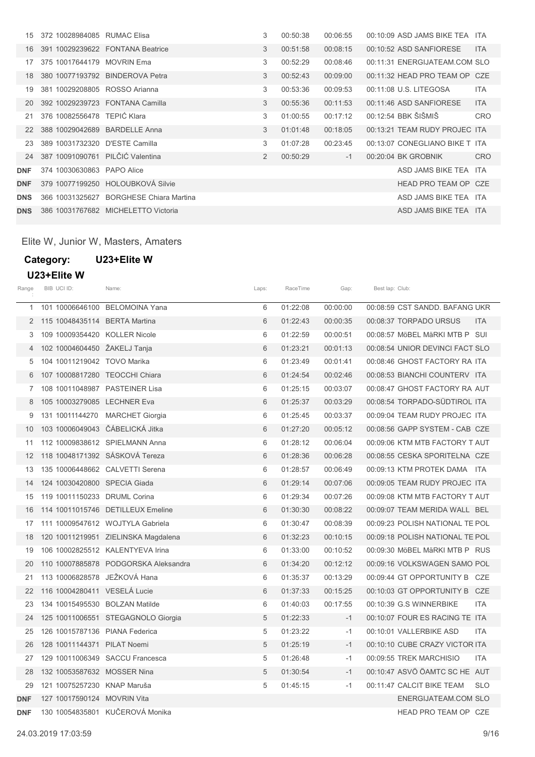| | | | | | | | | | |
|---|---|---|---|---|---|---|---|---|---|
| 15 | 372 | 10028984085 | RUMAC Elisa | 3 | 00:50:38 | 00:06:55 | 00:10:09 | ASD JAMS BIKE TEA | ITA |
| 16 | 391 | 10029239622 | FONTANA Beatrice | 3 | 00:51:58 | 00:08:15 | 00:10:52 | ASD SANFIORESE | ITA |
| 17 | 375 | 10017644179 | MOVRIN Ema | 3 | 00:52:29 | 00:08:46 | 00:11:31 | ENERGIJATEAM.COM | SLO |
| 18 | 380 | 10077193792 | BINDEROVA Petra | 3 | 00:52:43 | 00:09:00 | 00:11:32 | HEAD PRO TEAM OP | CZE |
| 19 | 381 | 10029208805 | ROSSO Arianna | 3 | 00:53:36 | 00:09:53 | 00:11:08 | U.S. LITEGOSA | ITA |
| 20 | 392 | 10029239723 | FONTANA Camilla | 3 | 00:55:36 | 00:11:53 | 00:11:46 | ASD SANFIORESE | ITA |
| 21 | 376 | 10082556478 | TEPIĆ Klara | 3 | 01:00:55 | 00:17:12 | 00:12:54 | BBK ŠIŠMIŠ | CRO |
| 22 | 388 | 10029042689 | BARDELLE Anna | 3 | 01:01:48 | 00:18:05 | 00:13:21 | TEAM RUDY PROJEC | ITA |
| 23 | 389 | 10031732320 | D'ESTE Camilla | 3 | 01:07:28 | 00:23:45 | 00:13:07 | CONEGLIANO BIKE T | ITA |
| 24 | 387 | 10091090761 | PILČIĆ Valentina | 2 | 00:50:29 | -1 | 00:20:04 | BK GROBNIK | CRO |
| DNF | 374 | 10030630863 | PAPO Alice | | | | | ASD JAMS BIKE TEA | ITA |
| DNF | 379 | 10077199250 | HOLOUBKOVÁ Silvie | | | | | HEAD PRO TEAM OP | CZE |
| DNS | 366 | 10031325627 | BORGHESE Chiara Martina | | | | | ASD JAMS BIKE TEA | ITA |
| DNS | 386 | 10031767682 | MICHELETTO Victoria | | | | | ASD JAMS BIKE TEA | ITA |

Elite W, Junior W, Masters, Amaters

**Category: U23+Elite W**

**U23+Elite W**

| Range: | BIB | UCI ID: | Name: | Laps: | RaceTime | Gap: | Best lap: | Club: | |
|---|---|---|---|---|---|---|---|---|---|
| 1 | 101 | 10006646100 | BELOMOINA Yana | 6 | 01:22:08 | 00:00:00 | 00:08:59 | CST SANDD. BAFANG | UKR |
| 2 | 115 | 10048435114 | BERTA Martina | 6 | 01:22:43 | 00:00:35 | 00:08:37 | TORPADO URSUS | ITA |
| 3 | 109 | 10009354420 | KOLLER Nicole | 6 | 01:22:59 | 00:00:51 | 00:08:57 | MöBEL MäRKI MTB P | SUI |
| 4 | 102 | 10004604450 | ŽAKELJ Tanja | 6 | 01:23:21 | 00:01:13 | 00:08:54 | UNIOR DEVINCI FACT | SLO |
| 5 | 104 | 10011219042 | TOVO Marika | 6 | 01:23:49 | 00:01:41 | 00:08:46 | GHOST FACTORY RA | ITA |
| 6 | 107 | 10008817280 | TEOCCHI Chiara | 6 | 01:24:54 | 00:02:46 | 00:08:53 | BIANCHI COUNTERV | ITA |
| 7 | 108 | 10011048987 | PASTEINER Lisa | 6 | 01:25:15 | 00:03:07 | 00:08:47 | GHOST FACTORY RA | AUT |
| 8 | 105 | 10003279085 | LECHNER Eva | 6 | 01:25:37 | 00:03:29 | 00:08:54 | TORPADO-SÜDTIROL | ITA |
| 9 | 131 | 10011144270 | MARCHET Giorgia | 6 | 01:25:45 | 00:03:37 | 00:09:04 | TEAM RUDY PROJEC | ITA |
| 10 | 103 | 10006049043 | ČÁBELICKÁ Jitka | 6 | 01:27:20 | 00:05:12 | 00:08:56 | GAPP SYSTEM - CAB | CZE |
| 11 | 112 | 10009838612 | SPIELMANN Anna | 6 | 01:28:12 | 00:06:04 | 00:09:06 | KTM MTB FACTORY T | AUT |
| 12 | 118 | 10048171392 | SÁSKOVÁ Tereza | 6 | 01:28:36 | 00:06:28 | 00:08:55 | CESKA SPORITELNA | CZE |
| 13 | 135 | 10006448662 | CALVETTI Serena | 6 | 01:28:57 | 00:06:49 | 00:09:13 | KTM PROTEK DAMA | ITA |
| 14 | 124 | 10030420800 | SPECIA Giada | 6 | 01:29:14 | 00:07:06 | 00:09:05 | TEAM RUDY PROJEC | ITA |
| 15 | 119 | 10011150233 | DRUML Corina | 6 | 01:29:34 | 00:07:26 | 00:09:08 | KTM MTB FACTORY T | AUT |
| 16 | 114 | 10011015746 | DETILLEUX Emeline | 6 | 01:30:30 | 00:08:22 | 00:09:07 | TEAM MERIDA WALL | BEL |
| 17 | 111 | 10009547612 | WOJTYLA Gabriela | 6 | 01:30:47 | 00:08:39 | 00:09:23 | POLISH NATIONAL TE | POL |
| 18 | 120 | 10011219951 | ZIELINSKA Magdalena | 6 | 01:32:23 | 00:10:15 | 00:09:18 | POLISH NATIONAL TE | POL |
| 19 | 106 | 10002825512 | KALENTYEVA Irina | 6 | 01:33:00 | 00:10:52 | 00:09:30 | MöBEL MäRKI MTB P | RUS |
| 20 | 110 | 10007885878 | PODGORSKA Aleksandra | 6 | 01:34:20 | 00:12:12 | 00:09:16 | VOLKSWAGEN SAMO | POL |
| 21 | 113 | 10006828578 | JEŽKOVÁ Hana | 6 | 01:35:37 | 00:13:29 | 00:09:44 | GT OPPORTUNITY B | CZE |
| 22 | 116 | 10004280411 | VESELÁ Lucie | 6 | 01:37:33 | 00:15:25 | 00:10:03 | GT OPPORTUNITY B | CZE |
| 23 | 134 | 10015495530 | BOLZAN Matilde | 6 | 01:40:03 | 00:17:55 | 00:10:39 | G.S WINNERBIKE | ITA |
| 24 | 125 | 10011006551 | STEGAGNOLO Giorgia | 5 | 01:22:33 | -1 | 00:10:07 | FOUR ES RACING TE | ITA |
| 25 | 126 | 10015787136 | PIANA Federica | 5 | 01:23:22 | -1 | 00:10:01 | VALLERBIKE ASD | ITA |
| 26 | 128 | 10011144371 | PILAT Noemi | 5 | 01:25:19 | -1 | 00:10:10 | CUBE CRAZY VICTOR | ITA |
| 27 | 129 | 10011006349 | SACCU Francesca | 5 | 01:26:48 | -1 | 00:09:55 | TREK MARCHISIO | ITA |
| 28 | 132 | 10053587632 | MOSSER Nina | 5 | 01:30:54 | -1 | 00:10:47 | ASVÖ ÖAMTC SC HE | AUT |
| 29 | 121 | 10075257230 | KNAP Maruša | 5 | 01:45:15 | -1 | 00:11:47 | CALCIT BIKE TEAM | SLO |
| DNF | 127 | 10017590124 | MOVRIN Vita | | | | | ENERGIJATEAM.COM | SLO |
| DNF | 130 | 10054835801 | KUČEROVÁ Monika | | | | | HEAD PRO TEAM OP | CZE |

24.03.2019 17:03:59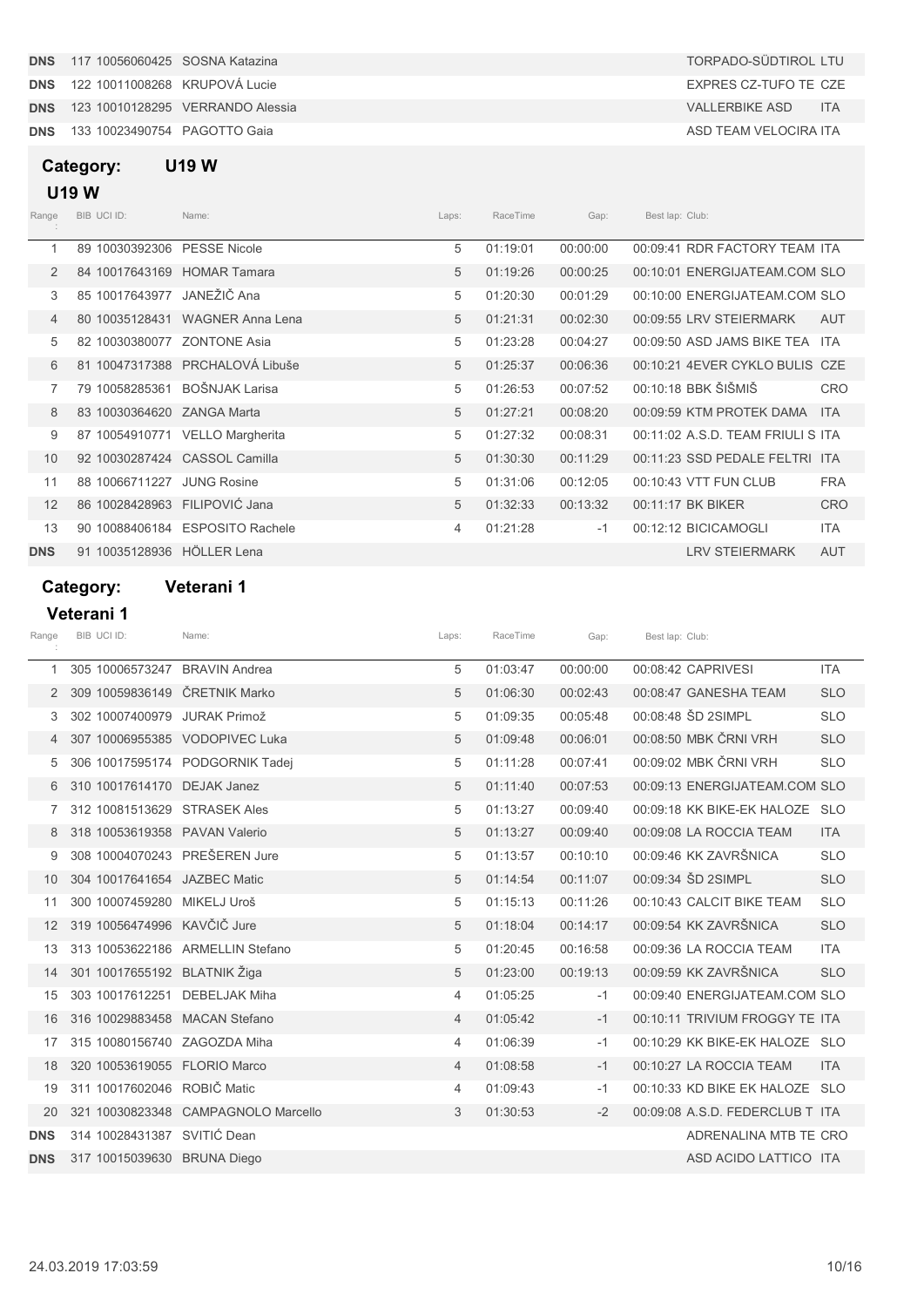| | | | | | | | | |
|---|---|---|---|---|---|---|---|---|
| **DNS** | 117 10056060425 | SOSNA Katazina | | | | | TORPADO-SÜDTIROL | LTU |
| **DNS** | 122 10011008268 | KRUPOVÁ Lucie | | | | | EXPRES CZ-TUFO TE | CZE |
| **DNS** | 123 10010128295 | VERRANDO Alessia | | | | | VALLERBIKE ASD | ITA |
| **DNS** | 133 10023490754 | PAGOTTO Gaia | | | | | ASD TEAM VELOCIRA | ITA |

## Category: U19 W

### U19 W

| Range | BIB UCI ID: | Name: | Laps: | RaceTime | Gap: | Best lap: | Club: | |
|---|---|---|---|---|---|---|---|---|
| 1 | 89 10030392306 | PESSE Nicole | 5 | 01:19:01 | 00:00:00 | 00:09:41 | RDR FACTORY TEAM | ITA |
| 2 | 84 10017643169 | HOMAR Tamara | 5 | 01:19:26 | 00:00:25 | 00:10:01 | ENERGIJATEAM.COM | SLO |
| 3 | 85 10017643977 | JANEŽIČ Ana | 5 | 01:20:30 | 00:01:29 | 00:10:00 | ENERGIJATEAM.COM | SLO |
| 4 | 80 10035128431 | WAGNER Anna Lena | 5 | 01:21:31 | 00:02:30 | 00:09:55 | LRV STEIERMARK | AUT |
| 5 | 82 10030380077 | ZONTONE Asia | 5 | 01:23:28 | 00:04:27 | 00:09:50 | ASD JAMS BIKE TEA | ITA |
| 6 | 81 10047317388 | PRCHALOVÁ Libuše | 5 | 01:25:37 | 00:06:36 | 00:10:21 | 4EVER CYKLO BULIS | CZE |
| 7 | 79 10058285361 | BOŠNJAK Larisa | 5 | 01:26:53 | 00:07:52 | 00:10:18 | BBK ŠIŠMIŠ | CRO |
| 8 | 83 10030364620 | ZANGA Marta | 5 | 01:27:21 | 00:08:20 | 00:09:59 | KTM PROTEK DAMA | ITA |
| 9 | 87 10054910771 | VELLO Margherita | 5 | 01:27:32 | 00:08:31 | 00:11:02 | A.S.D. TEAM FRIULI S | ITA |
| 10 | 92 10030287424 | CASSOL Camilla | 5 | 01:30:30 | 00:11:29 | 00:11:23 | SSD PEDALE FELTRI | ITA |
| 11 | 88 10066711227 | JUNG Rosine | 5 | 01:31:06 | 00:12:05 | 00:10:43 | VTT FUN CLUB | FRA |
| 12 | 86 10028428963 | FILIPOVIĆ Jana | 5 | 01:32:33 | 00:13:32 | 00:11:17 | BK BIKER | CRO |
| 13 | 90 10088406184 | ESPOSITO Rachele | 4 | 01:21:28 | -1 | 00:12:12 | BICICAMOGLI | ITA |
| **DNS** | 91 10035128936 | HÖLLER Lena | | | | | LRV STEIERMARK | AUT |

## Category: Veterani 1

### Veterani 1

| Range | BIB UCI ID: | Name: | Laps: | RaceTime | Gap: | Best lap: | Club: | |
|---|---|---|---|---|---|---|---|---|
| 1 | 305 10006573247 | BRAVIN Andrea | 5 | 01:03:47 | 00:00:00 | 00:08:42 | CAPRIVESI | ITA |
| 2 | 309 10059836149 | ČRETNIK Marko | 5 | 01:06:30 | 00:02:43 | 00:08:47 | GANESHA TEAM | SLO |
| 3 | 302 10007400979 | JURAK Primož | 5 | 01:09:35 | 00:05:48 | 00:08:48 | ŠD 2SIMPL | SLO |
| 4 | 307 10006955385 | VODOPIVEC Luka | 5 | 01:09:48 | 00:06:01 | 00:08:50 | MBK ČRNI VRH | SLO |
| 5 | 306 10017595174 | PODGORNIK Tadej | 5 | 01:11:28 | 00:07:41 | 00:09:02 | MBK ČRNI VRH | SLO |
| 6 | 310 10017614170 | DEJAK Janez | 5 | 01:11:40 | 00:07:53 | 00:09:13 | ENERGIJATEAM.COM | SLO |
| 7 | 312 10081513629 | STRASEK Ales | 5 | 01:13:27 | 00:09:40 | 00:09:18 | KK BIKE-EK HALOZE | SLO |
| 8 | 318 10053619358 | PAVAN Valerio | 5 | 01:13:27 | 00:09:40 | 00:09:08 | LA ROCCIA TEAM | ITA |
| 9 | 308 10004070243 | PREŠEREN Jure | 5 | 01:13:57 | 00:10:10 | 00:09:46 | KK ZAVRŠNICA | SLO |
| 10 | 304 10017641654 | JAZBEC Matic | 5 | 01:14:54 | 00:11:07 | 00:09:34 | ŠD 2SIMPL | SLO |
| 11 | 300 10007459280 | MIKELJ Uroš | 5 | 01:15:13 | 00:11:26 | 00:10:43 | CALCIT BIKE TEAM | SLO |
| 12 | 319 10056474996 | KAVČIČ Jure | 5 | 01:18:04 | 00:14:17 | 00:09:54 | KK ZAVRŠNICA | SLO |
| 13 | 313 10053622186 | ARMELLIN Stefano | 5 | 01:20:45 | 00:16:58 | 00:09:36 | LA ROCCIA TEAM | ITA |
| 14 | 301 10017655192 | BLATNIK Žiga | 5 | 01:23:00 | 00:19:13 | 00:09:59 | KK ZAVRŠNICA | SLO |
| 15 | 303 10017612251 | DEBELJAK Miha | 4 | 01:05:25 | -1 | 00:09:40 | ENERGIJATEAM.COM | SLO |
| 16 | 316 10029883458 | MACAN Stefano | 4 | 01:05:42 | -1 | 00:10:11 | TRIVIUM FROGGY TE | ITA |
| 17 | 315 10080156740 | ZAGOZDA Miha | 4 | 01:06:39 | -1 | 00:10:29 | KK BIKE-EK HALOZE | SLO |
| 18 | 320 10053619055 | FLORIO Marco | 4 | 01:08:58 | -1 | 00:10:27 | LA ROCCIA TEAM | ITA |
| 19 | 311 10017602046 | ROBIČ Matic | 4 | 01:09:43 | -1 | 00:10:33 | KD BIKE EK HALOZE | SLO |
| 20 | 321 10030823348 | CAMPAGNOLO Marcello | 3 | 01:30:53 | -2 | 00:09:08 | A.S.D. FEDERCLUB T | ITA |
| **DNS** | 314 10028431387 | SVITIĆ Dean | | | | | ADRENALINA MTB TE | CRO |
| **DNS** | 317 10015039630 | BRUNA Diego | | | | | ASD ACIDO LATTICO | ITA |

24.03.2019 17:03:59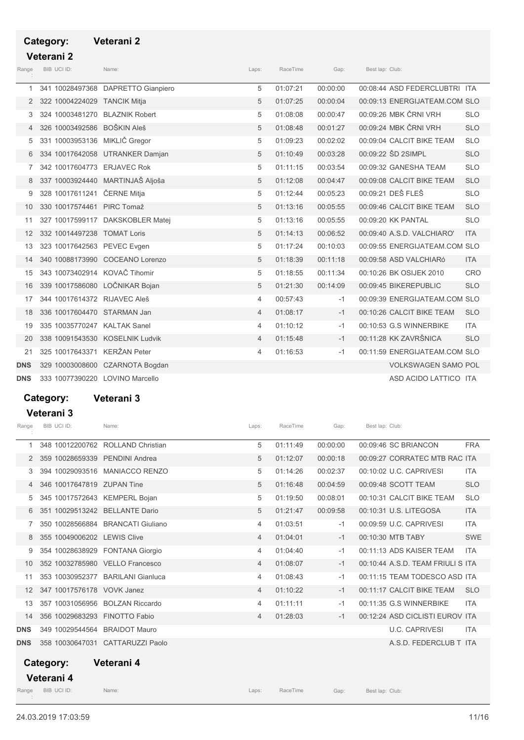## Category: Veterani 2

### Veterani 2

| Range | BIB | UCI ID: | Name: | Laps: | RaceTime | Gap: | Best lap: | Club: | |
|---|---|---|---|---|---|---|---|---|---|
| 1 | 341 | 10028497368 | DAPRETTO Gianpiero | 5 | 01:07:21 | 00:00:00 | 00:08:44 | ASD FEDERCLUBTRI | ITA |
| 2 | 322 | 10004224029 | TANCIK Mitja | 5 | 01:07:25 | 00:00:04 | 00:09:13 | ENERGIJATEAM.COM | SLO |
| 3 | 324 | 10003481270 | BLAZNIK Robert | 5 | 01:08:08 | 00:00:47 | 00:09:26 | MBK ČRNI VRH | SLO |
| 4 | 326 | 10003492586 | BOŠKIN Aleš | 5 | 01:08:48 | 00:01:27 | 00:09:24 | MBK ČRNI VRH | SLO |
| 5 | 331 | 10003953136 | MIKLIČ Gregor | 5 | 01:09:23 | 00:02:02 | 00:09:04 | CALCIT BIKE TEAM | SLO |
| 6 | 334 | 10017642058 | UTRANKER Damjan | 5 | 01:10:49 | 00:03:28 | 00:09:22 | ŠD 2SIMPL | SLO |
| 7 | 342 | 10017604773 | ERJAVEC Rok | 5 | 01:11:15 | 00:03:54 | 00:09:32 | GANESHA TEAM | SLO |
| 8 | 337 | 10003924440 | MARTINJAŠ Aljoša | 5 | 01:12:08 | 00:04:47 | 00:09:08 | CALCIT BIKE TEAM | SLO |
| 9 | 328 | 10017611241 | ČERNE Mitja | 5 | 01:12:44 | 00:05:23 | 00:09:21 | DEŠ FLEŠ | SLO |
| 10 | 330 | 10017574461 | PIRC Tomaž | 5 | 01:13:16 | 00:05:55 | 00:09:46 | CALCIT BIKE TEAM | SLO |
| 11 | 327 | 10017599117 | DAKSKOBLER Matej | 5 | 01:13:16 | 00:05:55 | 00:09:20 | KK PANTAL | SLO |
| 12 | 332 | 10014497238 | TOMAT Loris | 5 | 01:14:13 | 00:06:52 | 00:09:40 | A.S.D. VALCHIARO' | ITA |
| 13 | 323 | 10017642563 | PEVEC Evgen | 5 | 01:17:24 | 00:10:03 | 00:09:55 | ENERGIJATEAM.COM | SLO |
| 14 | 340 | 10088173990 | COCEANO Lorenzo | 5 | 01:18:39 | 00:11:18 | 00:09:58 | ASD VALCHIARó | ITA |
| 15 | 343 | 10073402914 | KOVAČ Tihomir | 5 | 01:18:55 | 00:11:34 | 00:10:26 | BK OSIJEK 2010 | CRO |
| 16 | 339 | 10017586080 | LOČNIKAR Bojan | 5 | 01:21:30 | 00:14:09 | 00:09:45 | BIKEREPUBLIC | SLO |
| 17 | 344 | 10017614372 | RIJAVEC Aleš | 4 | 00:57:43 | -1 | 00:09:39 | ENERGIJATEAM.COM | SLO |
| 18 | 336 | 10017604470 | STARMAN Jan | 4 | 01:08:17 | -1 | 00:10:26 | CALCIT BIKE TEAM | SLO |
| 19 | 335 | 10035770247 | KALTAK Sanel | 4 | 01:10:12 | -1 | 00:10:53 | G.S WINNERBIKE | ITA |
| 20 | 338 | 10091543530 | KOSELNIK Ludvik | 4 | 01:15:48 | -1 | 00:11:28 | KK ZAVRŠNICA | SLO |
| 21 | 325 | 10017643371 | KERŽAN Peter | 4 | 01:16:53 | -1 | 00:11:59 | ENERGIJATEAM.COM | SLO |
| DNS | 329 | 10003008600 | CZARNOTA Bogdan | | | | | VOLKSWAGEN SAMO | POL |
| DNS | 333 | 10077390220 | LOVINO Marcello | | | | | ASD ACIDO LATTICO | ITA |

## Category: Veterani 3

### Veterani 3

| Range | BIB | UCI ID: | Name: | Laps: | RaceTime | Gap: | Best lap: | Club: | |
|---|---|---|---|---|---|---|---|---|---|
| 1 | 348 | 10012200762 | ROLLAND Christian | 5 | 01:11:49 | 00:00:00 | 00:09:46 | SC BRIANCON | FRA |
| 2 | 359 | 10028659339 | PENDINI Andrea | 5 | 01:12:07 | 00:00:18 | 00:09:27 | CORRATEC MTB RAC | ITA |
| 3 | 394 | 10029093516 | MANIACCO RENZO | 5 | 01:14:26 | 00:02:37 | 00:10:02 | U.C. CAPRIVESI | ITA |
| 4 | 346 | 10017647819 | ZUPAN Tine | 5 | 01:16:48 | 00:04:59 | 00:09:48 | SCOTT TEAM | SLO |
| 5 | 345 | 10017572643 | KEMPERL Bojan | 5 | 01:19:50 | 00:08:01 | 00:10:31 | CALCIT BIKE TEAM | SLO |
| 6 | 351 | 10029513242 | BELLANTE Dario | 5 | 01:21:47 | 00:09:58 | 00:10:31 | U.S. LITEGOSA | ITA |
| 7 | 350 | 10028566884 | BRANCATI Giuliano | 4 | 01:03:51 | -1 | 00:09:59 | U.C. CAPRIVESI | ITA |
| 8 | 355 | 10049006202 | LEWIS Clive | 4 | 01:04:01 | -1 | 00:10:30 | MTB TABY | SWE |
| 9 | 354 | 10028638929 | FONTANA Giorgio | 4 | 01:04:40 | -1 | 00:11:13 | ADS KAISER TEAM | ITA |
| 10 | 352 | 10032785980 | VELLO Francesco | 4 | 01:08:07 | -1 | 00:10:44 | A.S.D. TEAM FRIULI S | ITA |
| 11 | 353 | 10030952377 | BARILANI Gianluca | 4 | 01:08:43 | -1 | 00:11:15 | TEAM TODESCO ASD | ITA |
| 12 | 347 | 10017576178 | VOVK Janez | 4 | 01:10:22 | -1 | 00:11:17 | CALCIT BIKE TEAM | SLO |
| 13 | 357 | 10031056956 | BOLZAN Riccardo | 4 | 01:11:11 | -1 | 00:11:35 | G.S WINNERBIKE | ITA |
| 14 | 356 | 10029683293 | FINOTTO Fabio | 4 | 01:28:03 | -1 | 00:12:24 | ASD CICLISTI EUROV | ITA |
| DNS | 349 | 10029544564 | BRAIDOT Mauro | | | | | U.C. CAPRIVESI | ITA |
| DNS | 358 | 10030647031 | CATTARUZZI Paolo | | | | | A.S.D. FEDERCLUB T | ITA |

## Category: Veterani 4

### Veterani 4

| Range | BIB | UCI ID: | Name: | Laps: | RaceTime | Gap: | Best lap: | Club: | |
|---|---|---|---|---|---|---|---|---|---|

24.03.2019 17:03:59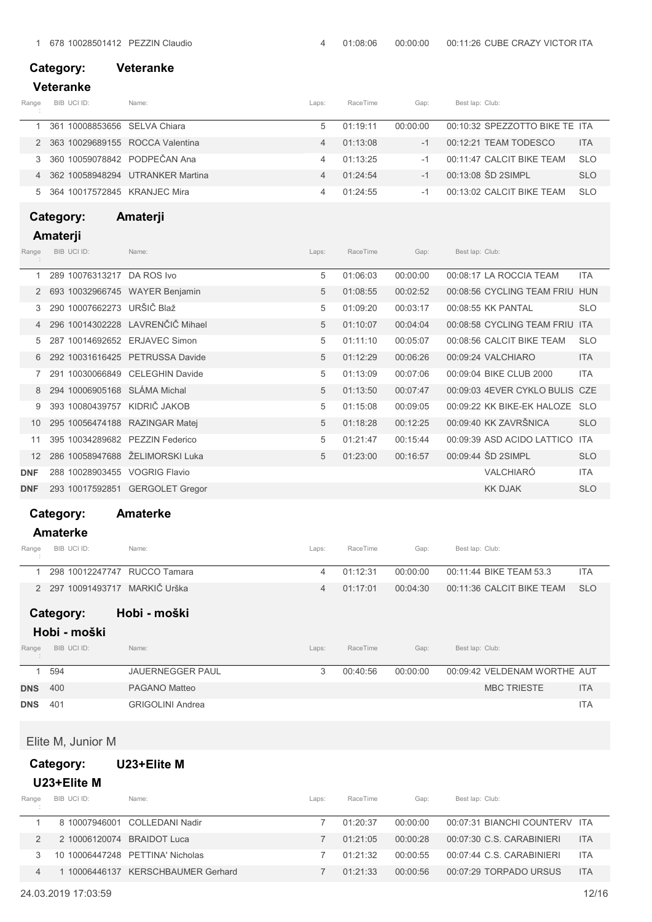| 1 | 678 | 10028501412 | PEZZIN Claudio | 4 | 01:08:06 | 00:00:00 | 00:11:26 | CUBE CRAZY VICTOR | ITA |
|---|---|---|---|---|---|---|---|---|---|

## Category: Veteranke

### Veteranke

| Range: | BIB | UCI ID: | Name: | Laps: | RaceTime | Gap: | Best lap: | Club: | |
|---|---|---|---|---|---|---|---|---|---|
| 1 | 361 | 10008853656 | SELVA Chiara | 5 | 01:19:11 | 00:00:00 | 00:10:32 | SPEZZOTTO BIKE TE | ITA |
| 2 | 363 | 10029689155 | ROCCA Valentina | 4 | 01:13:08 | -1 | 00:12:21 | TEAM TODESCO | ITA |
| 3 | 360 | 10059078842 | PODPEČAN Ana | 4 | 01:13:25 | -1 | 00:11:47 | CALCIT BIKE TEAM | SLO |
| 4 | 362 | 10058948294 | UTRANKER Martina | 4 | 01:24:54 | -1 | 00:13:08 | ŠD 2SIMPL | SLO |
| 5 | 364 | 10017572845 | KRANJEC Mira | 4 | 01:24:55 | -1 | 00:13:02 | CALCIT BIKE TEAM | SLO |

## Category: Amaterji

### Amaterji

| Range: | BIB | UCI ID: | Name: | Laps: | RaceTime | Gap: | Best lap: | Club: | |
|---|---|---|---|---|---|---|---|---|---|
| 1 | 289 | 10076313217 | DA ROS Ivo | 5 | 01:06:03 | 00:00:00 | 00:08:17 | LA ROCCIA TEAM | ITA |
| 2 | 693 | 10032966745 | WAYER Benjamin | 5 | 01:08:55 | 00:02:52 | 00:08:56 | CYCLING TEAM FRIU | HUN |
| 3 | 290 | 10007662273 | URŠIČ Blaž | 5 | 01:09:20 | 00:03:17 | 00:08:55 | KK PANTAL | SLO |
| 4 | 296 | 10014302228 | LAVRENČIČ Mihael | 5 | 01:10:07 | 00:04:04 | 00:08:58 | CYCLING TEAM FRIU | ITA |
| 5 | 287 | 10014692652 | ERJAVEC Simon | 5 | 01:11:10 | 00:05:07 | 00:08:56 | CALCIT BIKE TEAM | SLO |
| 6 | 292 | 10031616425 | PETRUSSA Davide | 5 | 01:12:29 | 00:06:26 | 00:09:24 | VALCHIARO | ITA |
| 7 | 291 | 10030066849 | CELEGHIN Davide | 5 | 01:13:09 | 00:07:06 | 00:09:04 | BIKE CLUB 2000 | ITA |
| 8 | 294 | 10006905168 | SLÁMA Michal | 5 | 01:13:50 | 00:07:47 | 00:09:03 | 4EVER CYKLO BULIS | CZE |
| 9 | 393 | 10080439757 | KIDRIČ JAKOB | 5 | 01:15:08 | 00:09:05 | 00:09:22 | KK BIKE-EK HALOZE | SLO |
| 10 | 295 | 10056474188 | RAZINGAR Matej | 5 | 01:18:28 | 00:12:25 | 00:09:40 | KK ZAVRŠNICA | SLO |
| 11 | 395 | 10034289682 | PEZZIN Federico | 5 | 01:21:47 | 00:15:44 | 00:09:39 | ASD ACIDO LATTICO | ITA |
| 12 | 286 | 10058947688 | ŽELIMORSKI Luka | 5 | 01:23:00 | 00:16:57 | 00:09:44 | ŠD 2SIMPL | SLO |
| DNF | 288 | 10028903455 | VOGRIG Flavio | | | | | VALCHIARÓ | ITA |
| DNF | 293 | 10017592851 | GERGOLET Gregor | | | | | KK DJAK | SLO |

## Category: Amaterke

### Amaterke

| Range: | BIB | UCI ID: | Name: | Laps: | RaceTime | Gap: | Best lap: | Club: | |
|---|---|---|---|---|---|---|---|---|---|
| 1 | 298 | 10012247747 | RUCCO Tamara | 4 | 01:12:31 | 00:00:00 | 00:11:44 | BIKE TEAM 53.3 | ITA |
| 2 | 297 | 10091493717 | MARKIČ Urška | 4 | 01:17:01 | 00:04:30 | 00:11:36 | CALCIT BIKE TEAM | SLO |

## Category: Hobi - moški

### Hobi - moški

| Range: | BIB | UCI ID: | Name: | Laps: | RaceTime | Gap: | Best lap: | Club: | |
|---|---|---|---|---|---|---|---|---|---|
| 1 | 594 | | JAUERNEGGER PAUL | 3 | 00:40:56 | 00:00:00 | 00:09:42 | VELDENAM WORTHE | AUT |
| DNS | 400 | | PAGANO Matteo | | | | | MBC TRIESTE | ITA |
| DNS | 401 | | GRIGOLINI Andrea | | | | | | ITA |

# Elite M, Junior M

## Category: U23+Elite M

### U23+Elite M

| Range: | BIB | UCI ID: | Name: | Laps: | RaceTime | Gap: | Best lap: | Club: | |
|---|---|---|---|---|---|---|---|---|---|
| 1 | 8 | 10007946001 | COLLEDANI Nadir | 7 | 01:20:37 | 00:00:00 | 00:07:31 | BIANCHI COUNTERV | ITA |
| 2 | 2 | 10006120074 | BRAIDOT Luca | 7 | 01:21:05 | 00:00:28 | 00:07:30 | C.S. CARABINIERI | ITA |
| 3 | 10 | 10006447248 | PETTINA' Nicholas | 7 | 01:21:32 | 00:00:55 | 00:07:44 | C.S. CARABINIERI | ITA |
| 4 | 1 | 10006446137 | KERSCHBAUMER Gerhard | 7 | 01:21:33 | 00:00:56 | 00:07:29 | TORPADO URSUS | ITA |

24.03.2019 17:03:59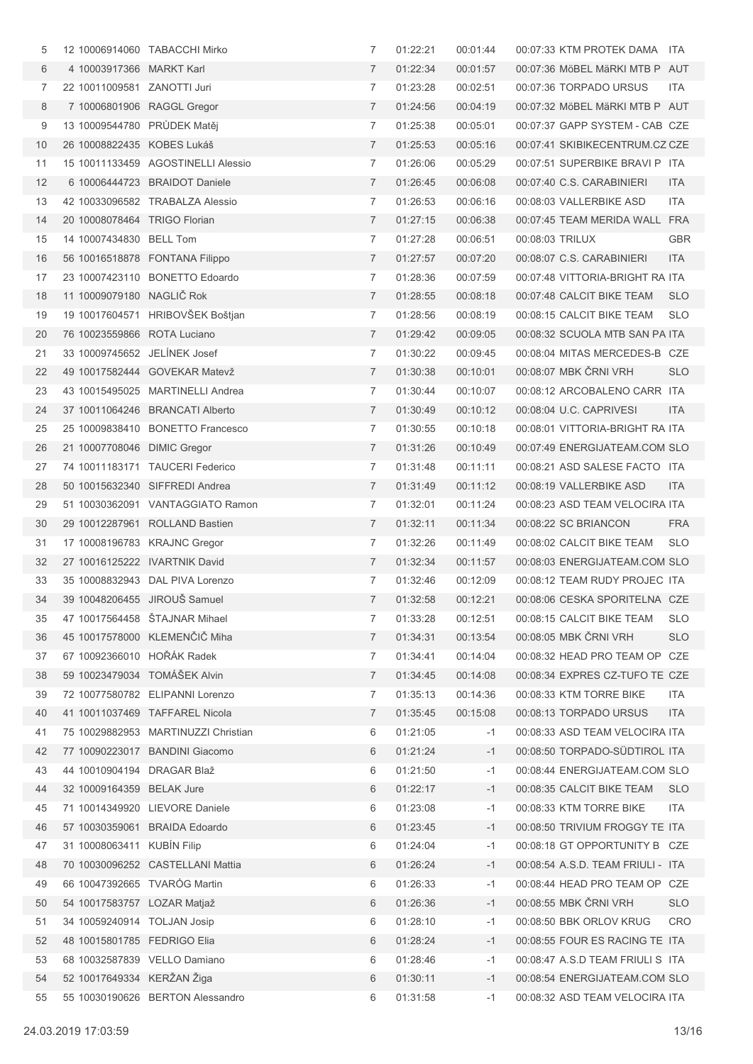| | | | | | | | | | |
|---|---|---|---|---|---|---|---|---|---|
| 5 | 12 | 10006914060 | TABACCHI Mirko | 7 | 01:22:21 | 00:01:44 | 00:07:33 | KTM PROTEK DAMA | ITA |
| 6 | 4 | 10003917366 | MARKT Karl | 7 | 01:22:34 | 00:01:57 | 00:07:36 | MöBEL MäRKI MTB P | AUT |
| 7 | 22 | 10011009581 | ZANOTTI Juri | 7 | 01:23:28 | 00:02:51 | 00:07:36 | TORPADO URSUS | ITA |
| 8 | 7 | 10006801906 | RAGGL Gregor | 7 | 01:24:56 | 00:04:19 | 00:07:32 | MöBEL MäRKI MTB P | AUT |
| 9 | 13 | 10009544780 | PRŮDEK Matěj | 7 | 01:25:38 | 00:05:01 | 00:07:37 | GAPP SYSTEM - CAB | CZE |
| 10 | 26 | 10008822435 | KOBES Lukáš | 7 | 01:25:53 | 00:05:16 | 00:07:41 | SKIBIKECENTRUM.CZ | CZE |
| 11 | 15 | 10011133459 | AGOSTINELLI Alessio | 7 | 01:26:06 | 00:05:29 | 00:07:51 | SUPERBIKE BRAVI P | ITA |
| 12 | 6 | 10006444723 | BRAIDOT Daniele | 7 | 01:26:45 | 00:06:08 | 00:07:40 | C.S. CARABINIERI | ITA |
| 13 | 42 | 10033096582 | TRABALZA Alessio | 7 | 01:26:53 | 00:06:16 | 00:08:03 | VALLERBIKE ASD | ITA |
| 14 | 20 | 10008078464 | TRIGO Florian | 7 | 01:27:15 | 00:06:38 | 00:07:45 | TEAM MERIDA WALL | FRA |
| 15 | 14 | 10007434830 | BELL Tom | 7 | 01:27:28 | 00:06:51 | 00:08:03 | TRILUX | GBR |
| 16 | 56 | 10016518878 | FONTANA Filippo | 7 | 01:27:57 | 00:07:20 | 00:08:07 | C.S. CARABINIERI | ITA |
| 17 | 23 | 10007423110 | BONETTO Edoardo | 7 | 01:28:36 | 00:07:59 | 00:07:48 | VITTORIA-BRIGHT RA | ITA |
| 18 | 11 | 10009079180 | NAGLIČ Rok | 7 | 01:28:55 | 00:08:18 | 00:07:48 | CALCIT BIKE TEAM | SLO |
| 19 | 19 | 10017604571 | HRIBOVŠEK Boštjan | 7 | 01:28:56 | 00:08:19 | 00:08:15 | CALCIT BIKE TEAM | SLO |
| 20 | 76 | 10023559866 | ROTA Luciano | 7 | 01:29:42 | 00:09:05 | 00:08:32 | SCUOLA MTB SAN PA | ITA |
| 21 | 33 | 10009745652 | JELÍNEK Josef | 7 | 01:30:22 | 00:09:45 | 00:08:04 | MITAS MERCEDES-B | CZE |
| 22 | 49 | 10017582444 | GOVEKAR Matevž | 7 | 01:30:38 | 00:10:01 | 00:08:07 | MBK ČRNI VRH | SLO |
| 23 | 43 | 10015495025 | MARTINELLI Andrea | 7 | 01:30:44 | 00:10:07 | 00:08:12 | ARCOBALENO CARR | ITA |
| 24 | 37 | 10011064246 | BRANCATI Alberto | 7 | 01:30:49 | 00:10:12 | 00:08:04 | U.C. CAPRIVESI | ITA |
| 25 | 25 | 10009838410 | BONETTO Francesco | 7 | 01:30:55 | 00:10:18 | 00:08:01 | VITTORIA-BRIGHT RA | ITA |
| 26 | 21 | 10007708046 | DIMIC Gregor | 7 | 01:31:26 | 00:10:49 | 00:07:49 | ENERGIJATEAM.COM | SLO |
| 27 | 74 | 10011183171 | TAUCERI Federico | 7 | 01:31:48 | 00:11:11 | 00:08:21 | ASD SALESE FACTO | ITA |
| 28 | 50 | 10015632340 | SIFFREDI Andrea | 7 | 01:31:49 | 00:11:12 | 00:08:19 | VALLERBIKE ASD | ITA |
| 29 | 51 | 10030362091 | VANTAGGIATO Ramon | 7 | 01:32:01 | 00:11:24 | 00:08:23 | ASD TEAM VELOCIRA | ITA |
| 30 | 29 | 10012287961 | ROLLAND Bastien | 7 | 01:32:11 | 00:11:34 | 00:08:22 | SC BRIANCON | FRA |
| 31 | 17 | 10008196783 | KRAJNC Gregor | 7 | 01:32:26 | 00:11:49 | 00:08:02 | CALCIT BIKE TEAM | SLO |
| 32 | 27 | 10016125222 | IVARTNIK David | 7 | 01:32:34 | 00:11:57 | 00:08:03 | ENERGIJATEAM.COM | SLO |
| 33 | 35 | 10008832943 | DAL PIVA Lorenzo | 7 | 01:32:46 | 00:12:09 | 00:08:12 | TEAM RUDY PROJEC | ITA |
| 34 | 39 | 10048206455 | JIROUŠ Samuel | 7 | 01:32:58 | 00:12:21 | 00:08:06 | CESKA SPORITELNA | CZE |
| 35 | 47 | 10017564458 | ŠTAJNAR Mihael | 7 | 01:33:28 | 00:12:51 | 00:08:15 | CALCIT BIKE TEAM | SLO |
| 36 | 45 | 10017578000 | KLEMENČIČ Miha | 7 | 01:34:31 | 00:13:54 | 00:08:05 | MBK ČRNI VRH | SLO |
| 37 | 67 | 10092366010 | HOŘÁK Radek | 7 | 01:34:41 | 00:14:04 | 00:08:32 | HEAD PRO TEAM OP | CZE |
| 38 | 59 | 10023479034 | TOMÁŠEK Alvin | 7 | 01:34:45 | 00:14:08 | 00:08:34 | EXPRES CZ-TUFO TE | CZE |
| 39 | 72 | 10077580782 | ELIPANNI Lorenzo | 7 | 01:35:13 | 00:14:36 | 00:08:33 | KTM TORRE BIKE | ITA |
| 40 | 41 | 10011037469 | TAFFAREL Nicola | 7 | 01:35:45 | 00:15:08 | 00:08:13 | TORPADO URSUS | ITA |
| 41 | 75 | 10029882953 | MARTINUZZI Christian | 6 | 01:21:05 | -1 | 00:08:33 | ASD TEAM VELOCIRA | ITA |
| 42 | 77 | 10090223017 | BANDINI Giacomo | 6 | 01:21:24 | -1 | 00:08:50 | TORPADO-SÜDTIROL | ITA |
| 43 | 44 | 10010904194 | DRAGAR Blaž | 6 | 01:21:50 | -1 | 00:08:44 | ENERGIJATEAM.COM | SLO |
| 44 | 32 | 10009164359 | BELAK Jure | 6 | 01:22:17 | -1 | 00:08:35 | CALCIT BIKE TEAM | SLO |
| 45 | 71 | 10014349920 | LIEVORE Daniele | 6 | 01:23:08 | -1 | 00:08:33 | KTM TORRE BIKE | ITA |
| 46 | 57 | 10030359061 | BRAIDA Edoardo | 6 | 01:23:45 | -1 | 00:08:50 | TRIVIUM FROGGY TE | ITA |
| 47 | 31 | 10008063411 | KUBÍN Filip | 6 | 01:24:04 | -1 | 00:08:18 | GT OPPORTUNITY B | CZE |
| 48 | 70 | 10030096252 | CASTELLANI Mattia | 6 | 01:26:24 | -1 | 00:08:54 | A.S.D. TEAM FRIULI - | ITA |
| 49 | 66 | 10047392665 | TVARÓG Martin | 6 | 01:26:33 | -1 | 00:08:44 | HEAD PRO TEAM OP | CZE |
| 50 | 54 | 10017583757 | LOZAR Matjaž | 6 | 01:26:36 | -1 | 00:08:55 | MBK ČRNI VRH | SLO |
| 51 | 34 | 10059240914 | TOLJAN Josip | 6 | 01:28:10 | -1 | 00:08:50 | BBK ORLOV KRUG | CRO |
| 52 | 48 | 10015801785 | FEDRIGO Elia | 6 | 01:28:24 | -1 | 00:08:55 | FOUR ES RACING TE | ITA |
| 53 | 68 | 10032587839 | VELLO Damiano | 6 | 01:28:46 | -1 | 00:08:47 | A.S.D TEAM FRIULI S | ITA |
| 54 | 52 | 10017649334 | KERŽAN Žiga | 6 | 01:30:11 | -1 | 00:08:54 | ENERGIJATEAM.COM | SLO |
| 55 | 55 | 10030190626 | BERTON Alessandro | 6 | 01:31:58 | -1 | 00:08:32 | ASD TEAM VELOCIRA | ITA |

24.03.2019 17:03:59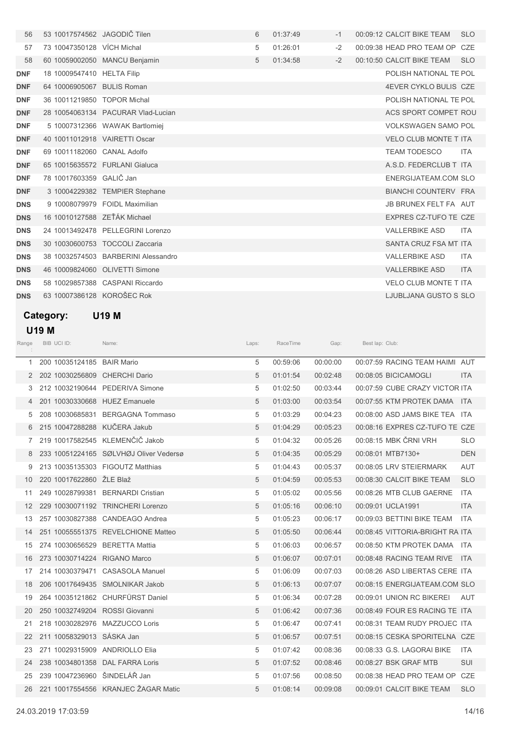| | | | | | | | | | |
|---|---|---|---|---|---|---|---|---|---|
| 56 | 53 | 10017574562 | JAGODIČ Tilen | 6 | 01:37:49 | -1 | 00:09:12 | CALCIT BIKE TEAM | SLO |
| 57 | 73 | 10047350128 | VÍCH Michal | 5 | 01:26:01 | -2 | 00:09:38 | HEAD PRO TEAM OP | CZE |
| 58 | 60 | 10059002050 | MANCU Benjamin | 5 | 01:34:58 | -2 | 00:10:50 | CALCIT BIKE TEAM | SLO |
| DNF | 18 | 10009547410 | HELTA Filip | | | | | POLISH NATIONAL TE | POL |
| DNF | 64 | 10006905067 | BULIS Roman | | | | | 4EVER CYKLO BULIS | CZE |
| DNF | 36 | 10011219850 | TOPOR Michal | | | | | POLISH NATIONAL TE | POL |
| DNF | 28 | 10054063134 | PACURAR Vlad-Lucian | | | | | ACS SPORT COMPET | ROU |
| DNF | 5 | 10007312366 | WAWAK Bartlomiej | | | | | VOLKSWAGEN SAMO | POL |
| DNF | 40 | 10011012918 | VAIRETTI Oscar | | | | | VELO CLUB MONTE T | ITA |
| DNF | 69 | 10011182060 | CANAL Adolfo | | | | | TEAM TODESCO | ITA |
| DNF | 65 | 10015635572 | FURLANI Gialuca | | | | | A.S.D. FEDERCLUB T | ITA |
| DNF | 78 | 10017603359 | GALIČ Jan | | | | | ENERGIJATEAM.COM | SLO |
| DNF | 3 | 10004229382 | TEMPIER Stephane | | | | | BIANCHI COUNTERV | FRA |
| DNS | 9 | 10008079979 | FOIDL Maximilian | | | | | JB BRUNEX FELT FA | AUT |
| DNS | 16 | 10010127588 | ZEŤÁK Michael | | | | | EXPRES CZ-TUFO TE | CZE |
| DNS | 24 | 10013492478 | PELLEGRINI Lorenzo | | | | | VALLERBIKE ASD | ITA |
| DNS | 30 | 10030600753 | TOCCOLI Zaccaria | | | | | SANTA CRUZ FSA MT | ITA |
| DNS | 38 | 10032574503 | BARBERINI Alessandro | | | | | VALLERBIKE ASD | ITA |
| DNS | 46 | 10009824060 | OLIVETTI Simone | | | | | VALLERBIKE ASD | ITA |
| DNS | 58 | 10029857388 | CASPANI Riccardo | | | | | VELO CLUB MONTE T | ITA |
| DNS | 63 | 10007386128 | KOROŠEC Rok | | | | | LJUBLJANA GUSTO S | SLO |

## Category: U19 M

### U19 M

| Range | BIB | UCI ID: | Name: | Laps: | RaceTime | Gap: | Best lap: | Club: | |
|---|---|---|---|---|---|---|---|---|---|
| 1 | 200 | 10035124185 | BAIR Mario | 5 | 00:59:06 | 00:00:00 | 00:07:59 | RACING TEAM HAIMI | AUT |
| 2 | 202 | 10030256809 | CHERCHI Dario | 5 | 01:01:54 | 00:02:48 | 00:08:05 | BICICAMOGLI | ITA |
| 3 | 212 | 10032190644 | PEDERIVA Simone | 5 | 01:02:50 | 00:03:44 | 00:07:59 | CUBE CRAZY VICTOR | ITA |
| 4 | 201 | 10030330668 | HUEZ Emanuele | 5 | 01:03:00 | 00:03:54 | 00:07:55 | KTM PROTEK DAMA | ITA |
| 5 | 208 | 10030685831 | BERGAGNA Tommaso | 5 | 01:03:29 | 00:04:23 | 00:08:00 | ASD JAMS BIKE TEA | ITA |
| 6 | 215 | 10047288288 | KUČERA Jakub | 5 | 01:04:29 | 00:05:23 | 00:08:16 | EXPRES CZ-TUFO TE | CZE |
| 7 | 219 | 10017582545 | KLEMENČIČ Jakob | 5 | 01:04:32 | 00:05:26 | 00:08:15 | MBK ČRNI VRH | SLO |
| 8 | 233 | 10051224165 | SØLVHØJ Oliver Vedersø | 5 | 01:04:35 | 00:05:29 | 00:08:01 | MTB7130+ | DEN |
| 9 | 213 | 10035135303 | FIGOUTZ Matthias | 5 | 01:04:43 | 00:05:37 | 00:08:05 | LRV STEIERMARK | AUT |
| 10 | 220 | 10017622860 | ŽLE Blaž | 5 | 01:04:59 | 00:05:53 | 00:08:30 | CALCIT BIKE TEAM | SLO |
| 11 | 249 | 10028799381 | BERNARDI Cristian | 5 | 01:05:02 | 00:05:56 | 00:08:26 | MTB CLUB GAERNE | ITA |
| 12 | 229 | 10030071192 | TRINCHERI Lorenzo | 5 | 01:05:16 | 00:06:10 | 00:09:01 | UCLA1991 | ITA |
| 13 | 257 | 10030827388 | CANDEAGO Andrea | 5 | 01:05:23 | 00:06:17 | 00:09:03 | BETTINI BIKE TEAM | ITA |
| 14 | 251 | 10055551375 | REVELCHIONE Matteo | 5 | 01:05:50 | 00:06:44 | 00:08:45 | VITTORIA-BRIGHT RA | ITA |
| 15 | 274 | 10030656529 | BERETTA Mattia | 5 | 01:06:03 | 00:06:57 | 00:08:50 | KTM PROTEK DAMA | ITA |
| 16 | 273 | 10030714224 | RIGANO Marco | 5 | 01:06:07 | 00:07:01 | 00:08:48 | RACING TEAM RIVE | ITA |
| 17 | 214 | 10030379471 | CASASOLA Manuel | 5 | 01:06:09 | 00:07:03 | 00:08:26 | ASD LIBERTAS CERE | ITA |
| 18 | 206 | 10017649435 | SMOLNIKAR Jakob | 5 | 01:06:13 | 00:07:07 | 00:08:15 | ENERGIJATEAM.COM | SLO |
| 19 | 264 | 10035121862 | CHURFÜRST Daniel | 5 | 01:06:34 | 00:07:28 | 00:09:01 | UNION RC BIKEREI | AUT |
| 20 | 250 | 10032749204 | ROSSI Giovanni | 5 | 01:06:42 | 00:07:36 | 00:08:49 | FOUR ES RACING TE | ITA |
| 21 | 218 | 10030282976 | MAZZUCCO Loris | 5 | 01:06:47 | 00:07:41 | 00:08:31 | TEAM RUDY PROJEC | ITA |
| 22 | 211 | 10058329013 | SÁSKA Jan | 5 | 01:06:57 | 00:07:51 | 00:08:15 | CESKA SPORITELNA | CZE |
| 23 | 271 | 10029315909 | ANDRIOLLO Elia | 5 | 01:07:42 | 00:08:36 | 00:08:33 | G.S. LAGORAI BIKE | ITA |
| 24 | 238 | 10034801358 | DAL FARRA Loris | 5 | 01:07:52 | 00:08:46 | 00:08:27 | BSK GRAF MTB | SUI |
| 25 | 239 | 10047236960 | ŠINDELÁŘ Jan | 5 | 01:07:56 | 00:08:50 | 00:08:38 | HEAD PRO TEAM OP | CZE |
| 26 | 221 | 10017554556 | KRANJEC ŽAGAR Matic | 5 | 01:08:14 | 00:09:08 | 00:09:01 | CALCIT BIKE TEAM | SLO |

24.03.2019 17:03:59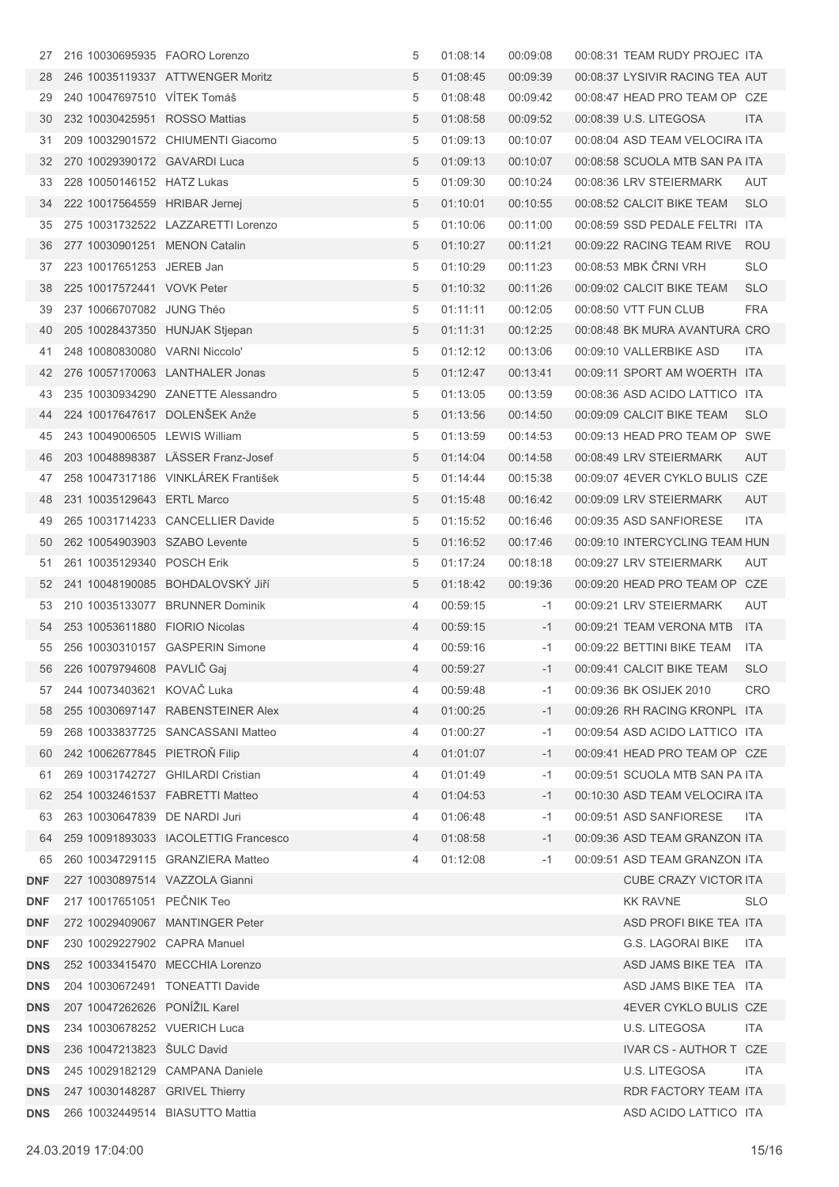| | | | | | | | | | |
|---|---|---|---|---|---|---|---|---|---|
| 27 | 216 | 10030695935 | FAORO Lorenzo | 5 | 01:08:14 | 00:09:08 | 00:08:31 | TEAM RUDY PROJEC | ITA |
| 28 | 246 | 10035119337 | ATTWENGER Moritz | 5 | 01:08:45 | 00:09:39 | 00:08:37 | LYSIVIR RACING TEA | AUT |
| 29 | 240 | 10047697510 | VÍTEK Tomáš | 5 | 01:08:48 | 00:09:42 | 00:08:47 | HEAD PRO TEAM OP | CZE |
| 30 | 232 | 10030425951 | ROSSO Mattias | 5 | 01:08:58 | 00:09:52 | 00:08:39 | U.S. LITEGOSA | ITA |
| 31 | 209 | 10032901572 | CHIUMENTI Giacomo | 5 | 01:09:13 | 00:10:07 | 00:08:04 | ASD TEAM VELOCIRA | ITA |
| 32 | 270 | 10029390172 | GAVARDI Luca | 5 | 01:09:13 | 00:10:07 | 00:08:58 | SCUOLA MTB SAN PA | ITA |
| 33 | 228 | 10050146152 | HATZ Lukas | 5 | 01:09:30 | 00:10:24 | 00:08:36 | LRV STEIERMARK | AUT |
| 34 | 222 | 10017564559 | HRIBAR Jernej | 5 | 01:10:01 | 00:10:55 | 00:08:52 | CALCIT BIKE TEAM | SLO |
| 35 | 275 | 10031732522 | LAZZARETTI Lorenzo | 5 | 01:10:06 | 00:11:00 | 00:08:59 | SSD PEDALE FELTRI | ITA |
| 36 | 277 | 10030901251 | MENON Catalin | 5 | 01:10:27 | 00:11:21 | 00:09:22 | RACING TEAM RIVE | ROU |
| 37 | 223 | 10017651253 | JEREB Jan | 5 | 01:10:29 | 00:11:23 | 00:08:53 | MBK ČRNI VRH | SLO |
| 38 | 225 | 10017572441 | VOVK Peter | 5 | 01:10:32 | 00:11:26 | 00:09:02 | CALCIT BIKE TEAM | SLO |
| 39 | 237 | 10066707082 | JUNG Théo | 5 | 01:11:11 | 00:12:05 | 00:08:50 | VTT FUN CLUB | FRA |
| 40 | 205 | 10028437350 | HUNJAK Stjepan | 5 | 01:11:31 | 00:12:25 | 00:08:48 | BK MURA AVANTURA | CRO |
| 41 | 248 | 10080830080 | VARNI Niccolo' | 5 | 01:12:12 | 00:13:06 | 00:09:10 | VALLERBIKE ASD | ITA |
| 42 | 276 | 10057170063 | LANTHALER Jonas | 5 | 01:12:47 | 00:13:41 | 00:09:11 | SPORT AM WOERTH | ITA |
| 43 | 235 | 10030934290 | ZANETTE Alessandro | 5 | 01:13:05 | 00:13:59 | 00:08:36 | ASD ACIDO LATTICO | ITA |
| 44 | 224 | 10017647617 | DOLENŠEK Anže | 5 | 01:13:56 | 00:14:50 | 00:09:09 | CALCIT BIKE TEAM | SLO |
| 45 | 243 | 10049006505 | LEWIS William | 5 | 01:13:59 | 00:14:53 | 00:09:13 | HEAD PRO TEAM OP | SWE |
| 46 | 203 | 10048898387 | LÄSSER Franz-Josef | 5 | 01:14:04 | 00:14:58 | 00:08:49 | LRV STEIERMARK | AUT |
| 47 | 258 | 10047317186 | VINKLÁREK František | 5 | 01:14:44 | 00:15:38 | 00:09:07 | 4EVER CYKLO BULIS | CZE |
| 48 | 231 | 10035129643 | ERTL Marco | 5 | 01:15:48 | 00:16:42 | 00:09:09 | LRV STEIERMARK | AUT |
| 49 | 265 | 10031714233 | CANCELLIER Davide | 5 | 01:15:52 | 00:16:46 | 00:09:35 | ASD SANFIORESE | ITA |
| 50 | 262 | 10054903903 | SZABO Levente | 5 | 01:16:52 | 00:17:46 | 00:09:10 | INTERCYCLING TEAM | HUN |
| 51 | 261 | 10035129340 | POSCH Erik | 5 | 01:17:24 | 00:18:18 | 00:09:27 | LRV STEIERMARK | AUT |
| 52 | 241 | 10048190085 | BOHDALOVSKÝ Jiří | 5 | 01:18:42 | 00:19:36 | 00:09:20 | HEAD PRO TEAM OP | CZE |
| 53 | 210 | 10035133077 | BRUNNER Dominik | 4 | 00:59:15 | -1 | 00:09:21 | LRV STEIERMARK | AUT |
| 54 | 253 | 10053611880 | FIORIO Nicolas | 4 | 00:59:15 | -1 | 00:09:21 | TEAM VERONA MTB | ITA |
| 55 | 256 | 10030310157 | GASPERIN Simone | 4 | 00:59:16 | -1 | 00:09:22 | BETTINI BIKE TEAM | ITA |
| 56 | 226 | 10079794608 | PAVLIČ Gaj | 4 | 00:59:27 | -1 | 00:09:41 | CALCIT BIKE TEAM | SLO |
| 57 | 244 | 10073403621 | KOVAČ Luka | 4 | 00:59:48 | -1 | 00:09:36 | BK OSIJEK 2010 | CRO |
| 58 | 255 | 10030697147 | RABENSTEINER Alex | 4 | 01:00:25 | -1 | 00:09:26 | RH RACING KRONPL | ITA |
| 59 | 268 | 10033837725 | SANCASSANI Matteo | 4 | 01:00:27 | -1 | 00:09:54 | ASD ACIDO LATTICO | ITA |
| 60 | 242 | 10062677845 | PIETROŇ Filip | 4 | 01:01:07 | -1 | 00:09:41 | HEAD PRO TEAM OP | CZE |
| 61 | 269 | 10031742727 | GHILARDI Cristian | 4 | 01:01:49 | -1 | 00:09:51 | SCUOLA MTB SAN PA | ITA |
| 62 | 254 | 10032461537 | FABRETTI Matteo | 4 | 01:04:53 | -1 | 00:10:30 | ASD TEAM VELOCIRA | ITA |
| 63 | 263 | 10030647839 | DE NARDI Juri | 4 | 01:06:48 | -1 | 00:09:51 | ASD SANFIORESE | ITA |
| 64 | 259 | 10091893033 | IACOLETTIG Francesco | 4 | 01:08:58 | -1 | 00:09:36 | ASD TEAM GRANZON | ITA |
| 65 | 260 | 10034729115 | GRANZIERA Matteo | 4 | 01:12:08 | -1 | 00:09:51 | ASD TEAM GRANZON | ITA |
| **DNF** | 227 | 10030897514 | VAZZOLA Gianni | | | | | CUBE CRAZY VICTOR | ITA |
| **DNF** | 217 | 10017651051 | PEČNIK Teo | | | | | KK RAVNE | SLO |
| **DNF** | 272 | 10029409067 | MANTINGER Peter | | | | | ASD PROFI BIKE TEA | ITA |
| **DNF** | 230 | 10029227902 | CAPRA Manuel | | | | | G.S. LAGORAI BIKE | ITA |
| **DNS** | 252 | 10033415470 | MECCHIA Lorenzo | | | | | ASD JAMS BIKE TEA | ITA |
| **DNS** | 204 | 10030672491 | TONEATTI Davide | | | | | ASD JAMS BIKE TEA | ITA |
| **DNS** | 207 | 10047262626 | PONÍŽIL Karel | | | | | 4EVER CYKLO BULIS | CZE |
| **DNS** | 234 | 10030678252 | VUERICH Luca | | | | | U.S. LITEGOSA | ITA |
| **DNS** | 236 | 10047213823 | ŠULC David | | | | | IVAR CS - AUTHOR T | CZE |
| **DNS** | 245 | 10029182129 | CAMPANA Daniele | | | | | U.S. LITEGOSA | ITA |
| **DNS** | 247 | 10030148287 | GRIVEL Thierry | | | | | RDR FACTORY TEAM | ITA |
| **DNS** | 266 | 10032449514 | BIASUTTO Mattia | | | | | ASD ACIDO LATTICO | ITA |

24.03.2019 17:04:00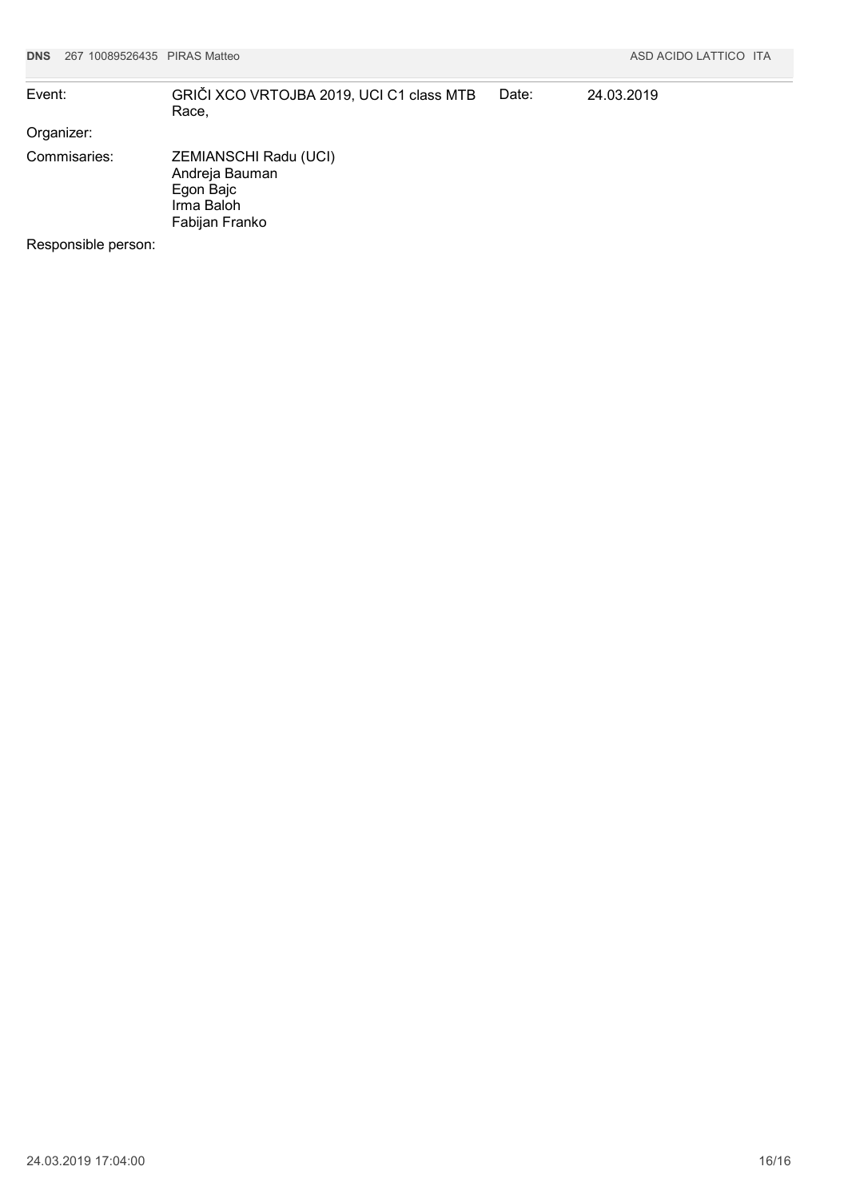| **DNS** | 267 | 10089526435 | PIRAS Matteo | ASD ACIDO LATTICO | ITA |
|---|---|---|---|---|---|

| | | | |
|---|---|---|---|
| Event: | GRIČI XCO VRTOJBA 2019, UCI C1 class MTB Race, | Date: | 24.03.2019 |
| Organizer: | | | |
| Commisaries: | ZEMIANSCHI Radu (UCI)<br>Andreja Bauman<br>Egon Bajc<br>Irma Baloh<br>Fabijan Franko | | |
| Responsible person: | | | |

24.03.2019 17:04:00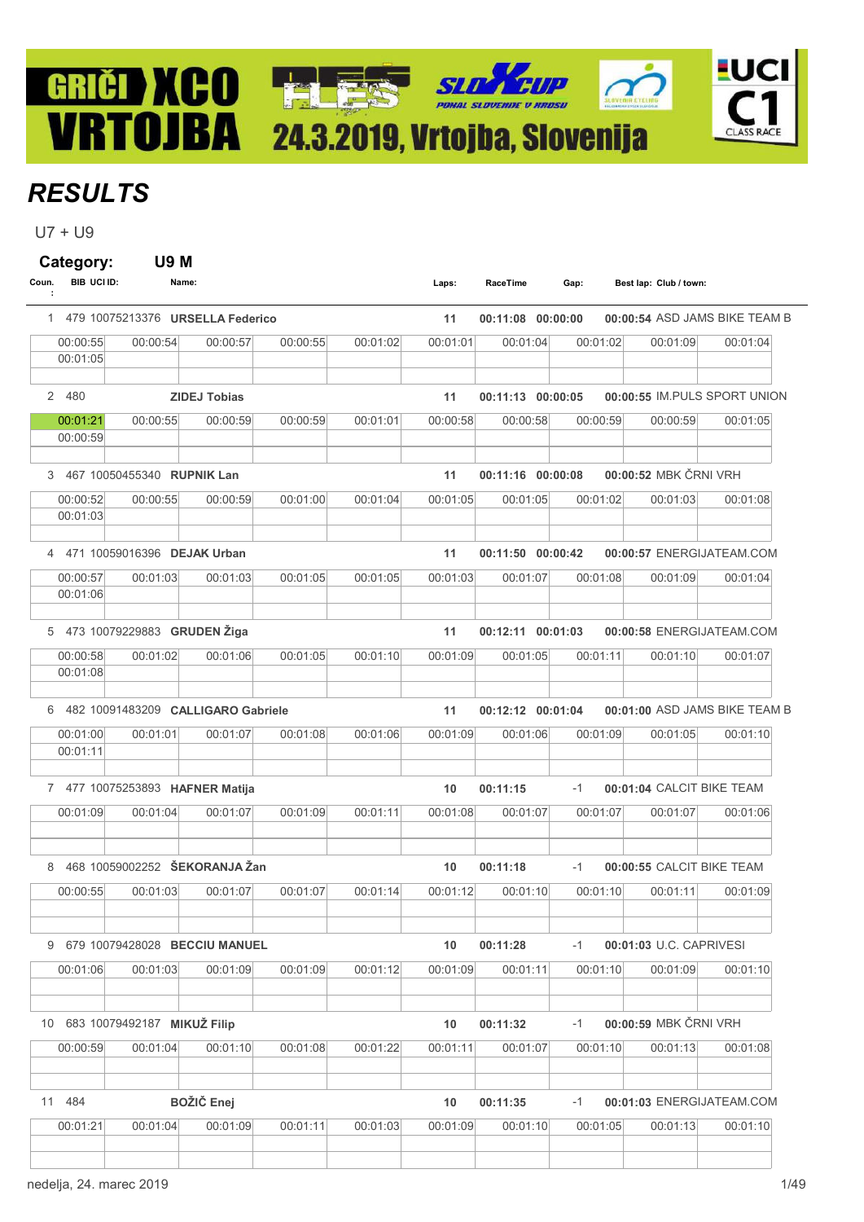GRIČI XCO VRTOJBA 24.3.2019, Vrtojba, Slovenija

# RESULTS

U7 + U9

**Category:** **U9 M**

| Coun. | BIB | UCI ID: | Name: | Laps: | RaceTime | Gap: | Best lap: | Club / town: |
|---|---|---|---|---|---|---|---|---|
| 1 | 479 | 10075213376 | **URSELLA Federico** | **11** | **00:11:08** | **00:00:00** | **00:00:54** | ASD JAMS BIKE TEAM B |
| 2 | 480 | | **ZIDEJ Tobias** | **11** | **00:11:13** | **00:00:05** | **00:00:55** | IM.PULS SPORT UNION |
| 3 | 467 | 10050455340 | **RUPNIK Lan** | **11** | **00:11:16** | **00:00:08** | **00:00:52** | MBK ČRNI VRH |
| 4 | 471 | 10059016396 | **DEJAK Urban** | **11** | **00:11:50** | **00:00:42** | **00:00:57** | ENERGIJATEAM.COM |
| 5 | 473 | 10079229883 | **GRUDEN Žiga** | **11** | **00:12:11** | **00:01:03** | **00:00:58** | ENERGIJATEAM.COM |
| 6 | 482 | 10091483209 | **CALLIGARO Gabriele** | **11** | **00:12:12** | **00:01:04** | **00:01:00** | ASD JAMS BIKE TEAM B |
| 7 | 477 | 10075253893 | **HAFNER Matija** | **10** | **00:11:15** | -1 | **00:01:04** | CALCIT BIKE TEAM |
| 8 | 468 | 10059002252 | **ŠEKORANJA Žan** | **10** | **00:11:18** | -1 | **00:00:55** | CALCIT BIKE TEAM |
| 9 | 679 | 10079428028 | **BECCIU MANUEL** | **10** | **00:11:28** | -1 | **00:01:03** | U.C. CAPRIVESI |
| 10 | 683 | 10079492187 | **MIKUŽ Filip** | **10** | **00:11:32** | -1 | **00:00:59** | MBK ČRNI VRH |
| 11 | 484 | | **BOŽIČ Enej** | **10** | **00:11:35** | -1 | **00:01:03** | ENERGIJATEAM.COM |

**Lap times:**

| Rank | Name | Lap 1 | Lap 2 | Lap 3 | Lap 4 | Lap 5 | Lap 6 | Lap 7 | Lap 8 | Lap 9 | Lap 10 | Lap 11 |
|---|---|---|---|---|---|---|---|---|---|---|---|---|
| 1 | URSELLA Federico | 00:00:55 | 00:00:54 | 00:00:57 | 00:00:55 | 00:01:02 | 00:01:01 | 00:01:04 | 00:01:02 | 00:01:09 | 00:01:04 | 00:01:05 |
| 2 | ZIDEJ Tobias | 00:01:21 | 00:00:55 | 00:00:59 | 00:00:59 | 00:01:01 | 00:00:58 | 00:00:58 | 00:00:59 | 00:00:59 | 00:01:05 | 00:00:59 |
| 3 | RUPNIK Lan | 00:00:52 | 00:00:55 | 00:00:59 | 00:01:00 | 00:01:04 | 00:01:05 | 00:01:05 | 00:01:02 | 00:01:03 | 00:01:08 | 00:01:03 |
| 4 | DEJAK Urban | 00:00:57 | 00:01:03 | 00:01:03 | 00:01:05 | 00:01:05 | 00:01:03 | 00:01:07 | 00:01:08 | 00:01:09 | 00:01:04 | 00:01:06 |
| 5 | GRUDEN Žiga | 00:00:58 | 00:01:02 | 00:01:06 | 00:01:05 | 00:01:10 | 00:01:09 | 00:01:05 | 00:01:11 | 00:01:10 | 00:01:07 | 00:01:08 |
| 6 | CALLIGARO Gabriele | 00:01:00 | 00:01:01 | 00:01:07 | 00:01:08 | 00:01:06 | 00:01:09 | 00:01:06 | 00:01:09 | 00:01:05 | 00:01:10 | 00:01:11 |
| 7 | HAFNER Matija | 00:01:09 | 00:01:04 | 00:01:07 | 00:01:09 | 00:01:11 | 00:01:08 | 00:01:07 | 00:01:07 | 00:01:07 | 00:01:06 | |
| 8 | ŠEKORANJA Žan | 00:00:55 | 00:01:03 | 00:01:07 | 00:01:07 | 00:01:14 | 00:01:12 | 00:01:10 | 00:01:10 | 00:01:11 | 00:01:09 | |
| 9 | BECCIU MANUEL | 00:01:06 | 00:01:03 | 00:01:09 | 00:01:09 | 00:01:12 | 00:01:09 | 00:01:11 | 00:01:10 | 00:01:09 | 00:01:10 | |
| 10 | MIKUŽ Filip | 00:00:59 | 00:01:04 | 00:01:10 | 00:01:08 | 00:01:22 | 00:01:11 | 00:01:07 | 00:01:10 | 00:01:13 | 00:01:08 | |
| 11 | BOŽIČ Enej | 00:01:21 | 00:01:04 | 00:01:09 | 00:01:11 | 00:01:03 | 00:01:09 | 00:01:10 | 00:01:05 | 00:01:13 | 00:01:10 | |

nedelja, 24. marec 2019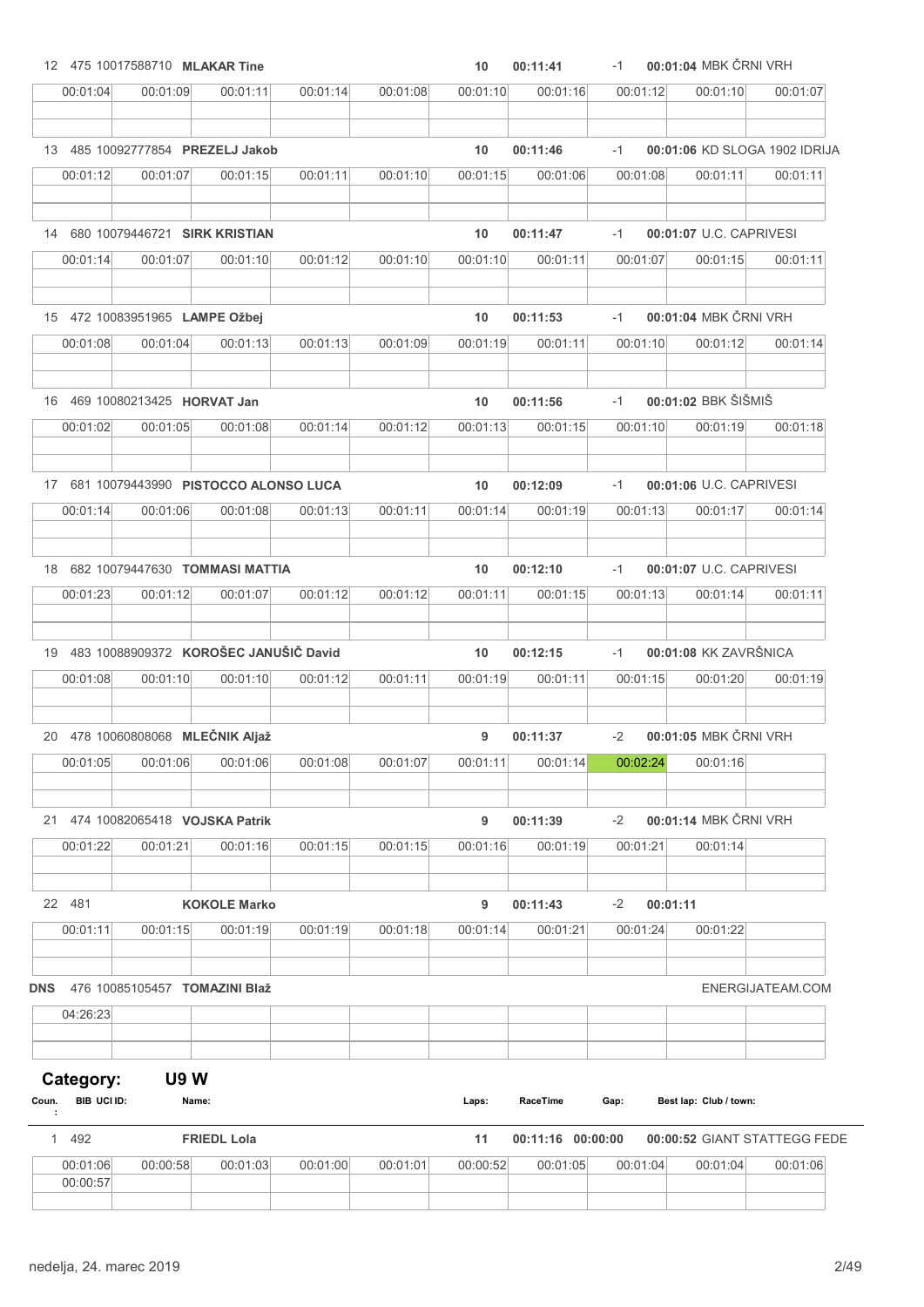| Coun. | BIB | UCI ID | Name | Laps | RaceTime | Gap | Best lap | Club / town |
|---|---|---|---|---|---|---|---|---|
| 12 | 475 | 10017588710 | **MLAKAR Tine** | 10 | 00:11:41 | -1 | 00:01:04 | MBK ČRNI VRH |

| 00:01:04 | 00:01:09 | 00:01:11 | 00:01:14 | 00:01:08 | 00:01:10 | 00:01:16 | 00:01:12 | 00:01:10 | 00:01:07 |
|---|---|---|---|---|---|---|---|---|---|

| Coun. | BIB | UCI ID | Name | Laps | RaceTime | Gap | Best lap | Club / town |
|---|---|---|---|---|---|---|---|---|
| 13 | 485 | 10092777854 | **PREZELJ Jakob** | 10 | 00:11:46 | -1 | 00:01:06 | KD SLOGA 1902 IDRIJA |

| 00:01:12 | 00:01:07 | 00:01:15 | 00:01:11 | 00:01:10 | 00:01:15 | 00:01:06 | 00:01:08 | 00:01:11 | 00:01:11 |
|---|---|---|---|---|---|---|---|---|---|

| Coun. | BIB | UCI ID | Name | Laps | RaceTime | Gap | Best lap | Club / town |
|---|---|---|---|---|---|---|---|---|
| 14 | 680 | 10079446721 | **SIRK KRISTIAN** | 10 | 00:11:47 | -1 | 00:01:07 | U.C. CAPRIVESI |

| 00:01:14 | 00:01:07 | 00:01:10 | 00:01:12 | 00:01:10 | 00:01:10 | 00:01:11 | 00:01:07 | 00:01:15 | 00:01:11 |
|---|---|---|---|---|---|---|---|---|---|

| Coun. | BIB | UCI ID | Name | Laps | RaceTime | Gap | Best lap | Club / town |
|---|---|---|---|---|---|---|---|---|
| 15 | 472 | 10083951965 | **LAMPE Ožbej** | 10 | 00:11:53 | -1 | 00:01:04 | MBK ČRNI VRH |

| 00:01:08 | 00:01:04 | 00:01:13 | 00:01:13 | 00:01:09 | 00:01:19 | 00:01:11 | 00:01:10 | 00:01:12 | 00:01:14 |
|---|---|---|---|---|---|---|---|---|---|

| Coun. | BIB | UCI ID | Name | Laps | RaceTime | Gap | Best lap | Club / town |
|---|---|---|---|---|---|---|---|---|
| 16 | 469 | 10080213425 | **HORVAT Jan** | 10 | 00:11:56 | -1 | 00:01:02 | BBK ŠIŠMIŠ |

| 00:01:02 | 00:01:05 | 00:01:08 | 00:01:14 | 00:01:12 | 00:01:13 | 00:01:15 | 00:01:10 | 00:01:19 | 00:01:18 |
|---|---|---|---|---|---|---|---|---|---|

| Coun. | BIB | UCI ID | Name | Laps | RaceTime | Gap | Best lap | Club / town |
|---|---|---|---|---|---|---|---|---|
| 17 | 681 | 10079443990 | **PISTOCCO ALONSO LUCA** | 10 | 00:12:09 | -1 | 00:01:06 | U.C. CAPRIVESI |

| 00:01:14 | 00:01:06 | 00:01:08 | 00:01:13 | 00:01:11 | 00:01:14 | 00:01:19 | 00:01:13 | 00:01:17 | 00:01:14 |
|---|---|---|---|---|---|---|---|---|---|

| Coun. | BIB | UCI ID | Name | Laps | RaceTime | Gap | Best lap | Club / town |
|---|---|---|---|---|---|---|---|---|
| 18 | 682 | 10079447630 | **TOMMASI MATTIA** | 10 | 00:12:10 | -1 | 00:01:07 | U.C. CAPRIVESI |

| 00:01:23 | 00:01:12 | 00:01:07 | 00:01:12 | 00:01:12 | 00:01:11 | 00:01:15 | 00:01:13 | 00:01:14 | 00:01:11 |
|---|---|---|---|---|---|---|---|---|---|

| Coun. | BIB | UCI ID | Name | Laps | RaceTime | Gap | Best lap | Club / town |
|---|---|---|---|---|---|---|---|---|
| 19 | 483 | 10088909372 | **KOROŠEC JANUŠIČ David** | 10 | 00:12:15 | -1 | 00:01:08 | KK ZAVRŠNICA |

| 00:01:08 | 00:01:10 | 00:01:10 | 00:01:12 | 00:01:11 | 00:01:19 | 00:01:11 | 00:01:15 | 00:01:20 | 00:01:19 |
|---|---|---|---|---|---|---|---|---|---|

| Coun. | BIB | UCI ID | Name | Laps | RaceTime | Gap | Best lap | Club / town |
|---|---|---|---|---|---|---|---|---|
| 20 | 478 | 10060808068 | **MLEČNIK Aljaž** | 9 | 00:11:37 | -2 | 00:01:05 | MBK ČRNI VRH |

| 00:01:05 | 00:01:06 | 00:01:06 | 00:01:08 | 00:01:07 | 00:01:11 | 00:01:14 | 00:02:24 | 00:01:16 | |
|---|---|---|---|---|---|---|---|---|---|

| Coun. | BIB | UCI ID | Name | Laps | RaceTime | Gap | Best lap | Club / town |
|---|---|---|---|---|---|---|---|---|
| 21 | 474 | 10082065418 | **VOJSKA Patrik** | 9 | 00:11:39 | -2 | 00:01:14 | MBK ČRNI VRH |

| 00:01:22 | 00:01:21 | 00:01:16 | 00:01:15 | 00:01:15 | 00:01:16 | 00:01:19 | 00:01:21 | 00:01:14 | |
|---|---|---|---|---|---|---|---|---|---|

| Coun. | BIB | UCI ID | Name | Laps | RaceTime | Gap | Best lap | Club / town |
|---|---|---|---|---|---|---|---|---|
| 22 | 481 | | **KOKOLE Marko** | 9 | 00:11:43 | -2 | 00:01:11 | |

| 00:01:11 | 00:01:15 | 00:01:19 | 00:01:19 | 00:01:18 | 00:01:14 | 00:01:21 | 00:01:24 | 00:01:22 | |
|---|---|---|---|---|---|---|---|---|---|

| Coun. | BIB | UCI ID | Name | Laps | RaceTime | Gap | Best lap | Club / town |
|---|---|---|---|---|---|---|---|---|
| DNS | 476 | 10085105457 | **TOMAZINI Blaž** | | | | | ENERGIJATEAM.COM |

| 04:26:23 | | | | | | | | | |
|---|---|---|---|---|---|---|---|---|---|

## Category: U9 W

| Coun.: | BIB | UCI ID: | Name: | Laps: | RaceTime | Gap: | Best lap: | Club / town: |
|---|---|---|---|---|---|---|---|---|
| 1 | 492 | | **FRIEDL Lola** | 11 | 00:11:16 | 00:00:00 | 00:00:52 | GIANT STATTEGG FEDE |

| 00:01:06 | 00:00:58 | 00:01:03 | 00:01:00 | 00:01:01 | 00:00:52 | 00:01:05 | 00:01:04 | 00:01:04 | 00:01:06 |
|---|---|---|---|---|---|---|---|---|---|
| 00:00:57 | | | | | | | | | |

nedelja, 24. marec 2019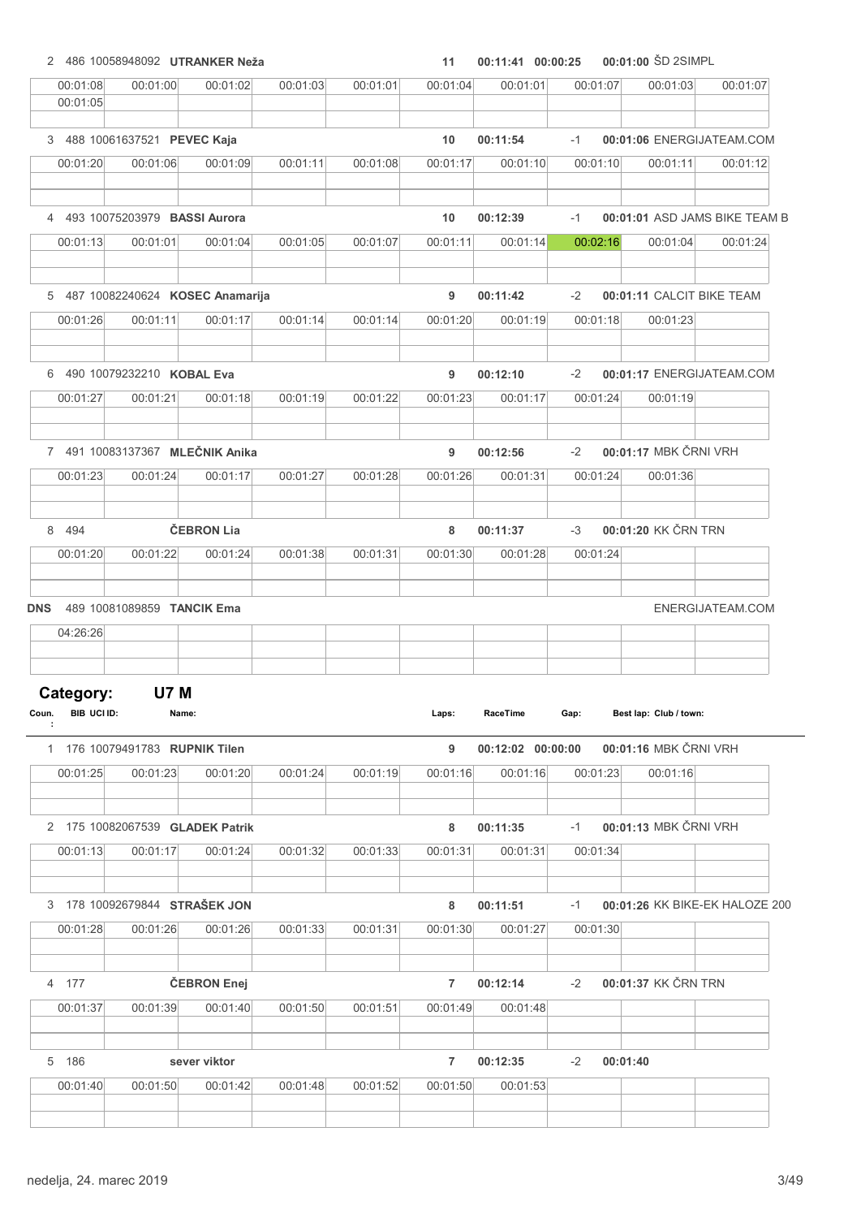| Coun. | BIB | UCI ID | Name | Laps | RaceTime | Gap | Best lap | Club / town |
|---|---|---|---|---|---|---|---|---|
| 2 | 486 | 10058948092 | **UTRANKER Neža** | 11 | 00:11:41 | 00:00:25 | 00:01:00 | ŠD 2SIMPL |

| | | | | | | | | | |
|---|---|---|---|---|---|---|---|---|---|
| 00:01:08 | 00:01:00 | 00:01:02 | 00:01:03 | 00:01:01 | 00:01:04 | 00:01:01 | 00:01:07 | 00:01:03 | 00:01:07 |
| 00:01:05 | | | | | | | | | |

| Coun. | BIB | UCI ID | Name | Laps | RaceTime | Gap | Best lap | Club / town |
|---|---|---|---|---|---|---|---|---|
| 3 | 488 | 10061637521 | **PEVEC Kaja** | 10 | 00:11:54 | -1 | 00:01:06 | ENERGIJATEAM.COM |

| | | | | | | | | | |
|---|---|---|---|---|---|---|---|---|---|
| 00:01:20 | 00:01:06 | 00:01:09 | 00:01:11 | 00:01:08 | 00:01:17 | 00:01:10 | 00:01:10 | 00:01:11 | 00:01:12 |

| Coun. | BIB | UCI ID | Name | Laps | RaceTime | Gap | Best lap | Club / town |
|---|---|---|---|---|---|---|---|---|
| 4 | 493 | 10075203979 | **BASSI Aurora** | 10 | 00:12:39 | -1 | 00:01:01 | ASD JAMS BIKE TEAM B |

| | | | | | | | | | |
|---|---|---|---|---|---|---|---|---|---|
| 00:01:13 | 00:01:01 | 00:01:04 | 00:01:05 | 00:01:07 | 00:01:11 | 00:01:14 | 00:02:16 | 00:01:04 | 00:01:24 |

| Coun. | BIB | UCI ID | Name | Laps | RaceTime | Gap | Best lap | Club / town |
|---|---|---|---|---|---|---|---|---|
| 5 | 487 | 10082240624 | **KOSEC Anamarija** | 9 | 00:11:42 | -2 | 00:01:11 | CALCIT BIKE TEAM |

| | | | | | | | | | |
|---|---|---|---|---|---|---|---|---|---|
| 00:01:26 | 00:01:11 | 00:01:17 | 00:01:14 | 00:01:14 | 00:01:20 | 00:01:19 | 00:01:18 | 00:01:23 | |

| Coun. | BIB | UCI ID | Name | Laps | RaceTime | Gap | Best lap | Club / town |
|---|---|---|---|---|---|---|---|---|
| 6 | 490 | 10079232210 | **KOBAL Eva** | 9 | 00:12:10 | -2 | 00:01:17 | ENERGIJATEAM.COM |

| | | | | | | | | | |
|---|---|---|---|---|---|---|---|---|---|
| 00:01:27 | 00:01:21 | 00:01:18 | 00:01:19 | 00:01:22 | 00:01:23 | 00:01:17 | 00:01:24 | 00:01:19 | |

| Coun. | BIB | UCI ID | Name | Laps | RaceTime | Gap | Best lap | Club / town |
|---|---|---|---|---|---|---|---|---|
| 7 | 491 | 10083137367 | **MLEČNIK Anika** | 9 | 00:12:56 | -2 | 00:01:17 | MBK ČRNI VRH |

| | | | | | | | | | |
|---|---|---|---|---|---|---|---|---|---|
| 00:01:23 | 00:01:24 | 00:01:17 | 00:01:27 | 00:01:28 | 00:01:26 | 00:01:31 | 00:01:24 | 00:01:36 | |

| Coun. | BIB | UCI ID | Name | Laps | RaceTime | Gap | Best lap | Club / town |
|---|---|---|---|---|---|---|---|---|
| 8 | 494 | | **ČEBRON Lia** | 8 | 00:11:37 | -3 | 00:01:20 | KK ČRN TRN |

| | | | | | | | | | |
|---|---|---|---|---|---|---|---|---|---|
| 00:01:20 | 00:01:22 | 00:01:24 | 00:01:38 | 00:01:31 | 00:01:30 | 00:01:28 | 00:01:24 | | |

| Coun. | BIB | UCI ID | Name | Laps | RaceTime | Gap | Best lap | Club / town |
|---|---|---|---|---|---|---|---|---|
| **DNS** | 489 | 10081089859 | **TANCIK Ema** | | | | | ENERGIJATEAM.COM |

| | | | | | | | | | |
|---|---|---|---|---|---|---|---|---|---|
| 04:26:26 | | | | | | | | | |

## Category: U7 M

| Coun. | BIB | UCI ID | Name | Laps | RaceTime | Gap | Best lap | Club / town |
|---|---|---|---|---|---|---|---|---|
| 1 | 176 | 10079491783 | **RUPNIK Tilen** | 9 | 00:12:02 | 00:00:00 | 00:01:16 | MBK ČRNI VRH |

| | | | | | | | | | |
|---|---|---|---|---|---|---|---|---|---|
| 00:01:25 | 00:01:23 | 00:01:20 | 00:01:24 | 00:01:19 | 00:01:16 | 00:01:16 | 00:01:23 | 00:01:16 | |

| Coun. | BIB | UCI ID | Name | Laps | RaceTime | Gap | Best lap | Club / town |
|---|---|---|---|---|---|---|---|---|
| 2 | 175 | 10082067539 | **GLADEK Patrik** | 8 | 00:11:35 | -1 | 00:01:13 | MBK ČRNI VRH |

| | | | | | | | | | |
|---|---|---|---|---|---|---|---|---|---|
| 00:01:13 | 00:01:17 | 00:01:24 | 00:01:32 | 00:01:33 | 00:01:31 | 00:01:31 | 00:01:34 | | |

| Coun. | BIB | UCI ID | Name | Laps | RaceTime | Gap | Best lap | Club / town |
|---|---|---|---|---|---|---|---|---|
| 3 | 178 | 10092679844 | **STRAŠEK JON** | 8 | 00:11:51 | -1 | 00:01:26 | KK BIKE-EK HALOZE 200 |

| | | | | | | | | | |
|---|---|---|---|---|---|---|---|---|---|
| 00:01:28 | 00:01:26 | 00:01:26 | 00:01:33 | 00:01:31 | 00:01:30 | 00:01:27 | 00:01:30 | | |

| Coun. | BIB | UCI ID | Name | Laps | RaceTime | Gap | Best lap | Club / town |
|---|---|---|---|---|---|---|---|---|
| 4 | 177 | | **ČEBRON Enej** | 7 | 00:12:14 | -2 | 00:01:37 | KK ČRN TRN |

| | | | | | | | | | |
|---|---|---|---|---|---|---|---|---|---|
| 00:01:37 | 00:01:39 | 00:01:40 | 00:01:50 | 00:01:51 | 00:01:49 | 00:01:48 | | | |

| Coun. | BIB | UCI ID | Name | Laps | RaceTime | Gap | Best lap | Club / town |
|---|---|---|---|---|---|---|---|---|
| 5 | 186 | | **sever viktor** | 7 | 00:12:35 | -2 | 00:01:40 | |

| | | | | | | | | | |
|---|---|---|---|---|---|---|---|---|---|
| 00:01:40 | 00:01:50 | 00:01:42 | 00:01:48 | 00:01:52 | 00:01:50 | 00:01:53 | | | |

nedelja, 24. marec 2019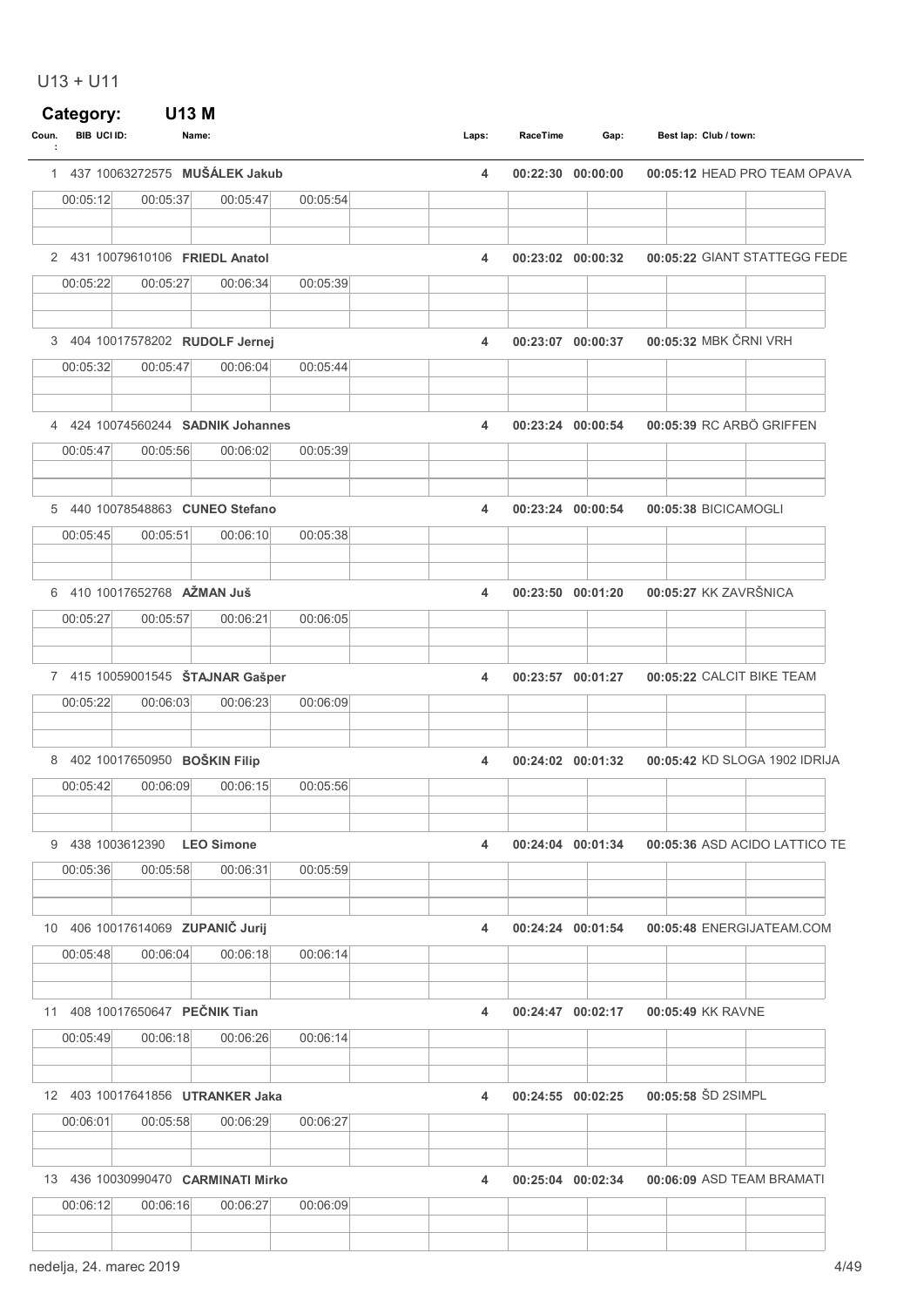U13 + U11

**Category: U13 M**

| Coun.: | BIB | UCI ID: | Name: | Laps: | RaceTime | Gap: | Best lap: | Club / town: |
|---|---|---|---|---|---|---|---|---|
| 1 | 437 | 10063272575 | **MUŠÁLEK Jakub** | 4 | 00:22:30 | 00:00:00 | 00:05:12 | HEAD PRO TEAM OPAVA |
| | 00:05:12 | 00:05:37 | 00:05:47 | 00:05:54 | | | | |
| 2 | 431 | 10079610106 | **FRIEDL Anatol** | 4 | 00:23:02 | 00:00:32 | 00:05:22 | GIANT STATTEGG FEDE |
| | 00:05:22 | 00:05:27 | 00:06:34 | 00:05:39 | | | | |
| 3 | 404 | 10017578202 | **RUDOLF Jernej** | 4 | 00:23:07 | 00:00:37 | 00:05:32 | MBK ČRNI VRH |
| | 00:05:32 | 00:05:47 | 00:06:04 | 00:05:44 | | | | |
| 4 | 424 | 10074560244 | **SADNIK Johannes** | 4 | 00:23:24 | 00:00:54 | 00:05:39 | RC ARBÖ GRIFFEN |
| | 00:05:47 | 00:05:56 | 00:06:02 | 00:05:39 | | | | |
| 5 | 440 | 10078548863 | **CUNEO Stefano** | 4 | 00:23:24 | 00:00:54 | 00:05:38 | BICICAMOGLI |
| | 00:05:45 | 00:05:51 | 00:06:10 | 00:05:38 | | | | |
| 6 | 410 | 10017652768 | **AŽMAN Juš** | 4 | 00:23:50 | 00:01:20 | 00:05:27 | KK ZAVRŠNICA |
| | 00:05:27 | 00:05:57 | 00:06:21 | 00:06:05 | | | | |
| 7 | 415 | 10059001545 | **ŠTAJNAR Gašper** | 4 | 00:23:57 | 00:01:27 | 00:05:22 | CALCIT BIKE TEAM |
| | 00:05:22 | 00:06:03 | 00:06:23 | 00:06:09 | | | | |
| 8 | 402 | 10017650950 | **BOŠKIN Filip** | 4 | 00:24:02 | 00:01:32 | 00:05:42 | KD SLOGA 1902 IDRIJA |
| | 00:05:42 | 00:06:09 | 00:06:15 | 00:05:56 | | | | |
| 9 | 438 | 1003612390 | **LEO Simone** | 4 | 00:24:04 | 00:01:34 | 00:05:36 | ASD ACIDO LATTICO TE |
| | 00:05:36 | 00:05:58 | 00:06:31 | 00:05:59 | | | | |
| 10 | 406 | 10017614069 | **ZUPANIČ Jurij** | 4 | 00:24:24 | 00:01:54 | 00:05:48 | ENERGIJATEAM.COM |
| | 00:05:48 | 00:06:04 | 00:06:18 | 00:06:14 | | | | |
| 11 | 408 | 10017650647 | **PEČNIK Tian** | 4 | 00:24:47 | 00:02:17 | 00:05:49 | KK RAVNE |
| | 00:05:49 | 00:06:18 | 00:06:26 | 00:06:14 | | | | |
| 12 | 403 | 10017641856 | **UTRANKER Jaka** | 4 | 00:24:55 | 00:02:25 | 00:05:58 | ŠD 2SIMPL |
| | 00:06:01 | 00:05:58 | 00:06:29 | 00:06:27 | | | | |
| 13 | 436 | 10030990470 | **CARMINATI Mirko** | 4 | 00:25:04 | 00:02:34 | 00:06:09 | ASD TEAM BRAMATI |
| | 00:06:12 | 00:06:16 | 00:06:27 | 00:06:09 | | | | |

nedelja, 24. marec 2019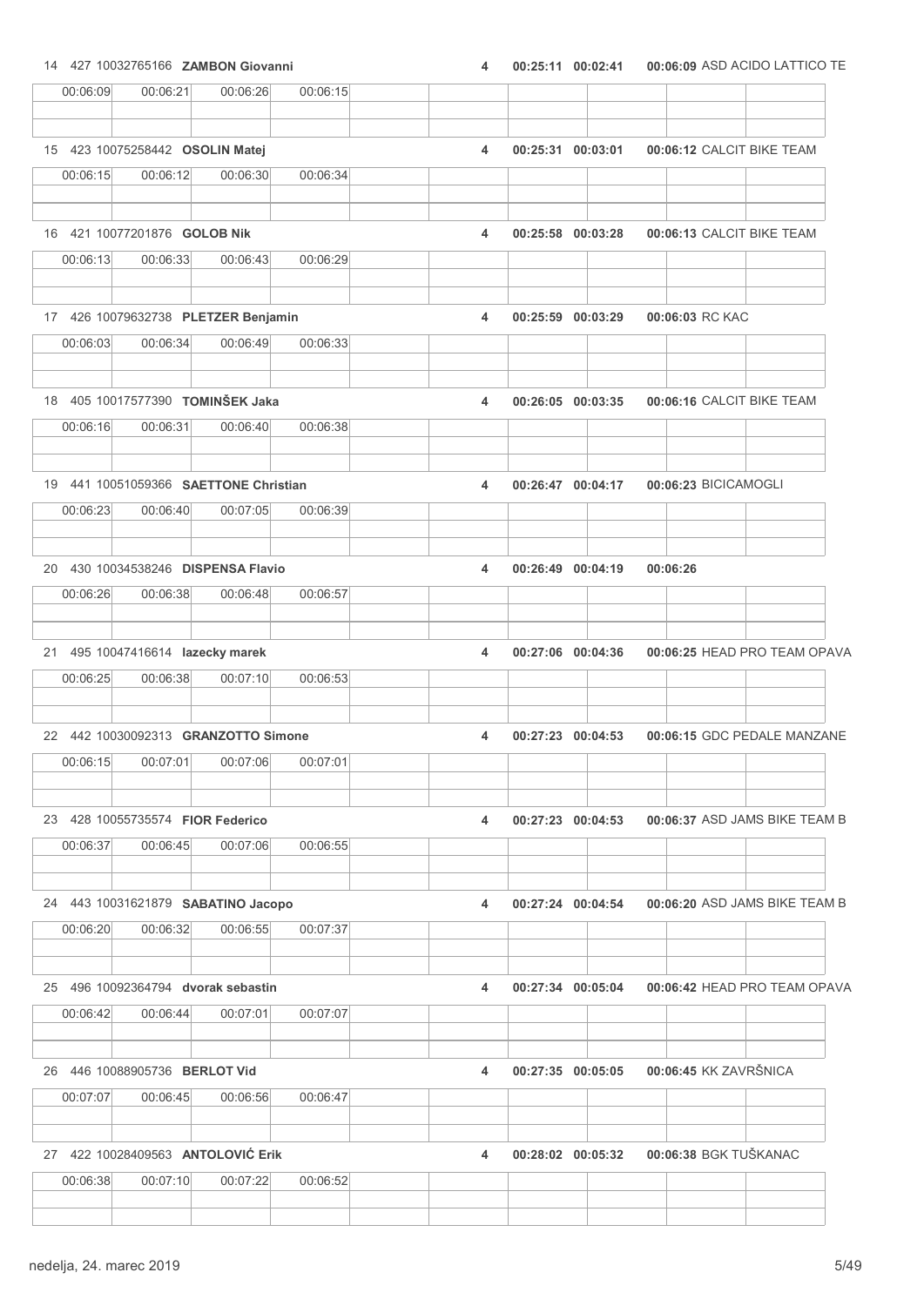| Pos | Nr | UCI ID | Name | Laps | Time | Gap | Best lap | Team |
|---|---|---|---|---|---|---|---|---|
| 14 | 427 | 10032765166 | **ZAMBON Giovanni** | 4 | 00:25:11 | 00:02:41 | 00:06:09 | ASD ACIDO LATTICO TE |
| | | | 00:06:09 / 00:06:21 / 00:06:26 / 00:06:15 | | | | | |
| 15 | 423 | 10075258442 | **OSOLIN Matej** | 4 | 00:25:31 | 00:03:01 | 00:06:12 | CALCIT BIKE TEAM |
| | | | 00:06:15 / 00:06:12 / 00:06:30 / 00:06:34 | | | | | |
| 16 | 421 | 10077201876 | **GOLOB Nik** | 4 | 00:25:58 | 00:03:28 | 00:06:13 | CALCIT BIKE TEAM |
| | | | 00:06:13 / 00:06:33 / 00:06:43 / 00:06:29 | | | | | |
| 17 | 426 | 10079632738 | **PLETZER Benjamin** | 4 | 00:25:59 | 00:03:29 | 00:06:03 | RC KAC |
| | | | 00:06:03 / 00:06:34 / 00:06:49 / 00:06:33 | | | | | |
| 18 | 405 | 10017577390 | **TOMINŠEK Jaka** | 4 | 00:26:05 | 00:03:35 | 00:06:16 | CALCIT BIKE TEAM |
| | | | 00:06:16 / 00:06:31 / 00:06:40 / 00:06:38 | | | | | |
| 19 | 441 | 10051059366 | **SAETTONE Christian** | 4 | 00:26:47 | 00:04:17 | 00:06:23 | BICICAMOGLI |
| | | | 00:06:23 / 00:06:40 / 00:07:05 / 00:06:39 | | | | | |
| 20 | 430 | 10034538246 | **DISPENSA Flavio** | 4 | 00:26:49 | 00:04:19 | 00:06:26 | |
| | | | 00:06:26 / 00:06:38 / 00:06:48 / 00:06:57 | | | | | |
| 21 | 495 | 10047416614 | **lazecky marek** | 4 | 00:27:06 | 00:04:36 | 00:06:25 | HEAD PRO TEAM OPAVA |
| | | | 00:06:25 / 00:06:38 / 00:07:10 / 00:06:53 | | | | | |
| 22 | 442 | 10030092313 | **GRANZOTTO Simone** | 4 | 00:27:23 | 00:04:53 | 00:06:15 | GDC PEDALE MANZANE |
| | | | 00:06:15 / 00:07:01 / 00:07:06 / 00:07:01 | | | | | |
| 23 | 428 | 10055735574 | **FIOR Federico** | 4 | 00:27:23 | 00:04:53 | 00:06:37 | ASD JAMS BIKE TEAM B |
| | | | 00:06:37 / 00:06:45 / 00:07:06 / 00:06:55 | | | | | |
| 24 | 443 | 10031621879 | **SABATINO Jacopo** | 4 | 00:27:24 | 00:04:54 | 00:06:20 | ASD JAMS BIKE TEAM B |
| | | | 00:06:20 / 00:06:32 / 00:06:55 / 00:07:37 | | | | | |
| 25 | 496 | 10092364794 | **dvorak sebastin** | 4 | 00:27:34 | 00:05:04 | 00:06:42 | HEAD PRO TEAM OPAVA |
| | | | 00:06:42 / 00:06:44 / 00:07:01 / 00:07:07 | | | | | |
| 26 | 446 | 10088905736 | **BERLOT Vid** | 4 | 00:27:35 | 00:05:05 | 00:06:45 | KK ZAVRŠNICA |
| | | | 00:07:07 / 00:06:45 / 00:06:56 / 00:06:47 | | | | | |
| 27 | 422 | 10028409563 | **ANTOLOVIĆ Erik** | 4 | 00:28:02 | 00:05:32 | 00:06:38 | BGK TUŠKANAC |
| | | | 00:06:38 / 00:07:10 / 00:07:22 / 00:06:52 | | | | | |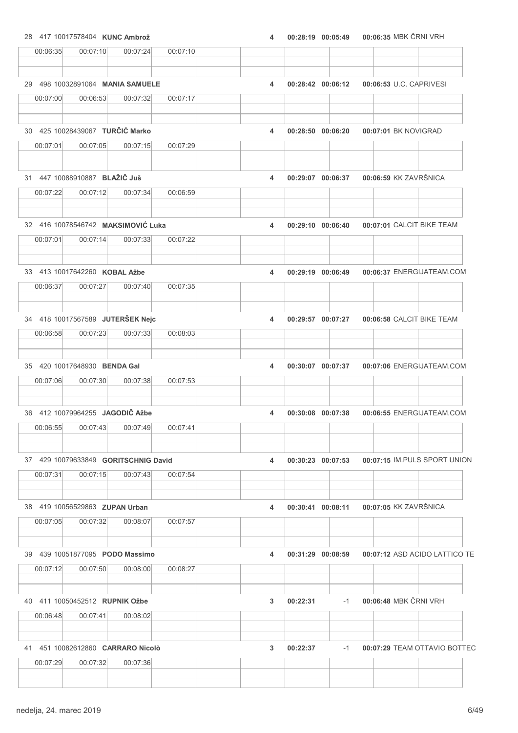| Rank | No. | UCI ID | Name | Laps | Time | Gap | Best lap | Team | Lap 1 | Lap 2 | Lap 3 | Lap 4 |
|---|---|---|---|---|---|---|---|---|---|---|---|---|
| 28 | 417 | 10017578404 | **KUNC Ambrož** | 4 | 00:28:19 | 00:05:49 | 00:06:35 | MBK ČRNI VRH | 00:06:35 | 00:07:10 | 00:07:24 | 00:07:10 |
| 29 | 498 | 10032891064 | **MANIA SAMUELE** | 4 | 00:28:42 | 00:06:12 | 00:06:53 | U.C. CAPRIVESI | 00:07:00 | 00:06:53 | 00:07:32 | 00:07:17 |
| 30 | 425 | 10028439067 | **TURČIĆ Marko** | 4 | 00:28:50 | 00:06:20 | 00:07:01 | BK NOVIGRAD | 00:07:01 | 00:07:05 | 00:07:15 | 00:07:29 |
| 31 | 447 | 10088910887 | **BLAŽIČ Juš** | 4 | 00:29:07 | 00:06:37 | 00:06:59 | KK ZAVRŠNICA | 00:07:22 | 00:07:12 | 00:07:34 | 00:06:59 |
| 32 | 416 | 10078546742 | **MAKSIMOVIĆ Luka** | 4 | 00:29:10 | 00:06:40 | 00:07:01 | CALCIT BIKE TEAM | 00:07:01 | 00:07:14 | 00:07:33 | 00:07:22 |
| 33 | 413 | 10017642260 | **KOBAL Ažbe** | 4 | 00:29:19 | 00:06:49 | 00:06:37 | ENERGIJATEAM.COM | 00:06:37 | 00:07:27 | 00:07:40 | 00:07:35 |
| 34 | 418 | 10017567589 | **JUTERŠEK Nejc** | 4 | 00:29:57 | 00:07:27 | 00:06:58 | CALCIT BIKE TEAM | 00:06:58 | 00:07:23 | 00:07:33 | 00:08:03 |
| 35 | 420 | 10017648930 | **BENDA Gal** | 4 | 00:30:07 | 00:07:37 | 00:07:06 | ENERGIJATEAM.COM | 00:07:06 | 00:07:30 | 00:07:38 | 00:07:53 |
| 36 | 412 | 10079964255 | **JAGODIČ Ažbe** | 4 | 00:30:08 | 00:07:38 | 00:06:55 | ENERGIJATEAM.COM | 00:06:55 | 00:07:43 | 00:07:49 | 00:07:41 |
| 37 | 429 | 10079633849 | **GORITSCHNIG David** | 4 | 00:30:23 | 00:07:53 | 00:07:15 | IM.PULS SPORT UNION | 00:07:31 | 00:07:15 | 00:07:43 | 00:07:54 |
| 38 | 419 | 10056529863 | **ZUPAN Urban** | 4 | 00:30:41 | 00:08:11 | 00:07:05 | KK ZAVRŠNICA | 00:07:05 | 00:07:32 | 00:08:07 | 00:07:57 |
| 39 | 439 | 10051877095 | **PODO Massimo** | 4 | 00:31:29 | 00:08:59 | 00:07:12 | ASD ACIDO LATTICO TE | 00:07:12 | 00:07:50 | 00:08:00 | 00:08:27 |
| 40 | 411 | 10050452512 | **RUPNIK Ožbe** | 3 | 00:22:31 | -1 | 00:06:48 | MBK ČRNI VRH | 00:06:48 | 00:07:41 | 00:08:02 | |
| 41 | 451 | 10082612860 | **CARRARO Nicolò** | 3 | 00:22:37 | -1 | 00:07:29 | TEAM OTTAVIO BOTTEC | 00:07:29 | 00:07:32 | 00:07:36 | |

nedelja, 24. marec 2019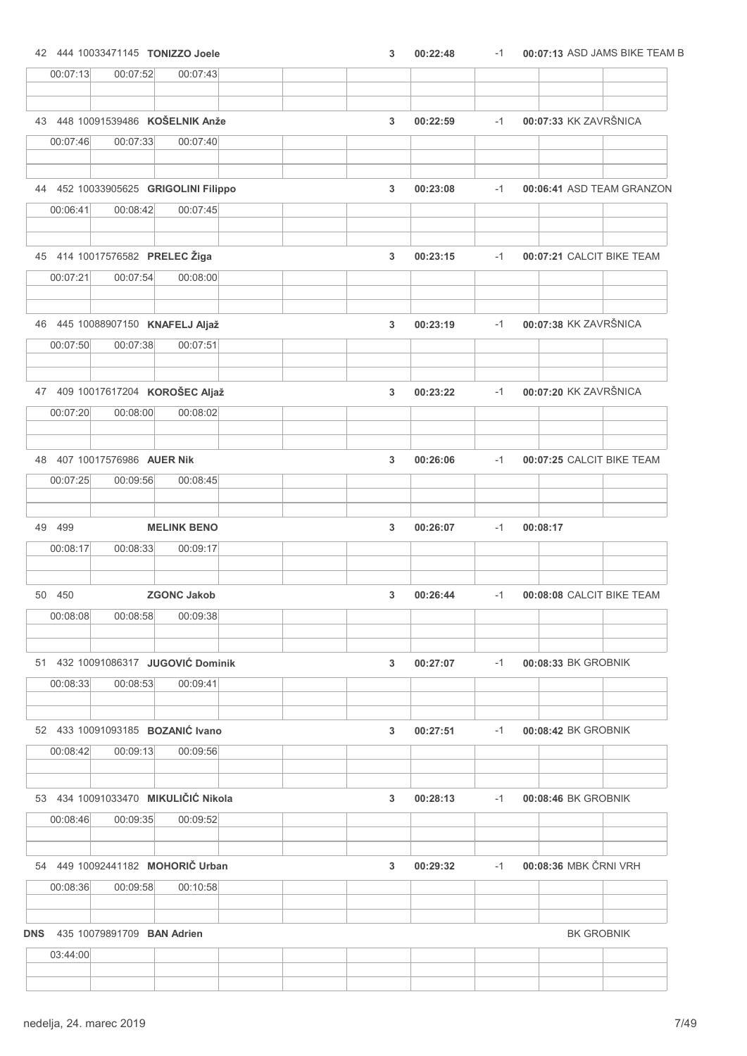| Pos | Start No | UCI ID | Name | Laps | Time | Gap | Best lap | Team |
|---|---|---|---|---|---|---|---|---|
| 42 | 444 | 10033471145 | **TONIZZO Joele** | 3 | 00:22:48 | -1 | 00:07:13 | ASD JAMS BIKE TEAM B |
| | 00:07:13 | 00:07:52 | 00:07:43 | | | | | |
| 43 | 448 | 10091539486 | **KOŠELNIK Anže** | 3 | 00:22:59 | -1 | 00:07:33 | KK ZAVRŠNICA |
| | 00:07:46 | 00:07:33 | 00:07:40 | | | | | |
| 44 | 452 | 10033905625 | **GRIGOLINI Filippo** | 3 | 00:23:08 | -1 | 00:06:41 | ASD TEAM GRANZON |
| | 00:06:41 | 00:08:42 | 00:07:45 | | | | | |
| 45 | 414 | 10017576582 | **PRELEC Žiga** | 3 | 00:23:15 | -1 | 00:07:21 | CALCIT BIKE TEAM |
| | 00:07:21 | 00:07:54 | 00:08:00 | | | | | |
| 46 | 445 | 10088907150 | **KNAFELJ Aljaž** | 3 | 00:23:19 | -1 | 00:07:38 | KK ZAVRŠNICA |
| | 00:07:50 | 00:07:38 | 00:07:51 | | | | | |
| 47 | 409 | 10017617204 | **KOROŠEC Aljaž** | 3 | 00:23:22 | -1 | 00:07:20 | KK ZAVRŠNICA |
| | 00:07:20 | 00:08:00 | 00:08:02 | | | | | |
| 48 | 407 | 10017576986 | **AUER Nik** | 3 | 00:26:06 | -1 | 00:07:25 | CALCIT BIKE TEAM |
| | 00:07:25 | 00:09:56 | 00:08:45 | | | | | |
| 49 | 499 | | **MELINK BENO** | 3 | 00:26:07 | -1 | 00:08:17 | |
| | 00:08:17 | 00:08:33 | 00:09:17 | | | | | |
| 50 | 450 | | **ZGONC Jakob** | 3 | 00:26:44 | -1 | 00:08:08 | CALCIT BIKE TEAM |
| | 00:08:08 | 00:08:58 | 00:09:38 | | | | | |
| 51 | 432 | 10091086317 | **JUGOVIĆ Dominik** | 3 | 00:27:07 | -1 | 00:08:33 | BK GROBNIK |
| | 00:08:33 | 00:08:53 | 00:09:41 | | | | | |
| 52 | 433 | 10091093185 | **BOZANIĆ Ivano** | 3 | 00:27:51 | -1 | 00:08:42 | BK GROBNIK |
| | 00:08:42 | 00:09:13 | 00:09:56 | | | | | |
| 53 | 434 | 10091033470 | **MIKULIČIĆ Nikola** | 3 | 00:28:13 | -1 | 00:08:46 | BK GROBNIK |
| | 00:08:46 | 00:09:35 | 00:09:52 | | | | | |
| 54 | 449 | 10092441182 | **MOHORIČ Urban** | 3 | 00:29:32 | -1 | 00:08:36 | MBK ČRNI VRH |
| | 00:08:36 | 00:09:58 | 00:10:58 | | | | | |
| **DNS** | 435 | 10079891709 | **BAN Adrien** | | | | | BK GROBNIK |
| | 03:44:00 | | | | | | | |

nedelja, 24. marec 2019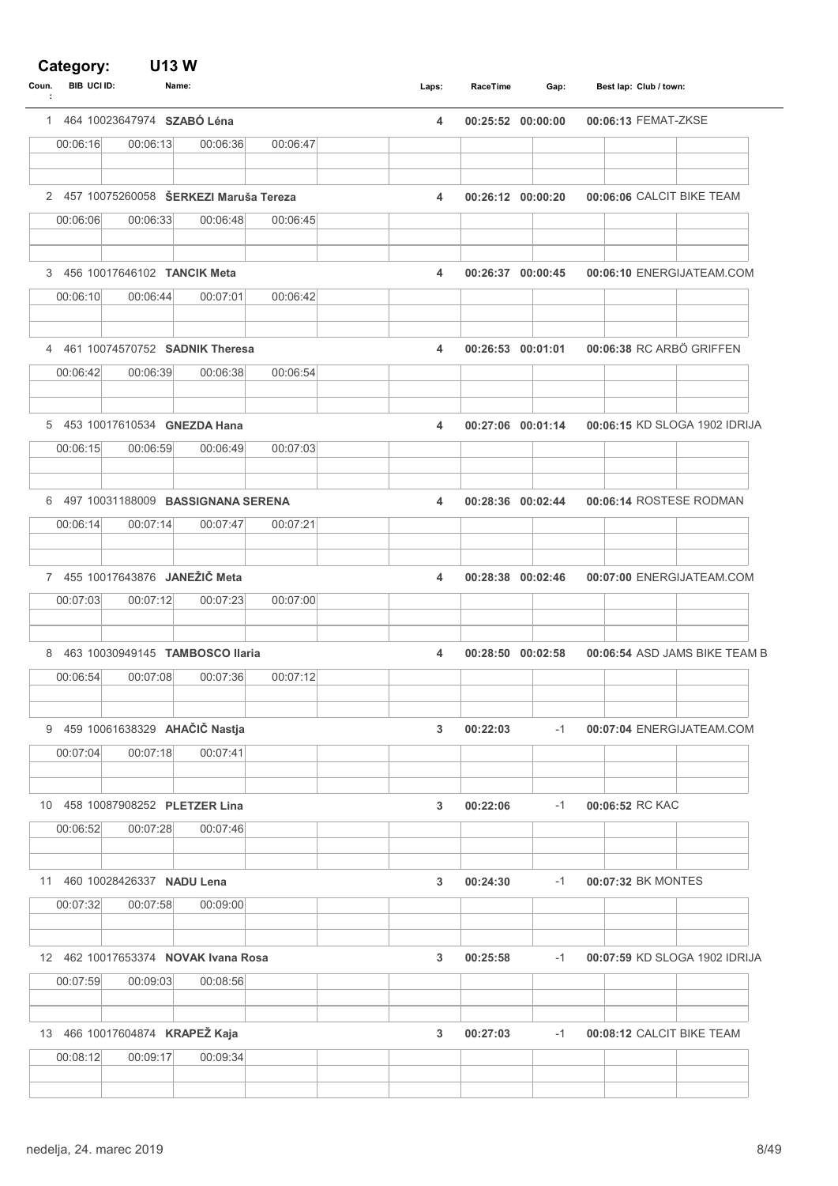## Category: U13 W

| Coun.: | BIB | UCI ID: | Name: | Laps: | RaceTime | Gap: | Best lap: | Club / town: |
|---|---|---|---|---|---|---|---|---|
| 1 | 464 | 10023647974 | **SZABÓ Léna** | 4 | 00:25:52 | 00:00:00 | 00:06:13 | FEMAT-ZKSE |
| | | | 00:06:16 / 00:06:13 / 00:06:36 / 00:06:47 | | | | | |
| 2 | 457 | 10075260058 | **ŠERKEZI Maruša Tereza** | 4 | 00:26:12 | 00:00:20 | 00:06:06 | CALCIT BIKE TEAM |
| | | | 00:06:06 / 00:06:33 / 00:06:48 / 00:06:45 | | | | | |
| 3 | 456 | 10017646102 | **TANCIK Meta** | 4 | 00:26:37 | 00:00:45 | 00:06:10 | ENERGIJATEAM.COM |
| | | | 00:06:10 / 00:06:44 / 00:07:01 / 00:06:42 | | | | | |
| 4 | 461 | 10074570752 | **SADNIK Theresa** | 4 | 00:26:53 | 00:01:01 | 00:06:38 | RC ARBÖ GRIFFEN |
| | | | 00:06:42 / 00:06:39 / 00:06:38 / 00:06:54 | | | | | |
| 5 | 453 | 10017610534 | **GNEZDA Hana** | 4 | 00:27:06 | 00:01:14 | 00:06:15 | KD SLOGA 1902 IDRIJA |
| | | | 00:06:15 / 00:06:59 / 00:06:49 / 00:07:03 | | | | | |
| 6 | 497 | 10031188009 | **BASSIGNANA SERENA** | 4 | 00:28:36 | 00:02:44 | 00:06:14 | ROSTESE RODMAN |
| | | | 00:06:14 / 00:07:14 / 00:07:47 / 00:07:21 | | | | | |
| 7 | 455 | 10017643876 | **JANEŽIČ Meta** | 4 | 00:28:38 | 00:02:46 | 00:07:00 | ENERGIJATEAM.COM |
| | | | 00:07:03 / 00:07:12 / 00:07:23 / 00:07:00 | | | | | |
| 8 | 463 | 10030949145 | **TAMBOSCO Ilaria** | 4 | 00:28:50 | 00:02:58 | 00:06:54 | ASD JAMS BIKE TEAM B |
| | | | 00:06:54 / 00:07:08 / 00:07:36 / 00:07:12 | | | | | |
| 9 | 459 | 10061638329 | **AHAČIČ Nastja** | 3 | 00:22:03 | -1 | 00:07:04 | ENERGIJATEAM.COM |
| | | | 00:07:04 / 00:07:18 / 00:07:41 | | | | | |
| 10 | 458 | 10087908252 | **PLETZER Lina** | 3 | 00:22:06 | -1 | 00:06:52 | RC KAC |
| | | | 00:06:52 / 00:07:28 / 00:07:46 | | | | | |
| 11 | 460 | 10028426337 | **NADU Lena** | 3 | 00:24:30 | -1 | 00:07:32 | BK MONTES |
| | | | 00:07:32 / 00:07:58 / 00:09:00 | | | | | |
| 12 | 462 | 10017653374 | **NOVAK Ivana Rosa** | 3 | 00:25:58 | -1 | 00:07:59 | KD SLOGA 1902 IDRIJA |
| | | | 00:07:59 / 00:09:03 / 00:08:56 | | | | | |
| 13 | 466 | 10017604874 | **KRAPEŽ Kaja** | 3 | 00:27:03 | -1 | 00:08:12 | CALCIT BIKE TEAM |
| | | | 00:08:12 / 00:09:17 / 00:09:34 | | | | | |

nedelja, 24. marec 2019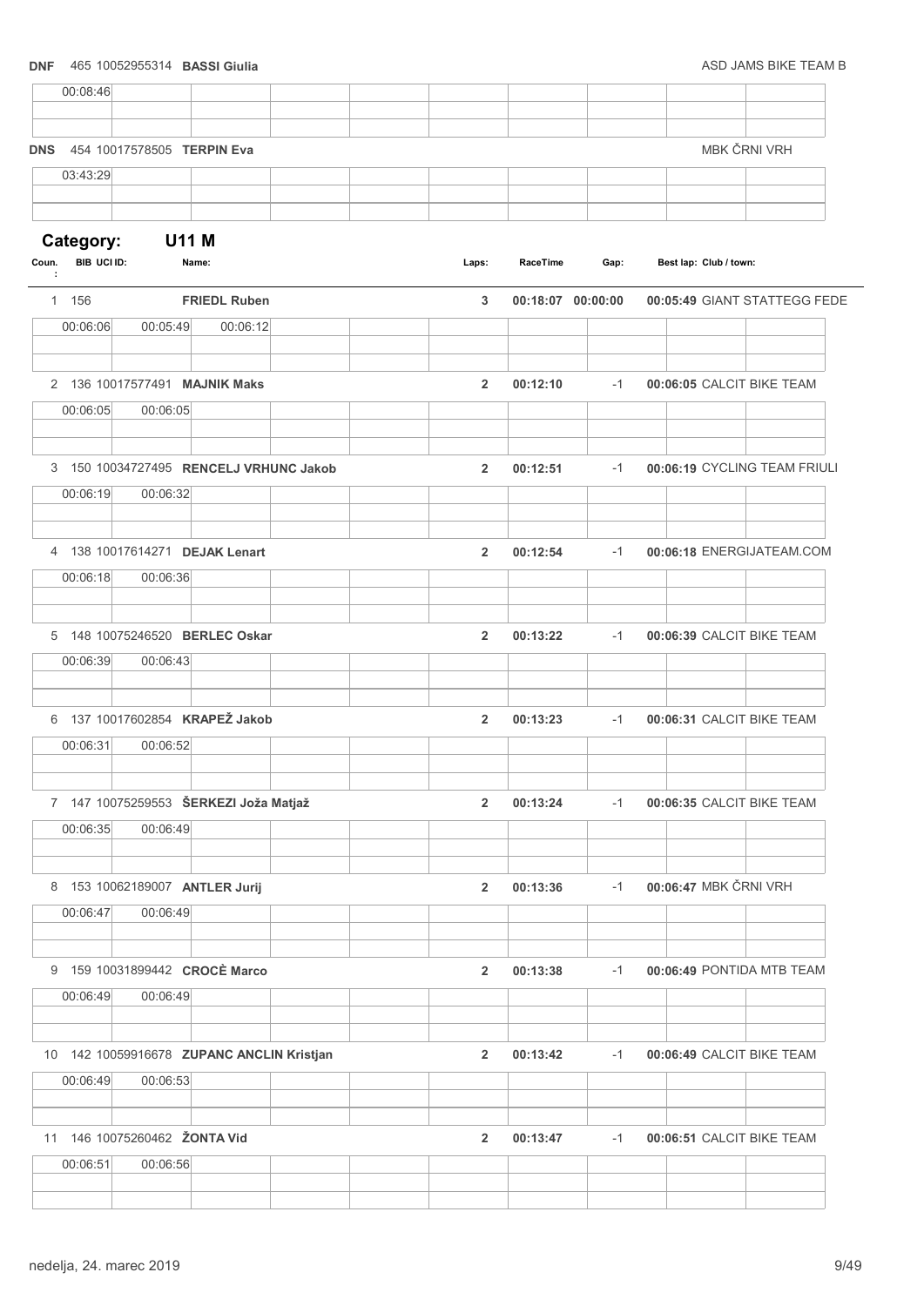**DNF** 465 10052955314 **BASSI Giulia** ASD JAMS BIKE TEAM B

| 00:08:46 | | | | | | | | | |
|---|---|---|---|---|---|---|---|---|---|

**DNS** 454 10017578505 **TERPIN Eva** MBK ČRNI VRH

| 03:43:29 | | | | | | | | | |
|---|---|---|---|---|---|---|---|---|---|

## Category: U11 M

| Coun.: | BIB | UCI ID: | Name: | Laps: | RaceTime | Gap: | Best lap: | Club / town: |
|---|---|---|---|---|---|---|---|---|
| 1 | 156 | | **FRIEDL Ruben** | **3** | **00:18:07** | **00:00:00** | **00:05:49** | **GIANT STATTEGG FEDE** |
| | 00:06:06 | 00:05:49 | 00:06:12 | | | | | |
| 2 | 136 | 10017577491 | **MAJNIK Maks** | **2** | **00:12:10** | -1 | **00:06:05** | **CALCIT BIKE TEAM** |
| | 00:06:05 | 00:06:05 | | | | | | |
| 3 | 150 | 10034727495 | **RENCELJ VRHUNC Jakob** | **2** | **00:12:51** | -1 | **00:06:19** | **CYCLING TEAM FRIULI** |
| | 00:06:19 | 00:06:32 | | | | | | |
| 4 | 138 | 10017614271 | **DEJAK Lenart** | **2** | **00:12:54** | -1 | **00:06:18** | **ENERGIJATEAM.COM** |
| | 00:06:18 | 00:06:36 | | | | | | |
| 5 | 148 | 10075246520 | **BERLEC Oskar** | **2** | **00:13:22** | -1 | **00:06:39** | **CALCIT BIKE TEAM** |
| | 00:06:39 | 00:06:43 | | | | | | |
| 6 | 137 | 10017602854 | **KRAPEŽ Jakob** | **2** | **00:13:23** | -1 | **00:06:31** | **CALCIT BIKE TEAM** |
| | 00:06:31 | 00:06:52 | | | | | | |
| 7 | 147 | 10075259553 | **ŠERKEZI Joža Matjaž** | **2** | **00:13:24** | -1 | **00:06:35** | **CALCIT BIKE TEAM** |
| | 00:06:35 | 00:06:49 | | | | | | |
| 8 | 153 | 10062189007 | **ANTLER Jurij** | **2** | **00:13:36** | -1 | **00:06:47** | **MBK ČRNI VRH** |
| | 00:06:47 | 00:06:49 | | | | | | |
| 9 | 159 | 10031899442 | **CROCÈ Marco** | **2** | **00:13:38** | -1 | **00:06:49** | **PONTIDA MTB TEAM** |
| | 00:06:49 | 00:06:49 | | | | | | |
| 10 | 142 | 10059916678 | **ZUPANC ANCLIN Kristjan** | **2** | **00:13:42** | -1 | **00:06:49** | **CALCIT BIKE TEAM** |
| | 00:06:49 | 00:06:53 | | | | | | |
| 11 | 146 | 10075260462 | **ŽONTA Vid** | **2** | **00:13:47** | -1 | **00:06:51** | **CALCIT BIKE TEAM** |
| | 00:06:51 | 00:06:56 | | | | | | |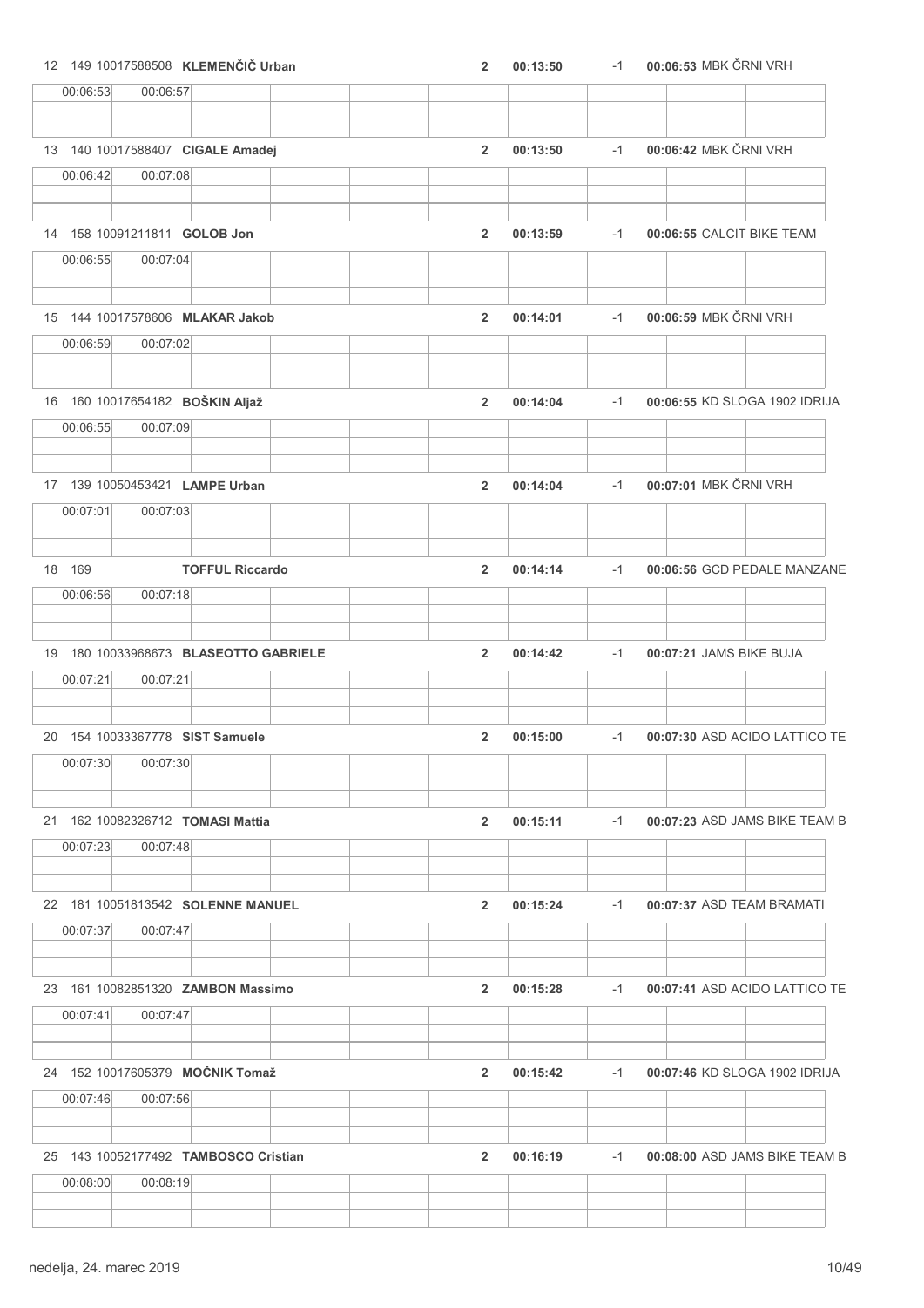12 149 10017588508 **KLEMENČIČ Urban** **2** **00:13:50** -1 **00:06:53** MBK ČRNI VRH

| 00:06:53 | 00:06:57 | | | | | | | | |
|---|---|---|---|---|---|---|---|---|---|
| | | | | | | | | | |
| | | | | | | | | | |

13 140 10017588407 **CIGALE Amadej** **2** **00:13:50** -1 **00:06:42** MBK ČRNI VRH

| 00:06:42 | 00:07:08 | | | | | | | | |
|---|---|---|---|---|---|---|---|---|---|
| | | | | | | | | | |
| | | | | | | | | | |

14 158 10091211811 **GOLOB Jon** **2** **00:13:59** -1 **00:06:55** CALCIT BIKE TEAM

| 00:06:55 | 00:07:04 | | | | | | | | |
|---|---|---|---|---|---|---|---|---|---|
| | | | | | | | | | |
| | | | | | | | | | |

15 144 10017578606 **MLAKAR Jakob** **2** **00:14:01** -1 **00:06:59** MBK ČRNI VRH

| 00:06:59 | 00:07:02 | | | | | | | | |
|---|---|---|---|---|---|---|---|---|---|
| | | | | | | | | | |
| | | | | | | | | | |

16 160 10017654182 **BOŠKIN Aljaž** **2** **00:14:04** -1 **00:06:55** KD SLOGA 1902 IDRIJA

| 00:06:55 | 00:07:09 | | | | | | | | |
|---|---|---|---|---|---|---|---|---|---|
| | | | | | | | | | |
| | | | | | | | | | |

17 139 10050453421 **LAMPE Urban** **2** **00:14:04** -1 **00:07:01** MBK ČRNI VRH

| 00:07:01 | 00:07:03 | | | | | | | | |
|---|---|---|---|---|---|---|---|---|---|
| | | | | | | | | | |
| | | | | | | | | | |

18 169 **TOFFUL Riccardo** **2** **00:14:14** -1 **00:06:56** GCD PEDALE MANZANE

| 00:06:56 | 00:07:18 | | | | | | | | |
|---|---|---|---|---|---|---|---|---|---|
| | | | | | | | | | |
| | | | | | | | | | |

19 180 10033968673 **BLASEOTTO GABRIELE** **2** **00:14:42** -1 **00:07:21** JAMS BIKE BUJA

| 00:07:21 | 00:07:21 | | | | | | | | |
|---|---|---|---|---|---|---|---|---|---|
| | | | | | | | | | |
| | | | | | | | | | |

20 154 10033367778 **SIST Samuele** **2** **00:15:00** -1 **00:07:30** ASD ACIDO LATTICO TE

| 00:07:30 | 00:07:30 | | | | | | | | |
|---|---|---|---|---|---|---|---|---|---|
| | | | | | | | | | |
| | | | | | | | | | |

21 162 10082326712 **TOMASI Mattia** **2** **00:15:11** -1 **00:07:23** ASD JAMS BIKE TEAM B

| 00:07:23 | 00:07:48 | | | | | | | | |
|---|---|---|---|---|---|---|---|---|---|
| | | | | | | | | | |
| | | | | | | | | | |

22 181 10051813542 **SOLENNE MANUEL** **2** **00:15:24** -1 **00:07:37** ASD TEAM BRAMATI

| 00:07:37 | 00:07:47 | | | | | | | | |
|---|---|---|---|---|---|---|---|---|---|
| | | | | | | | | | |
| | | | | | | | | | |

23 161 10082851320 **ZAMBON Massimo** **2** **00:15:28** -1 **00:07:41** ASD ACIDO LATTICO TE

| 00:07:41 | 00:07:47 | | | | | | | | |
|---|---|---|---|---|---|---|---|---|---|
| | | | | | | | | | |
| | | | | | | | | | |

24 152 10017605379 **MOČNIK Tomaž** **2** **00:15:42** -1 **00:07:46** KD SLOGA 1902 IDRIJA

| 00:07:46 | 00:07:56 | | | | | | | | |
|---|---|---|---|---|---|---|---|---|---|
| | | | | | | | | | |
| | | | | | | | | | |

25 143 10052177492 **TAMBOSCO Cristian** **2** **00:16:19** -1 **00:08:00** ASD JAMS BIKE TEAM B

| 00:08:00 | 00:08:19 | | | | | | | | |
|---|---|---|---|---|---|---|---|---|---|
| | | | | | | | | | |
| | | | | | | | | | |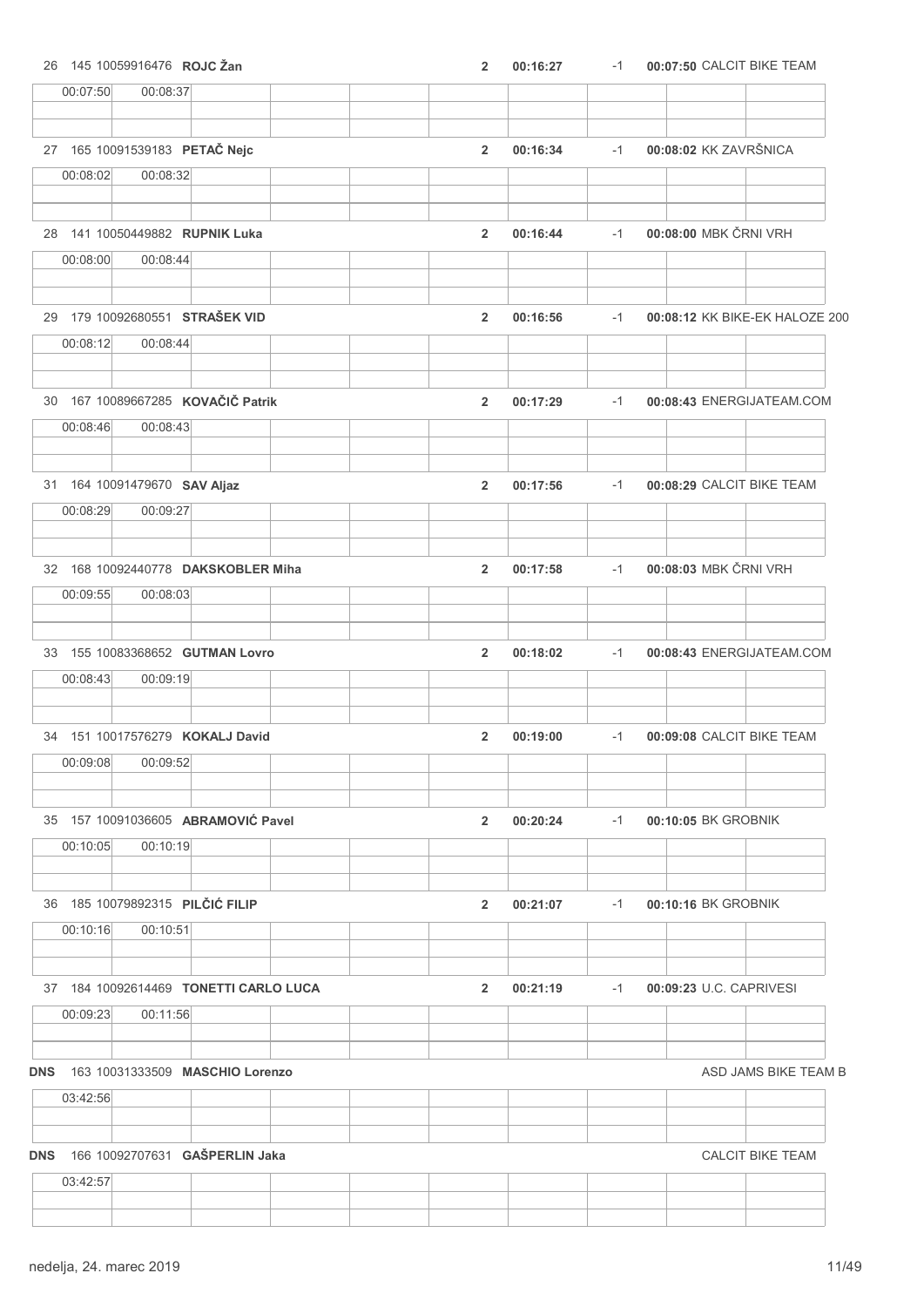26 145 10059916476 **ROJC Žan** **2** **00:16:27** -1 **00:07:50** CALCIT BIKE TEAM

| 00:07:50 | 00:08:37 | | | | | | | | |
|---|---|---|---|---|---|---|---|---|---|

27 165 10091539183 **PETAČ Nejc** **2** **00:16:34** -1 **00:08:02** KK ZAVRŠNICA

| 00:08:02 | 00:08:32 | | | | | | | | |
|---|---|---|---|---|---|---|---|---|---|

28 141 10050449882 **RUPNIK Luka** **2** **00:16:44** -1 **00:08:00** MBK ČRNI VRH

| 00:08:00 | 00:08:44 | | | | | | | | |
|---|---|---|---|---|---|---|---|---|---|

29 179 10092680551 **STRAŠEK VID** **2** **00:16:56** -1 **00:08:12** KK BIKE-EK HALOZE 200

| 00:08:12 | 00:08:44 | | | | | | | | |
|---|---|---|---|---|---|---|---|---|---|

30 167 10089667285 **KOVAČIČ Patrik** **2** **00:17:29** -1 **00:08:43** ENERGIJATEAM.COM

| 00:08:46 | 00:08:43 | | | | | | | | |
|---|---|---|---|---|---|---|---|---|---|

31 164 10091479670 **SAV Aljaz** **2** **00:17:56** -1 **00:08:29** CALCIT BIKE TEAM

| 00:08:29 | 00:09:27 | | | | | | | | |
|---|---|---|---|---|---|---|---|---|---|

32 168 10092440778 **DAKSKOBLER Miha** **2** **00:17:58** -1 **00:08:03** MBK ČRNI VRH

| 00:09:55 | 00:08:03 | | | | | | | | |
|---|---|---|---|---|---|---|---|---|---|

33 155 10083368652 **GUTMAN Lovro** **2** **00:18:02** -1 **00:08:43** ENERGIJATEAM.COM

| 00:08:43 | 00:09:19 | | | | | | | | |
|---|---|---|---|---|---|---|---|---|---|

34 151 10017576279 **KOKALJ David** **2** **00:19:00** -1 **00:09:08** CALCIT BIKE TEAM

| 00:09:08 | 00:09:52 | | | | | | | | |
|---|---|---|---|---|---|---|---|---|---|

35 157 10091036605 **ABRAMOVIĆ Pavel** **2** **00:20:24** -1 **00:10:05** BK GROBNIK

| 00:10:05 | 00:10:19 | | | | | | | | |
|---|---|---|---|---|---|---|---|---|---|

36 185 10079892315 **PILČIĆ FILIP** **2** **00:21:07** -1 **00:10:16** BK GROBNIK

| 00:10:16 | 00:10:51 | | | | | | | | |
|---|---|---|---|---|---|---|---|---|---|

37 184 10092614469 **TONETTI CARLO LUCA** **2** **00:21:19** -1 **00:09:23** U.C. CAPRIVESI

| 00:09:23 | 00:11:56 | | | | | | | | |
|---|---|---|---|---|---|---|---|---|---|

**DNS** 163 10031333509 **MASCHIO Lorenzo** ASD JAMS BIKE TEAM B

| 03:42:56 | | | | | | | | | |
|---|---|---|---|---|---|---|---|---|---|

**DNS** 166 10092707631 **GAŠPERLIN Jaka** CALCIT BIKE TEAM

| 03:42:57 | | | | | | | | | |
|---|---|---|---|---|---|---|---|---|---|

nedelja, 24. marec 2019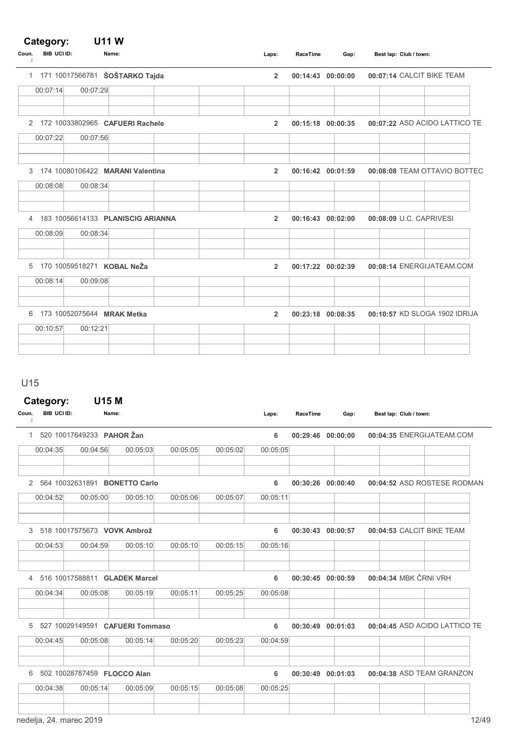**Category: U11 W**

| Coun.: | BIB | UCI ID: | Name: | Laps: | RaceTime | Gap: | Best lap: | Club / town: |
|---|---|---|---|---|---|---|---|---|
| 1 | 171 | 10017566781 | **ŠOŠTARKO Tajda** | 2 | 00:14:43 | 00:00:00 | 00:07:14 | CALCIT BIKE TEAM |
| | | | 00:07:14 / 00:07:29 | | | | | |
| 2 | 172 | 10033802965 | **CAFUERI Rachele** | 2 | 00:15:18 | 00:00:35 | 00:07:22 | ASD ACIDO LATTICO TE |
| | | | 00:07:22 / 00:07:56 | | | | | |
| 3 | 174 | 10080106422 | **MARANI Valentina** | 2 | 00:16:42 | 00:01:59 | 00:08:08 | TEAM OTTAVIO BOTTEC |
| | | | 00:08:08 / 00:08:34 | | | | | |
| 4 | 183 | 10056614133 | **PLANISCIG ARIANNA** | 2 | 00:16:43 | 00:02:00 | 00:08:09 | U.C. CAPRIVESI |
| | | | 00:08:09 / 00:08:34 | | | | | |
| 5 | 170 | 10059518271 | **KOBAL NeŽa** | 2 | 00:17:22 | 00:02:39 | 00:08:14 | ENERGIJATEAM.COM |
| | | | 00:08:14 / 00:09:08 | | | | | |
| 6 | 173 | 10052075644 | **MRAK Metka** | 2 | 00:23:18 | 00:08:35 | 00:10:57 | KD SLOGA 1902 IDRIJA |
| | | | 00:10:57 / 00:12:21 | | | | | |

## U15

**Category: U15 M**

| Coun.: | BIB | UCI ID: | Name: | Laps: | RaceTime | Gap: | Best lap: | Club / town: |
|---|---|---|---|---|---|---|---|---|
| 1 | 520 | 10017649233 | **PAHOR Žan** | 6 | 00:29:46 | 00:00:00 | 00:04:35 | ENERGIJATEAM.COM |
| | | | 00:04:35 / 00:04:56 / 00:05:03 / 00:05:05 / 00:05:02 / 00:05:05 | | | | | |
| 2 | 564 | 10032631891 | **BONETTO Carlo** | 6 | 00:30:26 | 00:00:40 | 00:04:52 | ASD ROSTESE RODMAN |
| | | | 00:04:52 / 00:05:00 / 00:05:10 / 00:05:06 / 00:05:07 / 00:05:11 | | | | | |
| 3 | 518 | 10017575673 | **VOVK Ambrož** | 6 | 00:30:43 | 00:00:57 | 00:04:53 | CALCIT BIKE TEAM |
| | | | 00:04:53 / 00:04:59 / 00:05:10 / 00:05:10 / 00:05:15 / 00:05:16 | | | | | |
| 4 | 516 | 10017588811 | **GLADEK Marcel** | 6 | 00:30:45 | 00:00:59 | 00:04:34 | MBK ČRNI VRH |
| | | | 00:04:34 / 00:05:08 / 00:05:19 / 00:05:11 / 00:05:25 / 00:05:08 | | | | | |
| 5 | 527 | 10029149591 | **CAFUERI Tommaso** | 6 | 00:30:49 | 00:01:03 | 00:04:45 | ASD ACIDO LATTICO TE |
| | | | 00:04:45 / 00:05:08 / 00:05:14 / 00:05:20 / 00:05:23 / 00:04:59 | | | | | |
| 6 | 502 | 10028787459 | **FLOCCO Alan** | 6 | 00:30:49 | 00:01:03 | 00:04:38 | ASD TEAM GRANZON |
| | | | 00:04:38 / 00:05:14 / 00:05:09 / 00:05:15 / 00:05:08 / 00:05:25 | | | | | |

nedelja, 24. marec 2019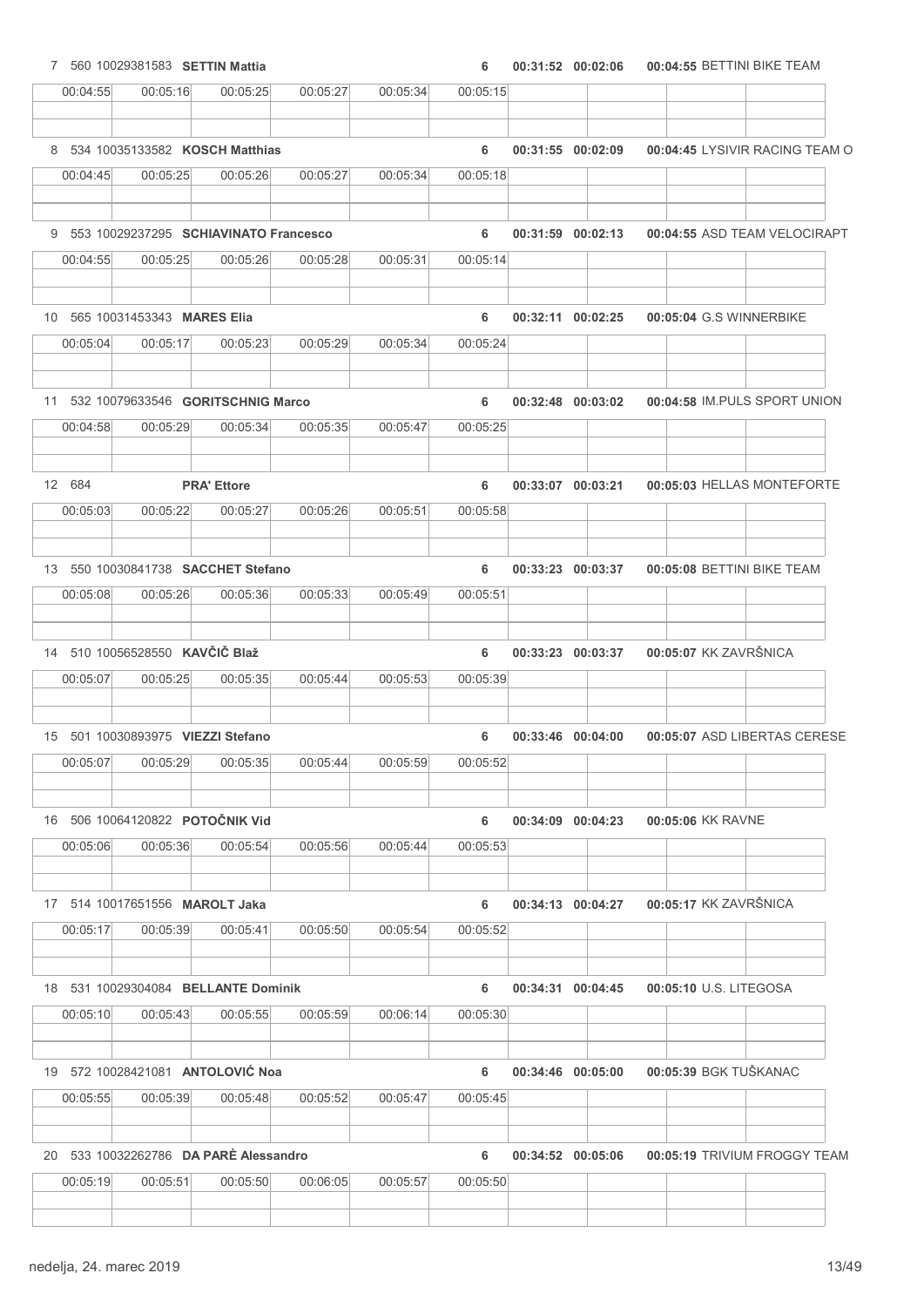| Pos | Bib | UCI ID | Name | Laps | Time | Gap | Lap 1 | Team |
|---|---|---|---|---|---|---|---|---|
| 7 | 560 | 10029381583 | **SETTIN Mattia** | 6 | 00:31:52 | 00:02:06 | 00:04:55 | BETTINI BIKE TEAM |

| 00:04:55 | 00:05:16 | 00:05:25 | 00:05:27 | 00:05:34 | 00:05:15 |
|---|---|---|---|---|---|

| Pos | Bib | UCI ID | Name | Laps | Time | Gap | Lap 1 | Team |
|---|---|---|---|---|---|---|---|---|
| 8 | 534 | 10035133582 | **KOSCH Matthias** | 6 | 00:31:55 | 00:02:09 | 00:04:45 | LYSIVIR RACING TEAM O |

| 00:04:45 | 00:05:25 | 00:05:26 | 00:05:27 | 00:05:34 | 00:05:18 |
|---|---|---|---|---|---|

| Pos | Bib | UCI ID | Name | Laps | Time | Gap | Lap 1 | Team |
|---|---|---|---|---|---|---|---|---|
| 9 | 553 | 10029237295 | **SCHIAVINATO Francesco** | 6 | 00:31:59 | 00:02:13 | 00:04:55 | ASD TEAM VELOCIRAPT |

| 00:04:55 | 00:05:25 | 00:05:26 | 00:05:28 | 00:05:31 | 00:05:14 |
|---|---|---|---|---|---|

| Pos | Bib | UCI ID | Name | Laps | Time | Gap | Lap 1 | Team |
|---|---|---|---|---|---|---|---|---|
| 10 | 565 | 10031453343 | **MARES Elia** | 6 | 00:32:11 | 00:02:25 | 00:05:04 | G.S WINNERBIKE |

| 00:05:04 | 00:05:17 | 00:05:23 | 00:05:29 | 00:05:34 | 00:05:24 |
|---|---|---|---|---|---|

| Pos | Bib | UCI ID | Name | Laps | Time | Gap | Lap 1 | Team |
|---|---|---|---|---|---|---|---|---|
| 11 | 532 | 10079633546 | **GORITSCHNIG Marco** | 6 | 00:32:48 | 00:03:02 | 00:04:58 | IM.PULS SPORT UNION |

| 00:04:58 | 00:05:29 | 00:05:34 | 00:05:35 | 00:05:47 | 00:05:25 |
|---|---|---|---|---|---|

| Pos | Bib | UCI ID | Name | Laps | Time | Gap | Lap 1 | Team |
|---|---|---|---|---|---|---|---|---|
| 12 | 684 | | **PRA' Ettore** | 6 | 00:33:07 | 00:03:21 | 00:05:03 | HELLAS MONTEFORTE |

| 00:05:03 | 00:05:22 | 00:05:27 | 00:05:26 | 00:05:51 | 00:05:58 |
|---|---|---|---|---|---|

| Pos | Bib | UCI ID | Name | Laps | Time | Gap | Lap 1 | Team |
|---|---|---|---|---|---|---|---|---|
| 13 | 550 | 10030841738 | **SACCHET Stefano** | 6 | 00:33:23 | 00:03:37 | 00:05:08 | BETTINI BIKE TEAM |

| 00:05:08 | 00:05:26 | 00:05:36 | 00:05:33 | 00:05:49 | 00:05:51 |
|---|---|---|---|---|---|

| Pos | Bib | UCI ID | Name | Laps | Time | Gap | Lap 1 | Team |
|---|---|---|---|---|---|---|---|---|
| 14 | 510 | 10056528550 | **KAVČIČ Blaž** | 6 | 00:33:23 | 00:03:37 | 00:05:07 | KK ZAVRŠNICA |

| 00:05:07 | 00:05:25 | 00:05:35 | 00:05:44 | 00:05:53 | 00:05:39 |
|---|---|---|---|---|---|

| Pos | Bib | UCI ID | Name | Laps | Time | Gap | Lap 1 | Team |
|---|---|---|---|---|---|---|---|---|
| 15 | 501 | 10030893975 | **VIEZZI Stefano** | 6 | 00:33:46 | 00:04:00 | 00:05:07 | ASD LIBERTAS CERESE |

| 00:05:07 | 00:05:29 | 00:05:35 | 00:05:44 | 00:05:59 | 00:05:52 |
|---|---|---|---|---|---|

| Pos | Bib | UCI ID | Name | Laps | Time | Gap | Lap 1 | Team |
|---|---|---|---|---|---|---|---|---|
| 16 | 506 | 10064120822 | **POTOČNIK Vid** | 6 | 00:34:09 | 00:04:23 | 00:05:06 | KK RAVNE |

| 00:05:06 | 00:05:36 | 00:05:54 | 00:05:56 | 00:05:44 | 00:05:53 |
|---|---|---|---|---|---|

| Pos | Bib | UCI ID | Name | Laps | Time | Gap | Lap 1 | Team |
|---|---|---|---|---|---|---|---|---|
| 17 | 514 | 10017651556 | **MAROLT Jaka** | 6 | 00:34:13 | 00:04:27 | 00:05:17 | KK ZAVRŠNICA |

| 00:05:17 | 00:05:39 | 00:05:41 | 00:05:50 | 00:05:54 | 00:05:52 |
|---|---|---|---|---|---|

| Pos | Bib | UCI ID | Name | Laps | Time | Gap | Lap 1 | Team |
|---|---|---|---|---|---|---|---|---|
| 18 | 531 | 10029304084 | **BELLANTE Dominik** | 6 | 00:34:31 | 00:04:45 | 00:05:10 | U.S. LITEGOSA |

| 00:05:10 | 00:05:43 | 00:05:55 | 00:05:59 | 00:06:14 | 00:05:30 |
|---|---|---|---|---|---|

| Pos | Bib | UCI ID | Name | Laps | Time | Gap | Lap 1 | Team |
|---|---|---|---|---|---|---|---|---|
| 19 | 572 | 10028421081 | **ANTOLOVIĆ Noa** | 6 | 00:34:46 | 00:05:00 | 00:05:39 | BGK TUŠKANAC |

| 00:05:55 | 00:05:39 | 00:05:48 | 00:05:52 | 00:05:47 | 00:05:45 |
|---|---|---|---|---|---|

| Pos | Bib | UCI ID | Name | Laps | Time | Gap | Lap 1 | Team |
|---|---|---|---|---|---|---|---|---|
| 20 | 533 | 10032262786 | **DA PARÈ Alessandro** | 6 | 00:34:52 | 00:05:06 | 00:05:19 | TRIVIUM FROGGY TEAM |

| 00:05:19 | 00:05:51 | 00:05:50 | 00:06:05 | 00:05:57 | 00:05:50 |
|---|---|---|---|---|---|

nedelja, 24. marec 2019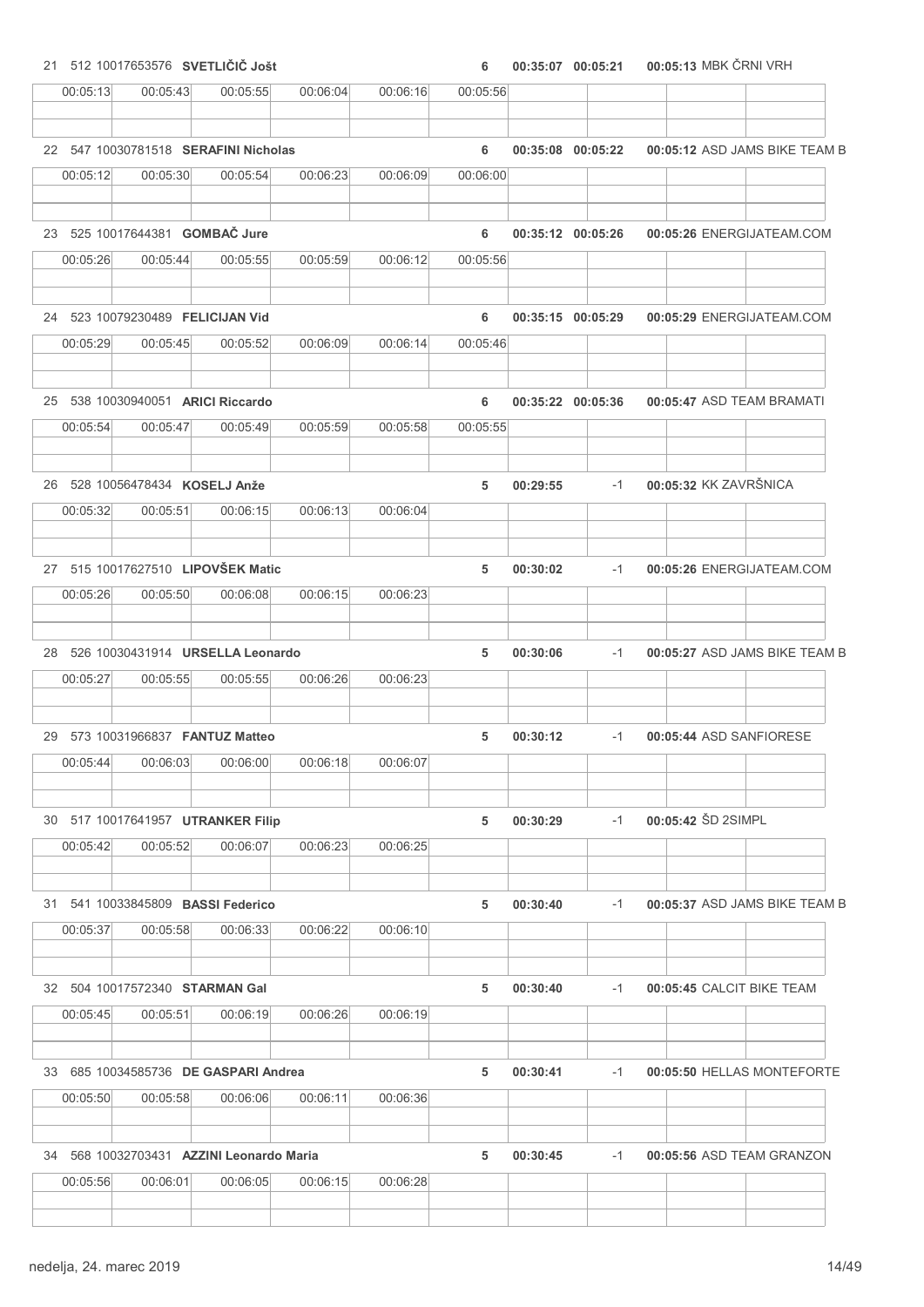21 512 10017653576 **SVETLIČIČ Jošt** **6** **00:35:07** **00:05:21** **00:05:13** MBK ČRNI VRH

| 00:05:13 | 00:05:43 | 00:05:55 | 00:06:04 | 00:06:16 | 00:05:56 |
|---|---|---|---|---|---|

22 547 10030781518 **SERAFINI Nicholas** **6** **00:35:08** **00:05:22** **00:05:12** ASD JAMS BIKE TEAM B

| 00:05:12 | 00:05:30 | 00:05:54 | 00:06:23 | 00:06:09 | 00:06:00 |
|---|---|---|---|---|---|

23 525 10017644381 **GOMBAČ Jure** **6** **00:35:12** **00:05:26** **00:05:26** ENERGIJATEAM.COM

| 00:05:26 | 00:05:44 | 00:05:55 | 00:05:59 | 00:06:12 | 00:05:56 |
|---|---|---|---|---|---|

24 523 10079230489 **FELICIJAN Vid** **6** **00:35:15** **00:05:29** **00:05:29** ENERGIJATEAM.COM

| 00:05:29 | 00:05:45 | 00:05:52 | 00:06:09 | 00:06:14 | 00:05:46 |
|---|---|---|---|---|---|

25 538 10030940051 **ARICI Riccardo** **6** **00:35:22** **00:05:36** **00:05:47** ASD TEAM BRAMATI

| 00:05:54 | 00:05:47 | 00:05:49 | 00:05:59 | 00:05:58 | 00:05:55 |
|---|---|---|---|---|---|

26 528 10056478434 **KOSELJ Anže** **5** **00:29:55** -1 **00:05:32** KK ZAVRŠNICA

| 00:05:32 | 00:05:51 | 00:06:15 | 00:06:13 | 00:06:04 |
|---|---|---|---|---|

27 515 10017627510 **LIPOVŠEK Matic** **5** **00:30:02** -1 **00:05:26** ENERGIJATEAM.COM

| 00:05:26 | 00:05:50 | 00:06:08 | 00:06:15 | 00:06:23 |
|---|---|---|---|---|

28 526 10030431914 **URSELLA Leonardo** **5** **00:30:06** -1 **00:05:27** ASD JAMS BIKE TEAM B

| 00:05:27 | 00:05:55 | 00:05:55 | 00:06:26 | 00:06:23 |
|---|---|---|---|---|

29 573 10031966837 **FANTUZ Matteo** **5** **00:30:12** -1 **00:05:44** ASD SANFIORESE

| 00:05:44 | 00:06:03 | 00:06:00 | 00:06:18 | 00:06:07 |
|---|---|---|---|---|

30 517 10017641957 **UTRANKER Filip** **5** **00:30:29** -1 **00:05:42** ŠD 2SIMPL

| 00:05:42 | 00:05:52 | 00:06:07 | 00:06:23 | 00:06:25 |
|---|---|---|---|---|

31 541 10033845809 **BASSI Federico** **5** **00:30:40** -1 **00:05:37** ASD JAMS BIKE TEAM B

| 00:05:37 | 00:05:58 | 00:06:33 | 00:06:22 | 00:06:10 |
|---|---|---|---|---|

32 504 10017572340 **STARMAN Gal** **5** **00:30:40** -1 **00:05:45** CALCIT BIKE TEAM

| 00:05:45 | 00:05:51 | 00:06:19 | 00:06:26 | 00:06:19 |
|---|---|---|---|---|

33 685 10034585736 **DE GASPARI Andrea** **5** **00:30:41** -1 **00:05:50** HELLAS MONTEFORTE

| 00:05:50 | 00:05:58 | 00:06:06 | 00:06:11 | 00:06:36 |
|---|---|---|---|---|

34 568 10032703431 **AZZINI Leonardo Maria** **5** **00:30:45** -1 **00:05:56** ASD TEAM GRANZON

| 00:05:56 | 00:06:01 | 00:06:05 | 00:06:15 | 00:06:28 |
|---|---|---|---|---|

nedelja, 24. marec 2019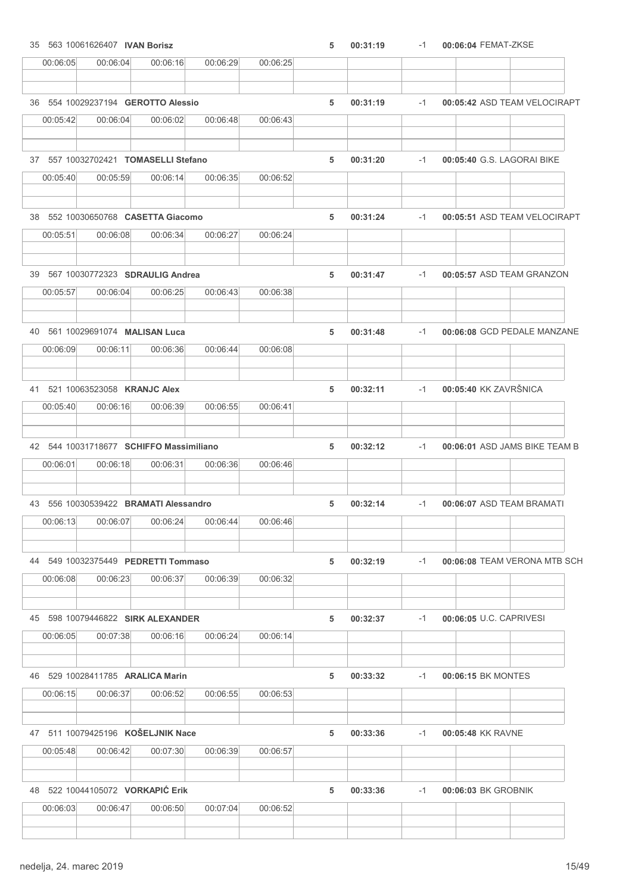| Rank | Bib | UCI ID | Name | Laps | Time | Gap | Best Lap | Team |
|---|---|---|---|---|---|---|---|---|
| 35 | 563 | 10061626407 | **IVAN Borisz** | 5 | 00:31:19 | -1 | 00:06:04 | FEMAT-ZKSE |

| 00:06:05 | 00:06:04 | 00:06:16 | 00:06:29 | 00:06:25 |
|---|---|---|---|---|

| Rank | Bib | UCI ID | Name | Laps | Time | Gap | Best Lap | Team |
|---|---|---|---|---|---|---|---|---|
| 36 | 554 | 10029237194 | **GEROTTO Alessio** | 5 | 00:31:19 | -1 | 00:05:42 | ASD TEAM VELOCIRAPT |

| 00:05:42 | 00:06:04 | 00:06:02 | 00:06:48 | 00:06:43 |
|---|---|---|---|---|

| Rank | Bib | UCI ID | Name | Laps | Time | Gap | Best Lap | Team |
|---|---|---|---|---|---|---|---|---|
| 37 | 557 | 10032702421 | **TOMASELLI Stefano** | 5 | 00:31:20 | -1 | 00:05:40 | G.S. LAGORAI BIKE |

| 00:05:40 | 00:05:59 | 00:06:14 | 00:06:35 | 00:06:52 |
|---|---|---|---|---|

| Rank | Bib | UCI ID | Name | Laps | Time | Gap | Best Lap | Team |
|---|---|---|---|---|---|---|---|---|
| 38 | 552 | 10030650768 | **CASETTA Giacomo** | 5 | 00:31:24 | -1 | 00:05:51 | ASD TEAM VELOCIRAPT |

| 00:05:51 | 00:06:08 | 00:06:34 | 00:06:27 | 00:06:24 |
|---|---|---|---|---|

| Rank | Bib | UCI ID | Name | Laps | Time | Gap | Best Lap | Team |
|---|---|---|---|---|---|---|---|---|
| 39 | 567 | 10030772323 | **SDRAULIG Andrea** | 5 | 00:31:47 | -1 | 00:05:57 | ASD TEAM GRANZON |

| 00:05:57 | 00:06:04 | 00:06:25 | 00:06:43 | 00:06:38 |
|---|---|---|---|---|

| Rank | Bib | UCI ID | Name | Laps | Time | Gap | Best Lap | Team |
|---|---|---|---|---|---|---|---|---|
| 40 | 561 | 10029691074 | **MALISAN Luca** | 5 | 00:31:48 | -1 | 00:06:08 | GCD PEDALE MANZANE |

| 00:06:09 | 00:06:11 | 00:06:36 | 00:06:44 | 00:06:08 |
|---|---|---|---|---|

| Rank | Bib | UCI ID | Name | Laps | Time | Gap | Best Lap | Team |
|---|---|---|---|---|---|---|---|---|
| 41 | 521 | 10063523058 | **KRANJC Alex** | 5 | 00:32:11 | -1 | 00:05:40 | KK ZAVRŠNICA |

| 00:05:40 | 00:06:16 | 00:06:39 | 00:06:55 | 00:06:41 |
|---|---|---|---|---|

| Rank | Bib | UCI ID | Name | Laps | Time | Gap | Best Lap | Team |
|---|---|---|---|---|---|---|---|---|
| 42 | 544 | 10031718677 | **SCHIFFO Massimiliano** | 5 | 00:32:12 | -1 | 00:06:01 | ASD JAMS BIKE TEAM B |

| 00:06:01 | 00:06:18 | 00:06:31 | 00:06:36 | 00:06:46 |
|---|---|---|---|---|

| Rank | Bib | UCI ID | Name | Laps | Time | Gap | Best Lap | Team |
|---|---|---|---|---|---|---|---|---|
| 43 | 556 | 10030539422 | **BRAMATI Alessandro** | 5 | 00:32:14 | -1 | 00:06:07 | ASD TEAM BRAMATI |

| 00:06:13 | 00:06:07 | 00:06:24 | 00:06:44 | 00:06:46 |
|---|---|---|---|---|

| Rank | Bib | UCI ID | Name | Laps | Time | Gap | Best Lap | Team |
|---|---|---|---|---|---|---|---|---|
| 44 | 549 | 10032375449 | **PEDRETTI Tommaso** | 5 | 00:32:19 | -1 | 00:06:08 | TEAM VERONA MTB SCH |

| 00:06:08 | 00:06:23 | 00:06:37 | 00:06:39 | 00:06:32 |
|---|---|---|---|---|

| Rank | Bib | UCI ID | Name | Laps | Time | Gap | Best Lap | Team |
|---|---|---|---|---|---|---|---|---|
| 45 | 598 | 10079446822 | **SIRK ALEXANDER** | 5 | 00:32:37 | -1 | 00:06:05 | U.C. CAPRIVESI |

| 00:06:05 | 00:07:38 | 00:06:16 | 00:06:24 | 00:06:14 |
|---|---|---|---|---|

| Rank | Bib | UCI ID | Name | Laps | Time | Gap | Best Lap | Team |
|---|---|---|---|---|---|---|---|---|
| 46 | 529 | 10028411785 | **ARALICA Marin** | 5 | 00:33:32 | -1 | 00:06:15 | BK MONTES |

| 00:06:15 | 00:06:37 | 00:06:52 | 00:06:55 | 00:06:53 |
|---|---|---|---|---|

| Rank | Bib | UCI ID | Name | Laps | Time | Gap | Best Lap | Team |
|---|---|---|---|---|---|---|---|---|
| 47 | 511 | 10079425196 | **KOŠELJNIK Nace** | 5 | 00:33:36 | -1 | 00:05:48 | KK RAVNE |

| 00:05:48 | 00:06:42 | 00:07:30 | 00:06:39 | 00:06:57 |
|---|---|---|---|---|

| Rank | Bib | UCI ID | Name | Laps | Time | Gap | Best Lap | Team |
|---|---|---|---|---|---|---|---|---|
| 48 | 522 | 10044105072 | **VORKAPIĆ Erik** | 5 | 00:33:36 | -1 | 00:06:03 | BK GROBNIK |

| 00:06:03 | 00:06:47 | 00:06:50 | 00:07:04 | 00:06:52 |
|---|---|---|---|---|

nedelja, 24. marec 2019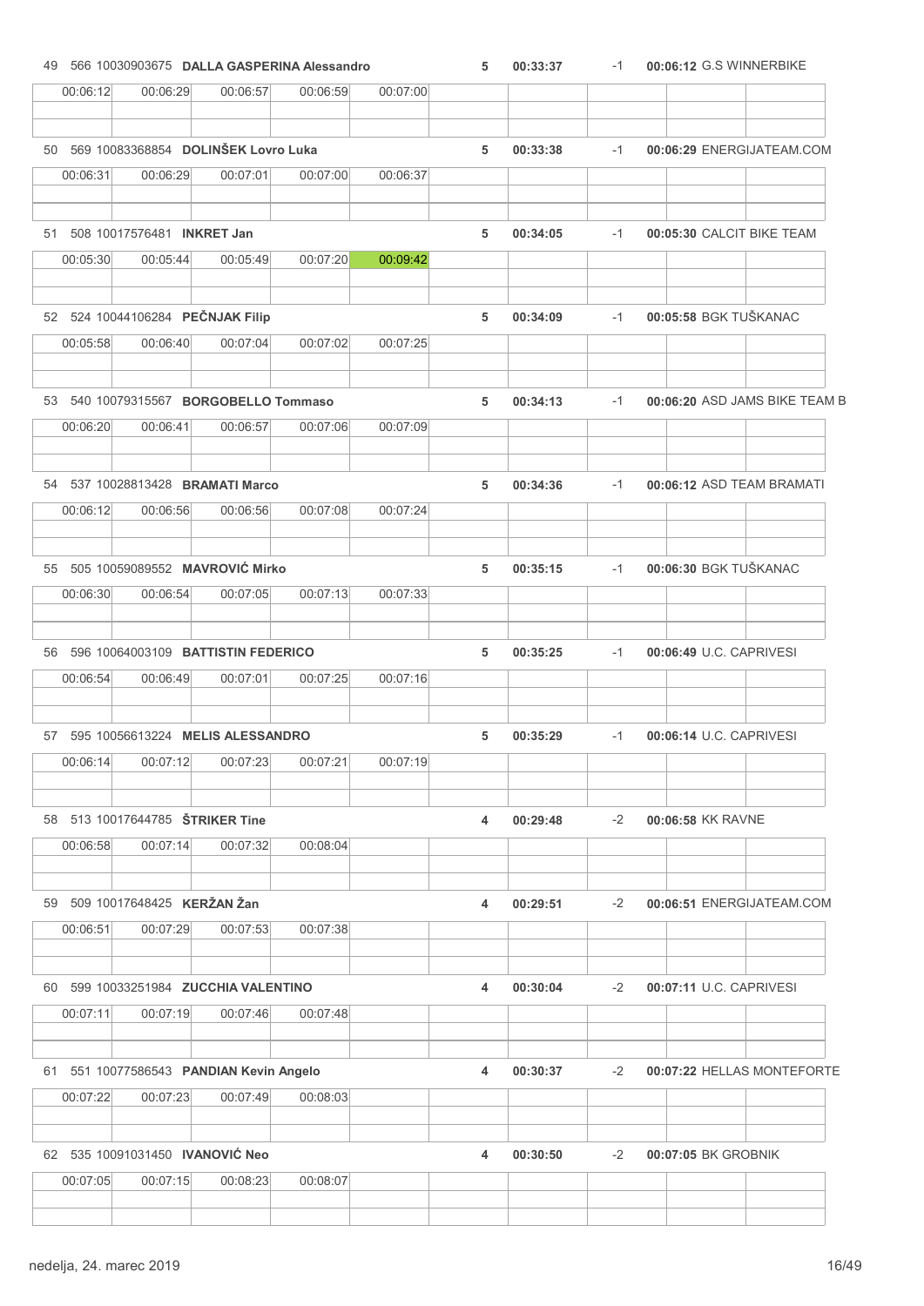| Pos | No. | UCI ID | Name | Laps | Time | Gap | Best lap | Team |
|---|---|---|---|---|---|---|---|---|
| 49 | 566 | 10030903675 | **DALLA GASPERINA Alessandro** | 5 | 00:33:37 | -1 | 00:06:12 | G.S WINNERBIKE |
| | | | 00:06:12 / 00:06:29 / 00:06:57 / 00:06:59 / 00:07:00 | | | | | |
| 50 | 569 | 10083368854 | **DOLINŠEK Lovro Luka** | 5 | 00:33:38 | -1 | 00:06:29 | ENERGIJATEAM.COM |
| | | | 00:06:31 / 00:06:29 / 00:07:01 / 00:07:00 / 00:06:37 | | | | | |
| 51 | 508 | 10017576481 | **INKRET Jan** | 5 | 00:34:05 | -1 | 00:05:30 | CALCIT BIKE TEAM |
| | | | 00:05:30 / 00:05:44 / 00:05:49 / 00:07:20 / 00:09:42 | | | | | |
| 52 | 524 | 10044106284 | **PEČNJAK Filip** | 5 | 00:34:09 | -1 | 00:05:58 | BGK TUŠKANAC |
| | | | 00:05:58 / 00:06:40 / 00:07:04 / 00:07:02 / 00:07:25 | | | | | |
| 53 | 540 | 10079315567 | **BORGOBELLO Tommaso** | 5 | 00:34:13 | -1 | 00:06:20 | ASD JAMS BIKE TEAM B |
| | | | 00:06:20 / 00:06:41 / 00:06:57 / 00:07:06 / 00:07:09 | | | | | |
| 54 | 537 | 10028813428 | **BRAMATI Marco** | 5 | 00:34:36 | -1 | 00:06:12 | ASD TEAM BRAMATI |
| | | | 00:06:12 / 00:06:56 / 00:06:56 / 00:07:08 / 00:07:24 | | | | | |
| 55 | 505 | 10059089552 | **MAVROVIĆ Mirko** | 5 | 00:35:15 | -1 | 00:06:30 | BGK TUŠKANAC |
| | | | 00:06:30 / 00:06:54 / 00:07:05 / 00:07:13 / 00:07:33 | | | | | |
| 56 | 596 | 10064003109 | **BATTISTIN FEDERICO** | 5 | 00:35:25 | -1 | 00:06:49 | U.C. CAPRIVESI |
| | | | 00:06:54 / 00:06:49 / 00:07:01 / 00:07:25 / 00:07:16 | | | | | |
| 57 | 595 | 10056613224 | **MELIS ALESSANDRO** | 5 | 00:35:29 | -1 | 00:06:14 | U.C. CAPRIVESI |
| | | | 00:06:14 / 00:07:12 / 00:07:23 / 00:07:21 / 00:07:19 | | | | | |
| 58 | 513 | 10017644785 | **ŠTRIKER Tine** | 4 | 00:29:48 | -2 | 00:06:58 | KK RAVNE |
| | | | 00:06:58 / 00:07:14 / 00:07:32 / 00:08:04 | | | | | |
| 59 | 509 | 10017648425 | **KERŽAN Žan** | 4 | 00:29:51 | -2 | 00:06:51 | ENERGIJATEAM.COM |
| | | | 00:06:51 / 00:07:29 / 00:07:53 / 00:07:38 | | | | | |
| 60 | 599 | 10033251984 | **ZUCCHIA VALENTINO** | 4 | 00:30:04 | -2 | 00:07:11 | U.C. CAPRIVESI |
| | | | 00:07:11 / 00:07:19 / 00:07:46 / 00:07:48 | | | | | |
| 61 | 551 | 10077586543 | **PANDIAN Kevin Angelo** | 4 | 00:30:37 | -2 | 00:07:22 | HELLAS MONTEFORTE |
| | | | 00:07:22 / 00:07:23 / 00:07:49 / 00:08:03 | | | | | |
| 62 | 535 | 10091031450 | **IVANOVIĆ Neo** | 4 | 00:30:50 | -2 | 00:07:05 | BK GROBNIK |
| | | | 00:07:05 / 00:07:15 / 00:08:23 / 00:08:07 | | | | | |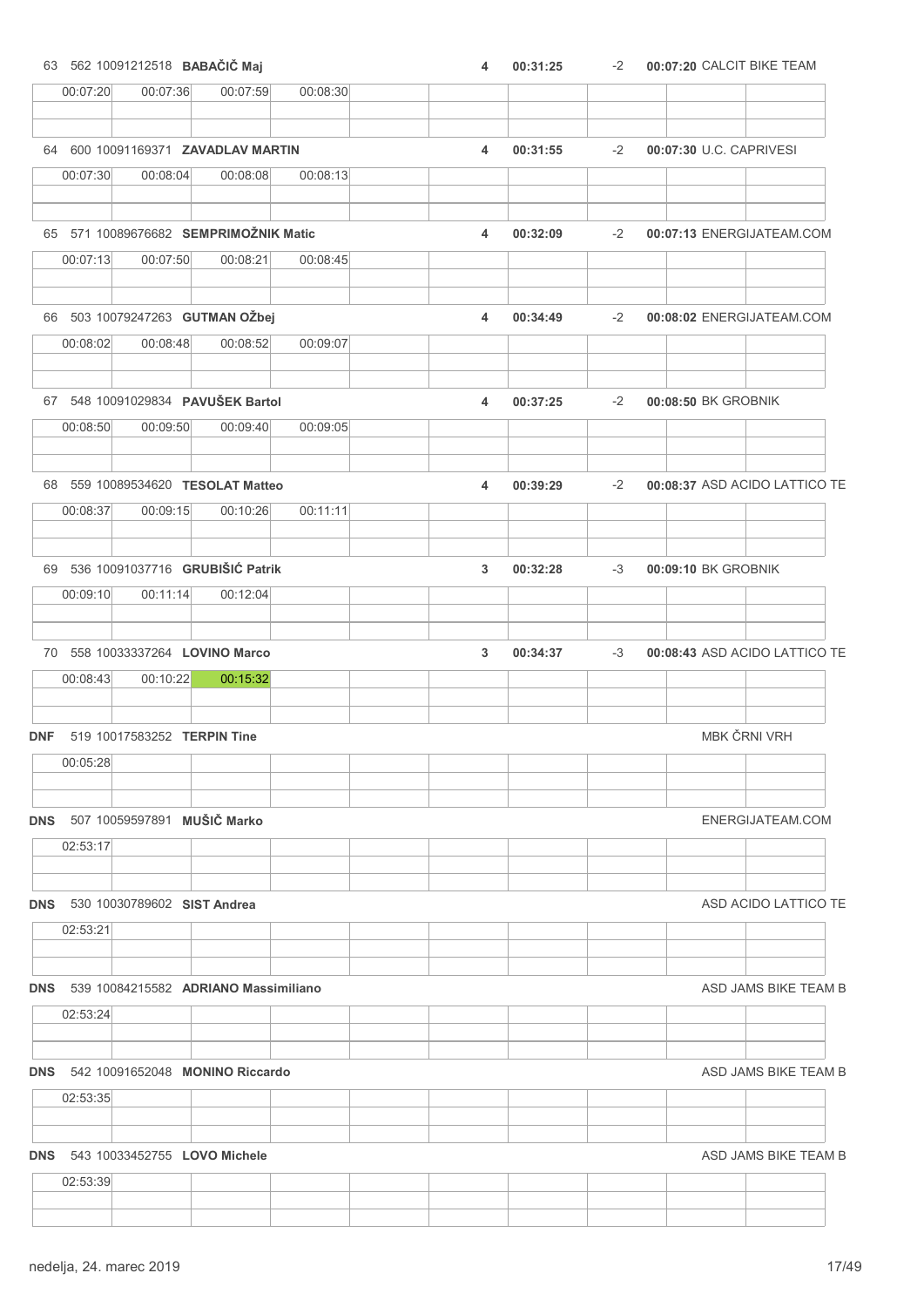63 562 10091212518 **BABAČIČ Maj** 4 00:31:25 -2 **00:07:20** CALCIT BIKE TEAM

| 00:07:20 | 00:07:36 | 00:07:59 | 00:08:30 | | | | | | |
|---|---|---|---|---|---|---|---|---|---|

64 600 10091169371 **ZAVADLAV MARTIN** 4 00:31:55 -2 **00:07:30** U.C. CAPRIVESI

| 00:07:30 | 00:08:04 | 00:08:08 | 00:08:13 | | | | | | |
|---|---|---|---|---|---|---|---|---|---|

65 571 10089676682 **SEMPRIMOŽNIK Matic** 4 00:32:09 -2 **00:07:13** ENERGIJATEAM.COM

| 00:07:13 | 00:07:50 | 00:08:21 | 00:08:45 | | | | | | |
|---|---|---|---|---|---|---|---|---|---|

66 503 10079247263 **GUTMAN OŽbej** 4 00:34:49 -2 **00:08:02** ENERGIJATEAM.COM

| 00:08:02 | 00:08:48 | 00:08:52 | 00:09:07 | | | | | | |
|---|---|---|---|---|---|---|---|---|---|

67 548 10091029834 **PAVUŠEK Bartol** 4 00:37:25 -2 **00:08:50** BK GROBNIK

| 00:08:50 | 00:09:50 | 00:09:40 | 00:09:05 | | | | | | |
|---|---|---|---|---|---|---|---|---|---|

68 559 10089534620 **TESOLAT Matteo** 4 00:39:29 -2 **00:08:37** ASD ACIDO LATTICO TE

| 00:08:37 | 00:09:15 | 00:10:26 | 00:11:11 | | | | | | |
|---|---|---|---|---|---|---|---|---|---|

69 536 10091037716 **GRUBIŠIĆ Patrik** 3 00:32:28 -3 **00:09:10** BK GROBNIK

| 00:09:10 | 00:11:14 | 00:12:04 | | | | | | | |
|---|---|---|---|---|---|---|---|---|---|

70 558 10033337264 **LOVINO Marco** 3 00:34:37 -3 **00:08:43** ASD ACIDO LATTICO TE

| 00:08:43 | 00:10:22 | 00:15:32 | | | | | | | |
|---|---|---|---|---|---|---|---|---|---|

**DNF** 519 10017583252 **TERPIN Tine** MBK ČRNI VRH

| 00:05:28 | | | | | | | | | |
|---|---|---|---|---|---|---|---|---|---|

**DNS** 507 10059597891 **MUŠIČ Marko** ENERGIJATEAM.COM

| 02:53:17 | | | | | | | | | |
|---|---|---|---|---|---|---|---|---|---|

**DNS** 530 10030789602 **SIST Andrea** ASD ACIDO LATTICO TE

| 02:53:21 | | | | | | | | | |
|---|---|---|---|---|---|---|---|---|---|

**DNS** 539 10084215582 **ADRIANO Massimiliano** ASD JAMS BIKE TEAM B

| 02:53:24 | | | | | | | | | |
|---|---|---|---|---|---|---|---|---|---|

**DNS** 542 10091652048 **MONINO Riccardo** ASD JAMS BIKE TEAM B

| 02:53:35 | | | | | | | | | |
|---|---|---|---|---|---|---|---|---|---|

**DNS** 543 10033452755 **LOVO Michele** ASD JAMS BIKE TEAM B

| 02:53:39 | | | | | | | | | |
|---|---|---|---|---|---|---|---|---|---|

nedelja, 24. marec 2019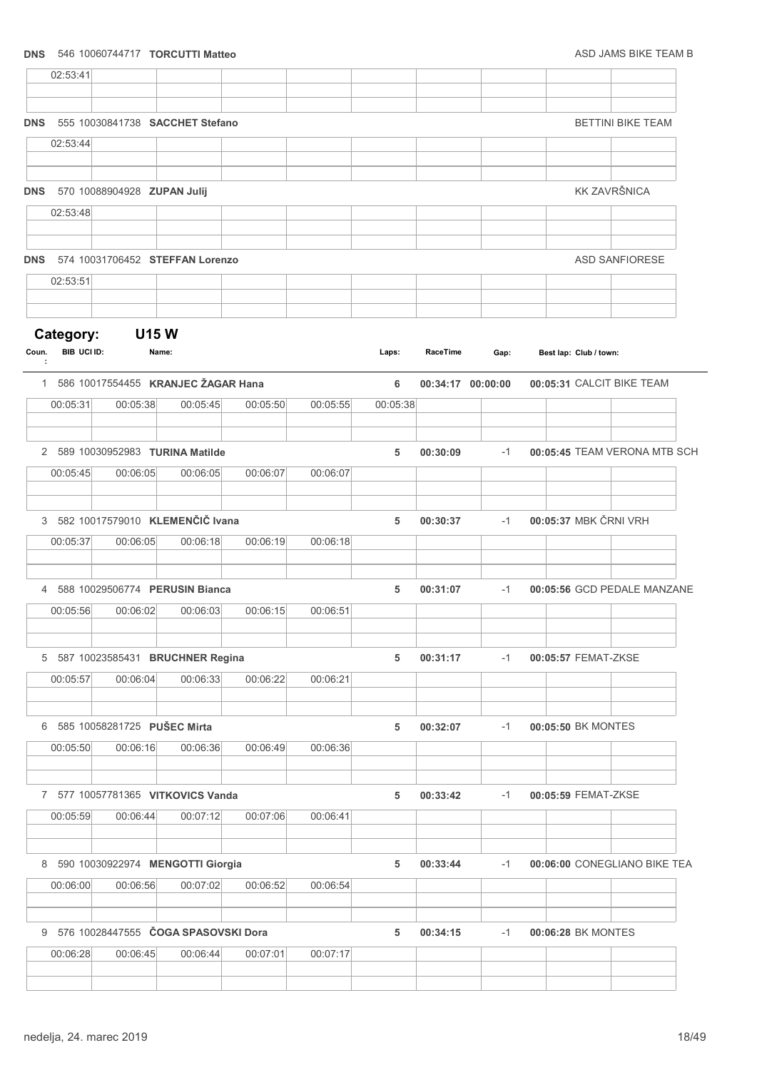**DNS** 546 10060744717 **TORCUTTI Matteo** ASD JAMS BIKE TEAM B

| 02:53:41 | | | | | | | | | |
|---|---|---|---|---|---|---|---|---|---|

**DNS** 555 10030841738 **SACCHET Stefano** BETTINI BIKE TEAM

| 02:53:44 | | | | | | | | | |
|---|---|---|---|---|---|---|---|---|---|

**DNS** 570 10088904928 **ZUPAN Julij** KK ZAVRŠNICA

| 02:53:48 | | | | | | | | | |
|---|---|---|---|---|---|---|---|---|---|

**DNS** 574 10031706452 **STEFFAN Lorenzo** ASD SANFIORESE

| 02:53:51 | | | | | | | | | |
|---|---|---|---|---|---|---|---|---|---|

## Category: U15 W

| Coun. | BIB | UCI ID: | Name: | Laps: | RaceTime | Gap: | Best lap: | Club / town: |
|---|---|---|---|---|---|---|---|---|
| 1 | 586 | 10017554455 | **KRANJEC ŽAGAR Hana** | 6 | 00:34:17 | 00:00:00 | 00:05:31 | CALCIT BIKE TEAM |

| 00:05:31 | 00:05:38 | 00:05:45 | 00:05:50 | 00:05:55 | 00:05:38 | | | | |
|---|---|---|---|---|---|---|---|---|---|

| Coun. | BIB | UCI ID: | Name: | Laps: | RaceTime | Gap: | Best lap: | Club / town: |
|---|---|---|---|---|---|---|---|---|
| 2 | 589 | 10030952983 | **TURINA Matilde** | 5 | 00:30:09 | -1 | 00:05:45 | TEAM VERONA MTB SCH |

| 00:05:45 | 00:06:05 | 00:06:05 | 00:06:07 | 00:06:07 | | | | | |
|---|---|---|---|---|---|---|---|---|---|

| Coun. | BIB | UCI ID: | Name: | Laps: | RaceTime | Gap: | Best lap: | Club / town: |
|---|---|---|---|---|---|---|---|---|
| 3 | 582 | 10017579010 | **KLEMENČIČ Ivana** | 5 | 00:30:37 | -1 | 00:05:37 | MBK ČRNI VRH |

| 00:05:37 | 00:06:05 | 00:06:18 | 00:06:19 | 00:06:18 | | | | | |
|---|---|---|---|---|---|---|---|---|---|

| Coun. | BIB | UCI ID: | Name: | Laps: | RaceTime | Gap: | Best lap: | Club / town: |
|---|---|---|---|---|---|---|---|---|
| 4 | 588 | 10029506774 | **PERUSIN Bianca** | 5 | 00:31:07 | -1 | 00:05:56 | GCD PEDALE MANZANE |

| 00:05:56 | 00:06:02 | 00:06:03 | 00:06:15 | 00:06:51 | | | | | |
|---|---|---|---|---|---|---|---|---|---|

| Coun. | BIB | UCI ID: | Name: | Laps: | RaceTime | Gap: | Best lap: | Club / town: |
|---|---|---|---|---|---|---|---|---|
| 5 | 587 | 10023585431 | **BRUCHNER Regina** | 5 | 00:31:17 | -1 | 00:05:57 | FEMAT-ZKSE |

| 00:05:57 | 00:06:04 | 00:06:33 | 00:06:22 | 00:06:21 | | | | | |
|---|---|---|---|---|---|---|---|---|---|

| Coun. | BIB | UCI ID: | Name: | Laps: | RaceTime | Gap: | Best lap: | Club / town: |
|---|---|---|---|---|---|---|---|---|
| 6 | 585 | 10058281725 | **PUŠEC Mirta** | 5 | 00:32:07 | -1 | 00:05:50 | BK MONTES |

| 00:05:50 | 00:06:16 | 00:06:36 | 00:06:49 | 00:06:36 | | | | | |
|---|---|---|---|---|---|---|---|---|---|

| Coun. | BIB | UCI ID: | Name: | Laps: | RaceTime | Gap: | Best lap: | Club / town: |
|---|---|---|---|---|---|---|---|---|
| 7 | 577 | 10057781365 | **VITKOVICS Vanda** | 5 | 00:33:42 | -1 | 00:05:59 | FEMAT-ZKSE |

| 00:05:59 | 00:06:44 | 00:07:12 | 00:07:06 | 00:06:41 | | | | | |
|---|---|---|---|---|---|---|---|---|---|

| Coun. | BIB | UCI ID: | Name: | Laps: | RaceTime | Gap: | Best lap: | Club / town: |
|---|---|---|---|---|---|---|---|---|
| 8 | 590 | 10030922974 | **MENGOTTI Giorgia** | 5 | 00:33:44 | -1 | 00:06:00 | CONEGLIANO BIKE TEA |

| 00:06:00 | 00:06:56 | 00:07:02 | 00:06:52 | 00:06:54 | | | | | |
|---|---|---|---|---|---|---|---|---|---|

| Coun. | BIB | UCI ID: | Name: | Laps: | RaceTime | Gap: | Best lap: | Club / town: |
|---|---|---|---|---|---|---|---|---|
| 9 | 576 | 10028447555 | **ČOGA SPASOVSKI Dora** | 5 | 00:34:15 | -1 | 00:06:28 | BK MONTES |

| 00:06:28 | 00:06:45 | 00:06:44 | 00:07:01 | 00:07:17 | | | | | |
|---|---|---|---|---|---|---|---|---|---|

nedelja, 24. marec 2019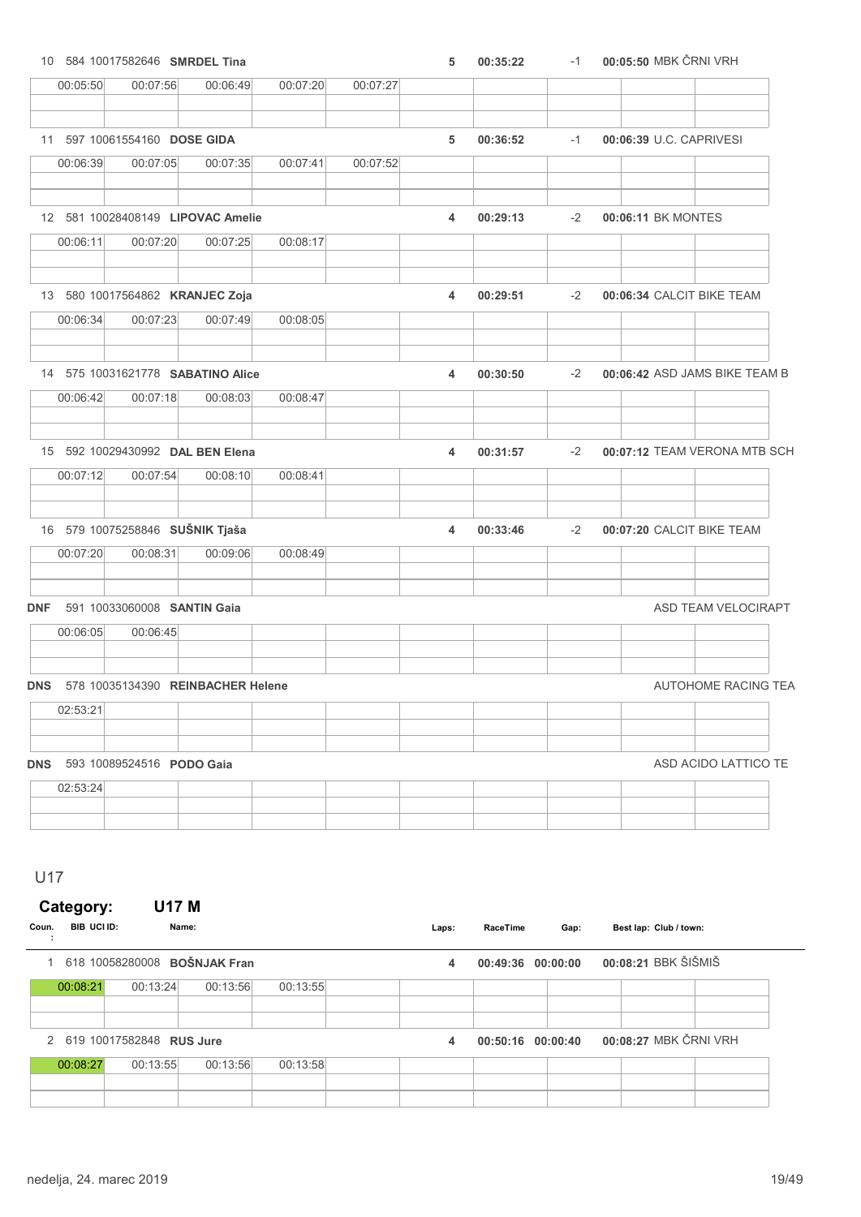| Coun. | BIB | UCI ID | Name | Laps | RaceTime | Gap | Best lap | Club / town |
|---|---|---|---|---|---|---|---|---|
| 10 | 584 | 10017582646 | **SMRDEL Tina** | 5 | 00:35:22 | -1 | 00:05:50 | MBK ČRNI VRH |
| | | | 00:05:50 / 00:07:56 / 00:06:49 / 00:07:20 / 00:07:27 | | | | | |
| 11 | 597 | 10061554160 | **DOSE GIDA** | 5 | 00:36:52 | -1 | 00:06:39 | U.C. CAPRIVESI |
| | | | 00:06:39 / 00:07:05 / 00:07:35 / 00:07:41 / 00:07:52 | | | | | |
| 12 | 581 | 10028408149 | **LIPOVAC Amelie** | 4 | 00:29:13 | -2 | 00:06:11 | BK MONTES |
| | | | 00:06:11 / 00:07:20 / 00:07:25 / 00:08:17 | | | | | |
| 13 | 580 | 10017564862 | **KRANJEC Zoja** | 4 | 00:29:51 | -2 | 00:06:34 | CALCIT BIKE TEAM |
| | | | 00:06:34 / 00:07:23 / 00:07:49 / 00:08:05 | | | | | |
| 14 | 575 | 10031621778 | **SABATINO Alice** | 4 | 00:30:50 | -2 | 00:06:42 | ASD JAMS BIKE TEAM B |
| | | | 00:06:42 / 00:07:18 / 00:08:03 / 00:08:47 | | | | | |
| 15 | 592 | 10029430992 | **DAL BEN Elena** | 4 | 00:31:57 | -2 | 00:07:12 | TEAM VERONA MTB SCH |
| | | | 00:07:12 / 00:07:54 / 00:08:10 / 00:08:41 | | | | | |
| 16 | 579 | 10075258846 | **SUŠNIK Tjaša** | 4 | 00:33:46 | -2 | 00:07:20 | CALCIT BIKE TEAM |
| | | | 00:07:20 / 00:08:31 / 00:09:06 / 00:08:49 | | | | | |
| DNF | 591 | 10033060008 | **SANTIN Gaia** | | | | | ASD TEAM VELOCIRAPT |
| | | | 00:06:05 / 00:06:45 | | | | | |
| DNS | 578 | 10035134390 | **REINBACHER Helene** | | | | | AUTOHOME RACING TEA |
| | | | 02:53:21 | | | | | |
| DNS | 593 | 10089524516 | **PODO Gaia** | | | | | ASD ACIDO LATTICO TE |
| | | | 02:53:24 | | | | | |

## U17

### Category: U17 M

| Coun. | BIB | UCI ID | Name | Laps | RaceTime | Gap | Best lap | Club / town |
|---|---|---|---|---|---|---|---|---|
| 1 | 618 | 10058280008 | **BOŠNJAK Fran** | 4 | 00:49:36 | 00:00:00 | 00:08:21 | BBK ŠIŠMIŠ |
| | | | 00:08:21 / 00:13:24 / 00:13:56 / 00:13:55 | | | | | |
| 2 | 619 | 10017582848 | **RUS Jure** | 4 | 00:50:16 | 00:00:40 | 00:08:27 | MBK ČRNI VRH |
| | | | 00:08:27 / 00:13:55 / 00:13:56 / 00:13:58 | | | | | |

nedelja, 24. marec 2019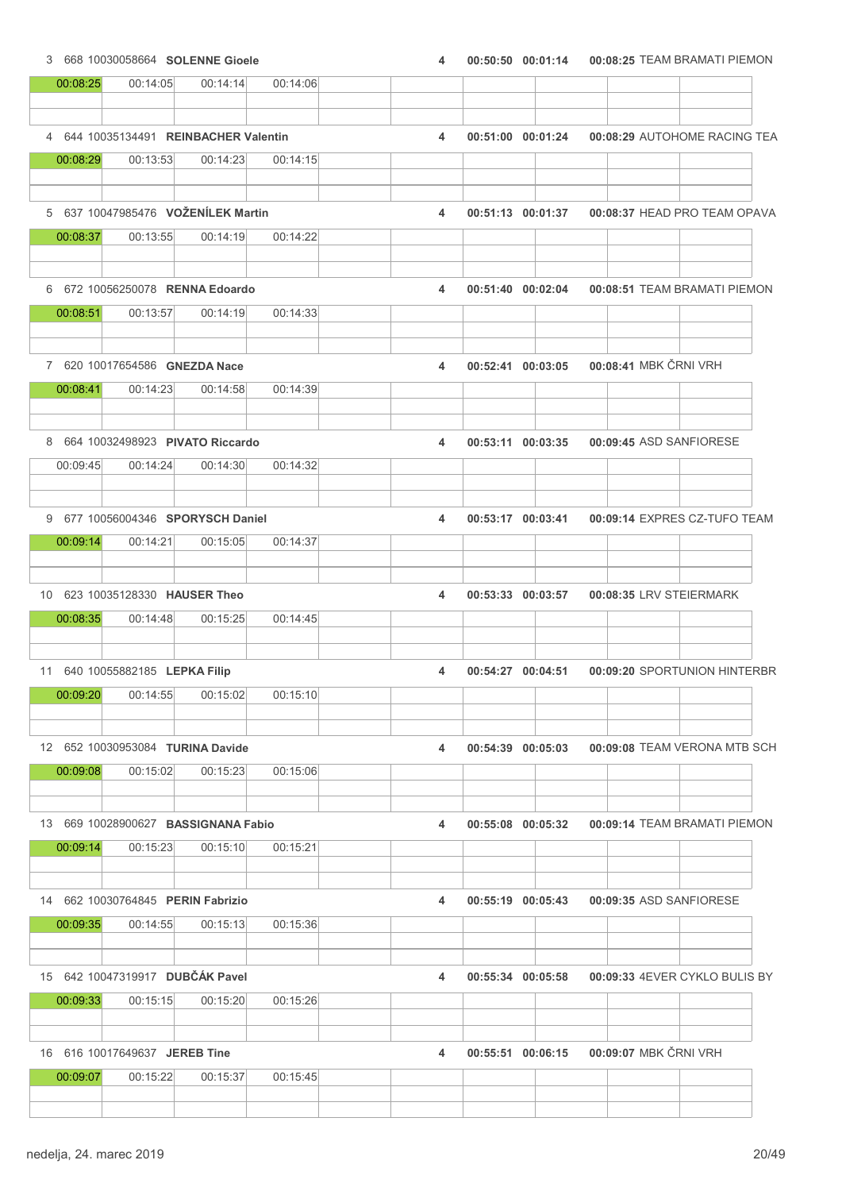| Rank | Bib | UCI ID | Name | Laps | Time | Gap | Best lap | Team |
|---|---|---|---|---|---|---|---|---|
| 3 | 668 | 10030058664 | **SOLENNE Gioele** | 4 | 00:50:50 | 00:01:14 | 00:08:25 | TEAM BRAMATI PIEMON |
| | | | 00:08:25 / 00:14:05 / 00:14:14 / 00:14:06 | | | | | |
| 4 | 644 | 10035134491 | **REINBACHER Valentin** | 4 | 00:51:00 | 00:01:24 | 00:08:29 | AUTOHOME RACING TEA |
| | | | 00:08:29 / 00:13:53 / 00:14:23 / 00:14:15 | | | | | |
| 5 | 637 | 10047985476 | **VOŽENÍLEK Martin** | 4 | 00:51:13 | 00:01:37 | 00:08:37 | HEAD PRO TEAM OPAVA |
| | | | 00:08:37 / 00:13:55 / 00:14:19 / 00:14:22 | | | | | |
| 6 | 672 | 10056250078 | **RENNA Edoardo** | 4 | 00:51:40 | 00:02:04 | 00:08:51 | TEAM BRAMATI PIEMON |
| | | | 00:08:51 / 00:13:57 / 00:14:19 / 00:14:33 | | | | | |
| 7 | 620 | 10017654586 | **GNEZDA Nace** | 4 | 00:52:41 | 00:03:05 | 00:08:41 | MBK ČRNI VRH |
| | | | 00:08:41 / 00:14:23 / 00:14:58 / 00:14:39 | | | | | |
| 8 | 664 | 10032498923 | **PIVATO Riccardo** | 4 | 00:53:11 | 00:03:35 | 00:09:45 | ASD SANFIORESE |
| | | | 00:09:45 / 00:14:24 / 00:14:30 / 00:14:32 | | | | | |
| 9 | 677 | 10056004346 | **SPORYSCH Daniel** | 4 | 00:53:17 | 00:03:41 | 00:09:14 | EXPRES CZ-TUFO TEAM |
| | | | 00:09:14 / 00:14:21 / 00:15:05 / 00:14:37 | | | | | |
| 10 | 623 | 10035128330 | **HAUSER Theo** | 4 | 00:53:33 | 00:03:57 | 00:08:35 | LRV STEIERMARK |
| | | | 00:08:35 / 00:14:48 / 00:15:25 / 00:14:45 | | | | | |
| 11 | 640 | 10055882185 | **LEPKA Filip** | 4 | 00:54:27 | 00:04:51 | 00:09:20 | SPORTUNION HINTERBR |
| | | | 00:09:20 / 00:14:55 / 00:15:02 / 00:15:10 | | | | | |
| 12 | 652 | 10030953084 | **TURINA Davide** | 4 | 00:54:39 | 00:05:03 | 00:09:08 | TEAM VERONA MTB SCH |
| | | | 00:09:08 / 00:15:02 / 00:15:23 / 00:15:06 | | | | | |
| 13 | 669 | 10028900627 | **BASSIGNANA Fabio** | 4 | 00:55:08 | 00:05:32 | 00:09:14 | TEAM BRAMATI PIEMON |
| | | | 00:09:14 / 00:15:23 / 00:15:10 / 00:15:21 | | | | | |
| 14 | 662 | 10030764845 | **PERIN Fabrizio** | 4 | 00:55:19 | 00:05:43 | 00:09:35 | ASD SANFIORESE |
| | | | 00:09:35 / 00:14:55 / 00:15:13 / 00:15:36 | | | | | |
| 15 | 642 | 10047319917 | **DUBČÁK Pavel** | 4 | 00:55:34 | 00:05:58 | 00:09:33 | 4EVER CYKLO BULIS BY |
| | | | 00:09:33 / 00:15:15 / 00:15:20 / 00:15:26 | | | | | |
| 16 | 616 | 10017649637 | **JEREB Tine** | 4 | 00:55:51 | 00:06:15 | 00:09:07 | MBK ČRNI VRH |
| | | | 00:09:07 / 00:15:22 / 00:15:37 / 00:15:45 | | | | | |

nedelja, 24. marec 2019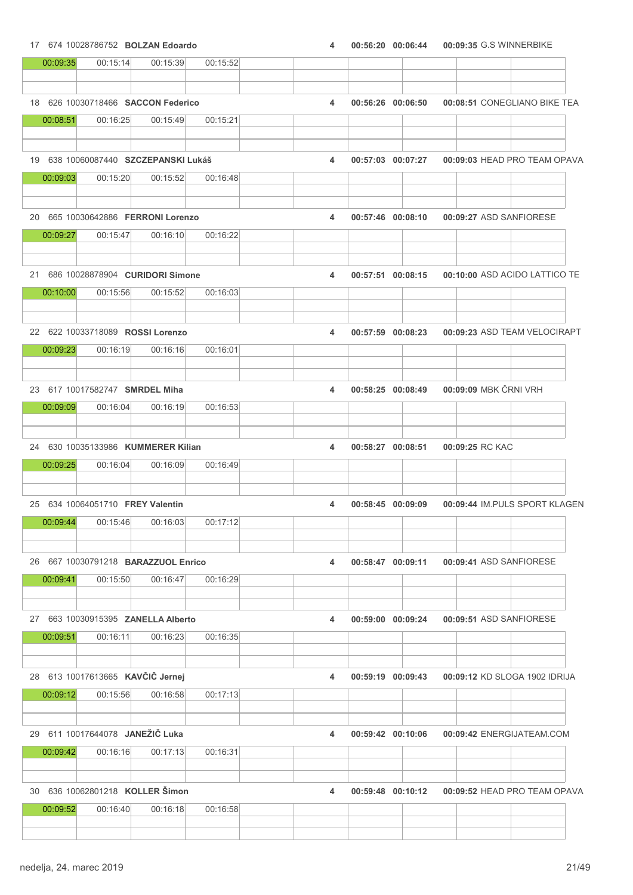| Pos | Bib | UCI ID | Name | Laps | Time | Gap | Lap 1 | Team |
|---|---|---|---|---|---|---|---|---|
| 17 | 674 | 10028786752 | **BOLZAN Edoardo** | 4 | 00:56:20 | 00:06:44 | 00:09:35 | G.S WINNERBIKE |
| | | | | | | | | |
| 00:09:35 | 00:15:14 | 00:15:39 | 00:15:52 | | | | | |
| 18 | 626 | 10030718466 | **SACCON Federico** | 4 | 00:56:26 | 00:06:50 | 00:08:51 | CONEGLIANO BIKE TEA |
| 00:08:51 | 00:16:25 | 00:15:49 | 00:15:21 | | | | | |
| 19 | 638 | 10060087440 | **SZCZEPANSKI Lukáš** | 4 | 00:57:03 | 00:07:27 | 00:09:03 | HEAD PRO TEAM OPAVA |
| 00:09:03 | 00:15:20 | 00:15:52 | 00:16:48 | | | | | |
| 20 | 665 | 10030642886 | **FERRONI Lorenzo** | 4 | 00:57:46 | 00:08:10 | 00:09:27 | ASD SANFIORESE |
| 00:09:27 | 00:15:47 | 00:16:10 | 00:16:22 | | | | | |
| 21 | 686 | 10028878904 | **CURIDORI Simone** | 4 | 00:57:51 | 00:08:15 | 00:10:00 | ASD ACIDO LATTICO TE |
| 00:10:00 | 00:15:56 | 00:15:52 | 00:16:03 | | | | | |
| 22 | 622 | 10033718089 | **ROSSI Lorenzo** | 4 | 00:57:59 | 00:08:23 | 00:09:23 | ASD TEAM VELOCIRAPT |
| 00:09:23 | 00:16:19 | 00:16:16 | 00:16:01 | | | | | |
| 23 | 617 | 10017582747 | **SMRDEL Miha** | 4 | 00:58:25 | 00:08:49 | 00:09:09 | MBK ČRNI VRH |
| 00:09:09 | 00:16:04 | 00:16:19 | 00:16:53 | | | | | |
| 24 | 630 | 10035133986 | **KUMMERER Kilian** | 4 | 00:58:27 | 00:08:51 | 00:09:25 | RC KAC |
| 00:09:25 | 00:16:04 | 00:16:09 | 00:16:49 | | | | | |
| 25 | 634 | 10064051710 | **FREY Valentin** | 4 | 00:58:45 | 00:09:09 | 00:09:44 | IM.PULS SPORT KLAGEN |
| 00:09:44 | 00:15:46 | 00:16:03 | 00:17:12 | | | | | |
| 26 | 667 | 10030791218 | **BARAZZUOL Enrico** | 4 | 00:58:47 | 00:09:11 | 00:09:41 | ASD SANFIORESE |
| 00:09:41 | 00:15:50 | 00:16:47 | 00:16:29 | | | | | |
| 27 | 663 | 10030915395 | **ZANELLA Alberto** | 4 | 00:59:00 | 00:09:24 | 00:09:51 | ASD SANFIORESE |
| 00:09:51 | 00:16:11 | 00:16:23 | 00:16:35 | | | | | |
| 28 | 613 | 10017613665 | **KAVČIČ Jernej** | 4 | 00:59:19 | 00:09:43 | 00:09:12 | KD SLOGA 1902 IDRIJA |
| 00:09:12 | 00:15:56 | 00:16:58 | 00:17:13 | | | | | |
| 29 | 611 | 10017644078 | **JANEŽIČ Luka** | 4 | 00:59:42 | 00:10:06 | 00:09:42 | ENERGIJATEAM.COM |
| 00:09:42 | 00:16:16 | 00:17:13 | 00:16:31 | | | | | |
| 30 | 636 | 10062801218 | **KOLLER Šimon** | 4 | 00:59:48 | 00:10:12 | 00:09:52 | HEAD PRO TEAM OPAVA |
| 00:09:52 | 00:16:40 | 00:16:18 | 00:16:58 | | | | | |

nedelja, 24. marec 2019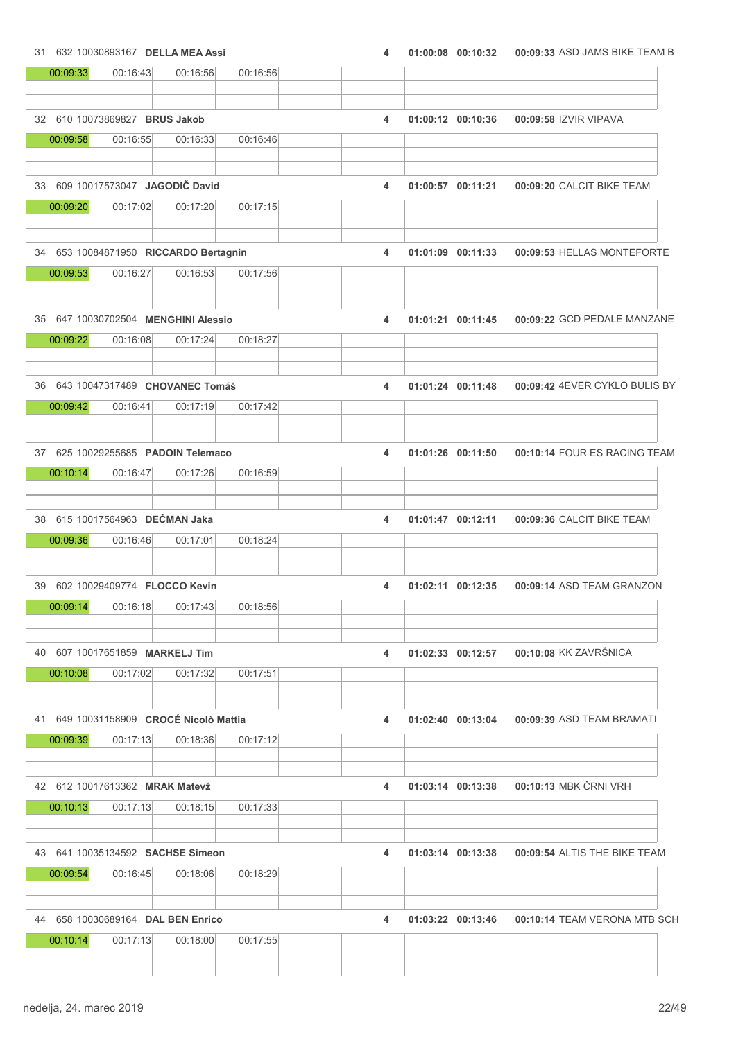31 632 10030893167 **DELLA MEA Assi** 4 **01:00:08 00:10:32 00:09:33** ASD JAMS BIKE TEAM B

| 00:09:33 | 00:16:43 | 00:16:56 | 00:16:56 |
|---|---|---|---|

32 610 10073869827 **BRUS Jakob** 4 **01:00:12 00:10:36 00:09:58** IZVIR VIPAVA

| 00:09:58 | 00:16:55 | 00:16:33 | 00:16:46 |
|---|---|---|---|

33 609 10017573047 **JAGODIČ David** 4 **01:00:57 00:11:21 00:09:20** CALCIT BIKE TEAM

| 00:09:20 | 00:17:02 | 00:17:20 | 00:17:15 |
|---|---|---|---|

34 653 10084871950 **RICCARDO Bertagnin** 4 **01:01:09 00:11:33 00:09:53** HELLAS MONTEFORTE

| 00:09:53 | 00:16:27 | 00:16:53 | 00:17:56 |
|---|---|---|---|

35 647 10030702504 **MENGHINI Alessio** 4 **01:01:21 00:11:45 00:09:22** GCD PEDALE MANZANE

| 00:09:22 | 00:16:08 | 00:17:24 | 00:18:27 |
|---|---|---|---|

36 643 10047317489 **CHOVANEC Tomáš** 4 **01:01:24 00:11:48 00:09:42** 4EVER CYKLO BULIS BY

| 00:09:42 | 00:16:41 | 00:17:19 | 00:17:42 |
|---|---|---|---|

37 625 10029255685 **PADOIN Telemaco** 4 **01:01:26 00:11:50 00:10:14** FOUR ES RACING TEAM

| 00:10:14 | 00:16:47 | 00:17:26 | 00:16:59 |
|---|---|---|---|

38 615 10017564963 **DEČMAN Jaka** 4 **01:01:47 00:12:11 00:09:36** CALCIT BIKE TEAM

| 00:09:36 | 00:16:46 | 00:17:01 | 00:18:24 |
|---|---|---|---|

39 602 10029409774 **FLOCCO Kevin** 4 **01:02:11 00:12:35 00:09:14** ASD TEAM GRANZON

| 00:09:14 | 00:16:18 | 00:17:43 | 00:18:56 |
|---|---|---|---|

40 607 10017651859 **MARKELJ Tim** 4 **01:02:33 00:12:57 00:10:08** KK ZAVRŠNICA

| 00:10:08 | 00:17:02 | 00:17:32 | 00:17:51 |
|---|---|---|---|

41 649 10031158909 **CROCÉ Nicolò Mattia** 4 **01:02:40 00:13:04 00:09:39** ASD TEAM BRAMATI

| 00:09:39 | 00:17:13 | 00:18:36 | 00:17:12 |
|---|---|---|---|

42 612 10017613362 **MRAK Matevž** 4 **01:03:14 00:13:38 00:10:13** MBK ČRNI VRH

| 00:10:13 | 00:17:13 | 00:18:15 | 00:17:33 |
|---|---|---|---|

43 641 10035134592 **SACHSE Simeon** 4 **01:03:14 00:13:38 00:09:54** ALTIS THE BIKE TEAM

| 00:09:54 | 00:16:45 | 00:18:06 | 00:18:29 |
|---|---|---|---|

44 658 10030689164 **DAL BEN Enrico** 4 **01:03:22 00:13:46 00:10:14** TEAM VERONA MTB SCH

| 00:10:14 | 00:17:13 | 00:18:00 | 00:17:55 |
|---|---|---|---|

nedelja, 24. marec 2019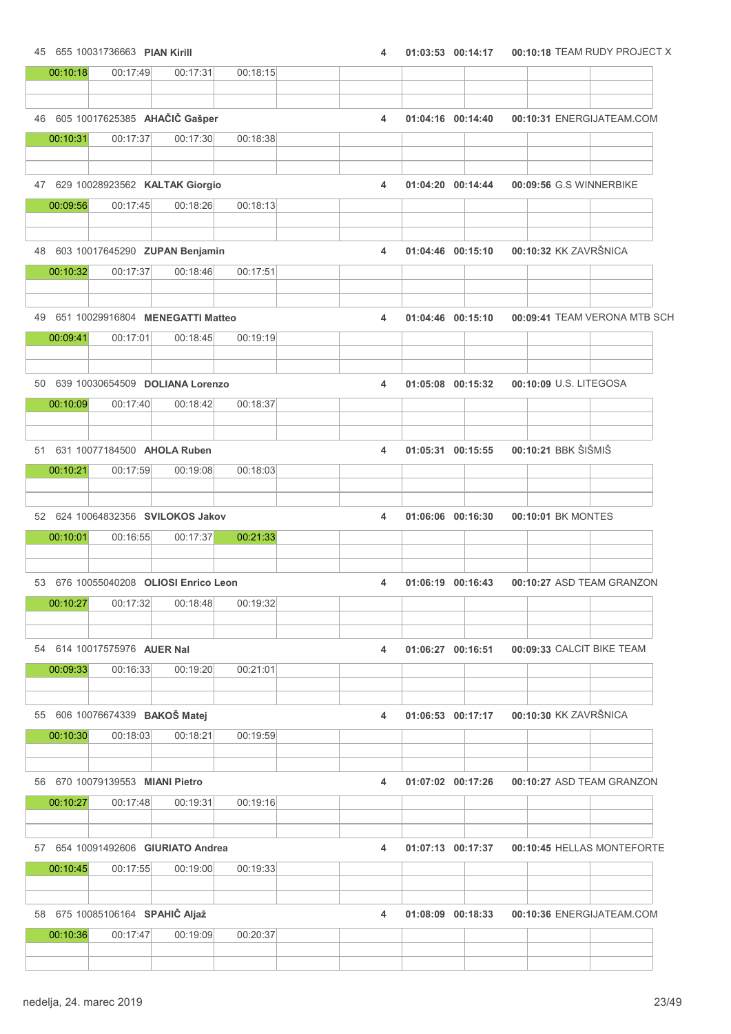| Pos | Bib | UCI ID | Name | Laps | Time | Gap | Lap 1 | Team |
|---|---|---|---|---|---|---|---|---|
| 45 | 655 | 10031736663 | **PIAN Kirill** | 4 | 01:03:53 | 00:14:17 | 00:10:18 | TEAM RUDY PROJECT X |

| 00:10:18 | 00:17:49 | 00:17:31 | 00:18:15 |
|---|---|---|---|

| Pos | Bib | UCI ID | Name | Laps | Time | Gap | Lap 1 | Team |
|---|---|---|---|---|---|---|---|---|
| 46 | 605 | 10017625385 | **AHAČIČ Gašper** | 4 | 01:04:16 | 00:14:40 | 00:10:31 | ENERGIJATEAM.COM |

| 00:10:31 | 00:17:37 | 00:17:30 | 00:18:38 |
|---|---|---|---|

| Pos | Bib | UCI ID | Name | Laps | Time | Gap | Lap 1 | Team |
|---|---|---|---|---|---|---|---|---|
| 47 | 629 | 10028923562 | **KALTAK Giorgio** | 4 | 01:04:20 | 00:14:44 | 00:09:56 | G.S WINNERBIKE |

| 00:09:56 | 00:17:45 | 00:18:26 | 00:18:13 |
|---|---|---|---|

| Pos | Bib | UCI ID | Name | Laps | Time | Gap | Lap 1 | Team |
|---|---|---|---|---|---|---|---|---|
| 48 | 603 | 10017645290 | **ZUPAN Benjamin** | 4 | 01:04:46 | 00:15:10 | 00:10:32 | KK ZAVRŠNICA |

| 00:10:32 | 00:17:37 | 00:18:46 | 00:17:51 |
|---|---|---|---|

| Pos | Bib | UCI ID | Name | Laps | Time | Gap | Lap 1 | Team |
|---|---|---|---|---|---|---|---|---|
| 49 | 651 | 10029916804 | **MENEGATTI Matteo** | 4 | 01:04:46 | 00:15:10 | 00:09:41 | TEAM VERONA MTB SCH |

| 00:09:41 | 00:17:01 | 00:18:45 | 00:19:19 |
|---|---|---|---|

| Pos | Bib | UCI ID | Name | Laps | Time | Gap | Lap 1 | Team |
|---|---|---|---|---|---|---|---|---|
| 50 | 639 | 10030654509 | **DOLIANA Lorenzo** | 4 | 01:05:08 | 00:15:32 | 00:10:09 | U.S. LITEGOSA |

| 00:10:09 | 00:17:40 | 00:18:42 | 00:18:37 |
|---|---|---|---|

| Pos | Bib | UCI ID | Name | Laps | Time | Gap | Lap 1 | Team |
|---|---|---|---|---|---|---|---|---|
| 51 | 631 | 10077184500 | **AHOLA Ruben** | 4 | 01:05:31 | 00:15:55 | 00:10:21 | BBK ŠIŠMIŠ |

| 00:10:21 | 00:17:59 | 00:19:08 | 00:18:03 |
|---|---|---|---|

| Pos | Bib | UCI ID | Name | Laps | Time | Gap | Lap 1 | Team |
|---|---|---|---|---|---|---|---|---|
| 52 | 624 | 10064832356 | **SVILOKOS Jakov** | 4 | 01:06:06 | 00:16:30 | 00:10:01 | BK MONTES |

| 00:10:01 | 00:16:55 | 00:17:37 | 00:21:33 |
|---|---|---|---|

| Pos | Bib | UCI ID | Name | Laps | Time | Gap | Lap 1 | Team |
|---|---|---|---|---|---|---|---|---|
| 53 | 676 | 10055040208 | **OLIOSI Enrico Leon** | 4 | 01:06:19 | 00:16:43 | 00:10:27 | ASD TEAM GRANZON |

| 00:10:27 | 00:17:32 | 00:18:48 | 00:19:32 |
|---|---|---|---|

| Pos | Bib | UCI ID | Name | Laps | Time | Gap | Lap 1 | Team |
|---|---|---|---|---|---|---|---|---|
| 54 | 614 | 10017575976 | **AUER Nal** | 4 | 01:06:27 | 00:16:51 | 00:09:33 | CALCIT BIKE TEAM |

| 00:09:33 | 00:16:33 | 00:19:20 | 00:21:01 |
|---|---|---|---|

| Pos | Bib | UCI ID | Name | Laps | Time | Gap | Lap 1 | Team |
|---|---|---|---|---|---|---|---|---|
| 55 | 606 | 10076674339 | **BAKOŠ Matej** | 4 | 01:06:53 | 00:17:17 | 00:10:30 | KK ZAVRŠNICA |

| 00:10:30 | 00:18:03 | 00:18:21 | 00:19:59 |
|---|---|---|---|

| Pos | Bib | UCI ID | Name | Laps | Time | Gap | Lap 1 | Team |
|---|---|---|---|---|---|---|---|---|
| 56 | 670 | 10079139553 | **MIANI Pietro** | 4 | 01:07:02 | 00:17:26 | 00:10:27 | ASD TEAM GRANZON |

| 00:10:27 | 00:17:48 | 00:19:31 | 00:19:16 |
|---|---|---|---|

| Pos | Bib | UCI ID | Name | Laps | Time | Gap | Lap 1 | Team |
|---|---|---|---|---|---|---|---|---|
| 57 | 654 | 10091492606 | **GIURIATO Andrea** | 4 | 01:07:13 | 00:17:37 | 00:10:45 | HELLAS MONTEFORTE |

| 00:10:45 | 00:17:55 | 00:19:00 | 00:19:33 |
|---|---|---|---|

| Pos | Bib | UCI ID | Name | Laps | Time | Gap | Lap 1 | Team |
|---|---|---|---|---|---|---|---|---|
| 58 | 675 | 10085106164 | **SPAHIČ Aljaž** | 4 | 01:08:09 | 00:18:33 | 00:10:36 | ENERGIJATEAM.COM |

| 00:10:36 | 00:17:47 | 00:19:09 | 00:20:37 |
|---|---|---|---|

nedelja, 24. marec 2019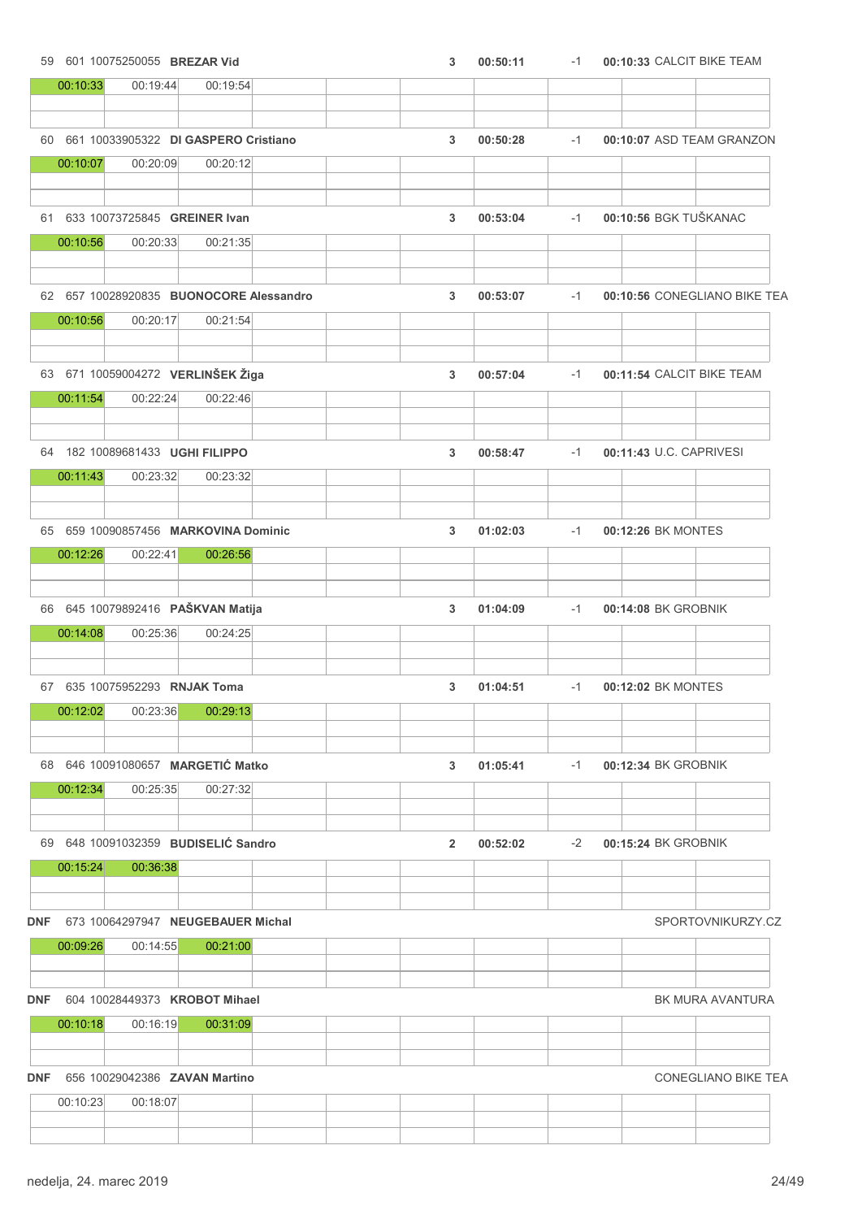| Pos | Start No | UCI ID | Name | Laps | Time | Gap | Best Lap | Team |
|---|---|---|---|---|---|---|---|---|
| 59 | 601 | 10075250055 | **BREZAR Vid** | 3 | 00:50:11 | -1 | 00:10:33 | CALCIT BIKE TEAM |
| | | | 00:10:33 \| 00:19:44 \| 00:19:54 | | | | | |
| 60 | 661 | 10033905322 | **DI GASPERO Cristiano** | 3 | 00:50:28 | -1 | 00:10:07 | ASD TEAM GRANZON |
| | | | 00:10:07 \| 00:20:09 \| 00:20:12 | | | | | |
| 61 | 633 | 10073725845 | **GREINER Ivan** | 3 | 00:53:04 | -1 | 00:10:56 | BGK TUŠKANAC |
| | | | 00:10:56 \| 00:20:33 \| 00:21:35 | | | | | |
| 62 | 657 | 10028920835 | **BUONOCORE Alessandro** | 3 | 00:53:07 | -1 | 00:10:56 | CONEGLIANO BIKE TEA |
| | | | 00:10:56 \| 00:20:17 \| 00:21:54 | | | | | |
| 63 | 671 | 10059004272 | **VERLINŠEK Žiga** | 3 | 00:57:04 | -1 | 00:11:54 | CALCIT BIKE TEAM |
| | | | 00:11:54 \| 00:22:24 \| 00:22:46 | | | | | |
| 64 | 182 | 10089681433 | **UGHI FILIPPO** | 3 | 00:58:47 | -1 | 00:11:43 | U.C. CAPRIVESI |
| | | | 00:11:43 \| 00:23:32 \| 00:23:32 | | | | | |
| 65 | 659 | 10090857456 | **MARKOVINA Dominic** | 3 | 01:02:03 | -1 | 00:12:26 | BK MONTES |
| | | | 00:12:26 \| 00:22:41 \| 00:26:56 | | | | | |
| 66 | 645 | 10079892416 | **PAŠKVAN Matija** | 3 | 01:04:09 | -1 | 00:14:08 | BK GROBNIK |
| | | | 00:14:08 \| 00:25:36 \| 00:24:25 | | | | | |
| 67 | 635 | 10075952293 | **RNJAK Toma** | 3 | 01:04:51 | -1 | 00:12:02 | BK MONTES |
| | | | 00:12:02 \| 00:23:36 \| 00:29:13 | | | | | |
| 68 | 646 | 10091080657 | **MARGETIĆ Matko** | 3 | 01:05:41 | -1 | 00:12:34 | BK GROBNIK |
| | | | 00:12:34 \| 00:25:35 \| 00:27:32 | | | | | |
| 69 | 648 | 10091032359 | **BUDISELIĆ Sandro** | 2 | 00:52:02 | -2 | 00:15:24 | BK GROBNIK |
| | | | 00:15:24 \| 00:36:38 | | | | | |
| DNF | 673 | 10064297947 | **NEUGEBAUER Michal** | | | | | SPORTOVNIKURZY.CZ |
| | | | 00:09:26 \| 00:14:55 \| 00:21:00 | | | | | |
| DNF | 604 | 10028449373 | **KROBOT Mihael** | | | | | BK MURA AVANTURA |
| | | | 00:10:18 \| 00:16:19 \| 00:31:09 | | | | | |
| DNF | 656 | 10029042386 | **ZAVAN Martino** | | | | | CONEGLIANO BIKE TEA |
| | | | 00:10:23 \| 00:18:07 | | | | | |

nedelja, 24. marec 2019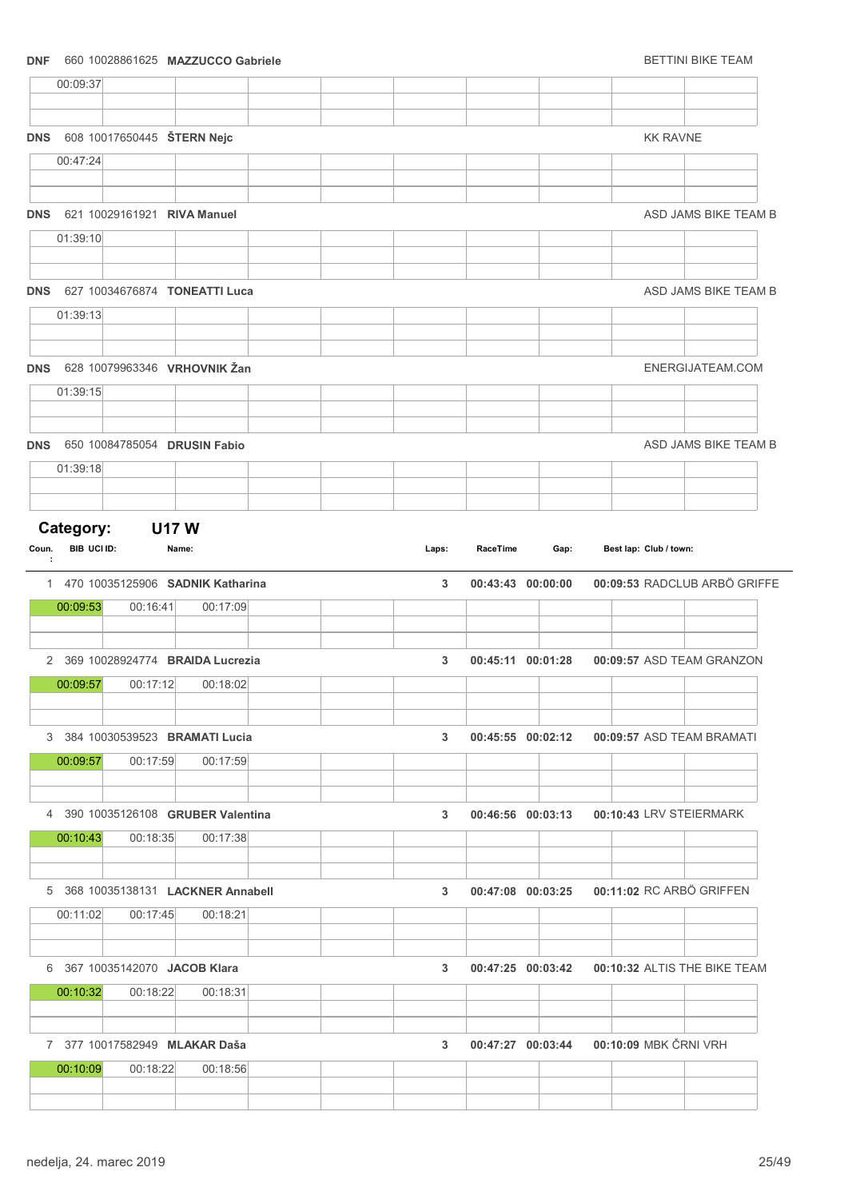**DNF** 660 10028861625 **MAZZUCCO Gabriele** BETTINI BIKE TEAM

| 00:09:37 | | | | | | | | | |
|---|---|---|---|---|---|---|---|---|---|

**DNS** 608 10017650445 **ŠTERN Nejc** KK RAVNE

| 00:47:24 | | | | | | | | | |
|---|---|---|---|---|---|---|---|---|---|

**DNS** 621 10029161921 **RIVA Manuel** ASD JAMS BIKE TEAM B

| 01:39:10 | | | | | | | | | |
|---|---|---|---|---|---|---|---|---|---|

**DNS** 627 10034676874 **TONEATTI Luca** ASD JAMS BIKE TEAM B

| 01:39:13 | | | | | | | | | |
|---|---|---|---|---|---|---|---|---|---|

**DNS** 628 10079963346 **VRHOVNIK Žan** ENERGIJATEAM.COM

| 01:39:15 | | | | | | | | | |
|---|---|---|---|---|---|---|---|---|---|

**DNS** 650 10084785054 **DRUSIN Fabio** ASD JAMS BIKE TEAM B

| 01:39:18 | | | | | | | | | |
|---|---|---|---|---|---|---|---|---|---|

## Category: U17 W

| Coun.: | BIB | UCI ID: | Name: | Laps: | RaceTime | Gap: | Best lap: | Club / town: |
|---|---|---|---|---|---|---|---|---|
| 1 | 470 | 10035125906 | **SADNIK Katharina** | 3 | 00:43:43 | 00:00:00 | 00:09:53 | RADCLUB ARBÖ GRIFFE |
| 2 | 369 | 10028924774 | **BRAIDA Lucrezia** | 3 | 00:45:11 | 00:01:28 | 00:09:57 | ASD TEAM GRANZON |
| 3 | 384 | 10030539523 | **BRAMATI Lucia** | 3 | 00:45:55 | 00:02:12 | 00:09:57 | ASD TEAM BRAMATI |
| 4 | 390 | 10035126108 | **GRUBER Valentina** | 3 | 00:46:56 | 00:03:13 | 00:10:43 | LRV STEIERMARK |
| 5 | 368 | 10035138131 | **LACKNER Annabell** | 3 | 00:47:08 | 00:03:25 | 00:11:02 | RC ARBÖ GRIFFEN |
| 6 | 367 | 10035142070 | **JACOB Klara** | 3 | 00:47:25 | 00:03:42 | 00:10:32 | ALTIS THE BIKE TEAM |
| 7 | 377 | 10017582949 | **MLAKAR Daša** | 3 | 00:47:27 | 00:03:44 | 00:10:09 | MBK ČRNI VRH |

Lap times:

| Name | Lap 1 | Lap 2 | Lap 3 |
|---|---|---|---|
| SADNIK Katharina | 00:09:53 | 00:16:41 | 00:17:09 |
| BRAIDA Lucrezia | 00:09:57 | 00:17:12 | 00:18:02 |
| BRAMATI Lucia | 00:09:57 | 00:17:59 | 00:17:59 |
| GRUBER Valentina | 00:10:43 | 00:18:35 | 00:17:38 |
| LACKNER Annabell | 00:11:02 | 00:17:45 | 00:18:21 |
| JACOB Klara | 00:10:32 | 00:18:22 | 00:18:31 |
| MLAKAR Daša | 00:10:09 | 00:18:22 | 00:18:56 |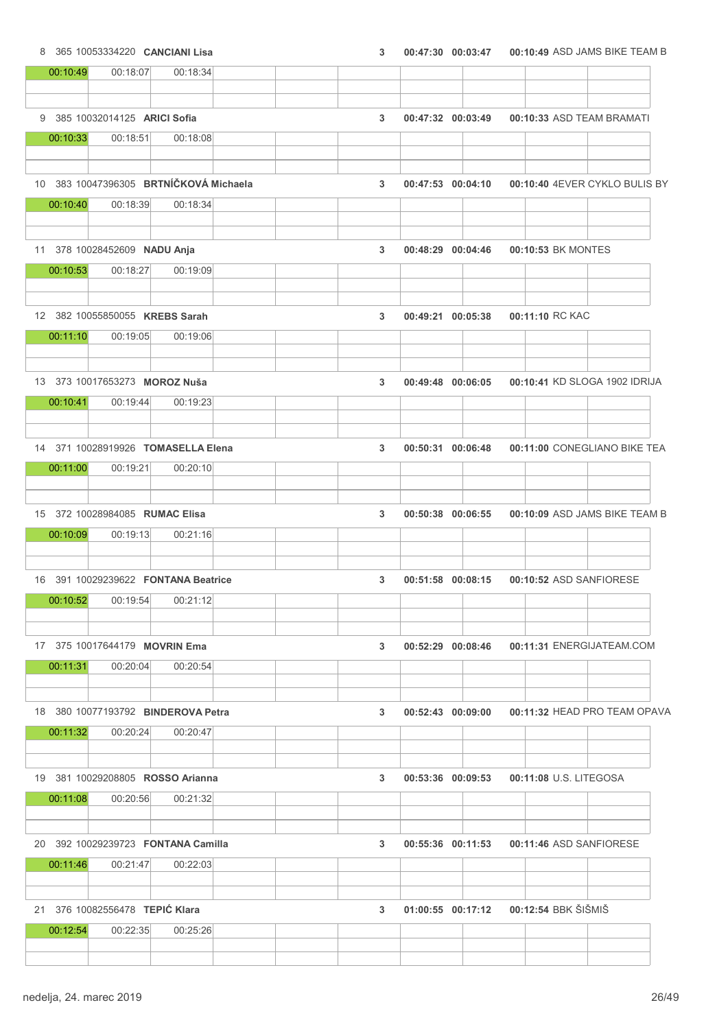| Rank | Bib | UCI ID | Name | Laps | Time | Gap | Best lap | Team |
|---|---|---|---|---|---|---|---|---|
| 8 | 365 | 10053334220 | **CANCIANI Lisa** | 3 | 00:47:30 | 00:03:47 | 00:10:49 | ASD JAMS BIKE TEAM B |
| | | | 00:10:49 / 00:18:07 / 00:18:34 | | | | | |
| 9 | 385 | 10032014125 | **ARICI Sofia** | 3 | 00:47:32 | 00:03:49 | 00:10:33 | ASD TEAM BRAMATI |
| | | | 00:10:33 / 00:18:51 / 00:18:08 | | | | | |
| 10 | 383 | 10047396305 | **BRTNÍČKOVÁ Michaela** | 3 | 00:47:53 | 00:04:10 | 00:10:40 | 4EVER CYKLO BULIS BY |
| | | | 00:10:40 / 00:18:39 / 00:18:34 | | | | | |
| 11 | 378 | 10028452609 | **NADU Anja** | 3 | 00:48:29 | 00:04:46 | 00:10:53 | BK MONTES |
| | | | 00:10:53 / 00:18:27 / 00:19:09 | | | | | |
| 12 | 382 | 10055850055 | **KREBS Sarah** | 3 | 00:49:21 | 00:05:38 | 00:11:10 | RC KAC |
| | | | 00:11:10 / 00:19:05 / 00:19:06 | | | | | |
| 13 | 373 | 10017653273 | **MOROZ Nuša** | 3 | 00:49:48 | 00:06:05 | 00:10:41 | KD SLOGA 1902 IDRIJA |
| | | | 00:10:41 / 00:19:44 / 00:19:23 | | | | | |
| 14 | 371 | 10028919926 | **TOMASELLA Elena** | 3 | 00:50:31 | 00:06:48 | 00:11:00 | CONEGLIANO BIKE TEA |
| | | | 00:11:00 / 00:19:21 / 00:20:10 | | | | | |
| 15 | 372 | 10028984085 | **RUMAC Elisa** | 3 | 00:50:38 | 00:06:55 | 00:10:09 | ASD JAMS BIKE TEAM B |
| | | | 00:10:09 / 00:19:13 / 00:21:16 | | | | | |
| 16 | 391 | 10029239622 | **FONTANA Beatrice** | 3 | 00:51:58 | 00:08:15 | 00:10:52 | ASD SANFIORESE |
| | | | 00:10:52 / 00:19:54 / 00:21:12 | | | | | |
| 17 | 375 | 10017644179 | **MOVRIN Ema** | 3 | 00:52:29 | 00:08:46 | 00:11:31 | ENERGIJATEAM.COM |
| | | | 00:11:31 / 00:20:04 / 00:20:54 | | | | | |
| 18 | 380 | 10077193792 | **BINDEROVA Petra** | 3 | 00:52:43 | 00:09:00 | 00:11:32 | HEAD PRO TEAM OPAVA |
| | | | 00:11:32 / 00:20:24 / 00:20:47 | | | | | |
| 19 | 381 | 10029208805 | **ROSSO Arianna** | 3 | 00:53:36 | 00:09:53 | 00:11:08 | U.S. LITEGOSA |
| | | | 00:11:08 / 00:20:56 / 00:21:32 | | | | | |
| 20 | 392 | 10029239723 | **FONTANA Camilla** | 3 | 00:55:36 | 00:11:53 | 00:11:46 | ASD SANFIORESE |
| | | | 00:11:46 / 00:21:47 / 00:22:03 | | | | | |
| 21 | 376 | 10082556478 | **TEPIĆ Klara** | 3 | 01:00:55 | 00:17:12 | 00:12:54 | BBK ŠIŠMIŠ |
| | | | 00:12:54 / 00:22:35 / 00:25:26 | | | | | |

nedelja, 24. marec 2019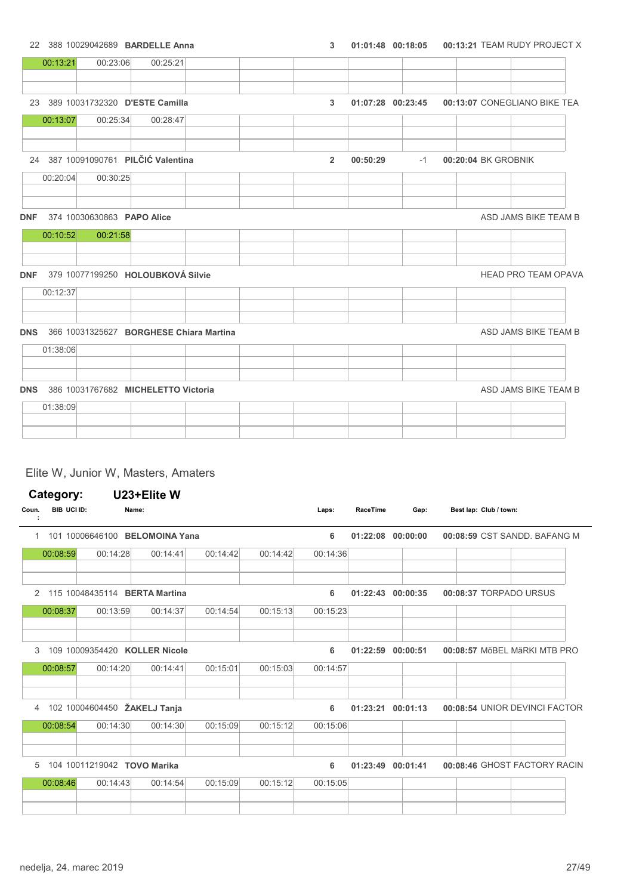| Coun. | BIB | UCI ID | Name | Laps | RaceTime | Gap | Best lap | Club / town |
|---|---|---|---|---|---|---|---|---|
| 22 | 388 | 10029042689 | **BARDELLE Anna** | **3** | **01:01:48** | **00:18:05** | **00:13:21** | TEAM RUDY PROJECT X |

| | | | | | | | | | |
|---|---|---|---|---|---|---|---|---|---|
| 00:13:21 | 00:23:06 | 00:25:21 | | | | | | | |

| Coun. | BIB | UCI ID | Name | Laps | RaceTime | Gap | Best lap | Club / town |
|---|---|---|---|---|---|---|---|---|
| 23 | 389 | 10031732320 | **D'ESTE Camilla** | **3** | **01:07:28** | **00:23:45** | **00:13:07** | CONEGLIANO BIKE TEA |

| | | | | | | | | | |
|---|---|---|---|---|---|---|---|---|---|
| 00:13:07 | 00:25:34 | 00:28:47 | | | | | | | |

| Coun. | BIB | UCI ID | Name | Laps | RaceTime | Gap | Best lap | Club / town |
|---|---|---|---|---|---|---|---|---|
| 24 | 387 | 10091090761 | **PILČIĆ Valentina** | **2** | **00:50:29** | -1 | **00:20:04** | BK GROBNIK |

| | | | | | | | | | |
|---|---|---|---|---|---|---|---|---|---|
| 00:20:04 | 00:30:25 | | | | | | | | |

| Coun. | BIB | UCI ID | Name | Laps | RaceTime | Gap | Best lap | Club / town |
|---|---|---|---|---|---|---|---|---|
| **DNF** | 374 | 10030630863 | **PAPO Alice** | | | | | ASD JAMS BIKE TEAM B |

| | | | | | | | | | |
|---|---|---|---|---|---|---|---|---|---|
| 00:10:52 | 00:21:58 | | | | | | | | |

| Coun. | BIB | UCI ID | Name | Laps | RaceTime | Gap | Best lap | Club / town |
|---|---|---|---|---|---|---|---|---|
| **DNF** | 379 | 10077199250 | **HOLOUBKOVÁ Silvie** | | | | | HEAD PRO TEAM OPAVA |

| | | | | | | | | | |
|---|---|---|---|---|---|---|---|---|---|
| 00:12:37 | | | | | | | | | |

| Coun. | BIB | UCI ID | Name | Laps | RaceTime | Gap | Best lap | Club / town |
|---|---|---|---|---|---|---|---|---|
| **DNS** | 366 | 10031325627 | **BORGHESE Chiara Martina** | | | | | ASD JAMS BIKE TEAM B |

| | | | | | | | | | |
|---|---|---|---|---|---|---|---|---|---|
| 01:38:06 | | | | | | | | | |

| Coun. | BIB | UCI ID | Name | Laps | RaceTime | Gap | Best lap | Club / town |
|---|---|---|---|---|---|---|---|---|
| **DNS** | 386 | 10031767682 | **MICHELETTO Victoria** | | | | | ASD JAMS BIKE TEAM B |

| | | | | | | | | | |
|---|---|---|---|---|---|---|---|---|---|
| 01:38:09 | | | | | | | | | |

## Elite W, Junior W, Masters, Amaters

### Category: U23+Elite W

| Coun.: | BIB | UCI ID: | Name: | Laps: | RaceTime | Gap: | Best lap: | Club / town: |
|---|---|---|---|---|---|---|---|---|
| 1 | 101 | 10006646100 | **BELOMOINA Yana** | **6** | **01:22:08** | **00:00:00** | **00:08:59** | CST SANDD. BAFANG M |

| | | | | | | | | | |
|---|---|---|---|---|---|---|---|---|---|
| 00:08:59 | 00:14:28 | 00:14:41 | 00:14:42 | 00:14:42 | 00:14:36 | | | | |

| Coun. | BIB | UCI ID | Name | Laps | RaceTime | Gap | Best lap | Club / town |
|---|---|---|---|---|---|---|---|---|
| 2 | 115 | 10048435114 | **BERTA Martina** | **6** | **01:22:43** | **00:00:35** | **00:08:37** | TORPADO URSUS |

| | | | | | | | | | |
|---|---|---|---|---|---|---|---|---|---|
| 00:08:37 | 00:13:59 | 00:14:37 | 00:14:54 | 00:15:13 | 00:15:23 | | | | |

| Coun. | BIB | UCI ID | Name | Laps | RaceTime | Gap | Best lap | Club / town |
|---|---|---|---|---|---|---|---|---|
| 3 | 109 | 10009354420 | **KOLLER Nicole** | **6** | **01:22:59** | **00:00:51** | **00:08:57** | MöBEL MäRKI MTB PRO |

| | | | | | | | | | |
|---|---|---|---|---|---|---|---|---|---|
| 00:08:57 | 00:14:20 | 00:14:41 | 00:15:01 | 00:15:03 | 00:14:57 | | | | |

| Coun. | BIB | UCI ID | Name | Laps | RaceTime | Gap | Best lap | Club / town |
|---|---|---|---|---|---|---|---|---|
| 4 | 102 | 10004604450 | **ŽAKELJ Tanja** | **6** | **01:23:21** | **00:01:13** | **00:08:54** | UNIOR DEVINCI FACTOR |

| | | | | | | | | | |
|---|---|---|---|---|---|---|---|---|---|
| 00:08:54 | 00:14:30 | 00:14:30 | 00:15:09 | 00:15:12 | 00:15:06 | | | | |

| Coun. | BIB | UCI ID | Name | Laps | RaceTime | Gap | Best lap | Club / town |
|---|---|---|---|---|---|---|---|---|
| 5 | 104 | 10011219042 | **TOVO Marika** | **6** | **01:23:49** | **00:01:41** | **00:08:46** | GHOST FACTORY RACIN |

| | | | | | | | | | |
|---|---|---|---|---|---|---|---|---|---|
| 00:08:46 | 00:14:43 | 00:14:54 | 00:15:09 | 00:15:12 | 00:15:05 | | | | |

nedelja, 24. marec 2019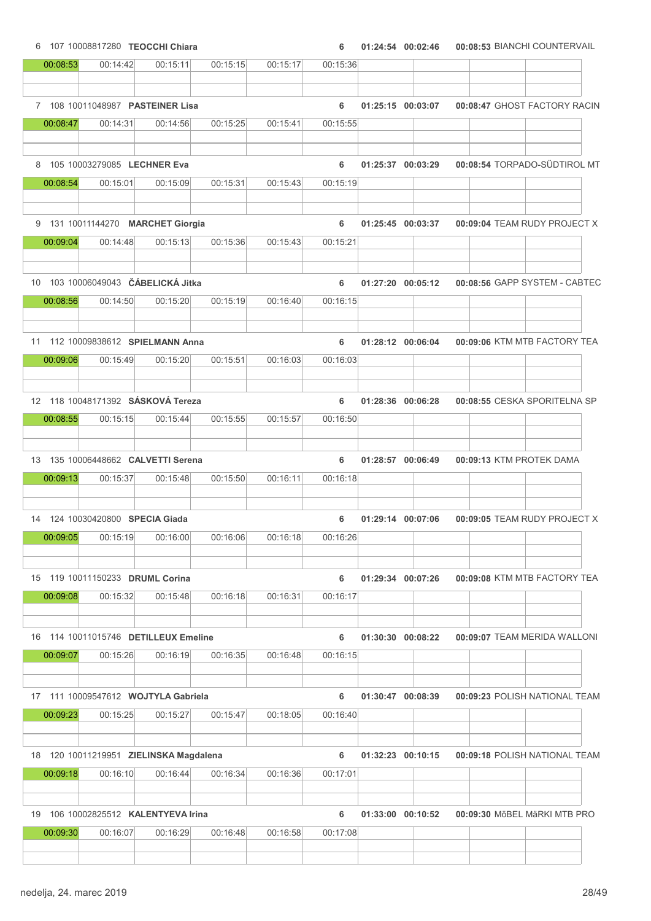6 107 10008817280 **TEOCCHI Chiara** 6 **01:24:54 00:02:46** **00:08:53** BIANCHI COUNTERVAIL

| 00:08:53 | 00:14:42 | 00:15:11 | 00:15:15 | 00:15:17 | 00:15:36 |
|---|---|---|---|---|---|

7 108 10011048987 **PASTEINER Lisa** 6 **01:25:15 00:03:07** **00:08:47** GHOST FACTORY RACIN

| 00:08:47 | 00:14:31 | 00:14:56 | 00:15:25 | 00:15:41 | 00:15:55 |
|---|---|---|---|---|---|

8 105 10003279085 **LECHNER Eva** 6 **01:25:37 00:03:29** **00:08:54** TORPADO-SÜDTIROL MT

| 00:08:54 | 00:15:01 | 00:15:09 | 00:15:31 | 00:15:43 | 00:15:19 |
|---|---|---|---|---|---|

9 131 10011144270 **MARCHET Giorgia** 6 **01:25:45 00:03:37** **00:09:04** TEAM RUDY PROJECT X

| 00:09:04 | 00:14:48 | 00:15:13 | 00:15:36 | 00:15:43 | 00:15:21 |
|---|---|---|---|---|---|

10 103 10006049043 **ČÁBELICKÁ Jitka** 6 **01:27:20 00:05:12** **00:08:56** GAPP SYSTEM - CABTEC

| 00:08:56 | 00:14:50 | 00:15:20 | 00:15:19 | 00:16:40 | 00:16:15 |
|---|---|---|---|---|---|

11 112 10009838612 **SPIELMANN Anna** 6 **01:28:12 00:06:04** **00:09:06** KTM MTB FACTORY TEA

| 00:09:06 | 00:15:49 | 00:15:20 | 00:15:51 | 00:16:03 | 00:16:03 |
|---|---|---|---|---|---|

12 118 10048171392 **SÁSKOVÁ Tereza** 6 **01:28:36 00:06:28** **00:08:55** CESKA SPORITELNA SP

| 00:08:55 | 00:15:15 | 00:15:44 | 00:15:55 | 00:15:57 | 00:16:50 |
|---|---|---|---|---|---|

13 135 10006448662 **CALVETTI Serena** 6 **01:28:57 00:06:49** **00:09:13** KTM PROTEK DAMA

| 00:09:13 | 00:15:37 | 00:15:48 | 00:15:50 | 00:16:11 | 00:16:18 |
|---|---|---|---|---|---|

14 124 10030420800 **SPECIA Giada** 6 **01:29:14 00:07:06** **00:09:05** TEAM RUDY PROJECT X

| 00:09:05 | 00:15:19 | 00:16:00 | 00:16:06 | 00:16:18 | 00:16:26 |
|---|---|---|---|---|---|

15 119 10011150233 **DRUML Corina** 6 **01:29:34 00:07:26** **00:09:08** KTM MTB FACTORY TEA

| 00:09:08 | 00:15:32 | 00:15:48 | 00:16:18 | 00:16:31 | 00:16:17 |
|---|---|---|---|---|---|

16 114 10011015746 **DETILLEUX Emeline** 6 **01:30:30 00:08:22** **00:09:07** TEAM MERIDA WALLONI

| 00:09:07 | 00:15:26 | 00:16:19 | 00:16:35 | 00:16:48 | 00:16:15 |
|---|---|---|---|---|---|

17 111 10009547612 **WOJTYLA Gabriela** 6 **01:30:47 00:08:39** **00:09:23** POLISH NATIONAL TEAM

| 00:09:23 | 00:15:25 | 00:15:27 | 00:15:47 | 00:18:05 | 00:16:40 |
|---|---|---|---|---|---|

18 120 10011219951 **ZIELINSKA Magdalena** 6 **01:32:23 00:10:15** **00:09:18** POLISH NATIONAL TEAM

| 00:09:18 | 00:16:10 | 00:16:44 | 00:16:34 | 00:16:36 | 00:17:01 |
|---|---|---|---|---|---|

19 106 10002825512 **KALENTYEVA Irina** 6 **01:33:00 00:10:52** **00:09:30** MöBEL MäRKI MTB PRO

| 00:09:30 | 00:16:07 | 00:16:29 | 00:16:48 | 00:16:58 | 00:17:08 |
|---|---|---|---|---|---|

nedelja, 24. marec 2019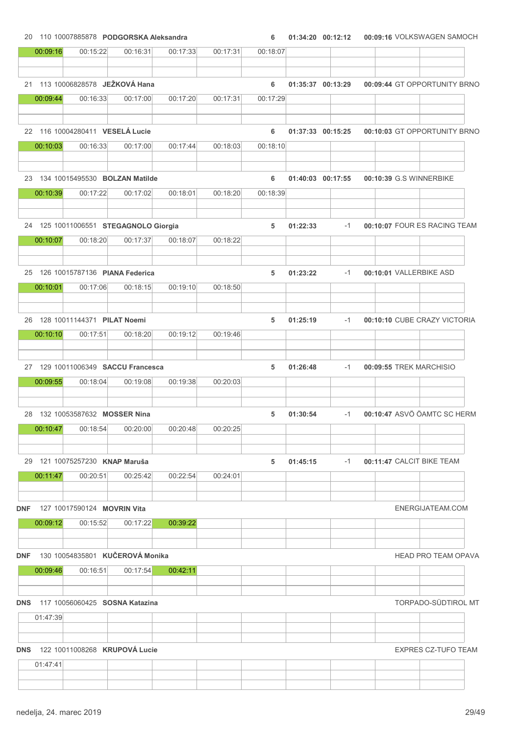| Rank | Bib | UCI ID | Name | Laps | Time | Gap | Lap 1 | Team |
|---|---|---|---|---|---|---|---|---|
| 20 | 110 | 10007885878 | **PODGORSKA Aleksandra** | 6 | 01:34:20 | 00:12:12 | 00:09:16 | VOLKSWAGEN SAMOCH |
| | | | 00:09:16 / 00:15:22 / 00:16:31 / 00:17:33 / 00:17:31 / 00:18:07 | | | | | |
| 21 | 113 | 10006828578 | **JEŽKOVÁ Hana** | 6 | 01:35:37 | 00:13:29 | 00:09:44 | GT OPPORTUNITY BRNO |
| | | | 00:09:44 / 00:16:33 / 00:17:00 / 00:17:20 / 00:17:31 / 00:17:29 | | | | | |
| 22 | 116 | 10004280411 | **VESELÁ Lucie** | 6 | 01:37:33 | 00:15:25 | 00:10:03 | GT OPPORTUNITY BRNO |
| | | | 00:10:03 / 00:16:33 / 00:17:00 / 00:17:44 / 00:18:03 / 00:18:10 | | | | | |
| 23 | 134 | 10015495530 | **BOLZAN Matilde** | 6 | 01:40:03 | 00:17:55 | 00:10:39 | G.S WINNERBIKE |
| | | | 00:10:39 / 00:17:22 / 00:17:02 / 00:18:01 / 00:18:20 / 00:18:39 | | | | | |
| 24 | 125 | 10011006551 | **STEGAGNOLO Giorgia** | 5 | 01:22:33 | -1 | 00:10:07 | FOUR ES RACING TEAM |
| | | | 00:10:07 / 00:18:20 / 00:17:37 / 00:18:07 / 00:18:22 | | | | | |
| 25 | 126 | 10015787136 | **PIANA Federica** | 5 | 01:23:22 | -1 | 00:10:01 | VALLERBIKE ASD |
| | | | 00:10:01 / 00:17:06 / 00:18:15 / 00:19:10 / 00:18:50 | | | | | |
| 26 | 128 | 10011144371 | **PILAT Noemi** | 5 | 01:25:19 | -1 | 00:10:10 | CUBE CRAZY VICTORIA |
| | | | 00:10:10 / 00:17:51 / 00:18:20 / 00:19:12 / 00:19:46 | | | | | |
| 27 | 129 | 10011006349 | **SACCU Francesca** | 5 | 01:26:48 | -1 | 00:09:55 | TREK MARCHISIO |
| | | | 00:09:55 / 00:18:04 / 00:19:08 / 00:19:38 / 00:20:03 | | | | | |
| 28 | 132 | 10053587632 | **MOSSER Nina** | 5 | 01:30:54 | -1 | 00:10:47 | ASVÖ ÖAMTC SC HERM |
| | | | 00:10:47 / 00:18:54 / 00:20:00 / 00:20:48 / 00:20:25 | | | | | |
| 29 | 121 | 10075257230 | **KNAP Maruša** | 5 | 01:45:15 | -1 | 00:11:47 | CALCIT BIKE TEAM |
| | | | 00:11:47 / 00:20:51 / 00:25:42 / 00:22:54 / 00:24:01 | | | | | |
| DNF | 127 | 10017590124 | **MOVRIN Vita** | | | | | ENERGIJATEAM.COM |
| | | | 00:09:12 / 00:15:52 / 00:17:22 / 00:39:22 | | | | | |
| DNF | 130 | 10054835801 | **KUČEROVÁ Monika** | | | | | HEAD PRO TEAM OPAVA |
| | | | 00:09:46 / 00:16:51 / 00:17:54 / 00:42:11 | | | | | |
| DNS | 117 | 10056060425 | **SOSNA Katazina** | | | | | TORPADO-SÜDTIROL MT |
| | | | 01:47:39 | | | | | |
| DNS | 122 | 10011008268 | **KRUPOVÁ Lucie** | | | | | EXPRES CZ-TUFO TEAM |
| | | | 01:47:41 | | | | | |

nedelja, 24. marec 2019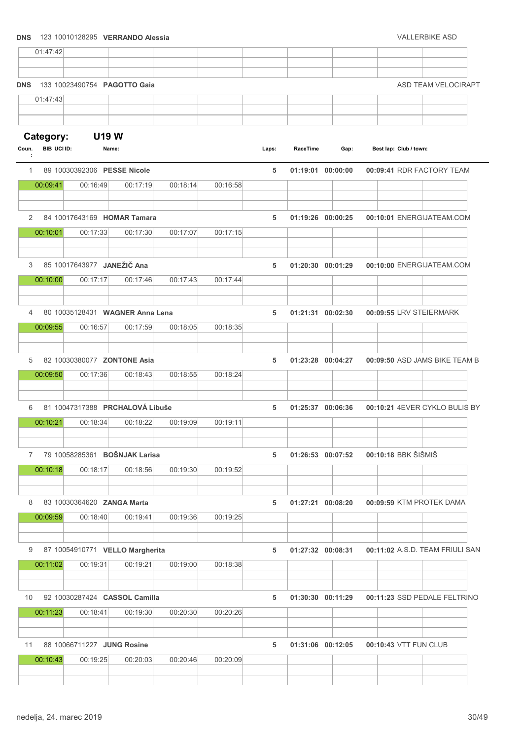**DNS** 123 10010128295 **VERRANDO Alessia** VALLERBIKE ASD

| | | | | | | | | |
|---|---|---|---|---|---|---|---|---|
| 01:47:42 | | | | | | | | |

**DNS** 133 10023490754 **PAGOTTO Gaia** ASD TEAM VELOCIRAPT

| | | | | | | | | |
|---|---|---|---|---|---|---|---|---|
| 01:47:43 | | | | | | | | |

## Category: U19 W

| Coun.: | BIB | UCI ID: | Name: | Laps: | RaceTime | Gap: | Best lap: | Club / town: |
|---|---|---|---|---|---|---|---|---|
| 1 | 89 | 10030392306 | **PESSE Nicole** | 5 | 01:19:01 | 00:00:00 | 00:09:41 | RDR FACTORY TEAM |
| 2 | 84 | 10017643169 | **HOMAR Tamara** | 5 | 01:19:26 | 00:00:25 | 00:10:01 | ENERGIJATEAM.COM |
| 3 | 85 | 10017643977 | **JANEŽIČ Ana** | 5 | 01:20:30 | 00:01:29 | 00:10:00 | ENERGIJATEAM.COM |
| 4 | 80 | 10035128431 | **WAGNER Anna Lena** | 5 | 01:21:31 | 00:02:30 | 00:09:55 | LRV STEIERMARK |
| 5 | 82 | 10030380077 | **ZONTONE Asia** | 5 | 01:23:28 | 00:04:27 | 00:09:50 | ASD JAMS BIKE TEAM B |
| 6 | 81 | 10047317388 | **PRCHALOVÁ Libuše** | 5 | 01:25:37 | 00:06:36 | 00:10:21 | 4EVER CYKLO BULIS BY |
| 7 | 79 | 10058285361 | **BOŠNJAK Larisa** | 5 | 01:26:53 | 00:07:52 | 00:10:18 | BBK ŠIŠMIŠ |
| 8 | 83 | 10030364620 | **ZANGA Marta** | 5 | 01:27:21 | 00:08:20 | 00:09:59 | KTM PROTEK DAMA |
| 9 | 87 | 10054910771 | **VELLO Margherita** | 5 | 01:27:32 | 00:08:31 | 00:11:02 | A.S.D. TEAM FRIULI SAN |
| 10 | 92 | 10030287424 | **CASSOL Camilla** | 5 | 01:30:30 | 00:11:29 | 00:11:23 | SSD PEDALE FELTRINO |
| 11 | 88 | 10066711227 | **JUNG Rosine** | 5 | 01:31:06 | 00:12:05 | 00:10:43 | VTT FUN CLUB |

Lap times:

| Name | Lap 1 | Lap 2 | Lap 3 | Lap 4 | Lap 5 |
|---|---|---|---|---|---|
| PESSE Nicole | 00:09:41 | 00:16:49 | 00:17:19 | 00:18:14 | 00:16:58 |
| HOMAR Tamara | 00:10:01 | 00:17:33 | 00:17:30 | 00:17:07 | 00:17:15 |
| JANEŽIČ Ana | 00:10:00 | 00:17:17 | 00:17:46 | 00:17:43 | 00:17:44 |
| WAGNER Anna Lena | 00:09:55 | 00:16:57 | 00:17:59 | 00:18:05 | 00:18:35 |
| ZONTONE Asia | 00:09:50 | 00:17:36 | 00:18:43 | 00:18:55 | 00:18:24 |
| PRCHALOVÁ Libuše | 00:10:21 | 00:18:34 | 00:18:22 | 00:19:09 | 00:19:11 |
| BOŠNJAK Larisa | 00:10:18 | 00:18:17 | 00:18:56 | 00:19:30 | 00:19:52 |
| ZANGA Marta | 00:09:59 | 00:18:40 | 00:19:41 | 00:19:36 | 00:19:25 |
| VELLO Margherita | 00:11:02 | 00:19:31 | 00:19:21 | 00:19:00 | 00:18:38 |
| CASSOL Camilla | 00:11:23 | 00:18:41 | 00:19:30 | 00:20:30 | 00:20:26 |
| JUNG Rosine | 00:10:43 | 00:19:25 | 00:20:03 | 00:20:46 | 00:20:09 |

nedelja, 24. marec 2019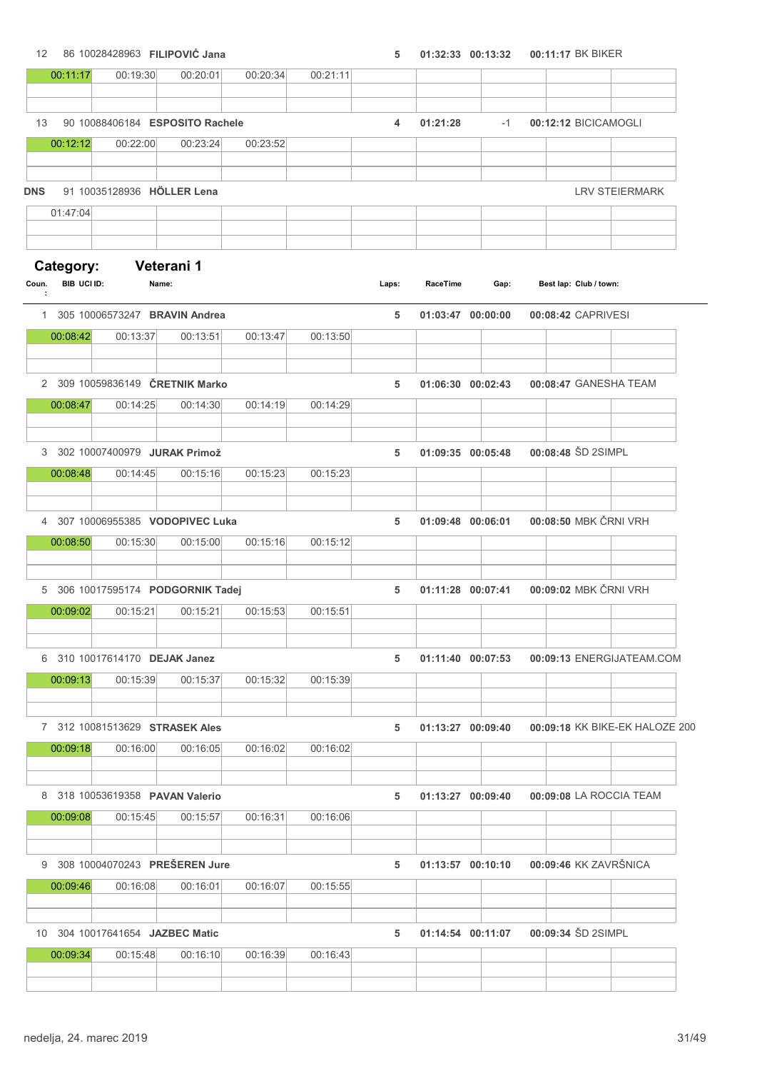| Coun. | BIB | UCI ID | Name | Laps | RaceTime | Gap | Best lap | Club / town |
|---|---|---|---|---|---|---|---|---|
| 12 | 86 | 10028428963 | **FILIPOVIĆ Jana** | 5 | 01:32:33 | 00:13:32 | 00:11:17 | BK BIKER |

| 00:11:17 | 00:19:30 | 00:20:01 | 00:20:34 | 00:21:11 |
|---|---|---|---|---|

| Coun. | BIB | UCI ID | Name | Laps | RaceTime | Gap | Best lap | Club / town |
|---|---|---|---|---|---|---|---|---|
| 13 | 90 | 10088406184 | **ESPOSITO Rachele** | 4 | 01:21:28 | -1 | 00:12:12 | BICICAMOGLI |

| 00:12:12 | 00:22:00 | 00:23:24 | 00:23:52 |
|---|---|---|---|

| Coun. | BIB | UCI ID | Name | Laps | RaceTime | Gap | Best lap | Club / town |
|---|---|---|---|---|---|---|---|---|
| DNS | 91 | 10035128936 | **HÖLLER Lena** | | | | | LRV STEIERMARK |

| 01:47:04 |
|---|

## Category: Veterani 1

| Coun. | BIB | UCI ID | Name | Laps | RaceTime | Gap | Best lap | Club / town |
|---|---|---|---|---|---|---|---|---|
| 1 | 305 | 10006573247 | **BRAVIN Andrea** | 5 | 01:03:47 | 00:00:00 | 00:08:42 | CAPRIVESI |
| 2 | 309 | 10059836149 | **ČRETNIK Marko** | 5 | 01:06:30 | 00:02:43 | 00:08:47 | GANESHA TEAM |
| 3 | 302 | 10007400979 | **JURAK Primož** | 5 | 01:09:35 | 00:05:48 | 00:08:48 | ŠD 2SIMPL |
| 4 | 307 | 10006955385 | **VODOPIVEC Luka** | 5 | 01:09:48 | 00:06:01 | 00:08:50 | MBK ČRNI VRH |
| 5 | 306 | 10017595174 | **PODGORNIK Tadej** | 5 | 01:11:28 | 00:07:41 | 00:09:02 | MBK ČRNI VRH |
| 6 | 310 | 10017614170 | **DEJAK Janez** | 5 | 01:11:40 | 00:07:53 | 00:09:13 | ENERGIJATEAM.COM |
| 7 | 312 | 10081513629 | **STRASEK Ales** | 5 | 01:13:27 | 00:09:40 | 00:09:18 | KK BIKE-EK HALOZE 200 |
| 8 | 318 | 10053619358 | **PAVAN Valerio** | 5 | 01:13:27 | 00:09:40 | 00:09:08 | LA ROCCIA TEAM |
| 9 | 308 | 10004070243 | **PREŠEREN Jure** | 5 | 01:13:57 | 00:10:10 | 00:09:46 | KK ZAVRŠNICA |
| 10 | 304 | 10017641654 | **JAZBEC Matic** | 5 | 01:14:54 | 00:11:07 | 00:09:34 | ŠD 2SIMPL |

Lap times:

| Coun. | Lap 1 | Lap 2 | Lap 3 | Lap 4 | Lap 5 |
|---|---|---|---|---|---|
| 1 | 00:08:42 | 00:13:37 | 00:13:51 | 00:13:47 | 00:13:50 |
| 2 | 00:08:47 | 00:14:25 | 00:14:30 | 00:14:19 | 00:14:29 |
| 3 | 00:08:48 | 00:14:45 | 00:15:16 | 00:15:23 | 00:15:23 |
| 4 | 00:08:50 | 00:15:30 | 00:15:00 | 00:15:16 | 00:15:12 |
| 5 | 00:09:02 | 00:15:21 | 00:15:21 | 00:15:53 | 00:15:51 |
| 6 | 00:09:13 | 00:15:39 | 00:15:37 | 00:15:32 | 00:15:39 |
| 7 | 00:09:18 | 00:16:00 | 00:16:05 | 00:16:02 | 00:16:02 |
| 8 | 00:09:08 | 00:15:45 | 00:15:57 | 00:16:31 | 00:16:06 |
| 9 | 00:09:46 | 00:16:08 | 00:16:01 | 00:16:07 | 00:15:55 |
| 10 | 00:09:34 | 00:15:48 | 00:16:10 | 00:16:39 | 00:16:43 |

nedelja, 24. marec 2019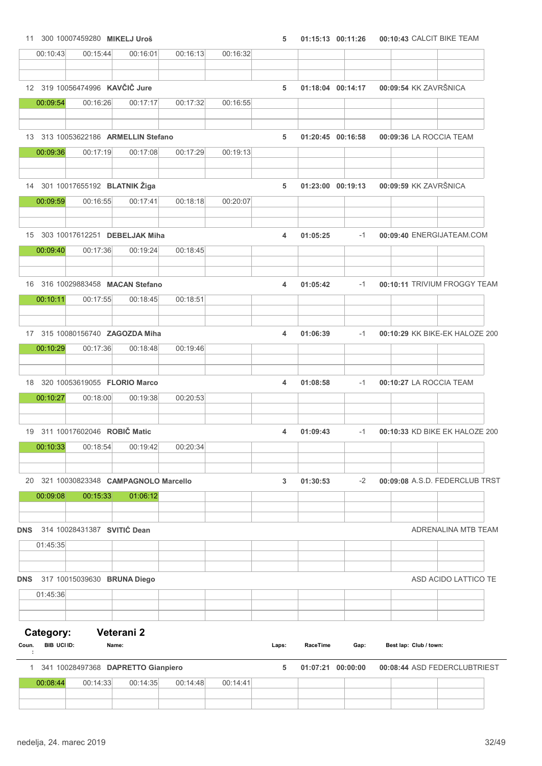| Coun. | BIB | UCI ID | Name | Laps | RaceTime | Gap | Best lap | Club / town |
|---|---|---|---|---|---|---|---|---|
| 11 | 300 | 10007459280 | **MIKELJ Uroš** | 5 | 01:15:13 | 00:11:26 | 00:10:43 | CALCIT BIKE TEAM |
| | 00:10:43 | 00:15:44 | 00:16:01 | 00:16:13 | 00:16:32 | | | |
| 12 | 319 | 10056474996 | **KAVČIČ Jure** | 5 | 01:18:04 | 00:14:17 | 00:09:54 | KK ZAVRŠNICA |
| | 00:09:54 | 00:16:26 | 00:17:17 | 00:17:32 | 00:16:55 | | | |
| 13 | 313 | 10053622186 | **ARMELLIN Stefano** | 5 | 01:20:45 | 00:16:58 | 00:09:36 | LA ROCCIA TEAM |
| | 00:09:36 | 00:17:19 | 00:17:08 | 00:17:29 | 00:19:13 | | | |
| 14 | 301 | 10017655192 | **BLATNIK Žiga** | 5 | 01:23:00 | 00:19:13 | 00:09:59 | KK ZAVRŠNICA |
| | 00:09:59 | 00:16:55 | 00:17:41 | 00:18:18 | 00:20:07 | | | |
| 15 | 303 | 10017612251 | **DEBELJAK Miha** | 4 | 01:05:25 | -1 | 00:09:40 | ENERGIJATEAM.COM |
| | 00:09:40 | 00:17:36 | 00:19:24 | 00:18:45 | | | | |
| 16 | 316 | 10029883458 | **MACAN Stefano** | 4 | 01:05:42 | -1 | 00:10:11 | TRIVIUM FROGGY TEAM |
| | 00:10:11 | 00:17:55 | 00:18:45 | 00:18:51 | | | | |
| 17 | 315 | 10080156740 | **ZAGOZDA Miha** | 4 | 01:06:39 | -1 | 00:10:29 | KK BIKE-EK HALOZE 200 |
| | 00:10:29 | 00:17:36 | 00:18:48 | 00:19:46 | | | | |
| 18 | 320 | 10053619055 | **FLORIO Marco** | 4 | 01:08:58 | -1 | 00:10:27 | LA ROCCIA TEAM |
| | 00:10:27 | 00:18:00 | 00:19:38 | 00:20:53 | | | | |
| 19 | 311 | 10017602046 | **ROBIČ Matic** | 4 | 01:09:43 | -1 | 00:10:33 | KD BIKE EK HALOZE 200 |
| | 00:10:33 | 00:18:54 | 00:19:42 | 00:20:34 | | | | |
| 20 | 321 | 10030823348 | **CAMPAGNOLO Marcello** | 3 | 01:30:53 | -2 | 00:09:08 | A.S.D. FEDERCLUB TRST |
| | 00:09:08 | 00:15:33 | 01:06:12 | | | | | |
| DNS | 314 | 10028431387 | **SVITIĆ Dean** | | | | | ADRENALINA MTB TEAM |
| | 01:45:35 | | | | | | | |
| DNS | 317 | 10015039630 | **BRUNA Diego** | | | | | ASD ACIDO LATTICO TE |
| | 01:45:36 | | | | | | | |

## Category: Veterani 2

| Coun. | BIB | UCI ID | Name | Laps | RaceTime | Gap | Best lap | Club / town |
|---|---|---|---|---|---|---|---|---|
| 1 | 341 | 10028497368 | **DAPRETTO Gianpiero** | 5 | 01:07:21 | 00:00:00 | 00:08:44 | ASD FEDERCLUBTRIEST |
| | 00:08:44 | 00:14:33 | 00:14:35 | 00:14:48 | 00:14:41 | | | |

nedelja, 24. marec 2019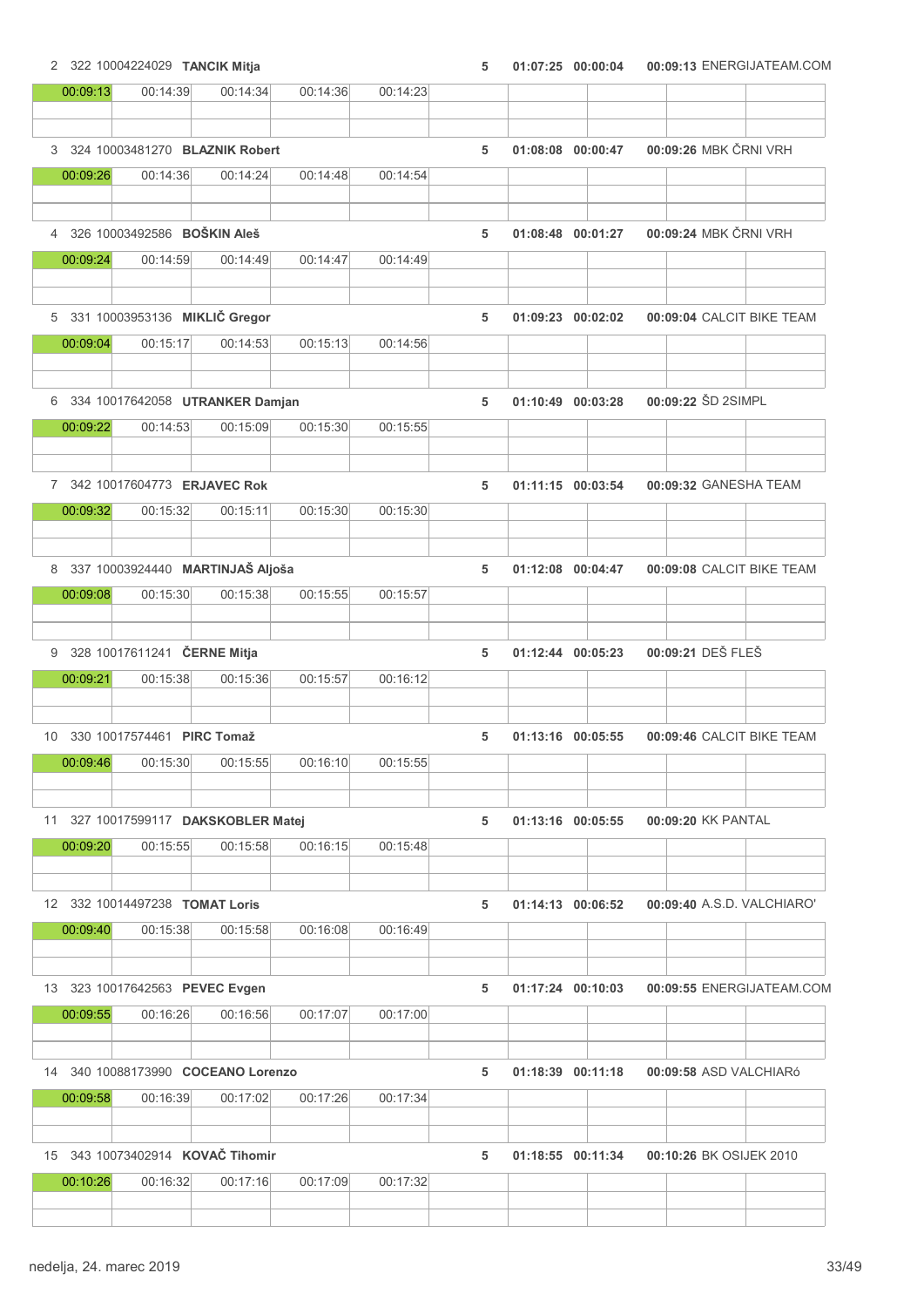2 322 10004224029 **TANCIK Mitja** 5 01:07:25 00:00:04 00:09:13 ENERGIJATEAM.COM

| 00:09:13 | 00:14:39 | 00:14:34 | 00:14:36 | 00:14:23 |
|---|---|---|---|---|

3 324 10003481270 **BLAZNIK Robert** 5 01:08:08 00:00:47 00:09:26 MBK ČRNI VRH

| 00:09:26 | 00:14:36 | 00:14:24 | 00:14:48 | 00:14:54 |
|---|---|---|---|---|

4 326 10003492586 **BOŠKIN Aleš** 5 01:08:48 00:01:27 00:09:24 MBK ČRNI VRH

| 00:09:24 | 00:14:59 | 00:14:49 | 00:14:47 | 00:14:49 |
|---|---|---|---|---|

5 331 10003953136 **MIKLIČ Gregor** 5 01:09:23 00:02:02 00:09:04 CALCIT BIKE TEAM

| 00:09:04 | 00:15:17 | 00:14:53 | 00:15:13 | 00:14:56 |
|---|---|---|---|---|

6 334 10017642058 **UTRANKER Damjan** 5 01:10:49 00:03:28 00:09:22 ŠD 2SIMPL

| 00:09:22 | 00:14:53 | 00:15:09 | 00:15:30 | 00:15:55 |
|---|---|---|---|---|

7 342 10017604773 **ERJAVEC Rok** 5 01:11:15 00:03:54 00:09:32 GANESHA TEAM

| 00:09:32 | 00:15:32 | 00:15:11 | 00:15:30 | 00:15:30 |
|---|---|---|---|---|

8 337 10003924440 **MARTINJAŠ Aljoša** 5 01:12:08 00:04:47 00:09:08 CALCIT BIKE TEAM

| 00:09:08 | 00:15:30 | 00:15:38 | 00:15:55 | 00:15:57 |
|---|---|---|---|---|

9 328 10017611241 **ČERNE Mitja** 5 01:12:44 00:05:23 00:09:21 DEŠ FLEŠ

| 00:09:21 | 00:15:38 | 00:15:36 | 00:15:57 | 00:16:12 |
|---|---|---|---|---|

10 330 10017574461 **PIRC Tomaž** 5 01:13:16 00:05:55 00:09:46 CALCIT BIKE TEAM

| 00:09:46 | 00:15:30 | 00:15:55 | 00:16:10 | 00:15:55 |
|---|---|---|---|---|

11 327 10017599117 **DAKSKOBLER Matej** 5 01:13:16 00:05:55 00:09:20 KK PANTAL

| 00:09:20 | 00:15:55 | 00:15:58 | 00:16:15 | 00:15:48 |
|---|---|---|---|---|

12 332 10014497238 **TOMAT Loris** 5 01:14:13 00:06:52 00:09:40 A.S.D. VALCHIARO'

| 00:09:40 | 00:15:38 | 00:15:58 | 00:16:08 | 00:16:49 |
|---|---|---|---|---|

13 323 10017642563 **PEVEC Evgen** 5 01:17:24 00:10:03 00:09:55 ENERGIJATEAM.COM

| 00:09:55 | 00:16:26 | 00:16:56 | 00:17:07 | 00:17:00 |
|---|---|---|---|---|

14 340 10088173990 **COCEANO Lorenzo** 5 01:18:39 00:11:18 00:09:58 ASD VALCHIARó

| 00:09:58 | 00:16:39 | 00:17:02 | 00:17:26 | 00:17:34 |
|---|---|---|---|---|

15 343 10073402914 **KOVAČ Tihomir** 5 01:18:55 00:11:34 00:10:26 BK OSIJEK 2010

| 00:10:26 | 00:16:32 | 00:17:16 | 00:17:09 | 00:17:32 |
|---|---|---|---|---|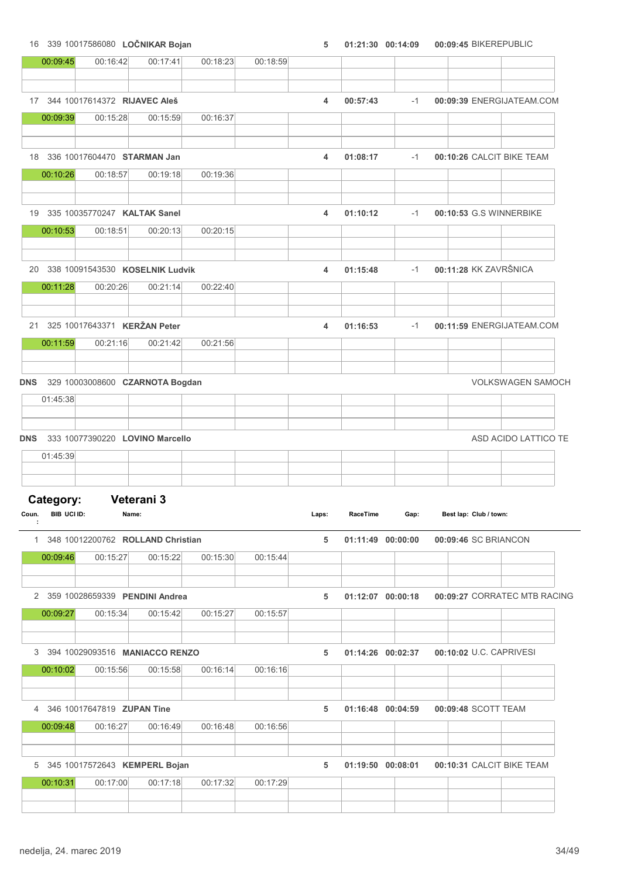| Coun. | BIB | UCI ID | Name | Laps | RaceTime | Gap | Best lap | Club / town |
|---|---|---|---|---|---|---|---|---|
| 16 | 339 | 10017586080 | **LOČNIKAR Bojan** | 5 | 01:21:30 | 00:14:09 | 00:09:45 | BIKEREPUBLIC |
| | | | 00:09:45 · 00:16:42 · 00:17:41 · 00:18:23 · 00:18:59 | | | | | |
| 17 | 344 | 10017614372 | **RIJAVEC Aleš** | 4 | 00:57:43 | -1 | 00:09:39 | ENERGIJATEAM.COM |
| | | | 00:09:39 · 00:15:28 · 00:15:59 · 00:16:37 | | | | | |
| 18 | 336 | 10017604470 | **STARMAN Jan** | 4 | 01:08:17 | -1 | 00:10:26 | CALCIT BIKE TEAM |
| | | | 00:10:26 · 00:18:57 · 00:19:18 · 00:19:36 | | | | | |
| 19 | 335 | 10035770247 | **KALTAK Sanel** | 4 | 01:10:12 | -1 | 00:10:53 | G.S WINNERBIKE |
| | | | 00:10:53 · 00:18:51 · 00:20:13 · 00:20:15 | | | | | |
| 20 | 338 | 10091543530 | **KOSELNIK Ludvik** | 4 | 01:15:48 | -1 | 00:11:28 | KK ZAVRŠNICA |
| | | | 00:11:28 · 00:20:26 · 00:21:14 · 00:22:40 | | | | | |
| 21 | 325 | 10017643371 | **KERŽAN Peter** | 4 | 01:16:53 | -1 | 00:11:59 | ENERGIJATEAM.COM |
| | | | 00:11:59 · 00:21:16 · 00:21:42 · 00:21:56 | | | | | |
| DNS | 329 | 10003008600 | **CZARNOTA Bogdan** | | | | | VOLKSWAGEN SAMOCH |
| | | | 01:45:38 | | | | | |
| DNS | 333 | 10077390220 | **LOVINO Marcello** | | | | | ASD ACIDO LATTICO TE |
| | | | 01:45:39 | | | | | |

## Category: Veterani 3

| Coun. | BIB | UCI ID | Name | Laps | RaceTime | Gap | Best lap | Club / town |
|---|---|---|---|---|---|---|---|---|
| 1 | 348 | 10012200762 | **ROLLAND Christian** | 5 | 01:11:49 | 00:00:00 | 00:09:46 | SC BRIANCON |
| | | | 00:09:46 · 00:15:27 · 00:15:22 · 00:15:30 · 00:15:44 | | | | | |
| 2 | 359 | 10028659339 | **PENDINI Andrea** | 5 | 01:12:07 | 00:00:18 | 00:09:27 | CORRATEC MTB RACING |
| | | | 00:09:27 · 00:15:34 · 00:15:42 · 00:15:27 · 00:15:57 | | | | | |
| 3 | 394 | 10029093516 | **MANIACCO RENZO** | 5 | 01:14:26 | 00:02:37 | 00:10:02 | U.C. CAPRIVESI |
| | | | 00:10:02 · 00:15:56 · 00:15:58 · 00:16:14 · 00:16:16 | | | | | |
| 4 | 346 | 10017647819 | **ZUPAN Tine** | 5 | 01:16:48 | 00:04:59 | 00:09:48 | SCOTT TEAM |
| | | | 00:09:48 · 00:16:27 · 00:16:49 · 00:16:48 · 00:16:56 | | | | | |
| 5 | 345 | 10017572643 | **KEMPERL Bojan** | 5 | 01:19:50 | 00:08:01 | 00:10:31 | CALCIT BIKE TEAM |
| | | | 00:10:31 · 00:17:00 · 00:17:18 · 00:17:32 · 00:17:29 | | | | | |

nedelja, 24. marec 2019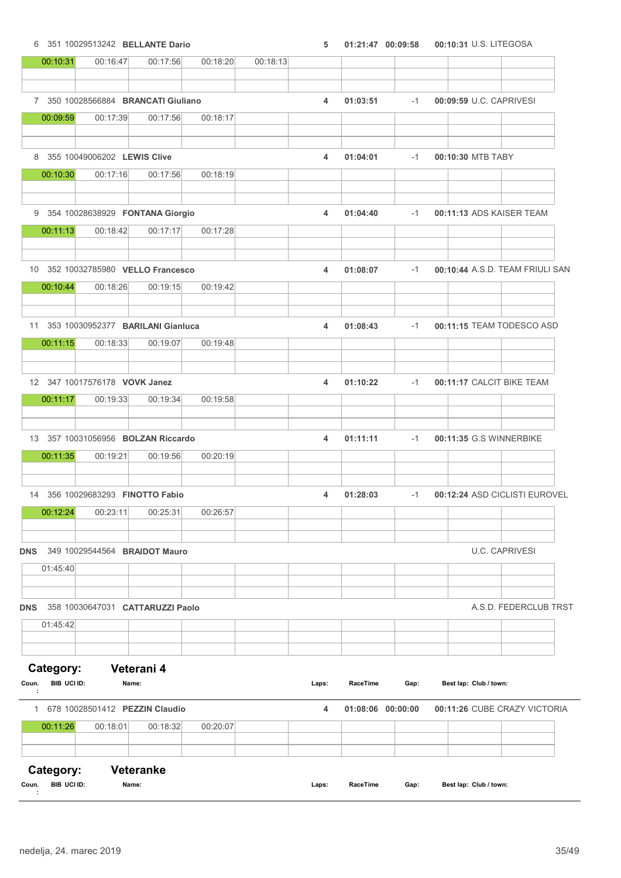| Coun. | BIB | UCI ID | Name | Laps | RaceTime | Gap | Best lap | Club / town |
|---|---|---|---|---|---|---|---|---|
| 6 | 351 | 10029513242 | **BELLANTE Dario** | 5 | 01:21:47 | 00:09:58 | 00:10:31 | U.S. LITEGOSA |
| | 00:10:31 | 00:16:47 | 00:17:56 | 00:18:20 | 00:18:13 | | | |
| 7 | 350 | 10028566884 | **BRANCATI Giuliano** | 4 | 01:03:51 | -1 | 00:09:59 | U.C. CAPRIVESI |
| | 00:09:59 | 00:17:39 | 00:17:56 | 00:18:17 | | | | |
| 8 | 355 | 10049006202 | **LEWIS Clive** | 4 | 01:04:01 | -1 | 00:10:30 | MTB TABY |
| | 00:10:30 | 00:17:16 | 00:17:56 | 00:18:19 | | | | |
| 9 | 354 | 10028638929 | **FONTANA Giorgio** | 4 | 01:04:40 | -1 | 00:11:13 | ADS KAISER TEAM |
| | 00:11:13 | 00:18:42 | 00:17:17 | 00:17:28 | | | | |
| 10 | 352 | 10032785980 | **VELLO Francesco** | 4 | 01:08:07 | -1 | 00:10:44 | A.S.D. TEAM FRIULI SAN |
| | 00:10:44 | 00:18:26 | 00:19:15 | 00:19:42 | | | | |
| 11 | 353 | 10030952377 | **BARILANI Gianluca** | 4 | 01:08:43 | -1 | 00:11:15 | TEAM TODESCO ASD |
| | 00:11:15 | 00:18:33 | 00:19:07 | 00:19:48 | | | | |
| 12 | 347 | 10017576178 | **VOVK Janez** | 4 | 01:10:22 | -1 | 00:11:17 | CALCIT BIKE TEAM |
| | 00:11:17 | 00:19:33 | 00:19:34 | 00:19:58 | | | | |
| 13 | 357 | 10031056956 | **BOLZAN Riccardo** | 4 | 01:11:11 | -1 | 00:11:35 | G.S WINNERBIKE |
| | 00:11:35 | 00:19:21 | 00:19:56 | 00:20:19 | | | | |
| 14 | 356 | 10029683293 | **FINOTTO Fabio** | 4 | 01:28:03 | -1 | 00:12:24 | ASD CICLISTI EUROVEL |
| | 00:12:24 | 00:23:11 | 00:25:31 | 00:26:57 | | | | |
| DNS | 349 | 10029544564 | **BRAIDOT Mauro** | | | | | U.C. CAPRIVESI |
| | 01:45:40 | | | | | | | |
| DNS | 358 | 10030647031 | **CATTARUZZI Paolo** | | | | | A.S.D. FEDERCLUB TRST |
| | 01:45:42 | | | | | | | |

## Category: Veterani 4

| Coun. | BIB | UCI ID | Name | Laps | RaceTime | Gap | Best lap | Club / town |
|---|---|---|---|---|---|---|---|---|
| 1 | 678 | 10028501412 | **PEZZIN Claudio** | 4 | 01:08:06 | 00:00:00 | 00:11:26 | CUBE CRAZY VICTORIA |
| | 00:11:26 | 00:18:01 | 00:18:32 | 00:20:07 | | | | |

## Category: Veteranke

| Coun. | BIB | UCI ID | Name | Laps | RaceTime | Gap | Best lap | Club / town |
|---|---|---|---|---|---|---|---|---|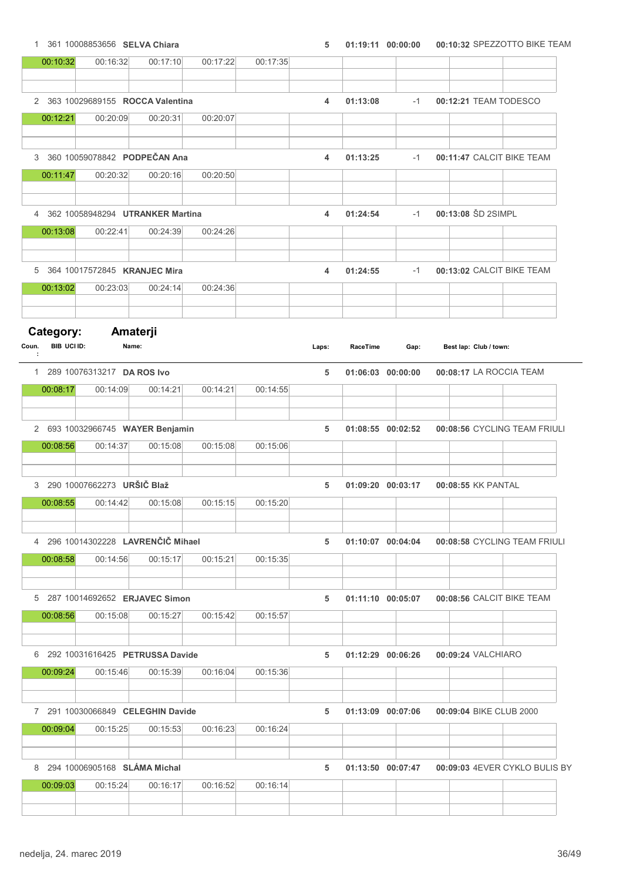| Coun. | BIB | UCI ID | Name | Laps | RaceTime | Gap | Best lap | Club / town |
|---|---|---|---|---|---|---|---|---|
| 1 | 361 | 10008853656 | **SELVA Chiara** | 5 | 01:19:11 | 00:00:00 | 00:10:32 | SPEZZOTTO BIKE TEAM |

| | | | | |
|---|---|---|---|---|
| 00:10:32 | 00:16:32 | 00:17:10 | 00:17:22 | 00:17:35 |

| Coun. | BIB | UCI ID | Name | Laps | RaceTime | Gap | Best lap | Club / town |
|---|---|---|---|---|---|---|---|---|
| 2 | 363 | 10029689155 | **ROCCA Valentina** | 4 | 01:13:08 | -1 | 00:12:21 | TEAM TODESCO |

| | | | |
|---|---|---|---|
| 00:12:21 | 00:20:09 | 00:20:31 | 00:20:07 |

| Coun. | BIB | UCI ID | Name | Laps | RaceTime | Gap | Best lap | Club / town |
|---|---|---|---|---|---|---|---|---|
| 3 | 360 | 10059078842 | **PODPEČAN Ana** | 4 | 01:13:25 | -1 | 00:11:47 | CALCIT BIKE TEAM |

| | | | |
|---|---|---|---|
| 00:11:47 | 00:20:32 | 00:20:16 | 00:20:50 |

| Coun. | BIB | UCI ID | Name | Laps | RaceTime | Gap | Best lap | Club / town |
|---|---|---|---|---|---|---|---|---|
| 4 | 362 | 10058948294 | **UTRANKER Martina** | 4 | 01:24:54 | -1 | 00:13:08 | ŠD 2SIMPL |

| | | | |
|---|---|---|---|
| 00:13:08 | 00:22:41 | 00:24:39 | 00:24:26 |

| Coun. | BIB | UCI ID | Name | Laps | RaceTime | Gap | Best lap | Club / town |
|---|---|---|---|---|---|---|---|---|
| 5 | 364 | 10017572845 | **KRANJEC Mira** | 4 | 01:24:55 | -1 | 00:13:02 | CALCIT BIKE TEAM |

| | | | |
|---|---|---|---|
| 00:13:02 | 00:23:03 | 00:24:14 | 00:24:36 |

## Category: Amaterji

| Coun.: | BIB | UCI ID: | Name: | Laps: | RaceTime | Gap: | Best lap: | Club / town: |
|---|---|---|---|---|---|---|---|---|
| 1 | 289 | 10076313217 | **DA ROS Ivo** | 5 | 01:06:03 | 00:00:00 | 00:08:17 | LA ROCCIA TEAM |

| | | | | |
|---|---|---|---|---|
| 00:08:17 | 00:14:09 | 00:14:21 | 00:14:21 | 00:14:55 |

| Coun. | BIB | UCI ID | Name | Laps | RaceTime | Gap | Best lap | Club / town |
|---|---|---|---|---|---|---|---|---|
| 2 | 693 | 10032966745 | **WAYER Benjamin** | 5 | 01:08:55 | 00:02:52 | 00:08:56 | CYCLING TEAM FRIULI |

| | | | | |
|---|---|---|---|---|
| 00:08:56 | 00:14:37 | 00:15:08 | 00:15:08 | 00:15:06 |

| Coun. | BIB | UCI ID | Name | Laps | RaceTime | Gap | Best lap | Club / town |
|---|---|---|---|---|---|---|---|---|
| 3 | 290 | 10007662273 | **URŠIČ Blaž** | 5 | 01:09:20 | 00:03:17 | 00:08:55 | KK PANTAL |

| | | | | |
|---|---|---|---|---|
| 00:08:55 | 00:14:42 | 00:15:08 | 00:15:15 | 00:15:20 |

| Coun. | BIB | UCI ID | Name | Laps | RaceTime | Gap | Best lap | Club / town |
|---|---|---|---|---|---|---|---|---|
| 4 | 296 | 10014302228 | **LAVRENČIČ Mihael** | 5 | 01:10:07 | 00:04:04 | 00:08:58 | CYCLING TEAM FRIULI |

| | | | | |
|---|---|---|---|---|
| 00:08:58 | 00:14:56 | 00:15:17 | 00:15:21 | 00:15:35 |

| Coun. | BIB | UCI ID | Name | Laps | RaceTime | Gap | Best lap | Club / town |
|---|---|---|---|---|---|---|---|---|
| 5 | 287 | 10014692652 | **ERJAVEC Simon** | 5 | 01:11:10 | 00:05:07 | 00:08:56 | CALCIT BIKE TEAM |

| | | | | |
|---|---|---|---|---|
| 00:08:56 | 00:15:08 | 00:15:27 | 00:15:42 | 00:15:57 |

| Coun. | BIB | UCI ID | Name | Laps | RaceTime | Gap | Best lap | Club / town |
|---|---|---|---|---|---|---|---|---|
| 6 | 292 | 10031616425 | **PETRUSSA Davide** | 5 | 01:12:29 | 00:06:26 | 00:09:24 | VALCHIARO |

| | | | | |
|---|---|---|---|---|
| 00:09:24 | 00:15:46 | 00:15:39 | 00:16:04 | 00:15:36 |

| Coun. | BIB | UCI ID | Name | Laps | RaceTime | Gap | Best lap | Club / town |
|---|---|---|---|---|---|---|---|---|
| 7 | 291 | 10030066849 | **CELEGHIN Davide** | 5 | 01:13:09 | 00:07:06 | 00:09:04 | BIKE CLUB 2000 |

| | | | | |
|---|---|---|---|---|
| 00:09:04 | 00:15:25 | 00:15:53 | 00:16:23 | 00:16:24 |

| Coun. | BIB | UCI ID | Name | Laps | RaceTime | Gap | Best lap | Club / town |
|---|---|---|---|---|---|---|---|---|
| 8 | 294 | 10006905168 | **SLÁMA Michal** | 5 | 01:13:50 | 00:07:47 | 00:09:03 | 4EVER CYKLO BULIS BY |

| | | | | |
|---|---|---|---|---|
| 00:09:03 | 00:15:24 | 00:16:17 | 00:16:52 | 00:16:14 |

nedelja, 24. marec 2019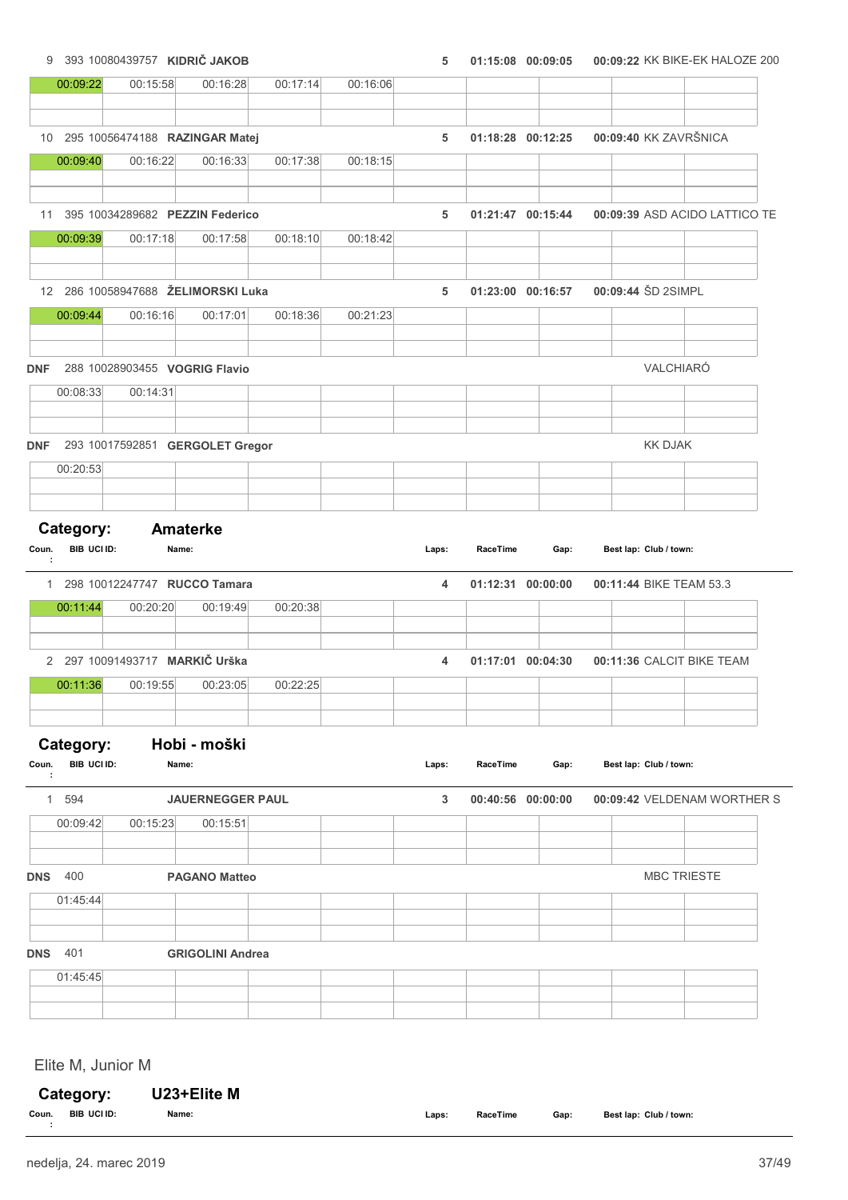| Coun. | BIB | UCI ID | Name | Laps | RaceTime | Gap | Best lap | Club / town |
|---|---|---|---|---|---|---|---|---|
| 9 | 393 | 10080439757 | **KIDRIČ JAKOB** | 5 | 01:15:08 | 00:09:05 | 00:09:22 | KK BIKE-EK HALOZE 200 |
| | 00:09:22 | 00:15:58 | 00:16:28 | 00:17:14 | 00:16:06 | | | |
| 10 | 295 | 10056474188 | **RAZINGAR Matej** | 5 | 01:18:28 | 00:12:25 | 00:09:40 | KK ZAVRŠNICA |
| | 00:09:40 | 00:16:22 | 00:16:33 | 00:17:38 | 00:18:15 | | | |
| 11 | 395 | 10034289682 | **PEZZIN Federico** | 5 | 01:21:47 | 00:15:44 | 00:09:39 | ASD ACIDO LATTICO TE |
| | 00:09:39 | 00:17:18 | 00:17:58 | 00:18:10 | 00:18:42 | | | |
| 12 | 286 | 10058947688 | **ŽELIMORSKI Luka** | 5 | 01:23:00 | 00:16:57 | 00:09:44 | ŠD 2SIMPL |
| | 00:09:44 | 00:16:16 | 00:17:01 | 00:18:36 | 00:21:23 | | | |
| DNF | 288 | 10028903455 | **VOGRIG Flavio** | | | | | VALCHIARÓ |
| | 00:08:33 | 00:14:31 | | | | | | |
| DNF | 293 | 10017592851 | **GERGOLET Gregor** | | | | | KK DJAK |
| | 00:20:53 | | | | | | | |

**Category: Amaterke**

| Coun. | BIB | UCI ID | Name | Laps | RaceTime | Gap | Best lap | Club / town |
|---|---|---|---|---|---|---|---|---|
| 1 | 298 | 10012247747 | **RUCCO Tamara** | 4 | 01:12:31 | 00:00:00 | 00:11:44 | BIKE TEAM 53.3 |
| | 00:11:44 | 00:20:20 | 00:19:49 | 00:20:38 | | | | |
| 2 | 297 | 10091493717 | **MARKIČ Urška** | 4 | 01:17:01 | 00:04:30 | 00:11:36 | CALCIT BIKE TEAM |
| | 00:11:36 | 00:19:55 | 00:23:05 | 00:22:25 | | | | |

**Category: Hobi - moški**

| Coun. | BIB | UCI ID | Name | Laps | RaceTime | Gap | Best lap | Club / town |
|---|---|---|---|---|---|---|---|---|
| 1 | 594 | | **JAUERNEGGER PAUL** | 3 | 00:40:56 | 00:00:00 | 00:09:42 | VELDENAM WORTHER S |
| | 00:09:42 | 00:15:23 | 00:15:51 | | | | | |
| DNS | 400 | | **PAGANO Matteo** | | | | | MBC TRIESTE |
| | 01:45:44 | | | | | | | |
| DNS | 401 | | **GRIGOLINI Andrea** | | | | | |
| | 01:45:45 | | | | | | | |

## Elite M, Junior M

**Category: U23+Elite M**

| Coun. | BIB | UCI ID | Name | Laps | RaceTime | Gap | Best lap | Club / town |
|---|---|---|---|---|---|---|---|---|

nedelja, 24. marec 2019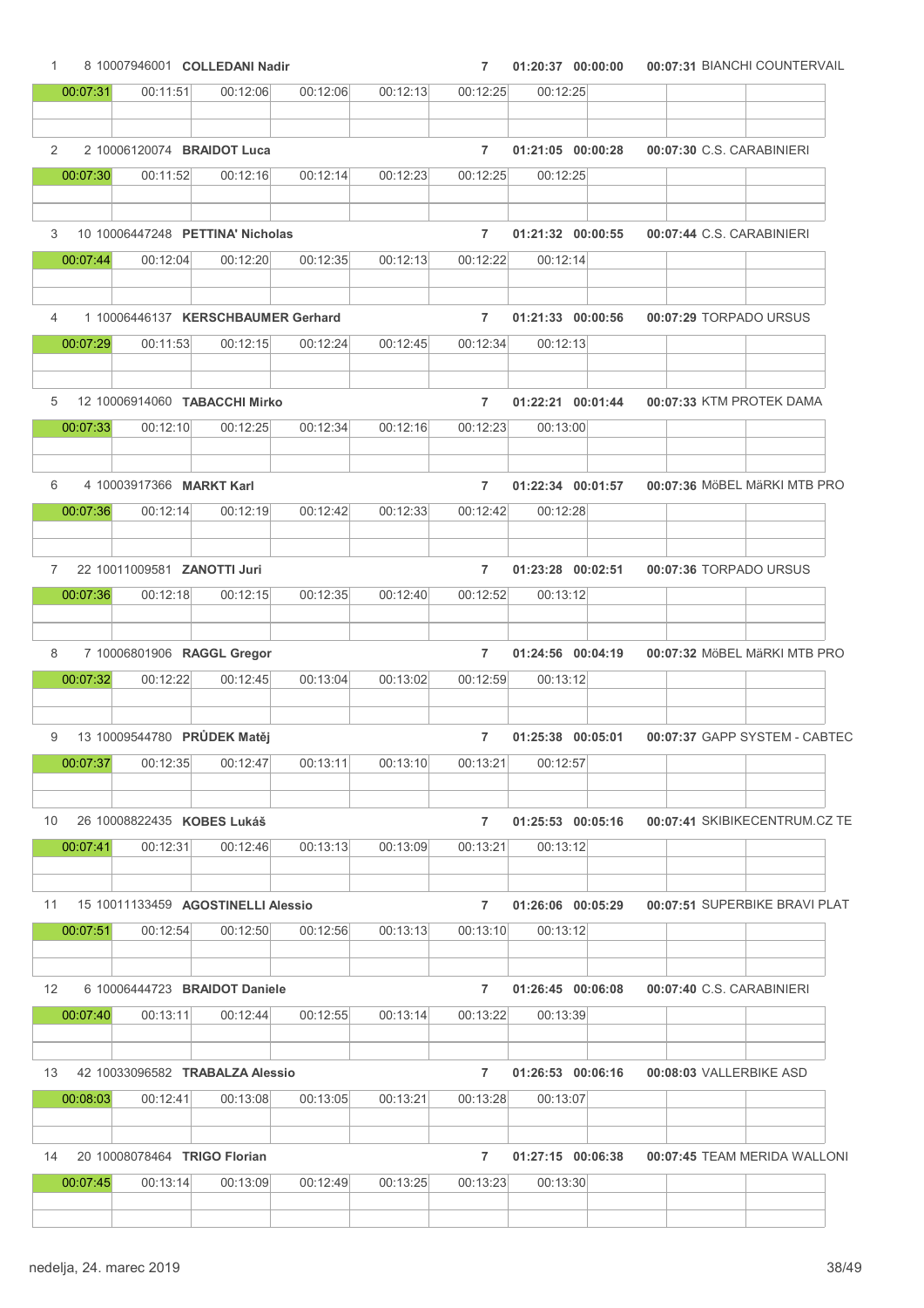| Pos | Bib | UCI ID | Name | Laps | Time | Gap | Lap 1 / Team |
|---|---|---|---|---|---|---|---|
| 1 | 8 | 10007946001 | **COLLEDANI Nadir** | 7 | 01:20:37 | 00:00:00 | 00:07:31 BIANCHI COUNTERVAIL |
| | | | 00:07:31 | 00:11:51 | 00:12:06 | 00:12:06 | 00:12:13 / 00:12:25 / 00:12:25 |
| 2 | 2 | 10006120074 | **BRAIDOT Luca** | 7 | 01:21:05 | 00:00:28 | 00:07:30 C.S. CARABINIERI |
| | | | 00:07:30 | 00:11:52 | 00:12:16 | 00:12:14 | 00:12:23 / 00:12:25 / 00:12:25 |
| 3 | 10 | 10006447248 | **PETTINA' Nicholas** | 7 | 01:21:32 | 00:00:55 | 00:07:44 C.S. CARABINIERI |
| | | | 00:07:44 | 00:12:04 | 00:12:20 | 00:12:35 | 00:12:13 / 00:12:22 / 00:12:14 |
| 4 | 1 | 10006446137 | **KERSCHBAUMER Gerhard** | 7 | 01:21:33 | 00:00:56 | 00:07:29 TORPADO URSUS |
| | | | 00:07:29 | 00:11:53 | 00:12:15 | 00:12:24 | 00:12:45 / 00:12:34 / 00:12:13 |
| 5 | 12 | 10006914060 | **TABACCHI Mirko** | 7 | 01:22:21 | 00:01:44 | 00:07:33 KTM PROTEK DAMA |
| | | | 00:07:33 | 00:12:10 | 00:12:25 | 00:12:34 | 00:12:16 / 00:12:23 / 00:13:00 |
| 6 | 4 | 10003917366 | **MARKT Karl** | 7 | 01:22:34 | 00:01:57 | 00:07:36 MöBEL MäRKI MTB PRO |
| | | | 00:07:36 | 00:12:14 | 00:12:19 | 00:12:42 | 00:12:33 / 00:12:42 / 00:12:28 |
| 7 | 22 | 10011009581 | **ZANOTTI Juri** | 7 | 01:23:28 | 00:02:51 | 00:07:36 TORPADO URSUS |
| | | | 00:07:36 | 00:12:18 | 00:12:15 | 00:12:35 | 00:12:40 / 00:12:52 / 00:13:12 |
| 8 | 7 | 10006801906 | **RAGGL Gregor** | 7 | 01:24:56 | 00:04:19 | 00:07:32 MöBEL MäRKI MTB PRO |
| | | | 00:07:32 | 00:12:22 | 00:12:45 | 00:13:04 | 00:13:02 / 00:12:59 / 00:13:12 |
| 9 | 13 | 10009544780 | **PRŮDEK Matěj** | 7 | 01:25:38 | 00:05:01 | 00:07:37 GAPP SYSTEM - CABTEC |
| | | | 00:07:37 | 00:12:35 | 00:12:47 | 00:13:11 | 00:13:10 / 00:13:21 / 00:12:57 |
| 10 | 26 | 10008822435 | **KOBES Lukáš** | 7 | 01:25:53 | 00:05:16 | 00:07:41 SKIBIKECENTRUM.CZ TE |
| | | | 00:07:41 | 00:12:31 | 00:12:46 | 00:13:13 | 00:13:09 / 00:13:21 / 00:13:12 |
| 11 | 15 | 10011133459 | **AGOSTINELLI Alessio** | 7 | 01:26:06 | 00:05:29 | 00:07:51 SUPERBIKE BRAVI PLAT |
| | | | 00:07:51 | 00:12:54 | 00:12:50 | 00:12:56 | 00:13:13 / 00:13:10 / 00:13:12 |
| 12 | 6 | 10006444723 | **BRAIDOT Daniele** | 7 | 01:26:45 | 00:06:08 | 00:07:40 C.S. CARABINIERI |
| | | | 00:07:40 | 00:13:11 | 00:12:44 | 00:12:55 | 00:13:14 / 00:13:22 / 00:13:39 |
| 13 | 42 | 10033096582 | **TRABALZA Alessio** | 7 | 01:26:53 | 00:06:16 | 00:08:03 VALLERBIKE ASD |
| | | | 00:08:03 | 00:12:41 | 00:13:08 | 00:13:05 | 00:13:21 / 00:13:28 / 00:13:07 |
| 14 | 20 | 10008078464 | **TRIGO Florian** | 7 | 01:27:15 | 00:06:38 | 00:07:45 TEAM MERIDA WALLONI |
| | | | 00:07:45 | 00:13:14 | 00:13:09 | 00:12:49 | 00:13:25 / 00:13:23 / 00:13:30 |

nedelja, 24. marec 2019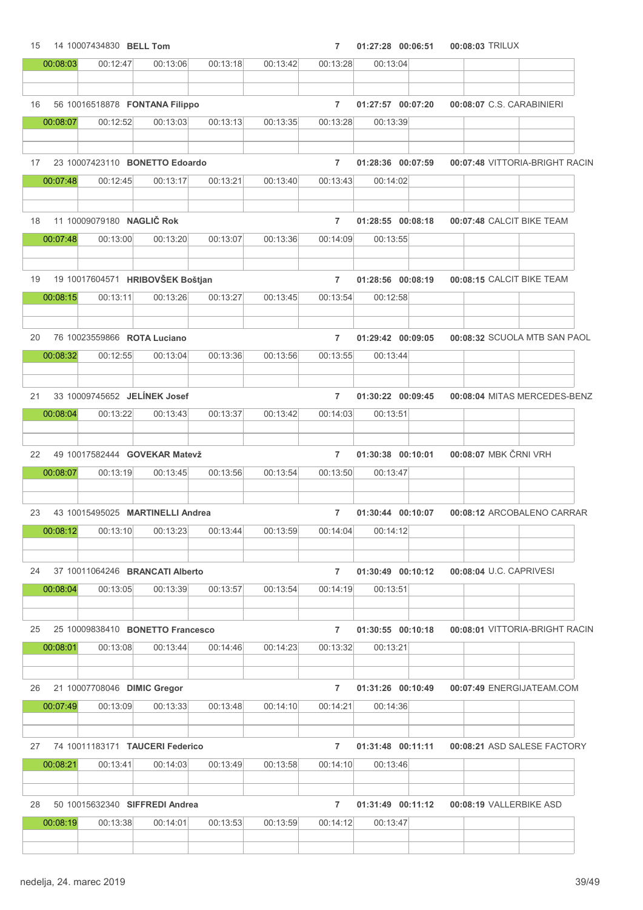| Pos | No | UCI ID | Name | Laps | Time | Gap | Lap 1 | Team |
|---|---|---|---|---|---|---|---|---|
| 15 | 14 | 10007434830 | **BELL Tom** | 7 | 01:27:28 | 00:06:51 | 00:08:03 | TRILUX |
| 16 | 56 | 10016518878 | **FONTANA Filippo** | 7 | 01:27:57 | 00:07:20 | 00:08:07 | C.S. CARABINIERI |
| 17 | 23 | 10007423110 | **BONETTO Edoardo** | 7 | 01:28:36 | 00:07:59 | 00:07:48 | VITTORIA-BRIGHT RACIN |
| 18 | 11 | 10009079180 | **NAGLIČ Rok** | 7 | 01:28:55 | 00:08:18 | 00:07:48 | CALCIT BIKE TEAM |
| 19 | 19 | 10017604571 | **HRIBOVŠEK Boštjan** | 7 | 01:28:56 | 00:08:19 | 00:08:15 | CALCIT BIKE TEAM |
| 20 | 76 | 10023559866 | **ROTA Luciano** | 7 | 01:29:42 | 00:09:05 | 00:08:32 | SCUOLA MTB SAN PAOL |
| 21 | 33 | 10009745652 | **JELÍNEK Josef** | 7 | 01:30:22 | 00:09:45 | 00:08:04 | MITAS MERCEDES-BENZ |
| 22 | 49 | 10017582444 | **GOVEKAR Matevž** | 7 | 01:30:38 | 00:10:01 | 00:08:07 | MBK ČRNI VRH |
| 23 | 43 | 10015495025 | **MARTINELLI Andrea** | 7 | 01:30:44 | 00:10:07 | 00:08:12 | ARCOBALENO CARRAR |
| 24 | 37 | 10011064246 | **BRANCATI Alberto** | 7 | 01:30:49 | 00:10:12 | 00:08:04 | U.C. CAPRIVESI |
| 25 | 25 | 10009838410 | **BONETTO Francesco** | 7 | 01:30:55 | 00:10:18 | 00:08:01 | VITTORIA-BRIGHT RACIN |
| 26 | 21 | 10007708046 | **DIMIC Gregor** | 7 | 01:31:26 | 00:10:49 | 00:07:49 | ENERGIJATEAM.COM |
| 27 | 74 | 10011183171 | **TAUCERI Federico** | 7 | 01:31:48 | 00:11:11 | 00:08:21 | ASD SALESE FACTORY |
| 28 | 50 | 10015632340 | **SIFFREDI Andrea** | 7 | 01:31:49 | 00:11:12 | 00:08:19 | VALLERBIKE ASD |

| Name | Lap 1 | Lap 2 | Lap 3 | Lap 4 | Lap 5 | Lap 6 | Lap 7 |
|---|---|---|---|---|---|---|---|
| BELL Tom | 00:08:03 | 00:12:47 | 00:13:06 | 00:13:18 | 00:13:42 | 00:13:28 | 00:13:04 |
| FONTANA Filippo | 00:08:07 | 00:12:52 | 00:13:03 | 00:13:13 | 00:13:35 | 00:13:28 | 00:13:39 |
| BONETTO Edoardo | 00:07:48 | 00:12:45 | 00:13:17 | 00:13:21 | 00:13:40 | 00:13:43 | 00:14:02 |
| NAGLIČ Rok | 00:07:48 | 00:13:00 | 00:13:20 | 00:13:07 | 00:13:36 | 00:14:09 | 00:13:55 |
| HRIBOVŠEK Boštjan | 00:08:15 | 00:13:11 | 00:13:26 | 00:13:27 | 00:13:45 | 00:13:54 | 00:12:58 |
| ROTA Luciano | 00:08:32 | 00:12:55 | 00:13:04 | 00:13:36 | 00:13:56 | 00:13:55 | 00:13:44 |
| JELÍNEK Josef | 00:08:04 | 00:13:22 | 00:13:43 | 00:13:37 | 00:13:42 | 00:14:03 | 00:13:51 |
| GOVEKAR Matevž | 00:08:07 | 00:13:19 | 00:13:45 | 00:13:56 | 00:13:54 | 00:13:50 | 00:13:47 |
| MARTINELLI Andrea | 00:08:12 | 00:13:10 | 00:13:23 | 00:13:44 | 00:13:59 | 00:14:04 | 00:14:12 |
| BRANCATI Alberto | 00:08:04 | 00:13:05 | 00:13:39 | 00:13:57 | 00:13:54 | 00:14:19 | 00:13:51 |
| BONETTO Francesco | 00:08:01 | 00:13:08 | 00:13:44 | 00:14:46 | 00:14:23 | 00:13:32 | 00:13:21 |
| DIMIC Gregor | 00:07:49 | 00:13:09 | 00:13:33 | 00:13:48 | 00:14:10 | 00:14:21 | 00:14:36 |
| TAUCERI Federico | 00:08:21 | 00:13:41 | 00:14:03 | 00:13:49 | 00:13:58 | 00:14:10 | 00:13:46 |
| SIFFREDI Andrea | 00:08:19 | 00:13:38 | 00:14:01 | 00:13:53 | 00:13:59 | 00:14:12 | 00:13:47 |

nedelja, 24. marec 2019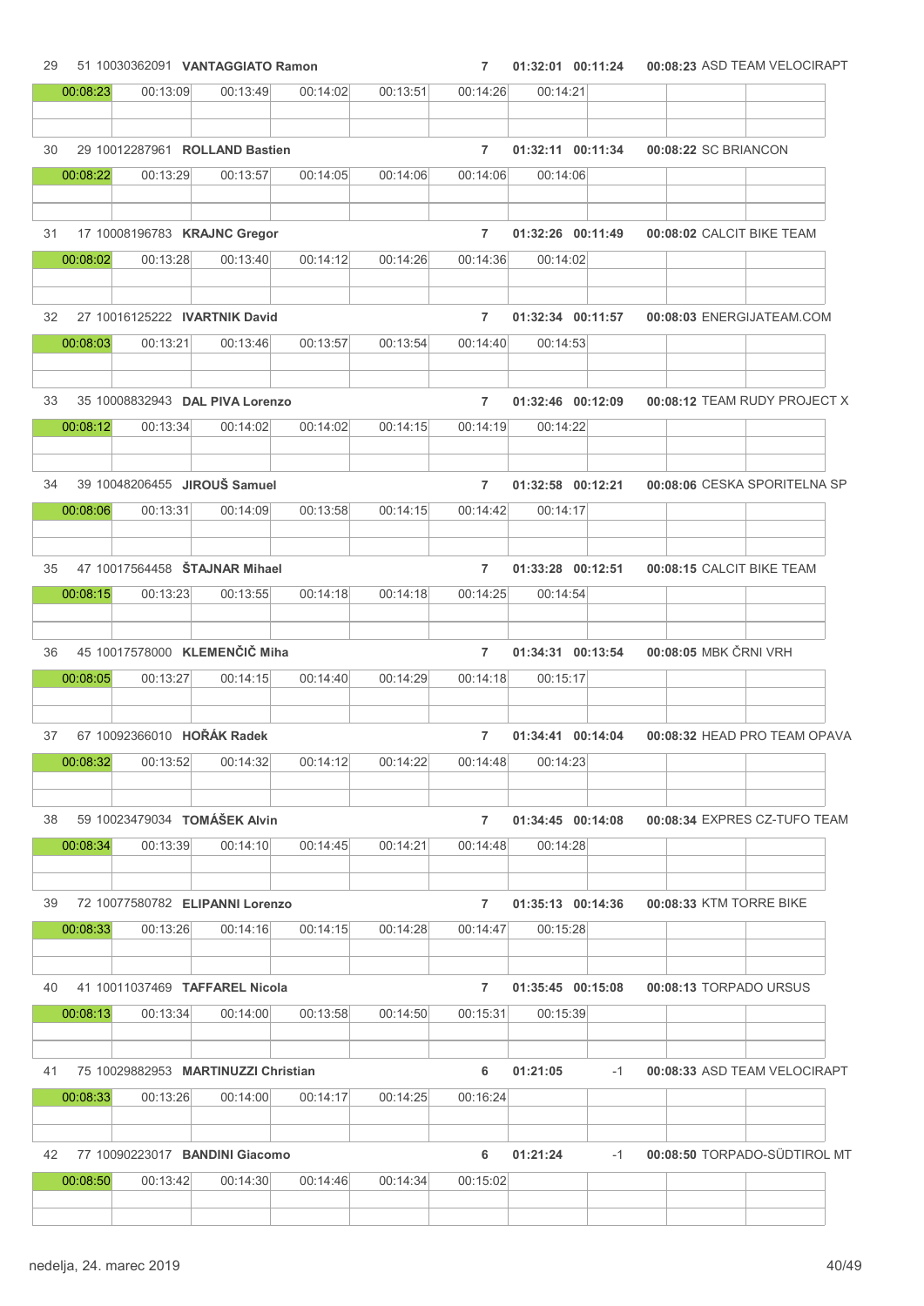| Pos | No | UCI ID | Name | Laps | Time | Gap | Fastest lap | Team |
|---|---|---|---|---|---|---|---|---|
| 29 | 51 | 10030362091 | **VANTAGGIATO Ramon** | 7 | 01:32:01 | 00:11:24 | 00:08:23 | ASD TEAM VELOCIRAPT |
| | | | | | | | | |

| Lap 1 | Lap 2 | Lap 3 | Lap 4 | Lap 5 | Lap 6 | Lap 7 |
|---|---|---|---|---|---|---|
| 00:08:23 | 00:13:09 | 00:13:49 | 00:14:02 | 00:13:51 | 00:14:26 | 00:14:21 |

| Pos | No | UCI ID | Name | Laps | Time | Gap | Fastest lap | Team |
|---|---|---|---|---|---|---|---|---|
| 30 | 29 | 10012287961 | **ROLLAND Bastien** | 7 | 01:32:11 | 00:11:34 | 00:08:22 | SC BRIANCON |

| Lap 1 | Lap 2 | Lap 3 | Lap 4 | Lap 5 | Lap 6 | Lap 7 |
|---|---|---|---|---|---|---|
| 00:08:22 | 00:13:29 | 00:13:57 | 00:14:05 | 00:14:06 | 00:14:06 | 00:14:06 |

| Pos | No | UCI ID | Name | Laps | Time | Gap | Fastest lap | Team |
|---|---|---|---|---|---|---|---|---|
| 31 | 17 | 10008196783 | **KRAJNC Gregor** | 7 | 01:32:26 | 00:11:49 | 00:08:02 | CALCIT BIKE TEAM |

| Lap 1 | Lap 2 | Lap 3 | Lap 4 | Lap 5 | Lap 6 | Lap 7 |
|---|---|---|---|---|---|---|
| 00:08:02 | 00:13:28 | 00:13:40 | 00:14:12 | 00:14:26 | 00:14:36 | 00:14:02 |

| Pos | No | UCI ID | Name | Laps | Time | Gap | Fastest lap | Team |
|---|---|---|---|---|---|---|---|---|
| 32 | 27 | 10016125222 | **IVARTNIK David** | 7 | 01:32:34 | 00:11:57 | 00:08:03 | ENERGIJATEAM.COM |

| Lap 1 | Lap 2 | Lap 3 | Lap 4 | Lap 5 | Lap 6 | Lap 7 |
|---|---|---|---|---|---|---|
| 00:08:03 | 00:13:21 | 00:13:46 | 00:13:57 | 00:13:54 | 00:14:40 | 00:14:53 |

| Pos | No | UCI ID | Name | Laps | Time | Gap | Fastest lap | Team |
|---|---|---|---|---|---|---|---|---|
| 33 | 35 | 10008832943 | **DAL PIVA Lorenzo** | 7 | 01:32:46 | 00:12:09 | 00:08:12 | TEAM RUDY PROJECT X |

| Lap 1 | Lap 2 | Lap 3 | Lap 4 | Lap 5 | Lap 6 | Lap 7 |
|---|---|---|---|---|---|---|
| 00:08:12 | 00:13:34 | 00:14:02 | 00:14:02 | 00:14:15 | 00:14:19 | 00:14:22 |

| Pos | No | UCI ID | Name | Laps | Time | Gap | Fastest lap | Team |
|---|---|---|---|---|---|---|---|---|
| 34 | 39 | 10048206455 | **JIROUŠ Samuel** | 7 | 01:32:58 | 00:12:21 | 00:08:06 | CESKA SPORITELNA SP |

| Lap 1 | Lap 2 | Lap 3 | Lap 4 | Lap 5 | Lap 6 | Lap 7 |
|---|---|---|---|---|---|---|
| 00:08:06 | 00:13:31 | 00:14:09 | 00:13:58 | 00:14:15 | 00:14:42 | 00:14:17 |

| Pos | No | UCI ID | Name | Laps | Time | Gap | Fastest lap | Team |
|---|---|---|---|---|---|---|---|---|
| 35 | 47 | 10017564458 | **ŠTAJNAR Mihael** | 7 | 01:33:28 | 00:12:51 | 00:08:15 | CALCIT BIKE TEAM |

| Lap 1 | Lap 2 | Lap 3 | Lap 4 | Lap 5 | Lap 6 | Lap 7 |
|---|---|---|---|---|---|---|
| 00:08:15 | 00:13:23 | 00:13:55 | 00:14:18 | 00:14:18 | 00:14:25 | 00:14:54 |

| Pos | No | UCI ID | Name | Laps | Time | Gap | Fastest lap | Team |
|---|---|---|---|---|---|---|---|---|
| 36 | 45 | 10017578000 | **KLEMENČIČ Miha** | 7 | 01:34:31 | 00:13:54 | 00:08:05 | MBK ČRNI VRH |

| Lap 1 | Lap 2 | Lap 3 | Lap 4 | Lap 5 | Lap 6 | Lap 7 |
|---|---|---|---|---|---|---|
| 00:08:05 | 00:13:27 | 00:14:15 | 00:14:40 | 00:14:29 | 00:14:18 | 00:15:17 |

| Pos | No | UCI ID | Name | Laps | Time | Gap | Fastest lap | Team |
|---|---|---|---|---|---|---|---|---|
| 37 | 67 | 10092366010 | **HOŘÁK Radek** | 7 | 01:34:41 | 00:14:04 | 00:08:32 | HEAD PRO TEAM OPAVA |

| Lap 1 | Lap 2 | Lap 3 | Lap 4 | Lap 5 | Lap 6 | Lap 7 |
|---|---|---|---|---|---|---|
| 00:08:32 | 00:13:52 | 00:14:32 | 00:14:12 | 00:14:22 | 00:14:48 | 00:14:23 |

| Pos | No | UCI ID | Name | Laps | Time | Gap | Fastest lap | Team |
|---|---|---|---|---|---|---|---|---|
| 38 | 59 | 10023479034 | **TOMÁŠEK Alvin** | 7 | 01:34:45 | 00:14:08 | 00:08:34 | EXPRES CZ-TUFO TEAM |

| Lap 1 | Lap 2 | Lap 3 | Lap 4 | Lap 5 | Lap 6 | Lap 7 |
|---|---|---|---|---|---|---|
| 00:08:34 | 00:13:39 | 00:14:10 | 00:14:45 | 00:14:21 | 00:14:48 | 00:14:28 |

| Pos | No | UCI ID | Name | Laps | Time | Gap | Fastest lap | Team |
|---|---|---|---|---|---|---|---|---|
| 39 | 72 | 10077580782 | **ELIPANNI Lorenzo** | 7 | 01:35:13 | 00:14:36 | 00:08:33 | KTM TORRE BIKE |

| Lap 1 | Lap 2 | Lap 3 | Lap 4 | Lap 5 | Lap 6 | Lap 7 |
|---|---|---|---|---|---|---|
| 00:08:33 | 00:13:26 | 00:14:16 | 00:14:15 | 00:14:28 | 00:14:47 | 00:15:28 |

| Pos | No | UCI ID | Name | Laps | Time | Gap | Fastest lap | Team |
|---|---|---|---|---|---|---|---|---|
| 40 | 41 | 10011037469 | **TAFFAREL Nicola** | 7 | 01:35:45 | 00:15:08 | 00:08:13 | TORPADO URSUS |

| Lap 1 | Lap 2 | Lap 3 | Lap 4 | Lap 5 | Lap 6 | Lap 7 |
|---|---|---|---|---|---|---|
| 00:08:13 | 00:13:34 | 00:14:00 | 00:13:58 | 00:14:50 | 00:15:31 | 00:15:39 |

| Pos | No | UCI ID | Name | Laps | Time | Gap | Fastest lap | Team |
|---|---|---|---|---|---|---|---|---|
| 41 | 75 | 10029882953 | **MARTINUZZI Christian** | 6 | 01:21:05 | -1 | 00:08:33 | ASD TEAM VELOCIRAPT |

| Lap 1 | Lap 2 | Lap 3 | Lap 4 | Lap 5 | Lap 6 | Lap 7 |
|---|---|---|---|---|---|---|
| 00:08:33 | 00:13:26 | 00:14:00 | 00:14:17 | 00:14:25 | 00:16:24 | |

| Pos | No | UCI ID | Name | Laps | Time | Gap | Fastest lap | Team |
|---|---|---|---|---|---|---|---|---|
| 42 | 77 | 10090223017 | **BANDINI Giacomo** | 6 | 01:21:24 | -1 | 00:08:50 | TORPADO-SÜDTIROL MT |

| Lap 1 | Lap 2 | Lap 3 | Lap 4 | Lap 5 | Lap 6 | Lap 7 |
|---|---|---|---|---|---|---|
| 00:08:50 | 00:13:42 | 00:14:30 | 00:14:46 | 00:14:34 | 00:15:02 | |

nedelja, 24. marec 2019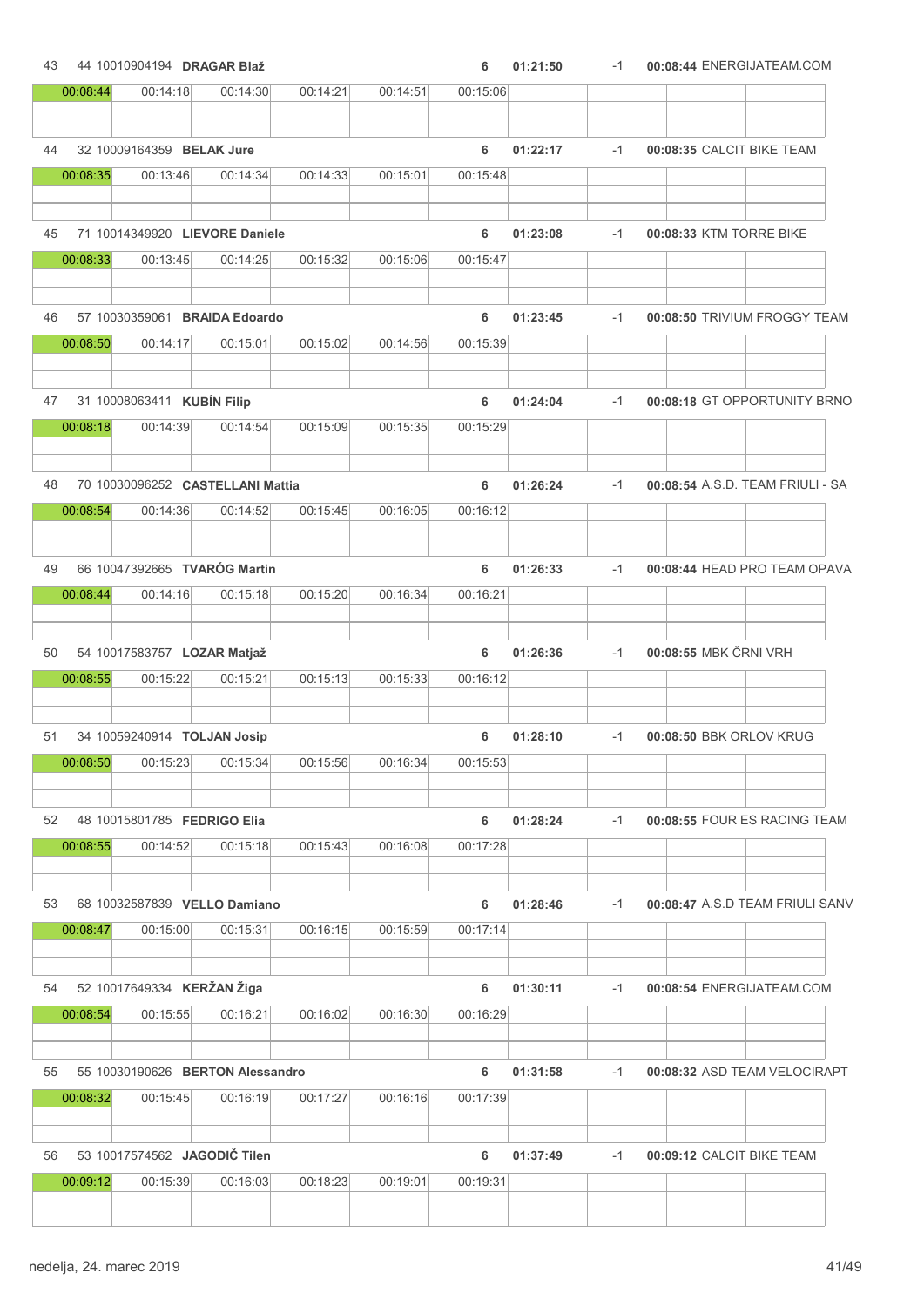| Pos | Start No | UCI ID | Name | Laps | Time | Diff | Lap 1 / Team |
|---|---|---|---|---|---|---|---|
| 43 | 44 | 10010904194 | **DRAGAR Blaž** | 6 | 01:21:50 | -1 | 00:08:44 ENERGIJATEAM.COM |
| | 00:08:44 | 00:14:18 | 00:14:30 | 00:14:21 | 00:14:51 | 00:15:06 | |
| 44 | 32 | 10009164359 | **BELAK Jure** | 6 | 01:22:17 | -1 | 00:08:35 CALCIT BIKE TEAM |
| | 00:08:35 | 00:13:46 | 00:14:34 | 00:14:33 | 00:15:01 | 00:15:48 | |
| 45 | 71 | 10014349920 | **LIEVORE Daniele** | 6 | 01:23:08 | -1 | 00:08:33 KTM TORRE BIKE |
| | 00:08:33 | 00:13:45 | 00:14:25 | 00:15:32 | 00:15:06 | 00:15:47 | |
| 46 | 57 | 10030359061 | **BRAIDA Edoardo** | 6 | 01:23:45 | -1 | 00:08:50 TRIVIUM FROGGY TEAM |
| | 00:08:50 | 00:14:17 | 00:15:01 | 00:15:02 | 00:14:56 | 00:15:39 | |
| 47 | 31 | 10008063411 | **KUBÍN Filip** | 6 | 01:24:04 | -1 | 00:08:18 GT OPPORTUNITY BRNO |
| | 00:08:18 | 00:14:39 | 00:14:54 | 00:15:09 | 00:15:35 | 00:15:29 | |
| 48 | 70 | 10030096252 | **CASTELLANI Mattia** | 6 | 01:26:24 | -1 | 00:08:54 A.S.D. TEAM FRIULI - SA |
| | 00:08:54 | 00:14:36 | 00:14:52 | 00:15:45 | 00:16:05 | 00:16:12 | |
| 49 | 66 | 10047392665 | **TVARÓG Martin** | 6 | 01:26:33 | -1 | 00:08:44 HEAD PRO TEAM OPAVA |
| | 00:08:44 | 00:14:16 | 00:15:18 | 00:15:20 | 00:16:34 | 00:16:21 | |
| 50 | 54 | 10017583757 | **LOZAR Matjaž** | 6 | 01:26:36 | -1 | 00:08:55 MBK ČRNI VRH |
| | 00:08:55 | 00:15:22 | 00:15:21 | 00:15:13 | 00:15:33 | 00:16:12 | |
| 51 | 34 | 10059240914 | **TOLJAN Josip** | 6 | 01:28:10 | -1 | 00:08:50 BBK ORLOV KRUG |
| | 00:08:50 | 00:15:23 | 00:15:34 | 00:15:56 | 00:16:34 | 00:15:53 | |
| 52 | 48 | 10015801785 | **FEDRIGO Elia** | 6 | 01:28:24 | -1 | 00:08:55 FOUR ES RACING TEAM |
| | 00:08:55 | 00:14:52 | 00:15:18 | 00:15:43 | 00:16:08 | 00:17:28 | |
| 53 | 68 | 10032587839 | **VELLO Damiano** | 6 | 01:28:46 | -1 | 00:08:47 A.S.D TEAM FRIULI SANV |
| | 00:08:47 | 00:15:00 | 00:15:31 | 00:16:15 | 00:15:59 | 00:17:14 | |
| 54 | 52 | 10017649334 | **KERŽAN Žiga** | 6 | 01:30:11 | -1 | 00:08:54 ENERGIJATEAM.COM |
| | 00:08:54 | 00:15:55 | 00:16:21 | 00:16:02 | 00:16:30 | 00:16:29 | |
| 55 | 55 | 10030190626 | **BERTON Alessandro** | 6 | 01:31:58 | -1 | 00:08:32 ASD TEAM VELOCIRAPT |
| | 00:08:32 | 00:15:45 | 00:16:19 | 00:17:27 | 00:16:16 | 00:17:39 | |
| 56 | 53 | 10017574562 | **JAGODIČ Tilen** | 6 | 01:37:49 | -1 | 00:09:12 CALCIT BIKE TEAM |
| | 00:09:12 | 00:15:39 | 00:16:03 | 00:18:23 | 00:19:01 | 00:19:31 | |

nedelja, 24. marec 2019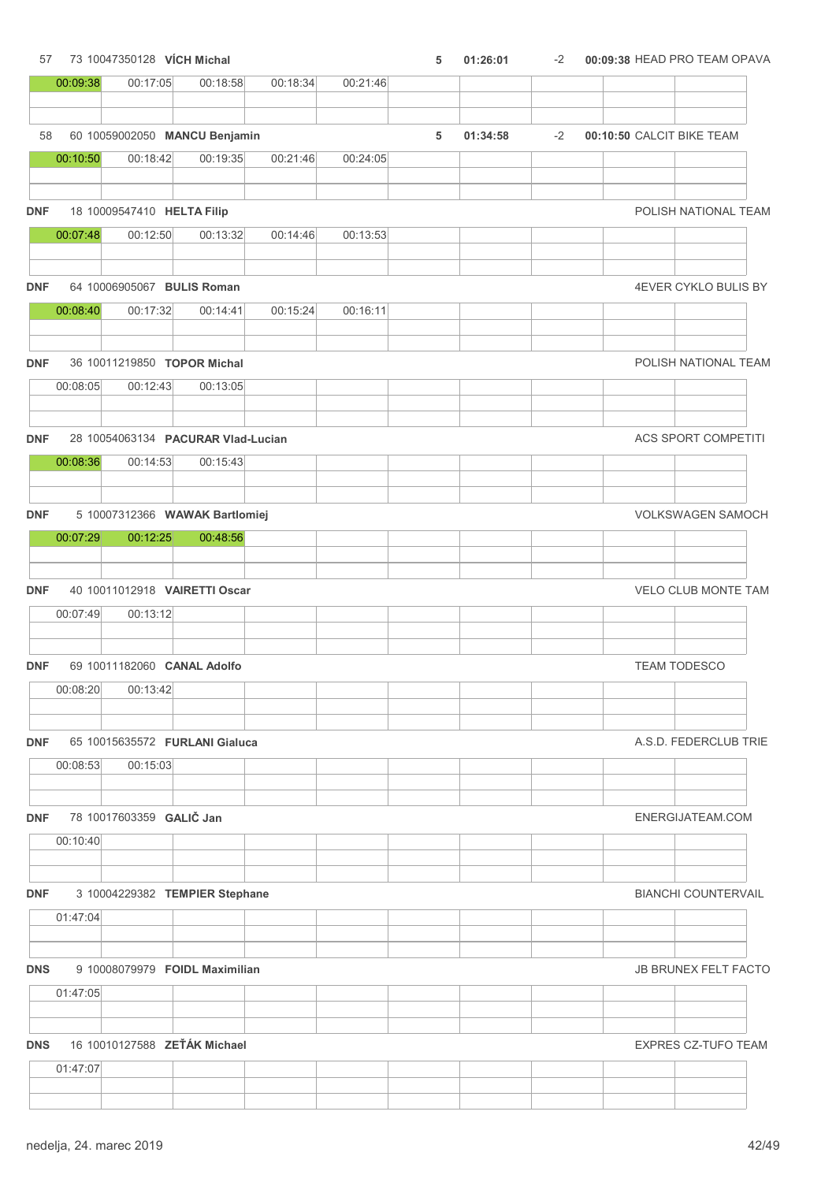| Pos | No | UCI ID | Name | Laps | Time | | Gap | Team |
|---|---|---|---|---|---|---|---|---|
| 57 | 73 | 10047350128 | **VÍCH Michal** | 5 | **01:26:01** | -2 | **00:09:38** | HEAD PRO TEAM OPAVA |
| | | | 00:09:38 \| 00:17:05 \| 00:18:58 \| 00:18:34 \| 00:21:46 | | | | | |
| 58 | 60 | 10059002050 | **MANCU Benjamin** | 5 | **01:34:58** | -2 | **00:10:50** | CALCIT BIKE TEAM |
| | | | 00:10:50 \| 00:18:42 \| 00:19:35 \| 00:21:46 \| 00:24:05 | | | | | |
| DNF | 18 | 10009547410 | **HELTA Filip** | | | | | POLISH NATIONAL TEAM |
| | | | 00:07:48 \| 00:12:50 \| 00:13:32 \| 00:14:46 \| 00:13:53 | | | | | |
| DNF | 64 | 10006905067 | **BULIS Roman** | | | | | 4EVER CYKLO BULIS BY |
| | | | 00:08:40 \| 00:17:32 \| 00:14:41 \| 00:15:24 \| 00:16:11 | | | | | |
| DNF | 36 | 10011219850 | **TOPOR Michal** | | | | | POLISH NATIONAL TEAM |
| | | | 00:08:05 \| 00:12:43 \| 00:13:05 | | | | | |
| DNF | 28 | 10054063134 | **PACURAR Vlad-Lucian** | | | | | ACS SPORT COMPETITI |
| | | | 00:08:36 \| 00:14:53 \| 00:15:43 | | | | | |
| DNF | 5 | 10007312366 | **WAWAK Bartlomiej** | | | | | VOLKSWAGEN SAMOCH |
| | | | 00:07:29 \| 00:12:25 \| 00:48:56 | | | | | |
| DNF | 40 | 10011012918 | **VAIRETTI Oscar** | | | | | VELO CLUB MONTE TAM |
| | | | 00:07:49 \| 00:13:12 | | | | | |
| DNF | 69 | 10011182060 | **CANAL Adolfo** | | | | | TEAM TODESCO |
| | | | 00:08:20 \| 00:13:42 | | | | | |
| DNF | 65 | 10015635572 | **FURLANI Gialuca** | | | | | A.S.D. FEDERCLUB TRIE |
| | | | 00:08:53 \| 00:15:03 | | | | | |
| DNF | 78 | 10017603359 | **GALIČ Jan** | | | | | ENERGIJATEAM.COM |
| | | | 00:10:40 | | | | | |
| DNF | 3 | 10004229382 | **TEMPIER Stephane** | | | | | BIANCHI COUNTERVAIL |
| | | | 01:47:04 | | | | | |
| DNS | 9 | 10008079979 | **FOIDL Maximilian** | | | | | JB BRUNEX FELT FACTO |
| | | | 01:47:05 | | | | | |
| DNS | 16 | 10010127588 | **ZEŤÁK Michael** | | | | | EXPRES CZ-TUFO TEAM |
| | | | 01:47:07 | | | | | |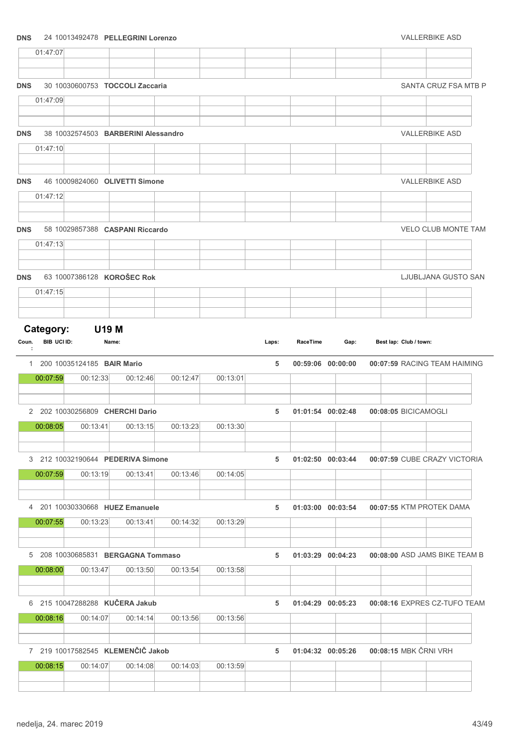| Coun. | BIB | UCI ID | Name | | | Laps | RaceTime | Gap | Best lap | Club / town |
|---|---|---|---|---|---|---|---|---|---|---|
| DNS | 24 | 10013492478 | PELLEGRINI Lorenzo | | | | | | | VALLERBIKE ASD |
| 01:47:07 | | | | | | | | | | |
| DNS | 30 | 10030600753 | TOCCOLI Zaccaria | | | | | | | SANTA CRUZ FSA MTB P |
| 01:47:09 | | | | | | | | | | |
| DNS | 38 | 10032574503 | BARBERINI Alessandro | | | | | | | VALLERBIKE ASD |
| 01:47:10 | | | | | | | | | | |
| DNS | 46 | 10009824060 | OLIVETTI Simone | | | | | | | VALLERBIKE ASD |
| 01:47:12 | | | | | | | | | | |
| DNS | 58 | 10029857388 | CASPANI Riccardo | | | | | | | VELO CLUB MONTE TAM |
| 01:47:13 | | | | | | | | | | |
| DNS | 63 | 10007386128 | KOROŠEC Rok | | | | | | | LJUBLJANA GUSTO SAN |
| 01:47:15 | | | | | | | | | | |

**Category: U19 M**

| Coun. | BIB | UCI ID | Name | | | Laps | RaceTime | Gap | Best lap | Club / town |
|---|---|---|---|---|---|---|---|---|---|---|
| 1 | 200 | 10035124185 | BAIR Mario | | | 5 | 00:59:06 | 00:00:00 | 00:07:59 | RACING TEAM HAIMING |
| 00:07:59 | 00:12:33 | 00:12:46 | 00:12:47 | 00:13:01 | | | | | | |
| 2 | 202 | 10030256809 | CHERCHI Dario | | | 5 | 01:01:54 | 00:02:48 | 00:08:05 | BICICAMOGLI |
| 00:08:05 | 00:13:41 | 00:13:15 | 00:13:23 | 00:13:30 | | | | | | |
| 3 | 212 | 10032190644 | PEDERIVA Simone | | | 5 | 01:02:50 | 00:03:44 | 00:07:59 | CUBE CRAZY VICTORIA |
| 00:07:59 | 00:13:19 | 00:13:41 | 00:13:46 | 00:14:05 | | | | | | |
| 4 | 201 | 10030330668 | HUEZ Emanuele | | | 5 | 01:03:00 | 00:03:54 | 00:07:55 | KTM PROTEK DAMA |
| 00:07:55 | 00:13:23 | 00:13:41 | 00:14:32 | 00:13:29 | | | | | | |
| 5 | 208 | 10030685831 | BERGAGNA Tommaso | | | 5 | 01:03:29 | 00:04:23 | 00:08:00 | ASD JAMS BIKE TEAM B |
| 00:08:00 | 00:13:47 | 00:13:50 | 00:13:54 | 00:13:58 | | | | | | |
| 6 | 215 | 10047288288 | KUČERA Jakub | | | 5 | 01:04:29 | 00:05:23 | 00:08:16 | EXPRES CZ-TUFO TEAM |
| 00:08:16 | 00:14:07 | 00:14:14 | 00:13:56 | 00:13:56 | | | | | | |
| 7 | 219 | 10017582545 | KLEMENČIČ Jakob | | | 5 | 01:04:32 | 00:05:26 | 00:08:15 | MBK ČRNI VRH |
| 00:08:15 | 00:14:07 | 00:14:08 | 00:14:03 | 00:13:59 | | | | | | |

nedelja, 24. marec 2019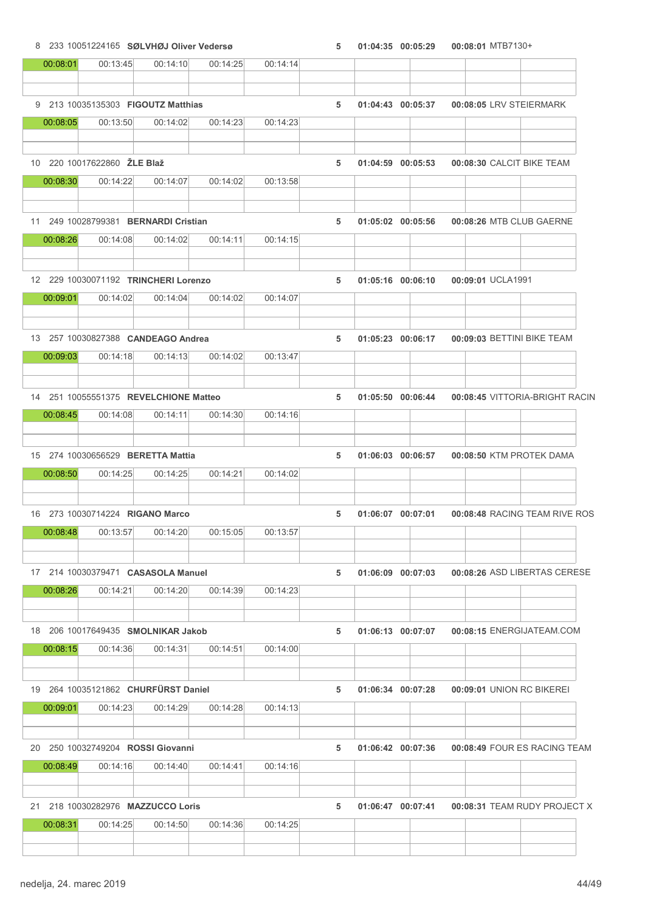| Pos | Bib | UCI ID | Name | Laps | Time | Gap | Lap 1 | Team | Lap 2 | Lap 3 | Lap 4 | Lap 5 |
|---|---|---|---|---|---|---|---|---|---|---|---|---|
| 8 | 233 | 10051224165 | **SØLVHØJ Oliver Vedersø** | 5 | 01:04:35 | 00:05:29 | 00:08:01 | MTB7130+ | 00:13:45 | 00:14:10 | 00:14:25 | 00:14:14 |
| 9 | 213 | 10035135303 | **FIGOUTZ Matthias** | 5 | 01:04:43 | 00:05:37 | 00:08:05 | LRV STEIERMARK | 00:13:50 | 00:14:02 | 00:14:23 | 00:14:23 |
| 10 | 220 | 10017622860 | **ŽLE Blaž** | 5 | 01:04:59 | 00:05:53 | 00:08:30 | CALCIT BIKE TEAM | 00:14:22 | 00:14:07 | 00:14:02 | 00:13:58 |
| 11 | 249 | 10028799381 | **BERNARDI Cristian** | 5 | 01:05:02 | 00:05:56 | 00:08:26 | MTB CLUB GAERNE | 00:14:08 | 00:14:02 | 00:14:11 | 00:14:15 |
| 12 | 229 | 10030071192 | **TRINCHERI Lorenzo** | 5 | 01:05:16 | 00:06:10 | 00:09:01 | UCLA1991 | 00:14:02 | 00:14:04 | 00:14:02 | 00:14:07 |
| 13 | 257 | 10030827388 | **CANDEAGO Andrea** | 5 | 01:05:23 | 00:06:17 | 00:09:03 | BETTINI BIKE TEAM | 00:14:18 | 00:14:13 | 00:14:02 | 00:13:47 |
| 14 | 251 | 10055551375 | **REVELCHIONE Matteo** | 5 | 01:05:50 | 00:06:44 | 00:08:45 | VITTORIA-BRIGHT RACIN | 00:14:08 | 00:14:11 | 00:14:30 | 00:14:16 |
| 15 | 274 | 10030656529 | **BERETTA Mattia** | 5 | 01:06:03 | 00:06:57 | 00:08:50 | KTM PROTEK DAMA | 00:14:25 | 00:14:25 | 00:14:21 | 00:14:02 |
| 16 | 273 | 10030714224 | **RIGANO Marco** | 5 | 01:06:07 | 00:07:01 | 00:08:48 | RACING TEAM RIVE ROS | 00:13:57 | 00:14:20 | 00:15:05 | 00:13:57 |
| 17 | 214 | 10030379471 | **CASASOLA Manuel** | 5 | 01:06:09 | 00:07:03 | 00:08:26 | ASD LIBERTAS CERESE | 00:14:21 | 00:14:20 | 00:14:39 | 00:14:23 |
| 18 | 206 | 10017649435 | **SMOLNIKAR Jakob** | 5 | 01:06:13 | 00:07:07 | 00:08:15 | ENERGIJATEAM.COM | 00:14:36 | 00:14:31 | 00:14:51 | 00:14:00 |
| 19 | 264 | 10035121862 | **CHURFÜRST Daniel** | 5 | 01:06:34 | 00:07:28 | 00:09:01 | UNION RC BIKEREI | 00:14:23 | 00:14:29 | 00:14:28 | 00:14:13 |
| 20 | 250 | 10032749204 | **ROSSI Giovanni** | 5 | 01:06:42 | 00:07:36 | 00:08:49 | FOUR ES RACING TEAM | 00:14:16 | 00:14:40 | 00:14:41 | 00:14:16 |
| 21 | 218 | 10030282976 | **MAZZUCCO Loris** | 5 | 01:06:47 | 00:07:41 | 00:08:31 | TEAM RUDY PROJECT X | 00:14:25 | 00:14:50 | 00:14:36 | 00:14:25 |

nedelja, 24. marec 2019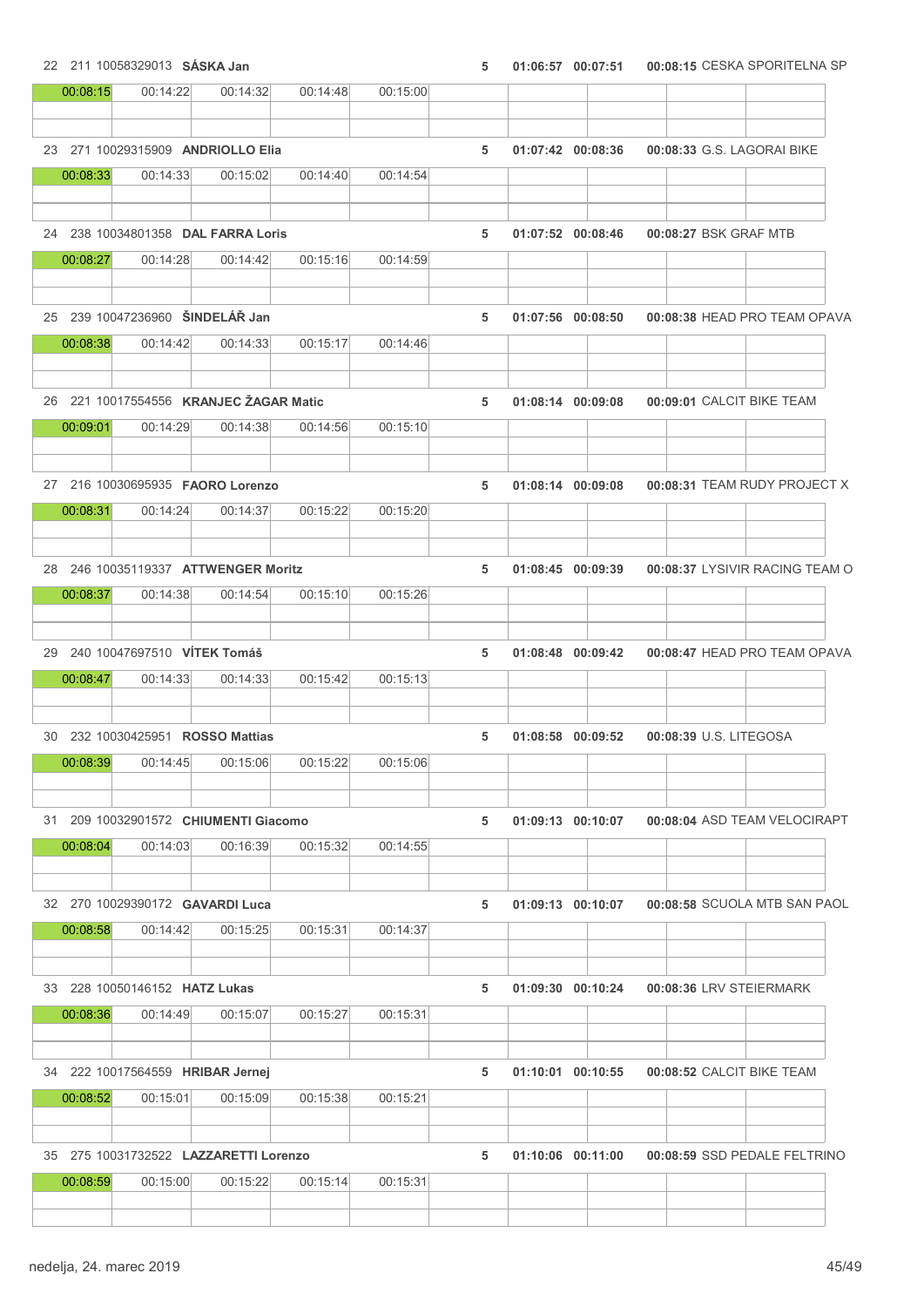22 211 10058329013 **SÁSKA Jan** 5 **01:06:57 00:07:51 00:08:15** CESKA SPORITELNA SP

| 00:08:15 | 00:14:22 | 00:14:32 | 00:14:48 | 00:15:00 |
|---|---|---|---|---|

23 271 10029315909 **ANDRIOLLO Elia** 5 **01:07:42 00:08:36 00:08:33** G.S. LAGORAI BIKE

| 00:08:33 | 00:14:33 | 00:15:02 | 00:14:40 | 00:14:54 |
|---|---|---|---|---|

24 238 10034801358 **DAL FARRA Loris** 5 **01:07:52 00:08:46 00:08:27** BSK GRAF MTB

| 00:08:27 | 00:14:28 | 00:14:42 | 00:15:16 | 00:14:59 |
|---|---|---|---|---|

25 239 10047236960 **ŠINDELÁŘ Jan** 5 **01:07:56 00:08:50 00:08:38** HEAD PRO TEAM OPAVA

| 00:08:38 | 00:14:42 | 00:14:33 | 00:15:17 | 00:14:46 |
|---|---|---|---|---|

26 221 10017554556 **KRANJEC ŽAGAR Matic** 5 **01:08:14 00:09:08 00:09:01** CALCIT BIKE TEAM

| 00:09:01 | 00:14:29 | 00:14:38 | 00:14:56 | 00:15:10 |
|---|---|---|---|---|

27 216 10030695935 **FAORO Lorenzo** 5 **01:08:14 00:09:08 00:08:31** TEAM RUDY PROJECT X

| 00:08:31 | 00:14:24 | 00:14:37 | 00:15:22 | 00:15:20 |
|---|---|---|---|---|

28 246 10035119337 **ATTWENGER Moritz** 5 **01:08:45 00:09:39 00:08:37** LYSIVIR RACING TEAM O

| 00:08:37 | 00:14:38 | 00:14:54 | 00:15:10 | 00:15:26 |
|---|---|---|---|---|

29 240 10047697510 **VÍTEK Tomáš** 5 **01:08:48 00:09:42 00:08:47** HEAD PRO TEAM OPAVA

| 00:08:47 | 00:14:33 | 00:14:33 | 00:15:42 | 00:15:13 |
|---|---|---|---|---|

30 232 10030425951 **ROSSO Mattias** 5 **01:08:58 00:09:52 00:08:39** U.S. LITEGOSA

| 00:08:39 | 00:14:45 | 00:15:06 | 00:15:22 | 00:15:06 |
|---|---|---|---|---|

31 209 10032901572 **CHIUMENTI Giacomo** 5 **01:09:13 00:10:07 00:08:04** ASD TEAM VELOCIRAPT

| 00:08:04 | 00:14:03 | 00:16:39 | 00:15:32 | 00:14:55 |
|---|---|---|---|---|

32 270 10029390172 **GAVARDI Luca** 5 **01:09:13 00:10:07 00:08:58** SCUOLA MTB SAN PAOL

| 00:08:58 | 00:14:42 | 00:15:25 | 00:15:31 | 00:14:37 |
|---|---|---|---|---|

33 228 10050146152 **HATZ Lukas** 5 **01:09:30 00:10:24 00:08:36** LRV STEIERMARK

| 00:08:36 | 00:14:49 | 00:15:07 | 00:15:27 | 00:15:31 |
|---|---|---|---|---|

34 222 10017564559 **HRIBAR Jernej** 5 **01:10:01 00:10:55 00:08:52** CALCIT BIKE TEAM

| 00:08:52 | 00:15:01 | 00:15:09 | 00:15:38 | 00:15:21 |
|---|---|---|---|---|

35 275 10031732522 **LAZZARETTI Lorenzo** 5 **01:10:06 00:11:00 00:08:59** SSD PEDALE FELTRINO

| 00:08:59 | 00:15:00 | 00:15:22 | 00:15:14 | 00:15:31 |
|---|---|---|---|---|

nedelja, 24. marec 2019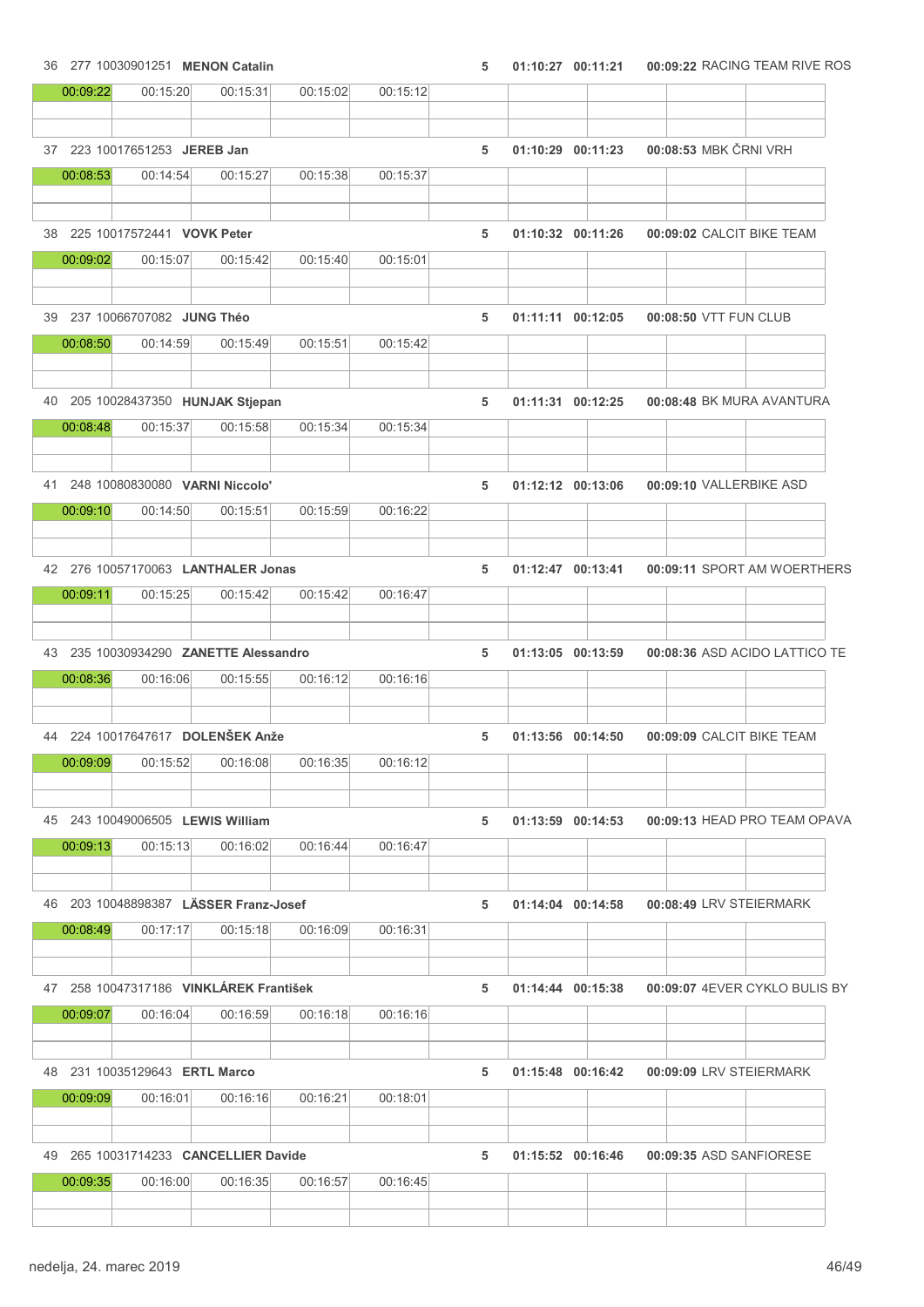| Pos | No | UCI ID | Name | Laps | Time | Gap | Best lap | Team |
|---|---|---|---|---|---|---|---|---|
| 36 | 277 | 10030901251 | **MENON Catalin** | 5 | 01:10:27 | 00:11:21 | 00:09:22 | RACING TEAM RIVE ROS |
| 37 | 223 | 10017651253 | **JEREB Jan** | 5 | 01:10:29 | 00:11:23 | 00:08:53 | MBK ČRNI VRH |
| 38 | 225 | 10017572441 | **VOVK Peter** | 5 | 01:10:32 | 00:11:26 | 00:09:02 | CALCIT BIKE TEAM |
| 39 | 237 | 10066707082 | **JUNG Théo** | 5 | 01:11:11 | 00:12:05 | 00:08:50 | VTT FUN CLUB |
| 40 | 205 | 10028437350 | **HUNJAK Stjepan** | 5 | 01:11:31 | 00:12:25 | 00:08:48 | BK MURA AVANTURA |
| 41 | 248 | 10080830080 | **VARNI Niccolo'** | 5 | 01:12:12 | 00:13:06 | 00:09:10 | VALLERBIKE ASD |
| 42 | 276 | 10057170063 | **LANTHALER Jonas** | 5 | 01:12:47 | 00:13:41 | 00:09:11 | SPORT AM WOERTHERS |
| 43 | 235 | 10030934290 | **ZANETTE Alessandro** | 5 | 01:13:05 | 00:13:59 | 00:08:36 | ASD ACIDO LATTICO TE |
| 44 | 224 | 10017647617 | **DOLENŠEK Anže** | 5 | 01:13:56 | 00:14:50 | 00:09:09 | CALCIT BIKE TEAM |
| 45 | 243 | 10049006505 | **LEWIS William** | 5 | 01:13:59 | 00:14:53 | 00:09:13 | HEAD PRO TEAM OPAVA |
| 46 | 203 | 10048898387 | **LÄSSER Franz-Josef** | 5 | 01:14:04 | 00:14:58 | 00:08:49 | LRV STEIERMARK |
| 47 | 258 | 10047317186 | **VINKLÁREK František** | 5 | 01:14:44 | 00:15:38 | 00:09:07 | 4EVER CYKLO BULIS BY |
| 48 | 231 | 10035129643 | **ERTL Marco** | 5 | 01:15:48 | 00:16:42 | 00:09:09 | LRV STEIERMARK |
| 49 | 265 | 10031714233 | **CANCELLIER Davide** | 5 | 01:15:52 | 00:16:46 | 00:09:35 | ASD SANFIORESE |

| Pos | Lap 1 | Lap 2 | Lap 3 | Lap 4 | Lap 5 |
|---|---|---|---|---|---|
| 36 | 00:09:22 | 00:15:20 | 00:15:31 | 00:15:02 | 00:15:12 |
| 37 | 00:08:53 | 00:14:54 | 00:15:27 | 00:15:38 | 00:15:37 |
| 38 | 00:09:02 | 00:15:07 | 00:15:42 | 00:15:40 | 00:15:01 |
| 39 | 00:08:50 | 00:14:59 | 00:15:49 | 00:15:51 | 00:15:42 |
| 40 | 00:08:48 | 00:15:37 | 00:15:58 | 00:15:34 | 00:15:34 |
| 41 | 00:09:10 | 00:14:50 | 00:15:51 | 00:15:59 | 00:16:22 |
| 42 | 00:09:11 | 00:15:25 | 00:15:42 | 00:15:42 | 00:16:47 |
| 43 | 00:08:36 | 00:16:06 | 00:15:55 | 00:16:12 | 00:16:16 |
| 44 | 00:09:09 | 00:15:52 | 00:16:08 | 00:16:35 | 00:16:12 |
| 45 | 00:09:13 | 00:15:13 | 00:16:02 | 00:16:44 | 00:16:47 |
| 46 | 00:08:49 | 00:17:17 | 00:15:18 | 00:16:09 | 00:16:31 |
| 47 | 00:09:07 | 00:16:04 | 00:16:59 | 00:16:18 | 00:16:16 |
| 48 | 00:09:09 | 00:16:01 | 00:16:16 | 00:16:21 | 00:18:01 |
| 49 | 00:09:35 | 00:16:00 | 00:16:35 | 00:16:57 | 00:16:45 |

nedelja, 24. marec 2019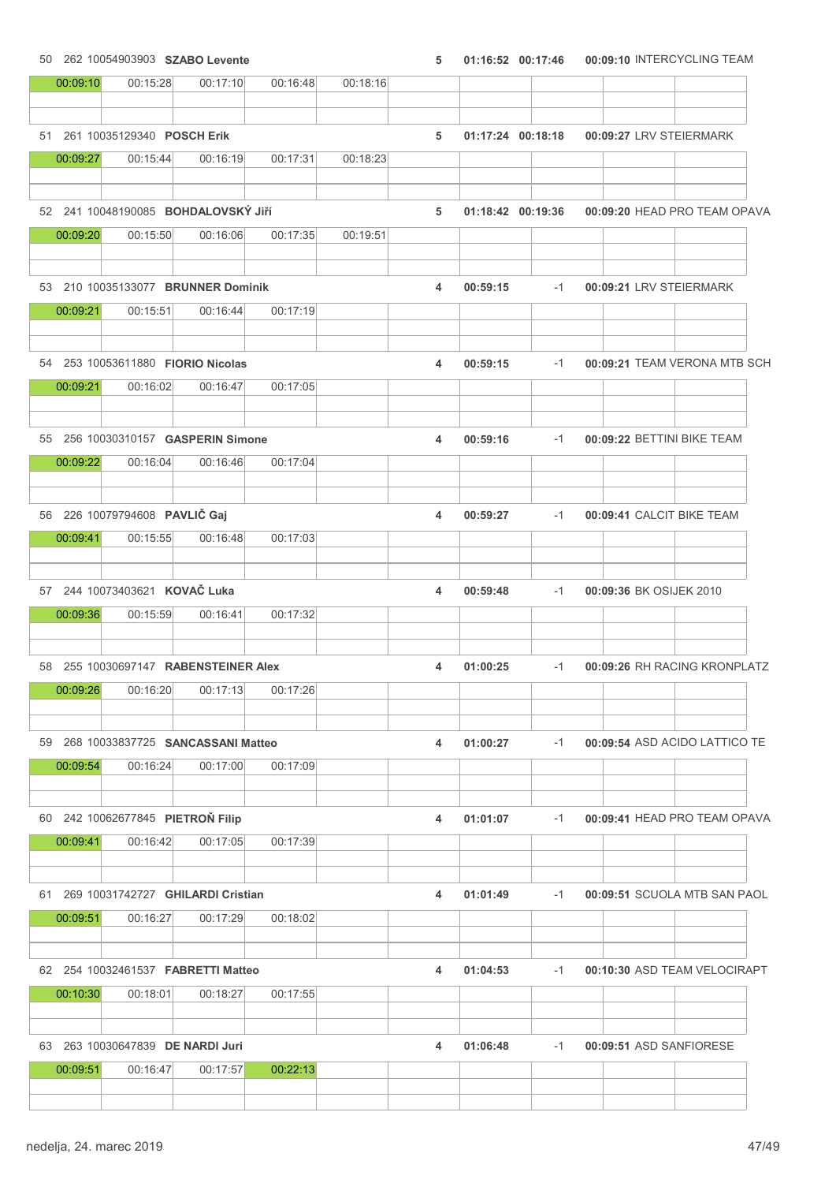| Pos | Nr | UCI ID | Name | Laps | Time | Gap | Lap 1 | Team |
|---|---|---|---|---|---|---|---|---|
| 50 | 262 | 10054903903 | **SZABO Levente** | 5 | 01:16:52 | 00:17:46 | 00:09:10 | INTERCYCLING TEAM |
| | | | 00:09:10 / 00:15:28 / 00:17:10 / 00:16:48 / 00:18:16 | | | | | |
| 51 | 261 | 10035129340 | **POSCH Erik** | 5 | 01:17:24 | 00:18:18 | 00:09:27 | LRV STEIERMARK |
| | | | 00:09:27 / 00:15:44 / 00:16:19 / 00:17:31 / 00:18:23 | | | | | |
| 52 | 241 | 10048190085 | **BOHDALOVSKÝ Jiří** | 5 | 01:18:42 | 00:19:36 | 00:09:20 | HEAD PRO TEAM OPAVA |
| | | | 00:09:20 / 00:15:50 / 00:16:06 / 00:17:35 / 00:19:51 | | | | | |
| 53 | 210 | 10035133077 | **BRUNNER Dominik** | 4 | 00:59:15 | -1 | 00:09:21 | LRV STEIERMARK |
| | | | 00:09:21 / 00:15:51 / 00:16:44 / 00:17:19 | | | | | |
| 54 | 253 | 10053611880 | **FIORIO Nicolas** | 4 | 00:59:15 | -1 | 00:09:21 | TEAM VERONA MTB SCH |
| | | | 00:09:21 / 00:16:02 / 00:16:47 / 00:17:05 | | | | | |
| 55 | 256 | 10030310157 | **GASPERIN Simone** | 4 | 00:59:16 | -1 | 00:09:22 | BETTINI BIKE TEAM |
| | | | 00:09:22 / 00:16:04 / 00:16:46 / 00:17:04 | | | | | |
| 56 | 226 | 10079794608 | **PAVLIČ Gaj** | 4 | 00:59:27 | -1 | 00:09:41 | CALCIT BIKE TEAM |
| | | | 00:09:41 / 00:15:55 / 00:16:48 / 00:17:03 | | | | | |
| 57 | 244 | 10073403621 | **KOVAČ Luka** | 4 | 00:59:48 | -1 | 00:09:36 | BK OSIJEK 2010 |
| | | | 00:09:36 / 00:15:59 / 00:16:41 / 00:17:32 | | | | | |
| 58 | 255 | 10030697147 | **RABENSTEINER Alex** | 4 | 01:00:25 | -1 | 00:09:26 | RH RACING KRONPLATZ |
| | | | 00:09:26 / 00:16:20 / 00:17:13 / 00:17:26 | | | | | |
| 59 | 268 | 10033837725 | **SANCASSANI Matteo** | 4 | 01:00:27 | -1 | 00:09:54 | ASD ACIDO LATTICO TE |
| | | | 00:09:54 / 00:16:24 / 00:17:00 / 00:17:09 | | | | | |
| 60 | 242 | 10062677845 | **PIETROŇ Filip** | 4 | 01:01:07 | -1 | 00:09:41 | HEAD PRO TEAM OPAVA |
| | | | 00:09:41 / 00:16:42 / 00:17:05 / 00:17:39 | | | | | |
| 61 | 269 | 10031742727 | **GHILARDI Cristian** | 4 | 01:01:49 | -1 | 00:09:51 | SCUOLA MTB SAN PAOL |
| | | | 00:09:51 / 00:16:27 / 00:17:29 / 00:18:02 | | | | | |
| 62 | 254 | 10032461537 | **FABRETTI Matteo** | 4 | 01:04:53 | -1 | 00:10:30 | ASD TEAM VELOCIRAPT |
| | | | 00:10:30 / 00:18:01 / 00:18:27 / 00:17:55 | | | | | |
| 63 | 263 | 10030647839 | **DE NARDI Juri** | 4 | 01:06:48 | -1 | 00:09:51 | ASD SANFIORESE |
| | | | 00:09:51 / 00:16:47 / 00:17:57 / 00:22:13 | | | | | |

nedelja, 24. marec 2019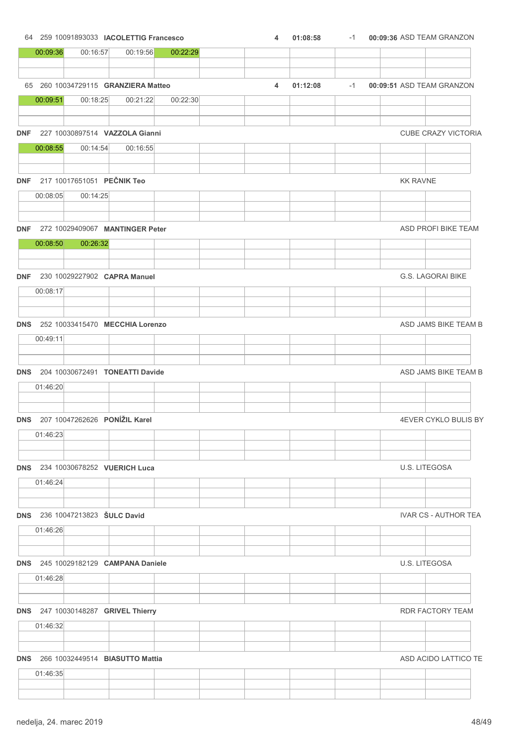64 259 10091893033 **IACOLETTIG Francesco** **4** **01:08:58** -1 **00:09:36** ASD TEAM GRANZON

| 00:09:36 | 00:16:57 | 00:19:56 | 00:22:29 | | | | | | |
|---|---|---|---|---|---|---|---|---|---|

65 260 10034729115 **GRANZIERA Matteo** **4** **01:12:08** -1 **00:09:51** ASD TEAM GRANZON

| 00:09:51 | 00:18:25 | 00:21:22 | 00:22:30 | | | | | | |
|---|---|---|---|---|---|---|---|---|---|

**DNF** 227 10030897514 **VAZZOLA Gianni** CUBE CRAZY VICTORIA

| 00:08:55 | 00:14:54 | 00:16:55 | | | | | | | |
|---|---|---|---|---|---|---|---|---|---|

**DNF** 217 10017651051 **PEČNIK Teo** KK RAVNE

| 00:08:05 | 00:14:25 | | | | | | | | |
|---|---|---|---|---|---|---|---|---|---|

**DNF** 272 10029409067 **MANTINGER Peter** ASD PROFI BIKE TEAM

| 00:08:50 | 00:26:32 | | | | | | | | |
|---|---|---|---|---|---|---|---|---|---|

**DNF** 230 10029227902 **CAPRA Manuel** G.S. LAGORAI BIKE

| 00:08:17 | | | | | | | | | |
|---|---|---|---|---|---|---|---|---|---|

**DNS** 252 10033415470 **MECCHIA Lorenzo** ASD JAMS BIKE TEAM B

| 00:49:11 | | | | | | | | | |
|---|---|---|---|---|---|---|---|---|---|

**DNS** 204 10030672491 **TONEATTI Davide** ASD JAMS BIKE TEAM B

| 01:46:20 | | | | | | | | | |
|---|---|---|---|---|---|---|---|---|---|

**DNS** 207 10047262626 **PONÍŽIL Karel** 4EVER CYKLO BULIS BY

| 01:46:23 | | | | | | | | | |
|---|---|---|---|---|---|---|---|---|---|

**DNS** 234 10030678252 **VUERICH Luca** U.S. LITEGOSA

| 01:46:24 | | | | | | | | | |
|---|---|---|---|---|---|---|---|---|---|

**DNS** 236 10047213823 **ŠULC David** IVAR CS - AUTHOR TEA

| 01:46:26 | | | | | | | | | |
|---|---|---|---|---|---|---|---|---|---|

**DNS** 245 10029182129 **CAMPANA Daniele** U.S. LITEGOSA

| 01:46:28 | | | | | | | | | |
|---|---|---|---|---|---|---|---|---|---|

**DNS** 247 10030148287 **GRIVEL Thierry** RDR FACTORY TEAM

| 01:46:32 | | | | | | | | | |
|---|---|---|---|---|---|---|---|---|---|

**DNS** 266 10032449514 **BIASUTTO Mattia** ASD ACIDO LATTICO TE

| 01:46:35 | | | | | | | | | |
|---|---|---|---|---|---|---|---|---|---|

nedelja, 24. marec 2019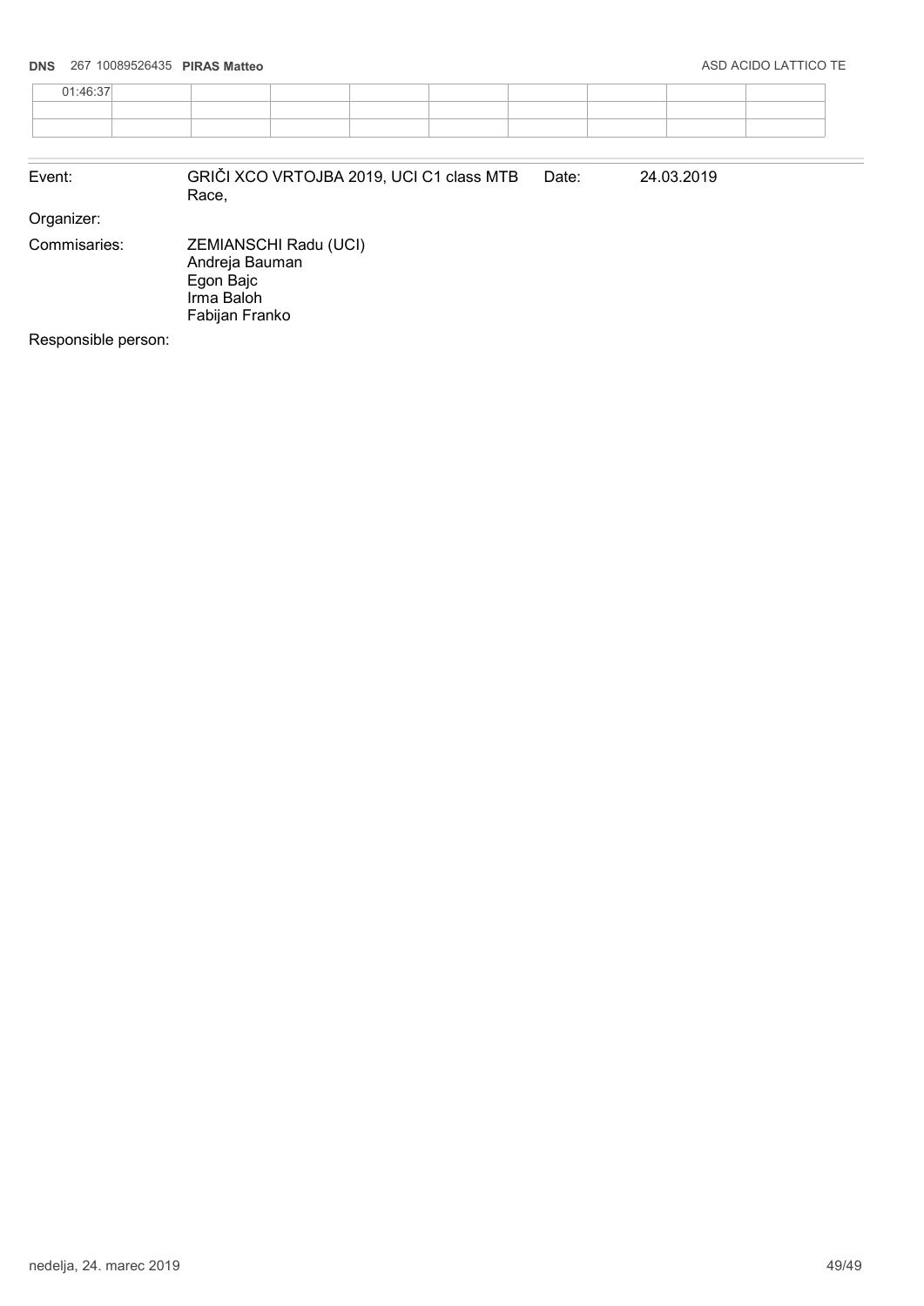**DNS** 267 10089526435 **PIRAS Matteo** ASD ACIDO LATTICO TE

| | | | | | | | | |
|---|---|---|---|---|---|---|---|---|
| 01:46:37 | | | | | | | | |
| | | | | | | | | |
| | | | | | | | | |

| | | | |
|---|---|---|---|
| Event: | GRIČI XCO VRTOJBA 2019, UCI C1 class MTB Race, | Date: | 24.03.2019 |
| Organizer: | | | |
| Commisaries: | ZEMIANSCHI Radu (UCI)<br>Andreja Bauman<br>Egon Bajc<br>Irma Baloh<br>Fabijan Franko | | |
| Responsible person: | | | |

nedelja, 24. marec 2019